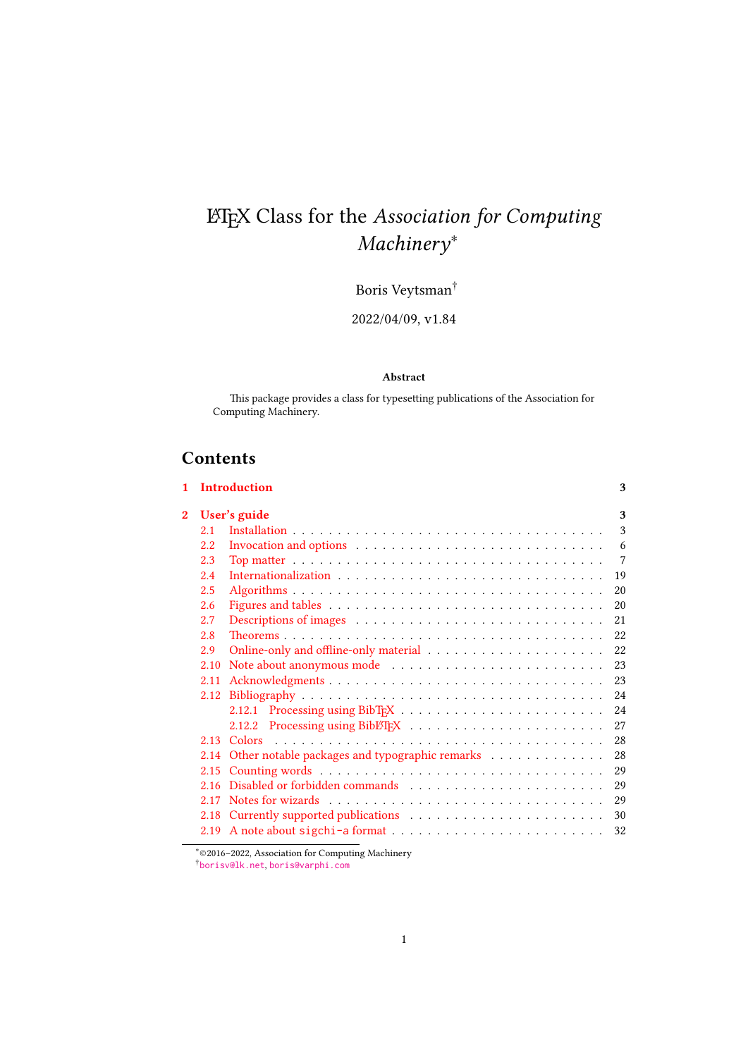# LaTeX Class for the *Association for Computing Machinery*[*]

Boris Veytsman[†]

2022/04/09, v1.84

**Abstract**

This package provides a class for typesetting publications of the Association for Computing Machinery.

## Contents

- **1 Introduction** — 3
- **2 User's guide** — 3
  - 2.1 Installation — 3
  - 2.2 Invocation and options — 6
  - 2.3 Top matter — 7
  - 2.4 Internationalization — 19
  - 2.5 Algorithms — 20
  - 2.6 Figures and tables — 20
  - 2.7 Descriptions of images — 21
  - 2.8 Theorems — 22
  - 2.9 Online-only and offline-only material — 22
  - 2.10 Note about anonymous mode — 23
  - 2.11 Acknowledgments — 23
  - 2.12 Bibliography — 24
    - 2.12.1 Processing using BibTeX — 24
    - 2.12.2 Processing using BibLaTeX — 27
  - 2.13 Colors — 28
  - 2.14 Other notable packages and typographic remarks — 28
  - 2.15 Counting words — 29
  - 2.16 Disabled or forbidden commands — 29
  - 2.17 Notes for wizards — 29
  - 2.18 Currently supported publications — 30
  - 2.19 A note about `sigchi-a` format — 32

[*]©2016–2022, Association for Computing Machinery

[†]`borisv@lk.net`, `boris@varphi.com`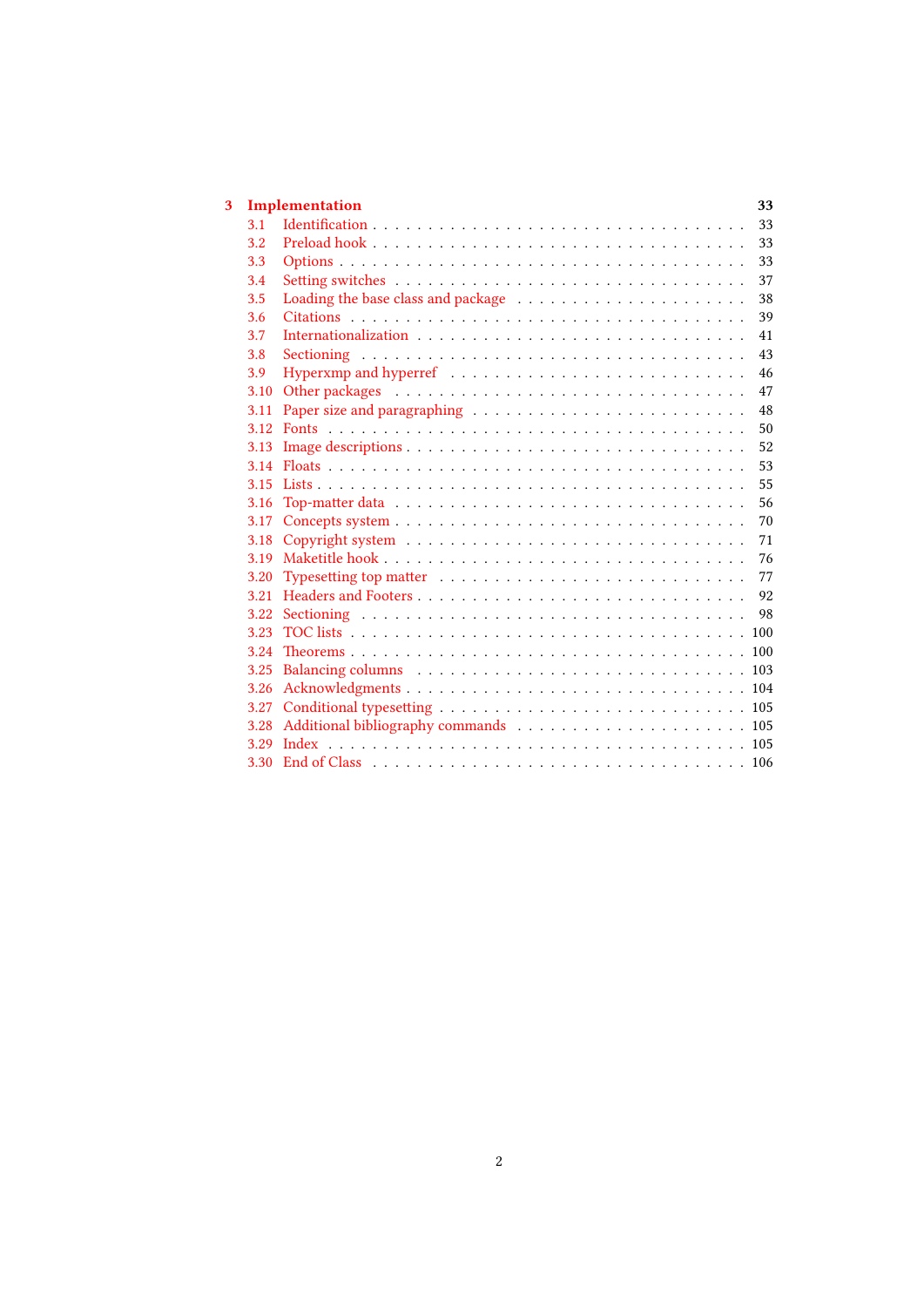**3 Implementation** **33**

- 3.1 Identification . . . 33
- 3.2 Preload hook . . . 33
- 3.3 Options . . . 33
- 3.4 Setting switches . . . 37
- 3.5 Loading the base class and package . . . 38
- 3.6 Citations . . . 39
- 3.7 Internationalization . . . 41
- 3.8 Sectioning . . . 43
- 3.9 Hyperxmp and hyperref . . . 46
- 3.10 Other packages . . . 47
- 3.11 Paper size and paragraphing . . . 48
- 3.12 Fonts . . . 50
- 3.13 Image descriptions . . . 52
- 3.14 Floats . . . 53
- 3.15 Lists . . . 55
- 3.16 Top-matter data . . . 56
- 3.17 Concepts system . . . 70
- 3.18 Copyright system . . . 71
- 3.19 Maketitle hook . . . 76
- 3.20 Typesetting top matter . . . 77
- 3.21 Headers and Footers . . . 92
- 3.22 Sectioning . . . 98
- 3.23 TOC lists . . . 100
- 3.24 Theorems . . . 100
- 3.25 Balancing columns . . . 103
- 3.26 Acknowledgments . . . 104
- 3.27 Conditional typesetting . . . 105
- 3.28 Additional bibliography commands . . . 105
- 3.29 Index . . . 105
- 3.30 End of Class . . . 106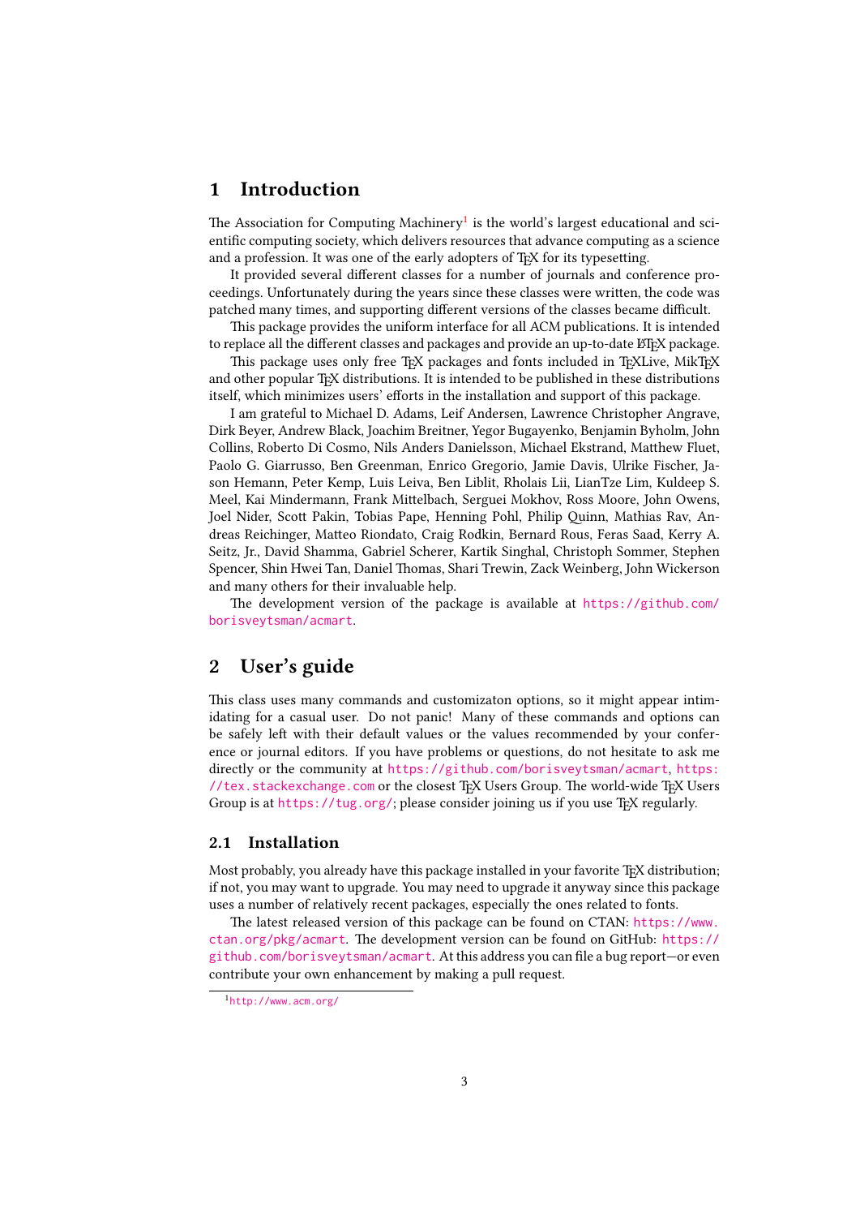# 1 Introduction

The Association for Computing Machinery[1] is the world's largest educational and scientific computing society, which delivers resources that advance computing as a science and a profession. It was one of the early adopters of TeX for its typesetting.

It provided several different classes for a number of journals and conference proceedings. Unfortunately during the years since these classes were written, the code was patched many times, and supporting different versions of the classes became difficult.

This package provides the uniform interface for all ACM publications. It is intended to replace all the different classes and packages and provide an up-to-date LaTeX package.

This package uses only free TeX packages and fonts included in TeXLive, MikTeX and other popular TeX distributions. It is intended to be published in these distributions itself, which minimizes users' efforts in the installation and support of this package.

I am grateful to Michael D. Adams, Leif Andersen, Lawrence Christopher Angrave, Dirk Beyer, Andrew Black, Joachim Breitner, Yegor Bugayenko, Benjamin Byholm, John Collins, Roberto Di Cosmo, Nils Anders Danielsson, Michael Ekstrand, Matthew Fluet, Paolo G. Giarrusso, Ben Greenman, Enrico Gregorio, Jamie Davis, Ulrike Fischer, Jason Hemann, Peter Kemp, Luis Leiva, Ben Liblit, Rholais Lii, LianTze Lim, Kuldeep S. Meel, Kai Mindermann, Frank Mittelbach, Serguei Mokhov, Ross Moore, John Owens, Joel Nider, Scott Pakin, Tobias Pape, Henning Pohl, Philip Quinn, Mathias Rav, Andreas Reichinger, Matteo Riondato, Craig Rodkin, Bernard Rous, Feras Saad, Kerry A. Seitz, Jr., David Shamma, Gabriel Scherer, Kartik Singhal, Christoph Sommer, Stephen Spencer, Shin Hwei Tan, Daniel Thomas, Shari Trewin, Zack Weinberg, John Wickerson and many others for their invaluable help.

The development version of the package is available at https://github.com/borisveytsman/acmart.

# 2 User's guide

This class uses many commands and customizaton options, so it might appear intimidating for a casual user. Do not panic! Many of these commands and options can be safely left with their default values or the values recommended by your conference or journal editors. If you have problems or questions, do not hesitate to ask me directly or the community at https://github.com/borisveytsman/acmart, https://tex.stackexchange.com or the closest TeX Users Group. The world-wide TeX Users Group is at https://tug.org/; please consider joining us if you use TeX regularly.

## 2.1 Installation

Most probably, you already have this package installed in your favorite TeX distribution; if not, you may want to upgrade. You may need to upgrade it anyway since this package uses a number of relatively recent packages, especially the ones related to fonts.

The latest released version of this package can be found on CTAN: https://www.ctan.org/pkg/acmart. The development version can be found on GitHub: https://github.com/borisveytsman/acmart. At this address you can file a bug report—or even contribute your own enhancement by making a pull request.

[1] http://www.acm.org/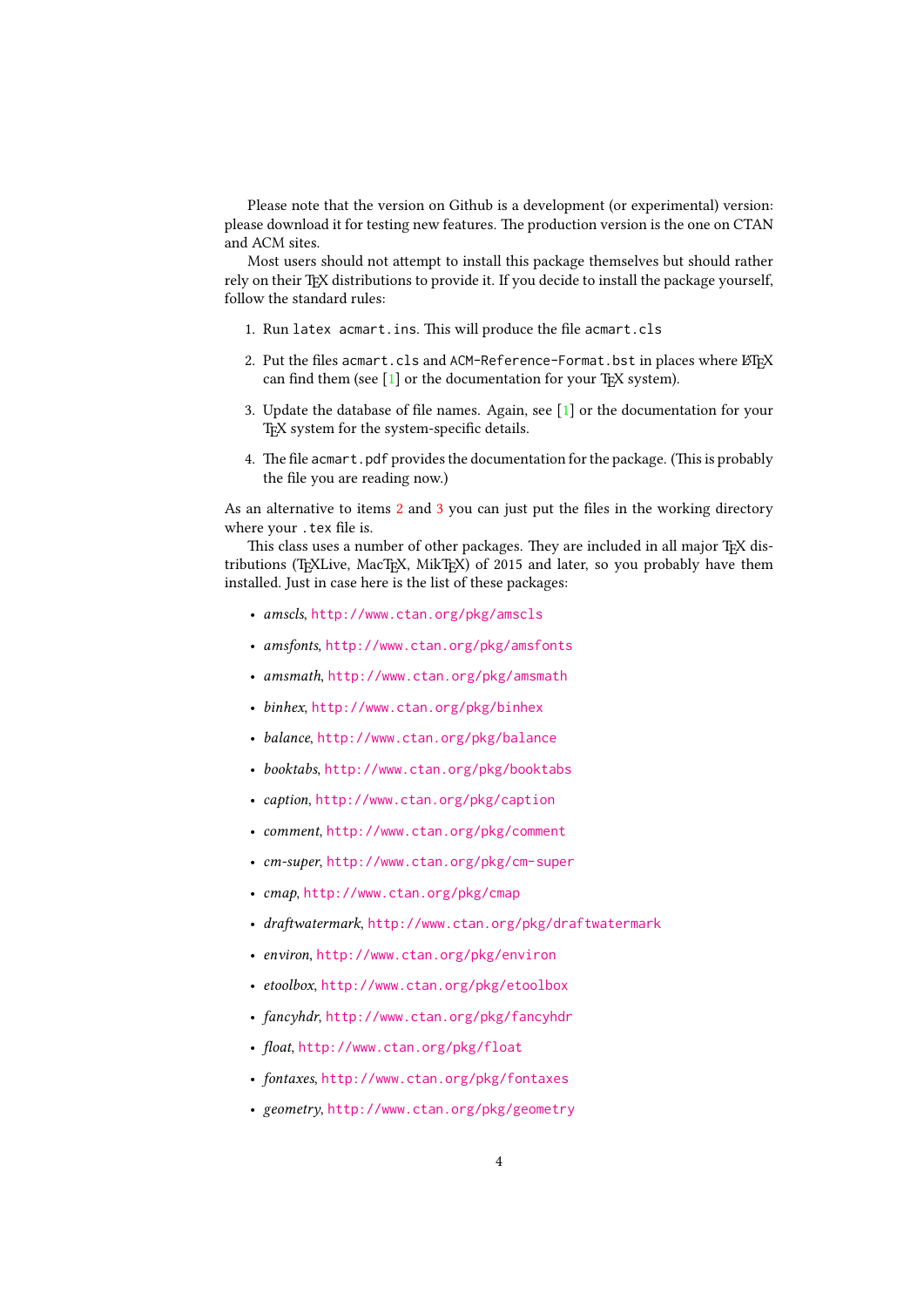Please note that the version on Github is a development (or experimental) version: please download it for testing new features. The production version is the one on CTAN and ACM sites.

Most users should not attempt to install this package themselves but should rather rely on their TeX distributions to provide it. If you decide to install the package yourself, follow the standard rules:

1. Run `latex acmart.ins`. This will produce the file `acmart.cls`
2. Put the files `acmart.cls` and `ACM-Reference-Format.bst` in places where LaTeX can find them (see [1] or the documentation for your TeX system).
3. Update the database of file names. Again, see [1] or the documentation for your TeX system for the system-specific details.
4. The file `acmart.pdf` provides the documentation for the package. (This is probably the file you are reading now.)

As an alternative to items 2 and 3 you can just put the files in the working directory where your `.tex` file is.

This class uses a number of other packages. They are included in all major TeX distributions (TeXLive, MacTeX, MikTeX) of 2015 and later, so you probably have them installed. Just in case here is the list of these packages:

- *amscls*, `http://www.ctan.org/pkg/amscls`
- *amsfonts*, `http://www.ctan.org/pkg/amsfonts`
- *amsmath*, `http://www.ctan.org/pkg/amsmath`
- *binhex*, `http://www.ctan.org/pkg/binhex`
- *balance*, `http://www.ctan.org/pkg/balance`
- *booktabs*, `http://www.ctan.org/pkg/booktabs`
- *caption*, `http://www.ctan.org/pkg/caption`
- *comment*, `http://www.ctan.org/pkg/comment`
- *cm-super*, `http://www.ctan.org/pkg/cm-super`
- *cmap*, `http://www.ctan.org/pkg/cmap`
- *draftwatermark*, `http://www.ctan.org/pkg/draftwatermark`
- *environ*, `http://www.ctan.org/pkg/environ`
- *etoolbox*, `http://www.ctan.org/pkg/etoolbox`
- *fancyhdr*, `http://www.ctan.org/pkg/fancyhdr`
- *float*, `http://www.ctan.org/pkg/float`
- *fontaxes*, `http://www.ctan.org/pkg/fontaxes`
- *geometry*, `http://www.ctan.org/pkg/geometry`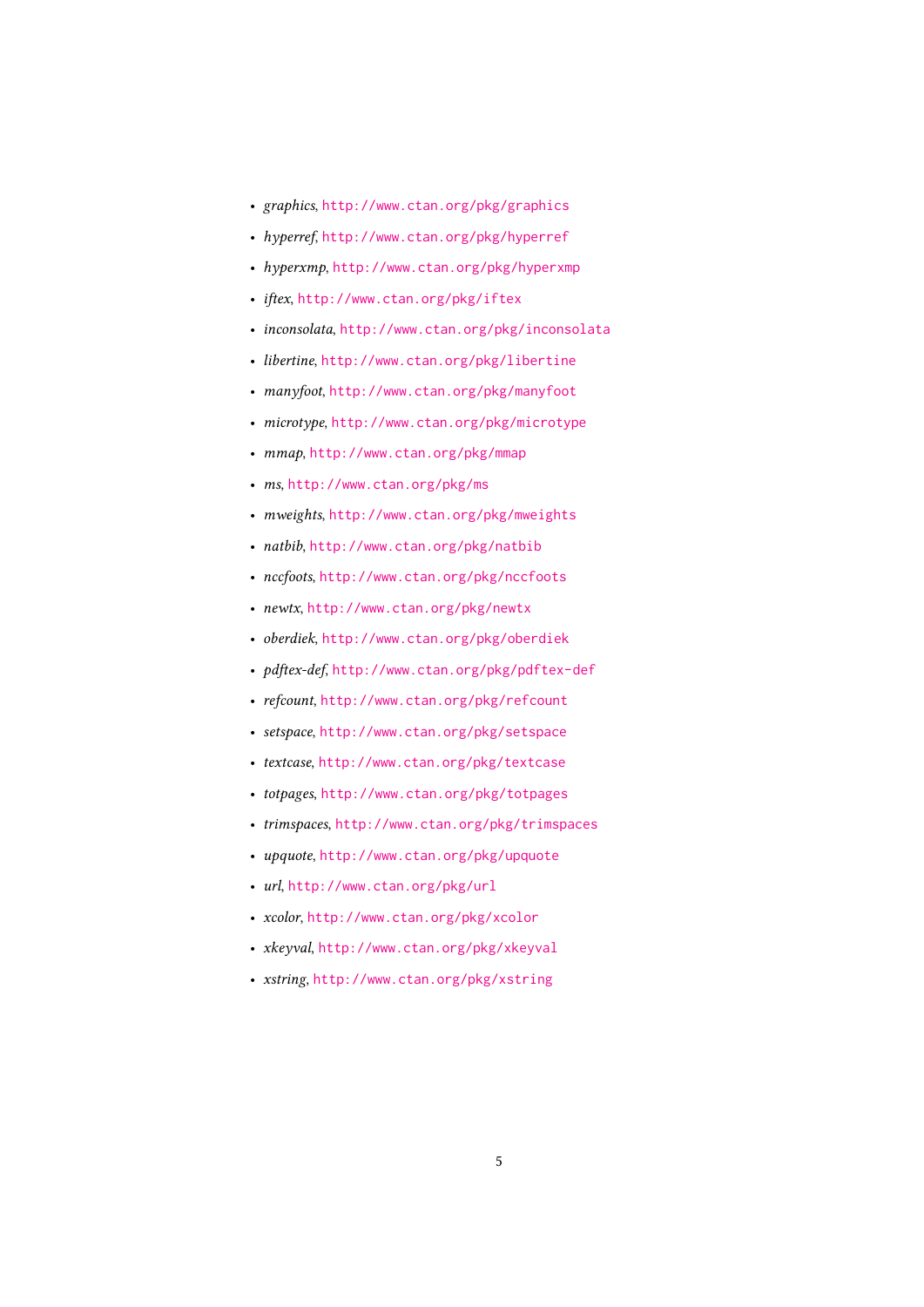- *graphics*, `http://www.ctan.org/pkg/graphics`
- *hyperref*, `http://www.ctan.org/pkg/hyperref`
- *hyperxmp*, `http://www.ctan.org/pkg/hyperxmp`
- *iftex*, `http://www.ctan.org/pkg/iftex`
- *inconsolata*, `http://www.ctan.org/pkg/inconsolata`
- *libertine*, `http://www.ctan.org/pkg/libertine`
- *manyfoot*, `http://www.ctan.org/pkg/manyfoot`
- *microtype*, `http://www.ctan.org/pkg/microtype`
- *mmap*, `http://www.ctan.org/pkg/mmap`
- *ms*, `http://www.ctan.org/pkg/ms`
- *mweights*, `http://www.ctan.org/pkg/mweights`
- *natbib*, `http://www.ctan.org/pkg/natbib`
- *nccfoots*, `http://www.ctan.org/pkg/nccfoots`
- *newtx*, `http://www.ctan.org/pkg/newtx`
- *oberdiek*, `http://www.ctan.org/pkg/oberdiek`
- *pdftex-def*, `http://www.ctan.org/pkg/pdftex-def`
- *refcount*, `http://www.ctan.org/pkg/refcount`
- *setspace*, `http://www.ctan.org/pkg/setspace`
- *textcase*, `http://www.ctan.org/pkg/textcase`
- *totpages*, `http://www.ctan.org/pkg/totpages`
- *trimspaces*, `http://www.ctan.org/pkg/trimspaces`
- *upquote*, `http://www.ctan.org/pkg/upquote`
- *url*, `http://www.ctan.org/pkg/url`
- *xcolor*, `http://www.ctan.org/pkg/xcolor`
- *xkeyval*, `http://www.ctan.org/pkg/xkeyval`
- *xstring*, `http://www.ctan.org/pkg/xstring`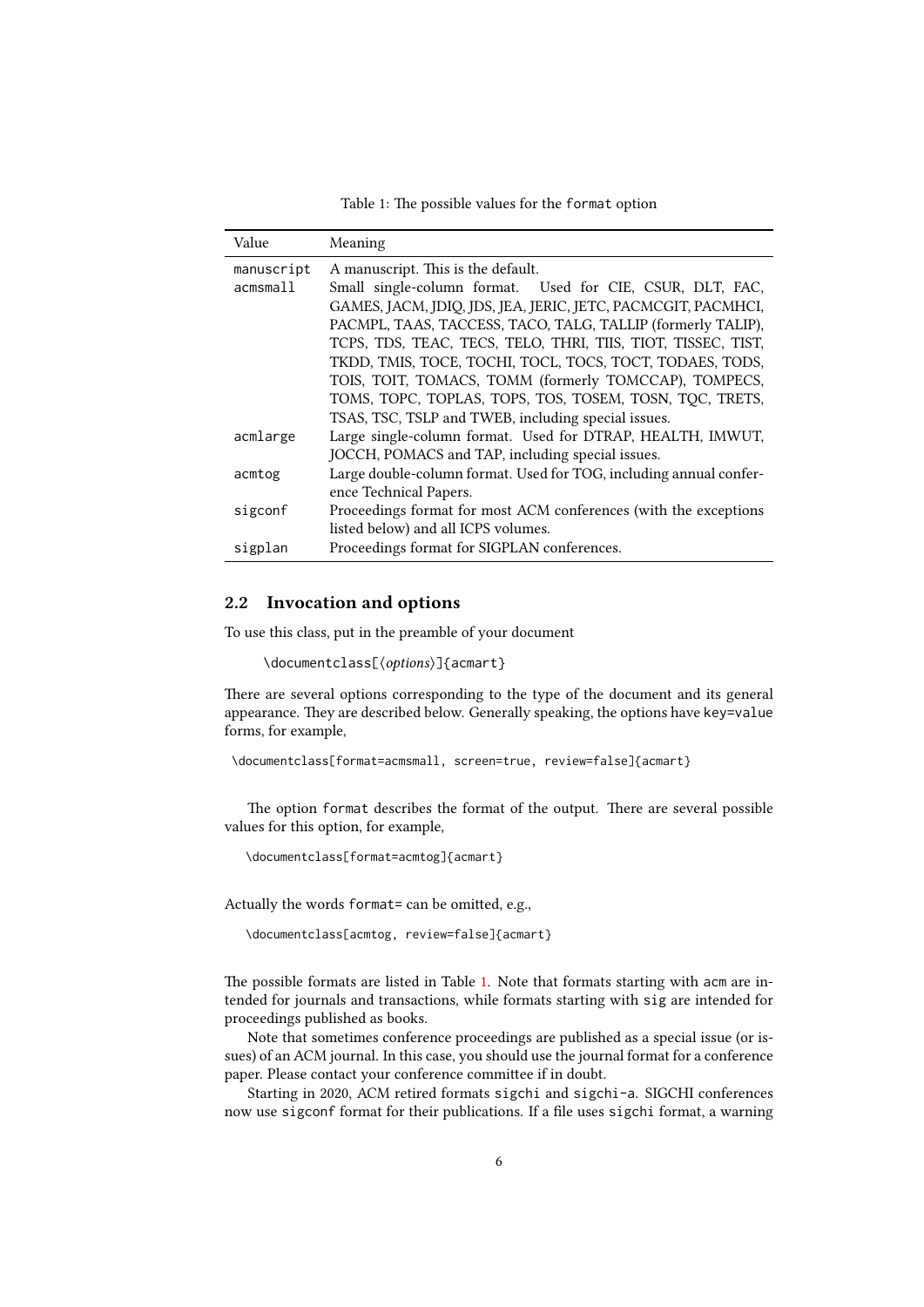Table 1: The possible values for the `format` option

| Value | Meaning |
| --- | --- |
| `manuscript` | A manuscript. This is the default. |
| `acmsmall` | Small single-column format. Used for CIE, CSUR, DLT, FAC, GAMES, JACM, JDIQ, JDS, JEA, JERIC, JETC, PACMCGIT, PACMHCI, PACMPL, TAAS, TACCESS, TACO, TALG, TALLIP (formerly TALIP), TCPS, TDS, TEAC, TECS, TELO, THRI, TIIS, TIOT, TISSEC, TIST, TKDD, TMIS, TOCE, TOCHI, TOCL, TOCS, TOCT, TODAES, TODS, TOIS, TOIT, TOMACS, TOMM (formerly TOMCCAP), TOMPECS, TOMS, TOPC, TOPLAS, TOPS, TOS, TOSEM, TOSN, TQC, TRETS, TSAS, TSC, TSLP and TWEB, including special issues. |
| `acmlarge` | Large single-column format. Used for DTRAP, HEALTH, IMWUT, JOCCH, POMACS and TAP, including special issues. |
| `acmtog` | Large double-column format. Used for TOG, including annual conference Technical Papers. |
| `sigconf` | Proceedings format for most ACM conferences (with the exceptions listed below) and all ICPS volumes. |
| `sigplan` | Proceedings format for SIGPLAN conferences. |

## 2.2 Invocation and options

To use this class, put in the preamble of your document

```
\documentclass[⟨options⟩]{acmart}
```

There are several options corresponding to the type of the document and its general appearance. They are described below. Generally speaking, the options have `key=value` forms, for example,

```
\documentclass[format=acmsmall, screen=true, review=false]{acmart}
```

The option `format` describes the format of the output. There are several possible values for this option, for example,

```
\documentclass[format=acmtog]{acmart}
```

Actually the words `format=` can be omitted, e.g.,

```
\documentclass[acmtog, review=false]{acmart}
```

The possible formats are listed in Table 1. Note that formats starting with `acm` are intended for journals and transactions, while formats starting with `sig` are intended for proceedings published as books.

Note that sometimes conference proceedings are published as a special issue (or issues) of an ACM journal. In this case, you should use the journal format for a conference paper. Please contact your conference committee if in doubt.

Starting in 2020, ACM retired formats `sigchi` and `sigchi-a`. SIGCHI conferences now use `sigconf` format for their publications. If a file uses `sigchi` format, a warning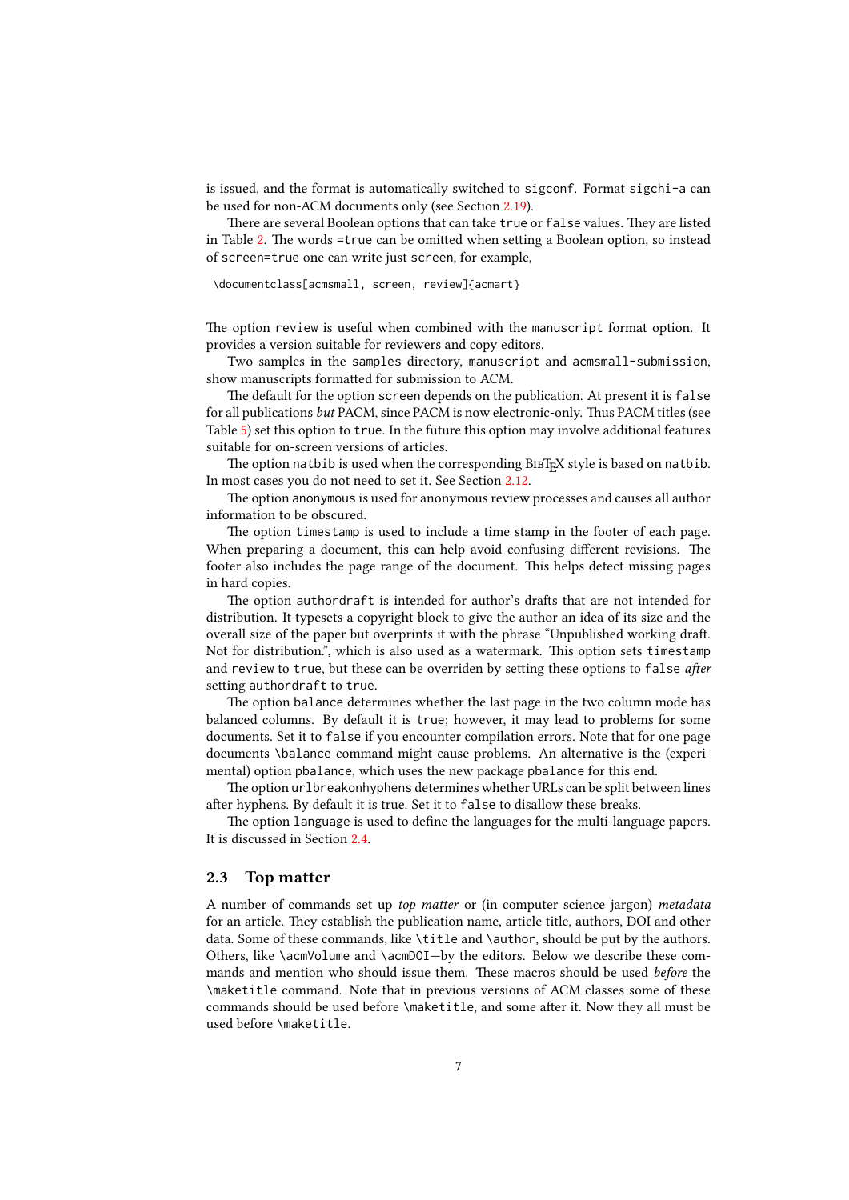is issued, and the format is automatically switched to `sigconf`. Format `sigchi-a` can be used for non-ACM documents only (see Section 2.19).

There are several Boolean options that can take `true` or `false` values. They are listed in Table 2. The words `=true` can be omitted when setting a Boolean option, so instead of `screen=true` one can write just `screen`, for example,

```
\documentclass[acmsmall, screen, review]{acmart}
```

The option `review` is useful when combined with the `manuscript` format option. It provides a version suitable for reviewers and copy editors.

Two samples in the `samples` directory, `manuscript` and `acmsmall-submission`, show manuscripts formatted for submission to ACM.

The default for the option `screen` depends on the publication. At present it is `false` for all publications *but* PACM, since PACM is now electronic-only. Thus PACM titles (see Table 5) set this option to `true`. In the future this option may involve additional features suitable for on-screen versions of articles.

The option `natbib` is used when the corresponding BibTeX style is based on `natbib`. In most cases you do not need to set it. See Section 2.12.

The option `anonymous` is used for anonymous review processes and causes all author information to be obscured.

The option `timestamp` is used to include a time stamp in the footer of each page. When preparing a document, this can help avoid confusing different revisions. The footer also includes the page range of the document. This helps detect missing pages in hard copies.

The option `authordraft` is intended for author's drafts that are not intended for distribution. It typesets a copyright block to give the author an idea of its size and the overall size of the paper but overprints it with the phrase "Unpublished working draft. Not for distribution.", which is also used as a watermark. This option sets `timestamp` and `review` to `true`, but these can be overriden by setting these options to `false` *after* setting `authordraft` to `true`.

The option `balance` determines whether the last page in the two column mode has balanced columns. By default it is `true`; however, it may lead to problems for some documents. Set it to `false` if you encounter compilation errors. Note that for one page documents `\balance` command might cause problems. An alternative is the (experimental) option `pbalance`, which uses the new package `pbalance` for this end.

The option `urlbreakonhyphens` determines whether URLs can be split between lines after hyphens. By default it is true. Set it to `false` to disallow these breaks.

The option `language` is used to define the languages for the multi-language papers. It is discussed in Section 2.4.

## 2.3 Top matter

A number of commands set up *top matter* or (in computer science jargon) *metadata* for an article. They establish the publication name, article title, authors, DOI and other data. Some of these commands, like `\title` and `\author`, should be put by the authors. Others, like `\acmVolume` and `\acmDOI`—by the editors. Below we describe these commands and mention who should issue them. These macros should be used *before* the `\maketitle` command. Note that in previous versions of ACM classes some of these commands should be used before `\maketitle`, and some after it. Now they all must be used before `\maketitle`.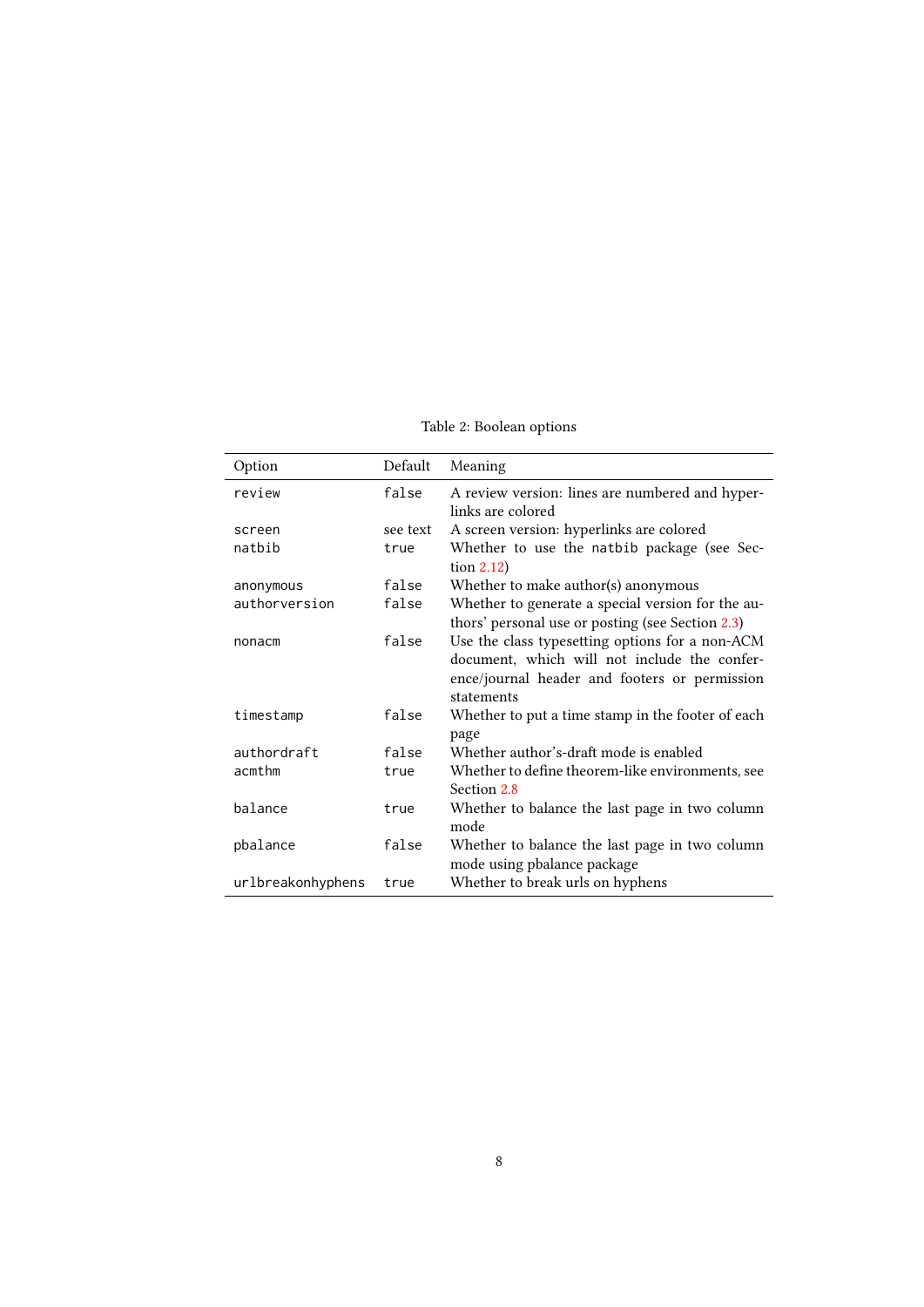Table 2: Boolean options

| Option | Default | Meaning |
|---|---|---|
| `review` | `false` | A review version: lines are numbered and hyperlinks are colored |
| `screen` | see text | A screen version: hyperlinks are colored |
| `natbib` | `true` | Whether to use the `natbib` package (see Section 2.12) |
| `anonymous` | `false` | Whether to make author(s) anonymous |
| `authorversion` | `false` | Whether to generate a special version for the authors' personal use or posting (see Section 2.3) |
| `nonacm` | `false` | Use the class typesetting options for a non-ACM document, which will not include the conference/journal header and footers or permission statements |
| `timestamp` | `false` | Whether to put a time stamp in the footer of each page |
| `authordraft` | `false` | Whether author's-draft mode is enabled |
| `acmthm` | `true` | Whether to define theorem-like environments, see Section 2.8 |
| `balance` | `true` | Whether to balance the last page in two column mode |
| `pbalance` | `false` | Whether to balance the last page in two column mode using pbalance package |
| `urlbreakonhyphens` | `true` | Whether to break urls on hyphens |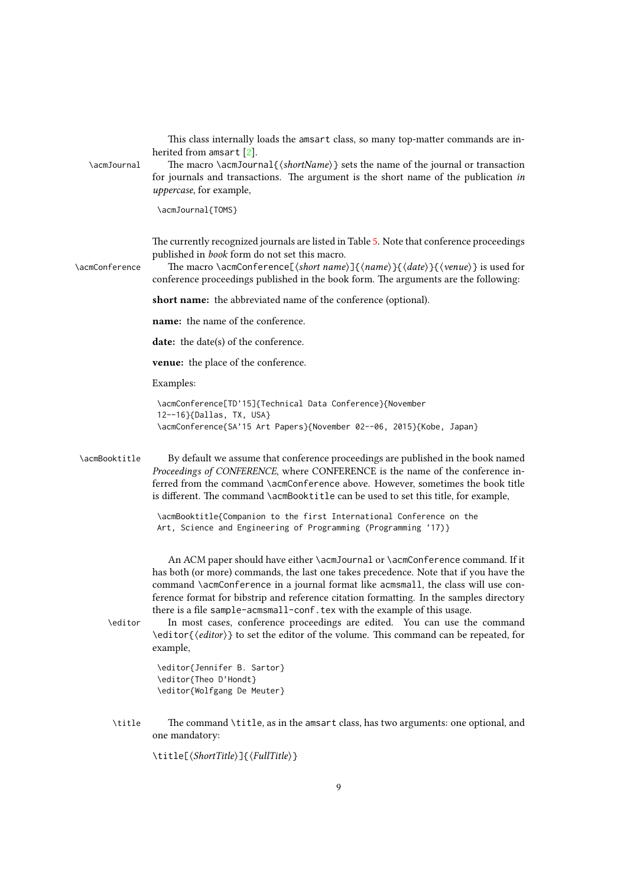This class internally loads the amsart class, so many top-matter commands are inherited from amsart [2].

\acmJournal The macro `\acmJournal{⟨shortName⟩}` sets the name of the journal or transaction for journals and transactions. The argument is the short name of the publication *in uppercase*, for example,

```
\acmJournal{TOMS}
```

The currently recognized journals are listed in Table 5. Note that conference proceedings published in *book* form do not set this macro.

\acmConference The macro `\acmConference[⟨short name⟩]{⟨name⟩}{⟨date⟩}{⟨venue⟩}` is used for conference proceedings published in the book form. The arguments are the following:

**short name:** the abbreviated name of the conference (optional).

**name:** the name of the conference.

**date:** the date(s) of the conference.

**venue:** the place of the conference.

Examples:

```
\acmConference[TD'15]{Technical Data Conference}{November
12--16}{Dallas, TX, USA}
\acmConference{SA'15 Art Papers}{November 02--06, 2015}{Kobe, Japan}
```

\acmBooktitle By default we assume that conference proceedings are published in the book named *Proceedings of CONFERENCE*, where CONFERENCE is the name of the conference inferred from the command `\acmConference` above. However, sometimes the book title is different. The command `\acmBooktitle` can be used to set this title, for example,

```
\acmBooktitle{Companion to the first International Conference on the
Art, Science and Engineering of Programming (Programming '17)}
```

An ACM paper should have either `\acmJournal` or `\acmConference` command. If it has both (or more) commands, the last one takes precedence. Note that if you have the command `\acmConference` in a journal format like acmsmall, the class will use conference format for bibstrip and reference citation formatting. In the samples directory there is a file sample-acmsmall-conf.tex with the example of this usage.

\editor In most cases, conference proceedings are edited. You can use the command `\editor{⟨editor⟩}` to set the editor of the volume. This command can be repeated, for example,

```
\editor{Jennifer B. Sartor}
\editor{Theo D'Hondt}
\editor{Wolfgang De Meuter}
```

\title The command `\title`, as in the amsart class, has two arguments: one optional, and one mandatory:

`\title[⟨ShortTitle⟩]{⟨FullTitle⟩}`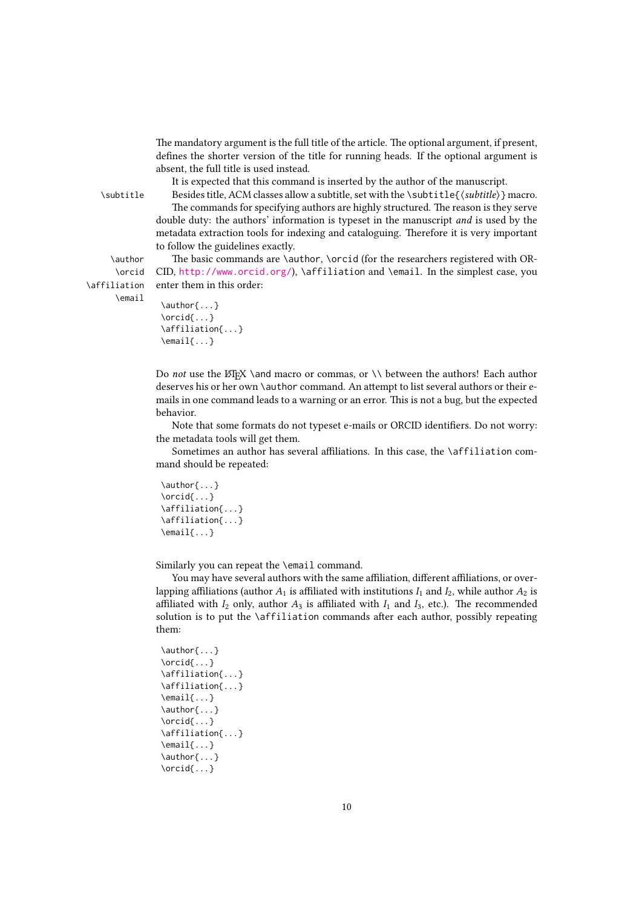The mandatory argument is the full title of the article. The optional argument, if present, defines the shorter version of the title for running heads. If the optional argument is absent, the full title is used instead.

It is expected that this command is inserted by the author of the manuscript.

\subtitle

Besides title, ACM classes allow a subtitle, set with the `\subtitle{⟨subtitle⟩}` macro.

The commands for specifying authors are highly structured. The reason is they serve double duty: the authors' information is typeset in the manuscript *and* is used by the metadata extraction tools for indexing and cataloguing. Therefore it is very important to follow the guidelines exactly.

\author
\orcid
\affiliation
\email

The basic commands are `\author`, `\orcid` (for the researchers registered with ORCID, http://www.orcid.org/), `\affiliation` and `\email`. In the simplest case, you enter them in this order:

```
\author{...}
\orcid{...}
\affiliation{...}
\email{...}
```

Do *not* use the LaTeX `\and` macro or commas, or `\\` between the authors! Each author deserves his or her own `\author` command. An attempt to list several authors or their e-mails in one command leads to a warning or an error. This is not a bug, but the expected behavior.

Note that some formats do not typeset e-mails or ORCID identifiers. Do not worry: the metadata tools will get them.

Sometimes an author has several affiliations. In this case, the `\affiliation` command should be repeated:

```
\author{...}
\orcid{...}
\affiliation{...}
\affiliation{...}
\email{...}
```

Similarly you can repeat the `\email` command.

You may have several authors with the same affiliation, different affiliations, or overlapping affiliations (author $A_1$ is affiliated with institutions $I_1$ and $I_2$, while author $A_2$ is affiliated with $I_2$ only, author $A_3$ is affiliated with $I_1$ and $I_3$, etc.). The recommended solution is to put the `\affiliation` commands after each author, possibly repeating them:

```
\author{...}
\orcid{...}
\affiliation{...}
\affiliation{...}
\email{...}
\author{...}
\orcid{...}
\affiliation{...}
\email{...}
\author{...}
\orcid{...}
```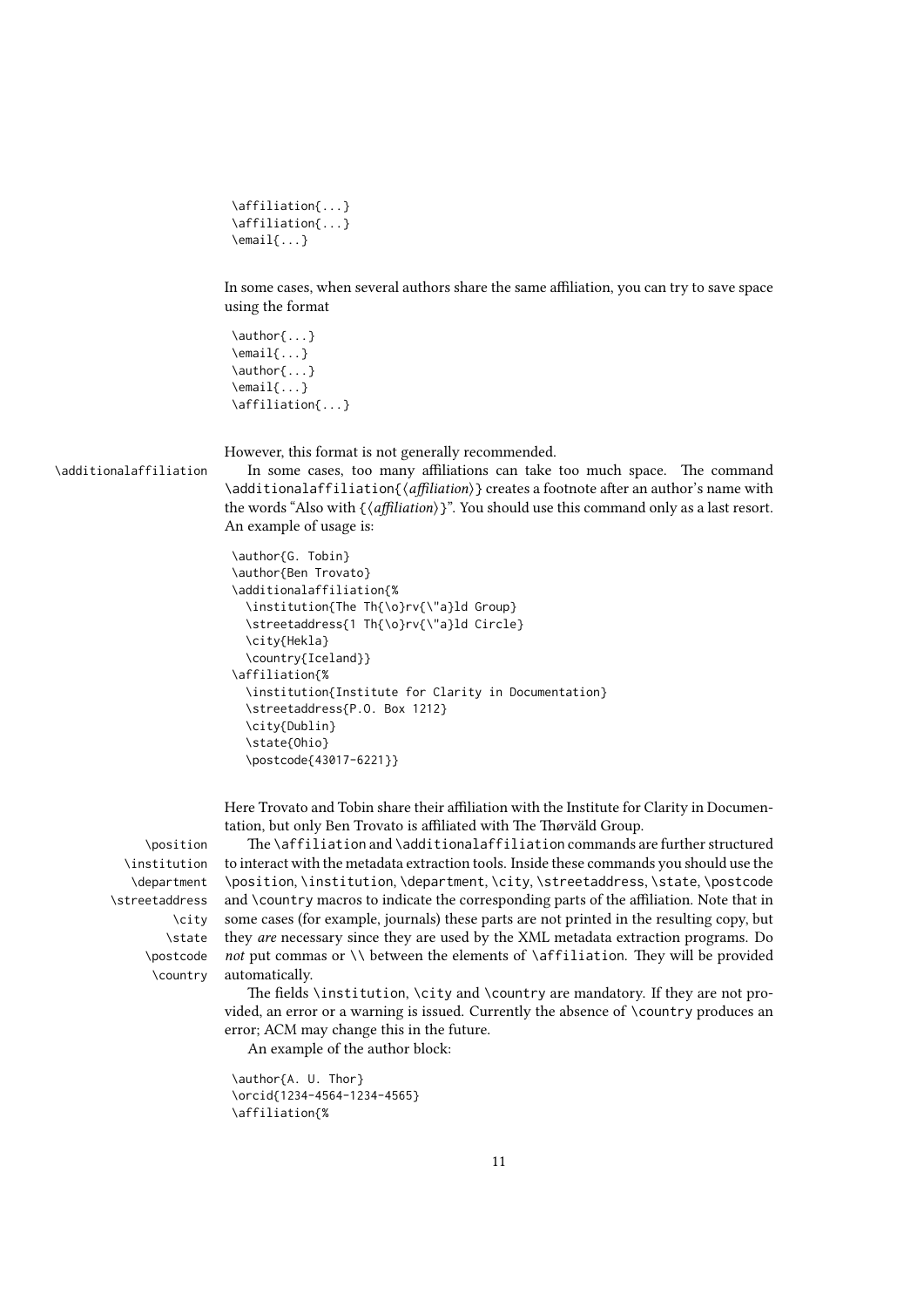```
\affiliation{...}
\affiliation{...}
\email{...}
```

In some cases, when several authors share the same affiliation, you can try to save space using the format

```
\author{...}
\email{...}
\author{...}
\email{...}
\affiliation{...}
```

However, this format is not generally recommended.

\additionalaffiliation

In some cases, too many affiliations can take too much space. The command `\additionalaffiliation{⟨affiliation⟩}` creates a footnote after an author's name with the words "Also with {⟨affiliation⟩}". You should use this command only as a last resort. An example of usage is:

```
\author{G. Tobin}
\author{Ben Trovato}
\additionalaffiliation{%
  \institution{The Th{\o}rv{\"a}ld Group}
  \streetaddress{1 Th{\o}rv{\"a}ld Circle}
  \city{Hekla}
  \country{Iceland}}
\affiliation{%
  \institution{Institute for Clarity in Documentation}
  \streetaddress{P.O. Box 1212}
  \city{Dublin}
  \state{Ohio}
  \postcode{43017-6221}}
```

Here Trovato and Tobin share their affiliation with the Institute for Clarity in Documentation, but only Ben Trovato is affiliated with The Thørväld Group.

\position \institution \department \streetaddress \city \state \postcode \country

The `\affiliation` and `\additionalaffiliation` commands are further structured to interact with the metadata extraction tools. Inside these commands you should use the `\position`, `\institution`, `\department`, `\city`, `\streetaddress`, `\state`, `\postcode` and `\country` macros to indicate the corresponding parts of the affiliation. Note that in some cases (for example, journals) these parts are not printed in the resulting copy, but they *are* necessary since they are used by the XML metadata extraction programs. Do *not* put commas or `\\` between the elements of `\affiliation`. They will be provided automatically.

The fields `\institution`, `\city` and `\country` are mandatory. If they are not provided, an error or a warning is issued. Currently the absence of `\country` produces an error; ACM may change this in the future.

An example of the author block:

```
\author{A. U. Thor}
\orcid{1234-4564-1234-4565}
\affiliation{%
```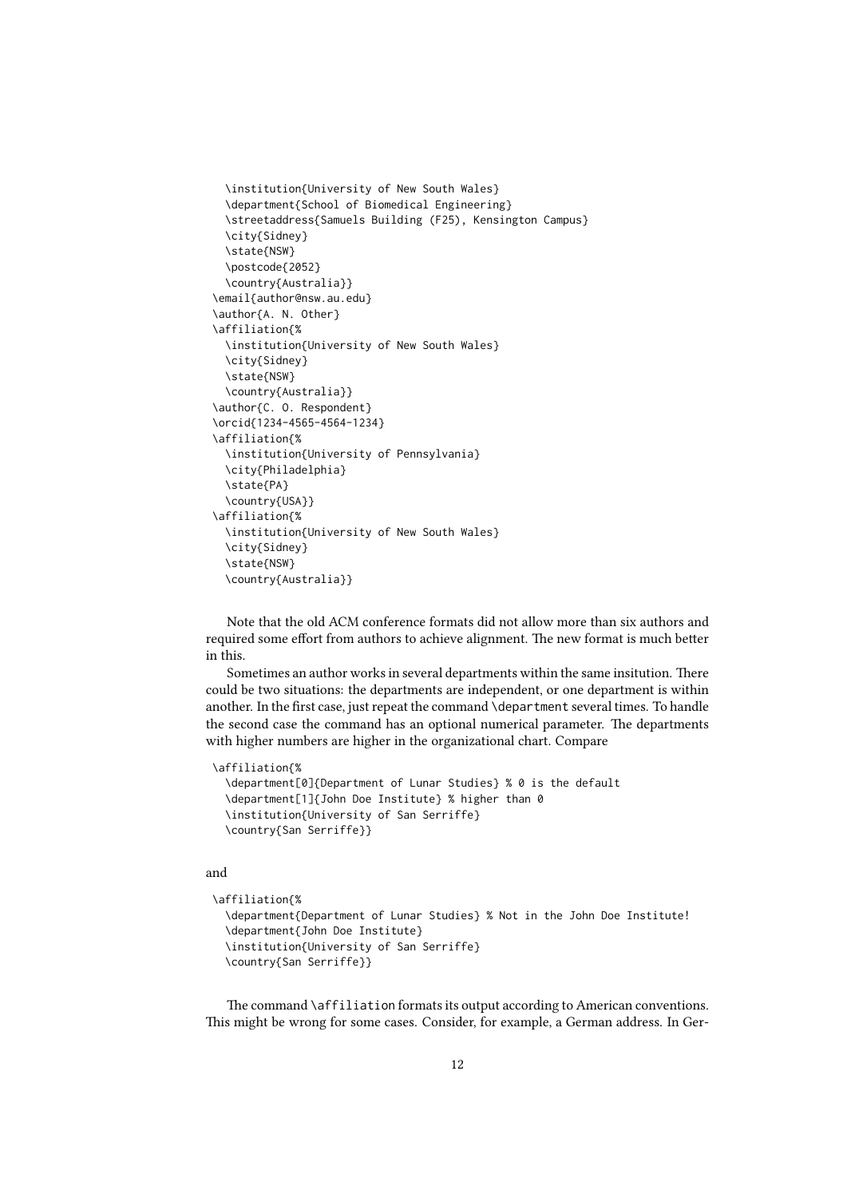```
  \institution{University of New South Wales}
  \department{School of Biomedical Engineering}
  \streetaddress{Samuels Building (F25), Kensington Campus}
  \city{Sidney}
  \state{NSW}
  \postcode{2052}
  \country{Australia}}
\email{author@nsw.au.edu}
\author{A. N. Other}
\affiliation{%
  \institution{University of New South Wales}
  \city{Sidney}
  \state{NSW}
  \country{Australia}}
\author{C. O. Respondent}
\orcid{1234-4565-4564-1234}
\affiliation{%
  \institution{University of Pennsylvania}
  \city{Philadelphia}
  \state{PA}
  \country{USA}}
\affiliation{%
  \institution{University of New South Wales}
  \city{Sidney}
  \state{NSW}
  \country{Australia}}
```

Note that the old ACM conference formats did not allow more than six authors and required some effort from authors to achieve alignment. The new format is much better in this.

Sometimes an author works in several departments within the same insitution. There could be two situations: the departments are independent, or one department is within another. In the first case, just repeat the command `\department` several times. To handle the second case the command has an optional numerical parameter. The departments with higher numbers are higher in the organizational chart. Compare

```
\affiliation{%
  \department[0]{Department of Lunar Studies} % 0 is the default
  \department[1]{John Doe Institute} % higher than 0
  \institution{University of San Serriffe}
  \country{San Serriffe}}
```

and

```
\affiliation{%
  \department{Department of Lunar Studies} % Not in the John Doe Institute!
  \department{John Doe Institute}
  \institution{University of San Serriffe}
  \country{San Serriffe}}
```

The command `\affiliation` formats its output according to American conventions. This might be wrong for some cases. Consider, for example, a German address. In Ger-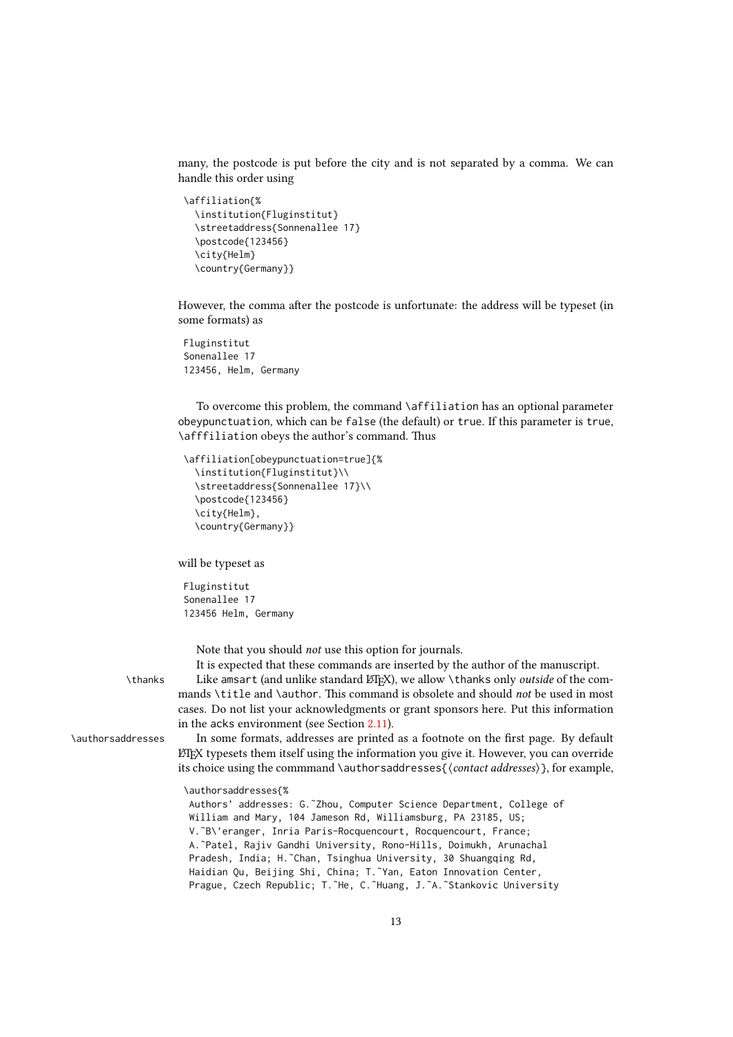many, the postcode is put before the city and is not separated by a comma. We can handle this order using

```
\affiliation{%
  \institution{Fluginstitut}
  \streetaddress{Sonnenallee 17}
  \postcode{123456}
  \city{Helm}
  \country{Germany}}
```

However, the comma after the postcode is unfortunate: the address will be typeset (in some formats) as

```
Fluginstitut
Sonenallee 17
123456, Helm, Germany
```

To overcome this problem, the command `\affiliation` has an optional parameter `obeypunctuation`, which can be `false` (the default) or `true`. If this parameter is `true`, `\afffiliation` obeys the author's command. Thus

```
\affiliation[obeypunctuation=true]{%
  \institution{Fluginstitut}\\
  \streetaddress{Sonnenallee 17}\\
  \postcode{123456}
  \city{Helm},
  \country{Germany}}
```

will be typeset as

```
Fluginstitut
Sonenallee 17
123456 Helm, Germany
```

Note that you should *not* use this option for journals.

It is expected that these commands are inserted by the author of the manuscript.

`\thanks` Like `amsart` (and unlike standard LaTeX), we allow `\thanks` only *outside* of the commands `\title` and `\author`. This command is obsolete and should *not* be used in most cases. Do not list your acknowledgments or grant sponsors here. Put this information in the acks environment (see Section 2.11).

`\authorsaddresses` In some formats, addresses are printed as a footnote on the first page. By default LaTeX typesets them itself using the information you give it. However, you can override its choice using the commmand `\authorsaddresses{⟨contact addresses⟩}`, for example,

```
\authorsaddresses{%
 Authors' addresses: G.~Zhou, Computer Science Department, College of
 William and Mary, 104 Jameson Rd, Williamsburg, PA 23185, US;
 V.~B\'eranger, Inria Paris-Rocquencourt, Rocquencourt, France;
 A.~Patel, Rajiv Gandhi University, Rono-Hills, Doimukh, Arunachal
 Pradesh, India; H.~Chan, Tsinghua University, 30 Shuangqing Rd,
 Haidian Qu, Beijing Shi, China; T.~Yan, Eaton Innovation Center,
 Prague, Czech Republic; T.~He, C.~Huang, J.~A.~Stankovic University
```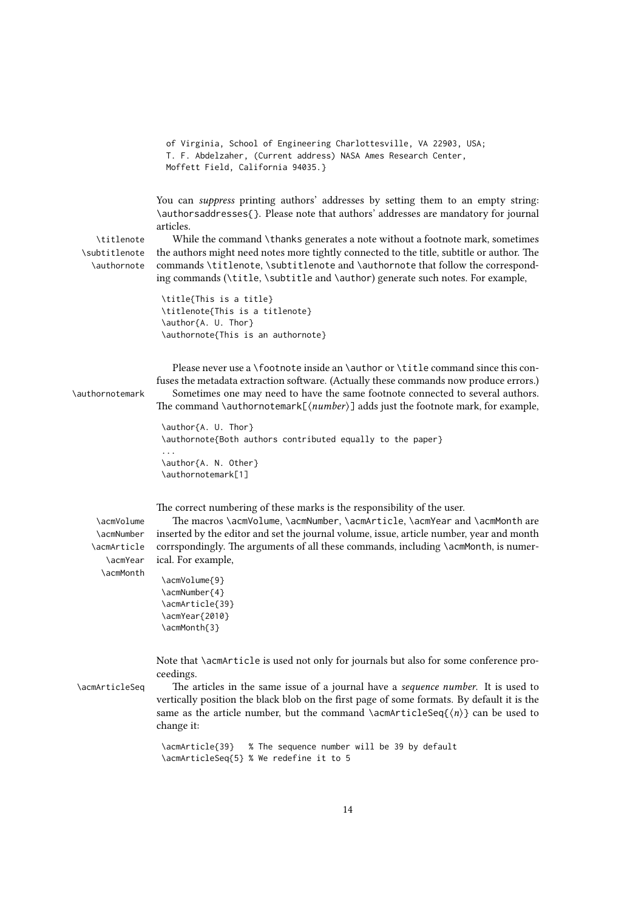```
of Virginia, School of Engineering Charlottesville, VA 22903, USA;
T. F. Abdelzaher, (Current address) NASA Ames Research Center,
Moffett Field, California 94035.}
```

You can *suppress* printing authors' addresses by setting them to an empty string: \authorsaddresses{}. Please note that authors' addresses are mandatory for journal articles.

\titlenote \subtitlenote \authornote

While the command \thanks generates a note without a footnote mark, sometimes the authors might need notes more tightly connected to the title, subtitle or author. The commands \titlenote, \subtitlenote and \authornote that follow the corresponding commands (\title, \subtitle and \author) generate such notes. For example,

```
\title{This is a title}
\titlenote{This is a titlenote}
\author{A. U. Thor}
\authornote{This is an authornote}
```

Please never use a \footnote inside an \author or \title command since this confuses the metadata extraction software. (Actually these commands now produce errors.)

\authornotemark

Sometimes one may need to have the same footnote connected to several authors. The command \authornotemark[⟨*number*⟩] adds just the footnote mark, for example,

```
\author{A. U. Thor}
\authornote{Both authors contributed equally to the paper}
...
\author{A. N. Other}
\authornotemark[1]
```

The correct numbering of these marks is the responsibility of the user.

\acmVolume \acmNumber \acmArticle \acmYear \acmMonth

The macros \acmVolume, \acmNumber, \acmArticle, \acmYear and \acmMonth are inserted by the editor and set the journal volume, issue, article number, year and month corrspondingly. The arguments of all these commands, including \acmMonth, is numerical. For example,

```
\acmVolume{9}
\acmNumber{4}
\acmArticle{39}
\acmYear{2010}
\acmMonth{3}
```

Note that \acmArticle is used not only for journals but also for some conference proceedings.

\acmArticleSeq

The articles in the same issue of a journal have a *sequence number*. It is used to vertically position the black blob on the first page of some formats. By default it is the same as the article number, but the command \acmArticleSeq{⟨*n*⟩} can be used to change it:

```
\acmArticle{39}   % The sequence number will be 39 by default
\acmArticleSeq{5} % We redefine it to 5
```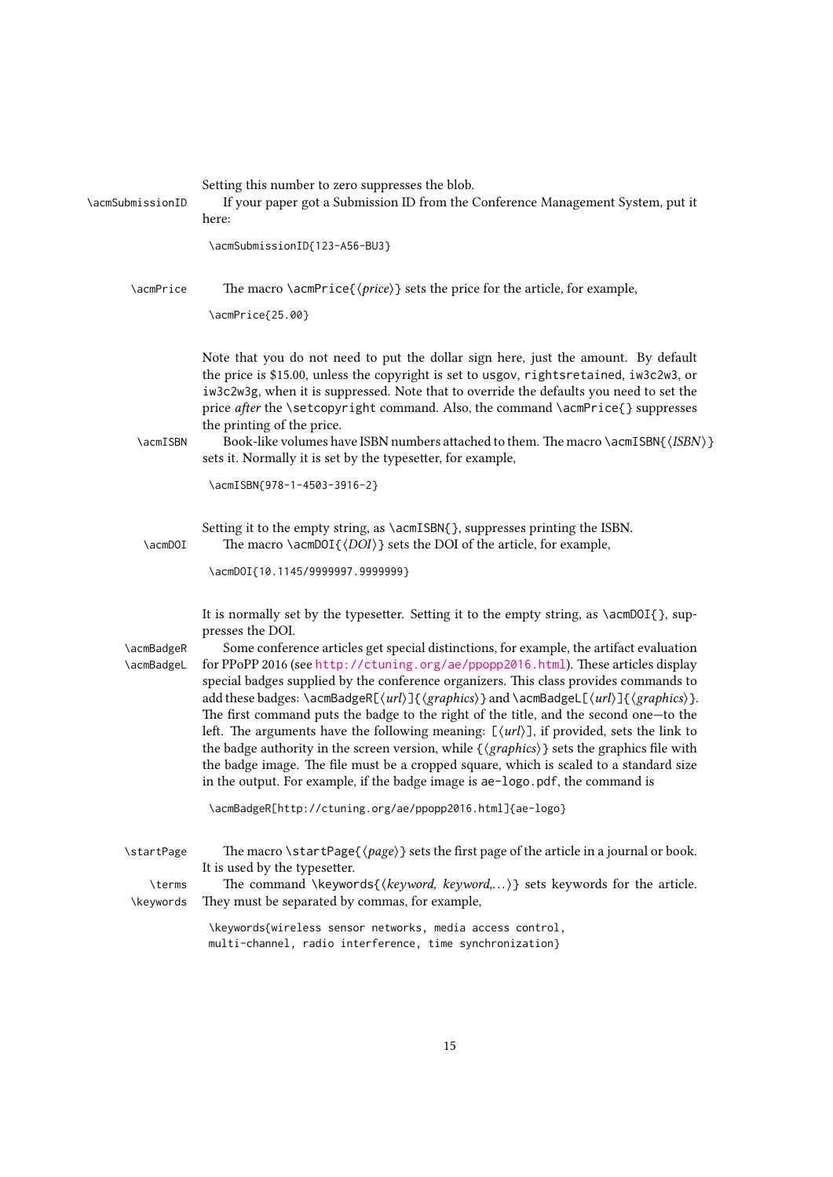Setting this number to zero suppresses the blob.

\acmSubmissionID If your paper got a Submission ID from the Conference Management System, put it here:

```
\acmSubmissionID{123-A56-BU3}
```

\acmPrice The macro \acmPrice{⟨*price*⟩} sets the price for the article, for example,

```
\acmPrice{25.00}
```

Note that you do not need to put the dollar sign here, just the amount. By default the price is $15.00, unless the copyright is set to usgov, rightsretained, iw3c2w3, or iw3c2w3g, when it is suppressed. Note that to override the defaults you need to set the price *after* the \setcopyright command. Also, the command \acmPrice{} suppresses the printing of the price.

\acmISBN Book-like volumes have ISBN numbers attached to them. The macro \acmISBN{⟨*ISBN*⟩} sets it. Normally it is set by the typesetter, for example,

```
\acmISBN{978-1-4503-3916-2}
```

Setting it to the empty string, as \acmISBN{}, suppresses printing the ISBN.

\acmDOI The macro \acmDOI{⟨*DOI*⟩} sets the DOI of the article, for example,

```
\acmDOI{10.1145/9999997.9999999}
```

It is normally set by the typesetter. Setting it to the empty string, as \acmDOI{}, suppresses the DOI.

\acmBadgeR
\acmBadgeL Some conference articles get special distinctions, for example, the artifact evaluation for PPoPP 2016 (see http://ctuning.org/ae/ppopp2016.html). These articles display special badges supplied by the conference organizers. This class provides commands to add these badges: \acmBadgeR[⟨*url*⟩]{⟨*graphics*⟩} and \acmBadgeL[⟨*url*⟩]{⟨*graphics*⟩}. The first command puts the badge to the right of the title, and the second one—to the left. The arguments have the following meaning: [⟨*url*⟩], if provided, sets the link to the badge authority in the screen version, while {⟨*graphics*⟩} sets the graphics file with the badge image. The file must be a cropped square, which is scaled to a standard size in the output. For example, if the badge image is ae-logo.pdf, the command is

```
\acmBadgeR[http://ctuning.org/ae/ppopp2016.html]{ae-logo}
```

\startPage The macro \startPage{⟨*page*⟩} sets the first page of the article in a journal or book. It is used by the typesetter.

\terms
\keywords The command \keywords{⟨*keyword, keyword,...*⟩} sets keywords for the article. They must be separated by commas, for example,

```
\keywords{wireless sensor networks, media access control,
multi-channel, radio interference, time synchronization}
```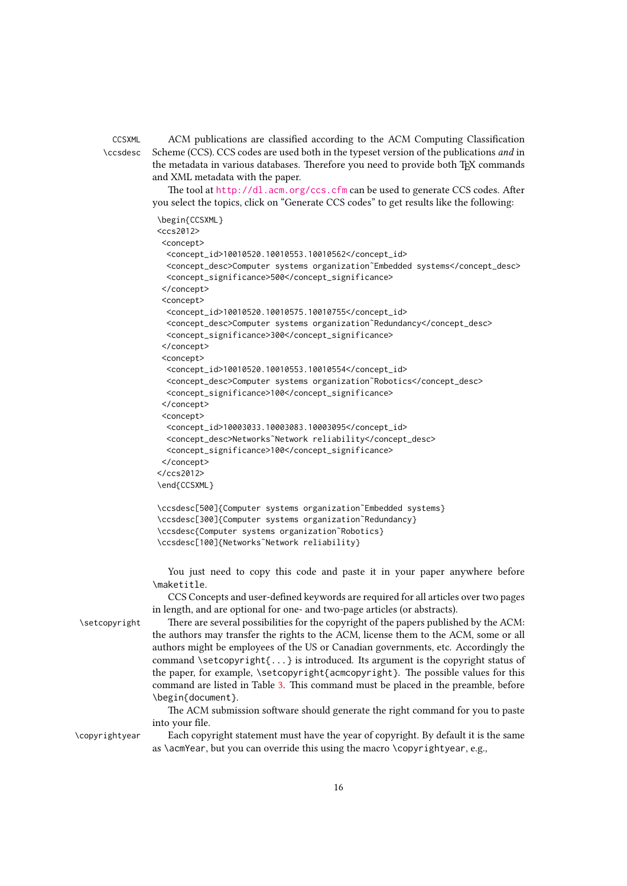CCSXML \ccsdesc ACM publications are classified according to the ACM Computing Classification Scheme (CCS). CCS codes are used both in the typeset version of the publications *and* in the metadata in various databases. Therefore you need to provide both TEX commands and XML metadata with the paper.

The tool at http://dl.acm.org/ccs.cfm can be used to generate CCS codes. After you select the topics, click on "Generate CCS codes" to get results like the following:

```
\begin{CCSXML}
<ccs2012>
 <concept>
  <concept_id>10010520.10010553.10010562</concept_id>
  <concept_desc>Computer systems organization~Embedded systems</concept_desc>
  <concept_significance>500</concept_significance>
 </concept>
 <concept>
  <concept_id>10010520.10010575.10010755</concept_id>
  <concept_desc>Computer systems organization~Redundancy</concept_desc>
  <concept_significance>300</concept_significance>
 </concept>
 <concept>
  <concept_id>10010520.10010553.10010554</concept_id>
  <concept_desc>Computer systems organization~Robotics</concept_desc>
  <concept_significance>100</concept_significance>
 </concept>
 <concept>
  <concept_id>10003033.10003083.10003095</concept_id>
  <concept_desc>Networks~Network reliability</concept_desc>
  <concept_significance>100</concept_significance>
 </concept>
</ccs2012>
\end{CCSXML}

\ccsdesc[500]{Computer systems organization~Embedded systems}
\ccsdesc[300]{Computer systems organization~Redundancy}
\ccsdesc{Computer systems organization~Robotics}
\ccsdesc[100]{Networks~Network reliability}
```

You just need to copy this code and paste it in your paper anywhere before `\maketitle`.

CCS Concepts and user-defined keywords are required for all articles over two pages in length, and are optional for one- and two-page articles (or abstracts).

\setcopyright There are several possibilities for the copyright of the papers published by the ACM: the authors may transfer the rights to the ACM, license them to the ACM, some or all authors might be employees of the US or Canadian governments, etc. Accordingly the command `\setcopyright{...}` is introduced. Its argument is the copyright status of the paper, for example, `\setcopyright{acmcopyright}`. The possible values for this command are listed in Table 3. This command must be placed in the preamble, before `\begin{document}`.

The ACM submission software should generate the right command for you to paste into your file.

\copyrightyear Each copyright statement must have the year of copyright. By default it is the same as `\acmYear`, but you can override this using the macro `\copyrightyear`, e.g.,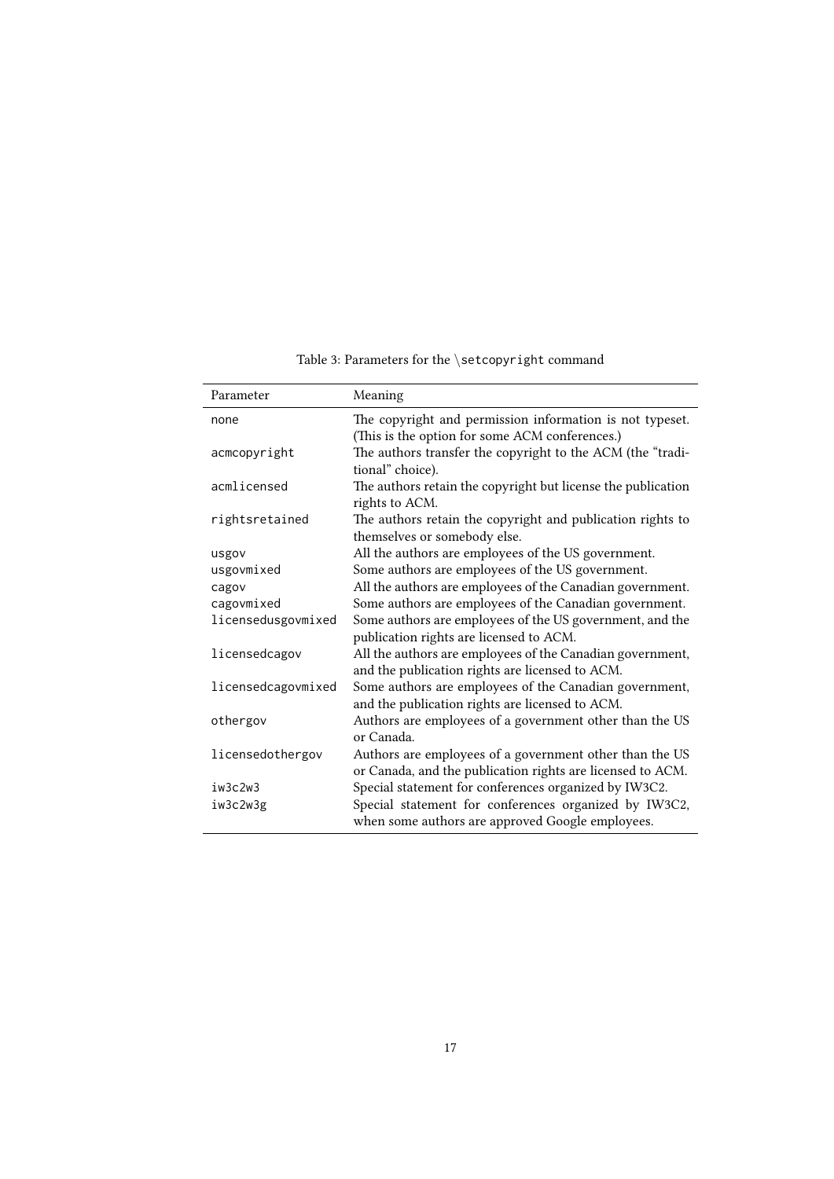Table 3: Parameters for the \setcopyright command

| Parameter | Meaning |
| --- | --- |
| none | The copyright and permission information is not typeset. (This is the option for some ACM conferences.) |
| acmcopyright | The authors transfer the copyright to the ACM (the "traditional" choice). |
| acmlicensed | The authors retain the copyright but license the publication rights to ACM. |
| rightsretained | The authors retain the copyright and publication rights to themselves or somebody else. |
| usgov | All the authors are employees of the US government. |
| usgovmixed | Some authors are employees of the US government. |
| cagov | All the authors are employees of the Canadian government. |
| cagovmixed | Some authors are employees of the Canadian government. |
| licensedusgovmixed | Some authors are employees of the US government, and the publication rights are licensed to ACM. |
| licensedcagov | All the authors are employees of the Canadian government, and the publication rights are licensed to ACM. |
| licensedcagovmixed | Some authors are employees of the Canadian government, and the publication rights are licensed to ACM. |
| othergov | Authors are employees of a government other than the US or Canada. |
| licensedothergov | Authors are employees of a government other than the US or Canada, and the publication rights are licensed to ACM. |
| iw3c2w3 | Special statement for conferences organized by IW3C2. |
| iw3c2w3g | Special statement for conferences organized by IW3C2, when some authors are approved Google employees. |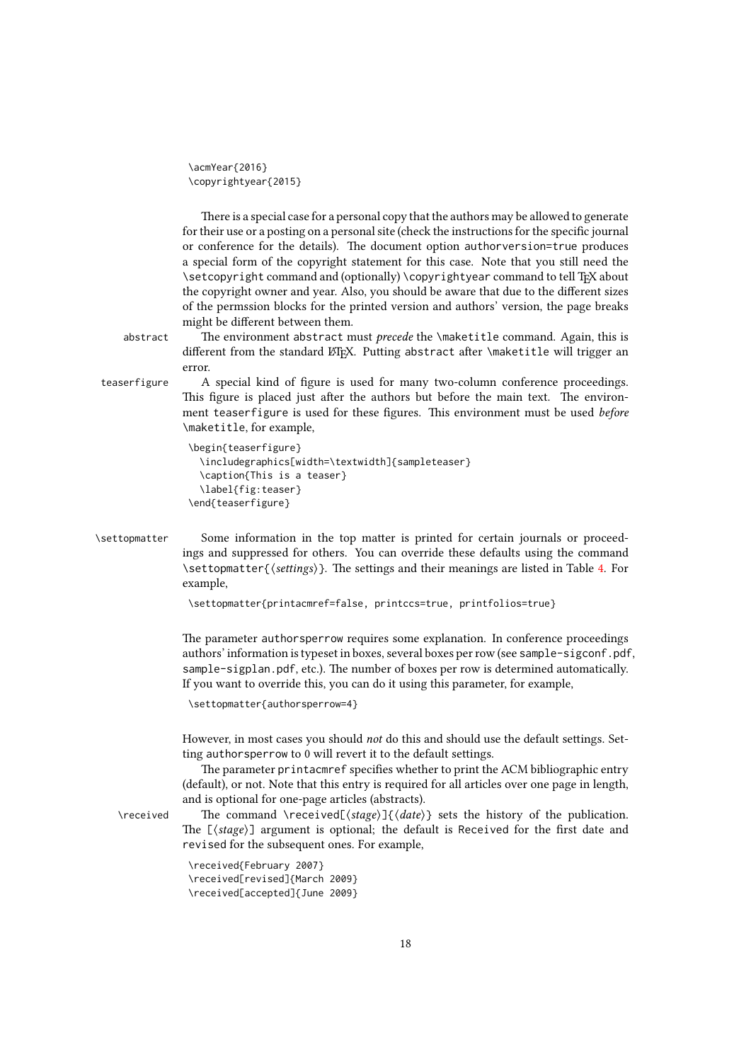```
\acmYear{2016}
\copyrightyear{2015}
```

There is a special case for a personal copy that the authors may be allowed to generate for their use or a posting on a personal site (check the instructions for the specific journal or conference for the details). The document option `authorversion=true` produces a special form of the copyright statement for this case. Note that you still need the `\setcopyright` command and (optionally) `\copyrightyear` command to tell TeX about the copyright owner and year. Also, you should be aware that due to the different sizes of the permssion blocks for the printed version and authors' version, the page breaks might be different between them.

`abstract` The environment `abstract` must *precede* the `\maketitle` command. Again, this is different from the standard LaTeX. Putting `abstract` after `\maketitle` will trigger an error.

`teaserfigure` A special kind of figure is used for many two-column conference proceedings. This figure is placed just after the authors but before the main text. The environment `teaserfigure` is used for these figures. This environment must be used *before* `\maketitle`, for example,

```
\begin{teaserfigure}
  \includegraphics[width=\textwidth]{sampleteaser}
  \caption{This is a teaser}
  \label{fig:teaser}
\end{teaserfigure}
```

`\settopmatter` Some information in the top matter is printed for certain journals or proceedings and suppressed for others. You can override these defaults using the command `\settopmatter{`⟨*settings*⟩`}`. The settings and their meanings are listed in Table 4. For example,

```
\settopmatter{printacmref=false, printccs=true, printfolios=true}
```

The parameter `authorsperrow` requires some explanation. In conference proceedings authors' information is typeset in boxes, several boxes per row (see `sample-sigconf.pdf`, `sample-sigplan.pdf`, etc.). The number of boxes per row is determined automatically. If you want to override this, you can do it using this parameter, for example,

```
\settopmatter{authorsperrow=4}
```

However, in most cases you should *not* do this and should use the default settings. Setting `authorsperrow` to 0 will revert it to the default settings.

The parameter `printacmref` specifies whether to print the ACM bibliographic entry (default), or not. Note that this entry is required for all articles over one page in length, and is optional for one-page articles (abstracts).

`\received` The command `\received[`⟨*stage*⟩`]{`⟨*date*⟩`}` sets the history of the publication. The `[`⟨*stage*⟩`]` argument is optional; the default is `Received` for the first date and `revised` for the subsequent ones. For example,

```
\received{February 2007}
\received[revised]{March 2009}
\received[accepted]{June 2009}
```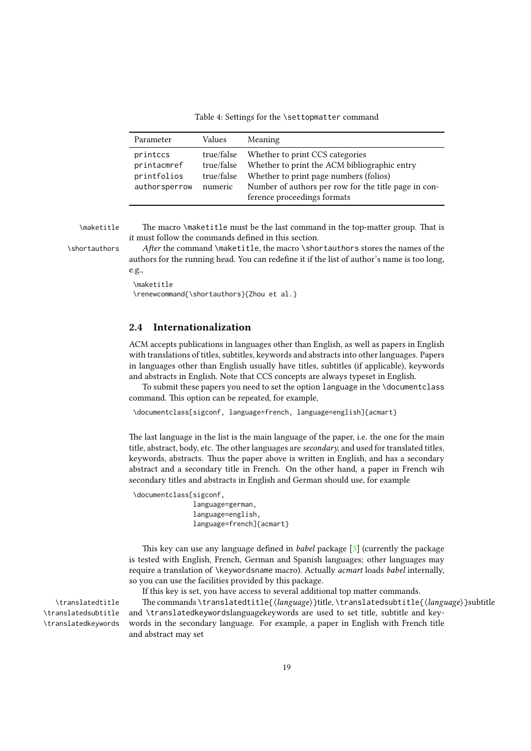Table 4: Settings for the \settopmatter command

| Parameter | Values | Meaning |
| --- | --- | --- |
| printccs | true/false | Whether to print CCS categories |
| printacmref | true/false | Whether to print the ACM bibliographic entry |
| printfolios | true/false | Whether to print page numbers (folios) |
| authorsperrow | numeric | Number of authors per row for the title page in conference proceedings formats |

\maketitle

The macro \maketitle must be the last command in the top-matter group. That is it must follow the commands defined in this section.

\shortauthors

*After* the command \maketitle, the macro \shortauthors stores the names of the authors for the running head. You can redefine it if the list of author's name is too long, e.g.,

```
\maketitle
\renewcommand{\shortauthors}{Zhou et al.}
```

## 2.4 Internationalization

ACM accepts publications in languages other than English, as well as papers in English with translations of titles, subtitles, keywords and abstracts into other languages. Papers in languages other than English usually have titles, subtitles (if applicable), keywords and abstracts in English. Note that CCS concepts are always typeset in English.

To submit these papers you need to set the option language in the \documentclass command. This option can be repeated, for example,

```
\documentclass[sigconf, language=french, language=english]{acmart}
```

The last language in the list is the main language of the paper, i.e. the one for the main title, abstract, body, etc. The other languages are *secondary,* and used for translated titles, keywords, abstracts. Thus the paper above is written in English, and has a secondary abstract and a secondary title in French. On the other hand, a paper in French wih secondary titles and abstracts in English and German should use, for example

```
\documentclass[sigconf,
              language=german,
              language=english,
              language=french]{acmart}
```

This key can use any language defined in *babel* package [3] (currently the package is tested with English, French, German and Spanish languages; other languages may require a translation of \keywordsname macro). Actually *acmart* loads *babel* internally, so you can use the facilities provided by this package.

If this key is set, you have access to several additional top matter commands.

\translatedtitle
\translatedsubtitle
\translatedkeywords

The commands \translatedtitle{⟨*language*⟩}title, \translatedsubtitle{⟨*language*⟩}subtitle and \translatedkeywordslanguagekeywords are used to set title, subtitle and keywords in the secondary language. For example, a paper in English with French title and abstract may set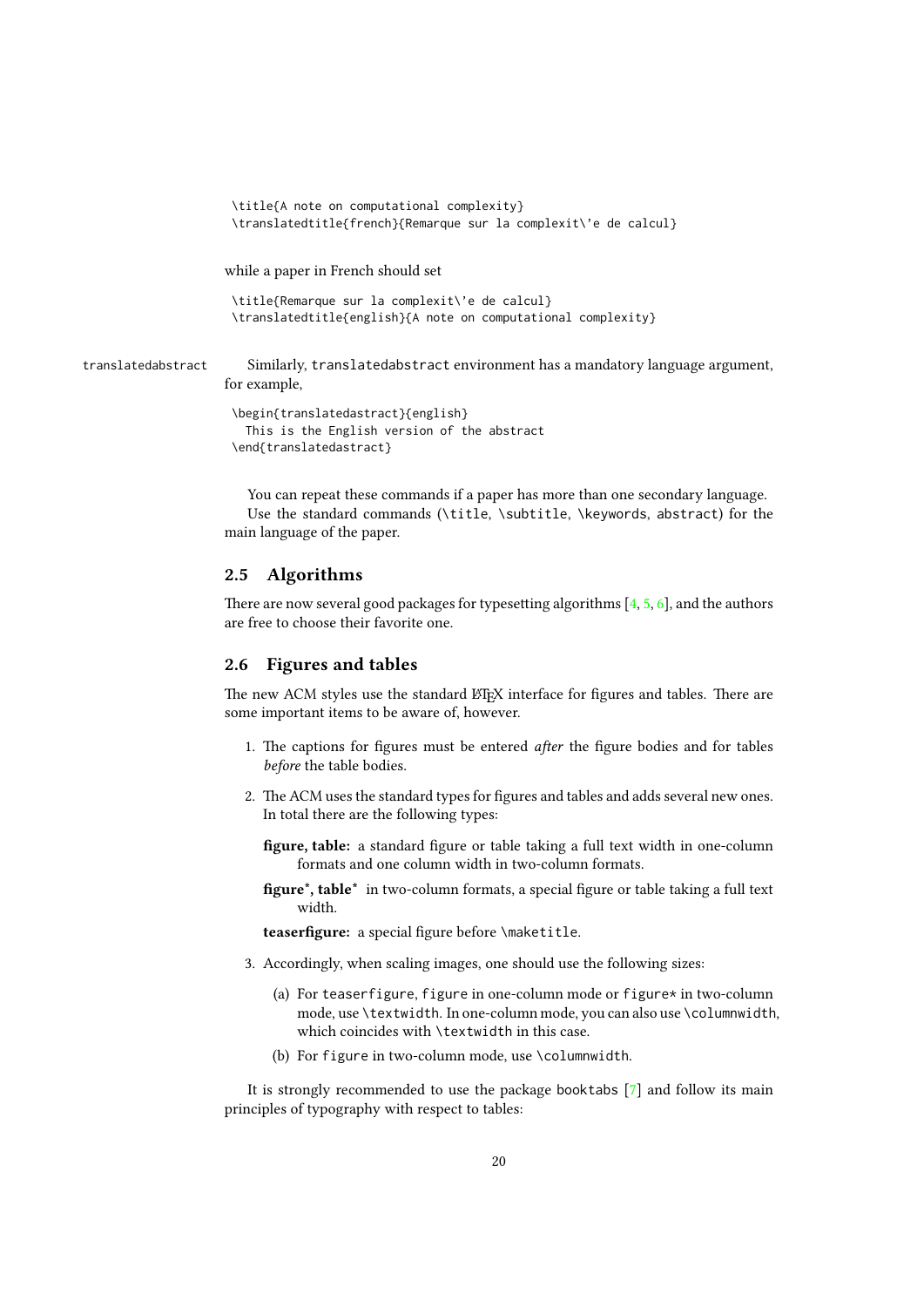```
\title{A note on computational complexity}
\translatedtitle{french}{Remarque sur la complexit\'e de calcul}
```

while a paper in French should set

```
\title{Remarque sur la complexit\'e de calcul}
\translatedtitle{english}{A note on computational complexity}
```

translatedabstract Similarly, `translatedabstract` environment has a mandatory language argument, for example,

```
\begin{translatedastract}{english}
  This is the English version of the abstract
\end{translatedastract}
```

You can repeat these commands if a paper has more than one secondary language.

Use the standard commands (`\title`, `\subtitle`, `\keywords`, `abstract`) for the main language of the paper.

## 2.5 Algorithms

There are now several good packages for typesetting algorithms [4, 5, 6], and the authors are free to choose their favorite one.

## 2.6 Figures and tables

The new ACM styles use the standard LaTeX interface for figures and tables. There are some important items to be aware of, however.

1. The captions for figures must be entered *after* the figure bodies and for tables *before* the table bodies.
2. The ACM uses the standard types for figures and tables and adds several new ones. In total there are the following types:

   **figure, table:** a standard figure or table taking a full text width in one-column formats and one column width in two-column formats.

   **figure\*, table\*** in two-column formats, a special figure or table taking a full text width.

   **teaserfigure:** a special figure before `\maketitle`.

3. Accordingly, when scaling images, one should use the following sizes:
   (a) For `teaserfigure`, `figure` in one-column mode or `figure*` in two-column mode, use `\textwidth`. In one-column mode, you can also use `\columnwidth`, which coincides with `\textwidth` in this case.
   (b) For `figure` in two-column mode, use `\columnwidth`.

It is strongly recommended to use the package `booktabs` [7] and follow its main principles of typography with respect to tables: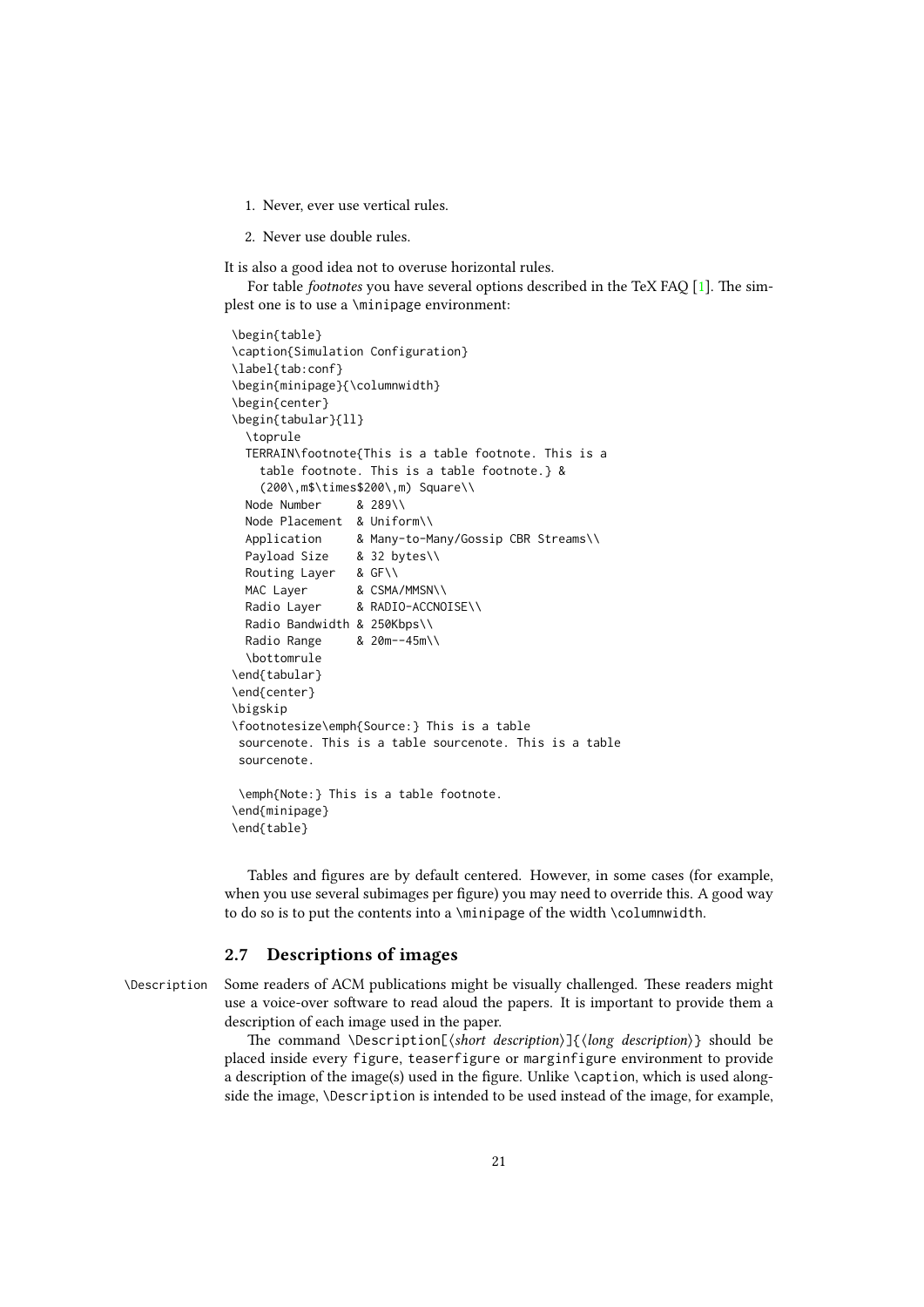1. Never, ever use vertical rules.
2. Never use double rules.

It is also a good idea not to overuse horizontal rules.

For table *footnotes* you have several options described in the TeX FAQ [1]. The simplest one is to use a \minipage environment:

```
\begin{table}
\caption{Simulation Configuration}
\label{tab:conf}
\begin{minipage}{\columnwidth}
\begin{center}
\begin{tabular}{ll}
  \toprule
  TERRAIN\footnote{This is a table footnote. This is a
    table footnote. This is a table footnote.} &
    (200\,m$\times$200\,m) Square\\
  Node Number     & 289\\
  Node Placement  & Uniform\\
  Application     & Many-to-Many/Gossip CBR Streams\\
  Payload Size    & 32 bytes\\
  Routing Layer   & GF\\
  MAC Layer       & CSMA/MMSN\\
  Radio Layer     & RADIO-ACCNOISE\\
  Radio Bandwidth & 250Kbps\\
  Radio Range     & 20m--45m\\
  \bottomrule
\end{tabular}
\end{center}
\bigskip
\footnotesize\emph{Source:} This is a table
 sourcenote. This is a table sourcenote. This is a table
 sourcenote.

 \emph{Note:} This is a table footnote.
\end{minipage}
\end{table}
```

Tables and figures are by default centered. However, in some cases (for example, when you use several subimages per figure) you may need to override this. A good way to do so is to put the contents into a \minipage of the width \columnwidth.

## 2.7 Descriptions of images

\Description

Some readers of ACM publications might be visually challenged. These readers might use a voice-over software to read aloud the papers. It is important to provide them a description of each image used in the paper.

The command \Description[⟨*short description*⟩]{⟨*long description*⟩} should be placed inside every figure, teaserfigure or marginfigure environment to provide a description of the image(s) used in the figure. Unlike \caption, which is used alongside the image, \Description is intended to be used instead of the image, for example,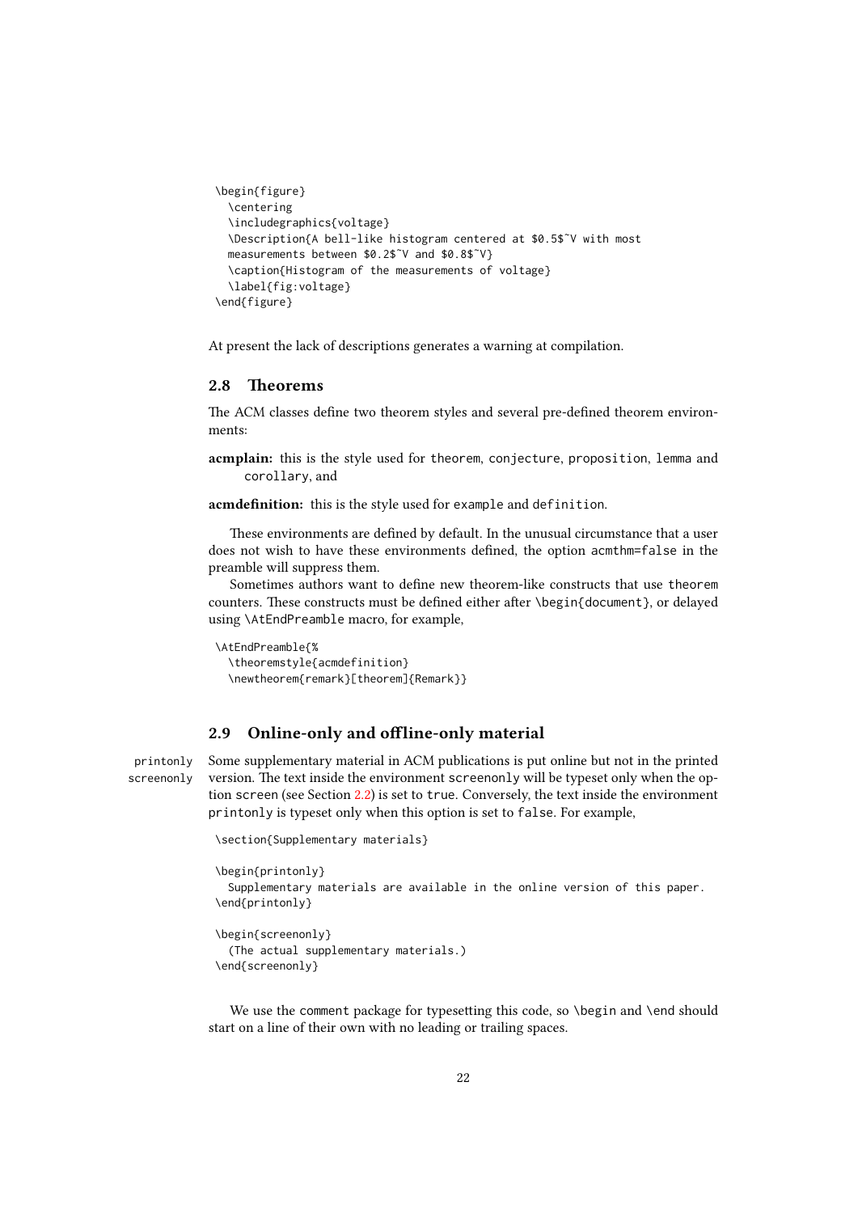```
\begin{figure}
  \centering
  \includegraphics{voltage}
  \Description{A bell-like histogram centered at $0.5$~V with most
  measurements between $0.2$~V and $0.8$~V}
  \caption{Histogram of the measurements of voltage}
  \label{fig:voltage}
\end{figure}
```

At present the lack of descriptions generates a warning at compilation.

### 2.8 Theorems

The ACM classes define two theorem styles and several pre-defined theorem environments:

**acmplain:** this is the style used for `theorem`, `conjecture`, `proposition`, `lemma` and `corollary`, and

**acmdefinition:** this is the style used for `example` and `definition`.

These environments are defined by default. In the unusual circumstance that a user does not wish to have these environments defined, the option `acmthm=false` in the preamble will suppress them.

Sometimes authors want to define new theorem-like constructs that use `theorem` counters. These constructs must be defined either after `\begin{document}`, or delayed using `\AtEndPreamble` macro, for example,

```
\AtEndPreamble{%
  \theoremstyle{acmdefinition}
  \newtheorem{remark}[theorem]{Remark}}
```

### 2.9 Online-only and offline-only material

printonly
screenonly

Some supplementary material in ACM publications is put online but not in the printed version. The text inside the environment `screenonly` will be typeset only when the option `screen` (see Section 2.2) is set to `true`. Conversely, the text inside the environment `printonly` is typeset only when this option is set to `false`. For example,

```
\section{Supplementary materials}

\begin{printonly}
  Supplementary materials are available in the online version of this paper.
\end{printonly}

\begin{screenonly}
  (The actual supplementary materials.)
\end{screenonly}
```

We use the `comment` package for typesetting this code, so `\begin` and `\end` should start on a line of their own with no leading or trailing spaces.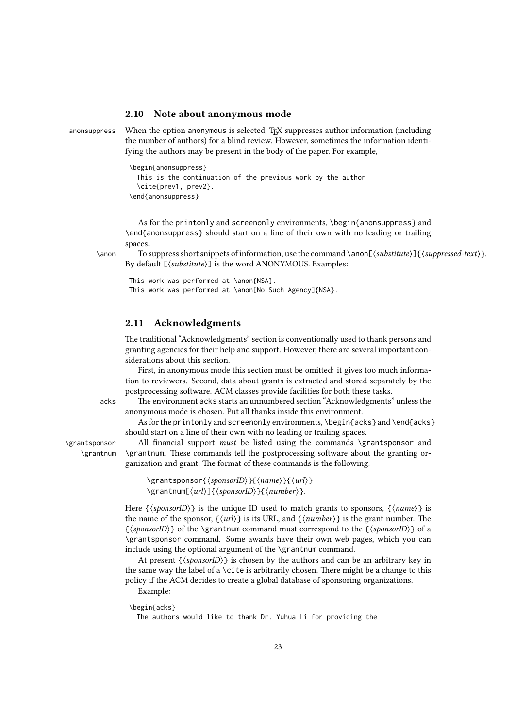## 2.10 Note about anonymous mode

anonsuppress

When the option anonymous is selected, TeX suppresses author information (including the number of authors) for a blind review. However, sometimes the information identifying the authors may be present in the body of the paper. For example,

```
\begin{anonsuppress}
  This is the continuation of the previous work by the author
  \cite{prev1, prev2}.
\end{anonsuppress}
```

As for the printonly and screenonly environments, \begin{anonsuppress} and \end{anonsuppress} should start on a line of their own with no leading or trailing spaces.

\anon

To suppress short snippets of information, use the command \anon[⟨*substitute*⟩]{⟨*suppressed-text*⟩}. By default [⟨*substitute*⟩] is the word ANONYMOUS. Examples:

```
This work was performed at \anon{NSA}.
This work was performed at \anon[No Such Agency]{NSA}.
```

## 2.11 Acknowledgments

The traditional "Acknowledgments" section is conventionally used to thank persons and granting agencies for their help and support. However, there are several important considerations about this section.

First, in anonymous mode this section must be omitted: it gives too much information to reviewers. Second, data about grants is extracted and stored separately by the postprocessing software. ACM classes provide facilities for both these tasks.

acks

The environment acks starts an unnumbered section "Acknowledgments" unless the anonymous mode is chosen. Put all thanks inside this environment.

As for the printonly and screenonly environments, \begin{acks} and \end{acks} should start on a line of their own with no leading or trailing spaces.

\grantsponsor
\grantnum

All financial support *must* be listed using the commands \grantsponsor and \grantnum. These commands tell the postprocessing software about the granting organization and grant. The format of these commands is the following:

> \grantsponsor{⟨*sponsorID*⟩}{⟨*name*⟩}{⟨*url*⟩}
> \grantnum[⟨*url*⟩]{⟨*sponsorID*⟩}{⟨*number*⟩}.

Here {⟨*sponsorID*⟩} is the unique ID used to match grants to sponsors, {⟨*name*⟩} is the name of the sponsor, {⟨*url*⟩} is its URL, and {⟨*number*⟩} is the grant number. The {⟨*sponsorID*⟩} of the \grantnum command must correspond to the {⟨*sponsorID*⟩} of a \grantsponsor command. Some awards have their own web pages, which you can include using the optional argument of the \grantnum command.

At present {⟨*sponsorID*⟩} is chosen by the authors and can be an arbitrary key in the same way the label of a \cite is arbitrarily chosen. There might be a change to this policy if the ACM decides to create a global database of sponsoring organizations.

Example:

```
\begin{acks}
  The authors would like to thank Dr. Yuhua Li for providing the
```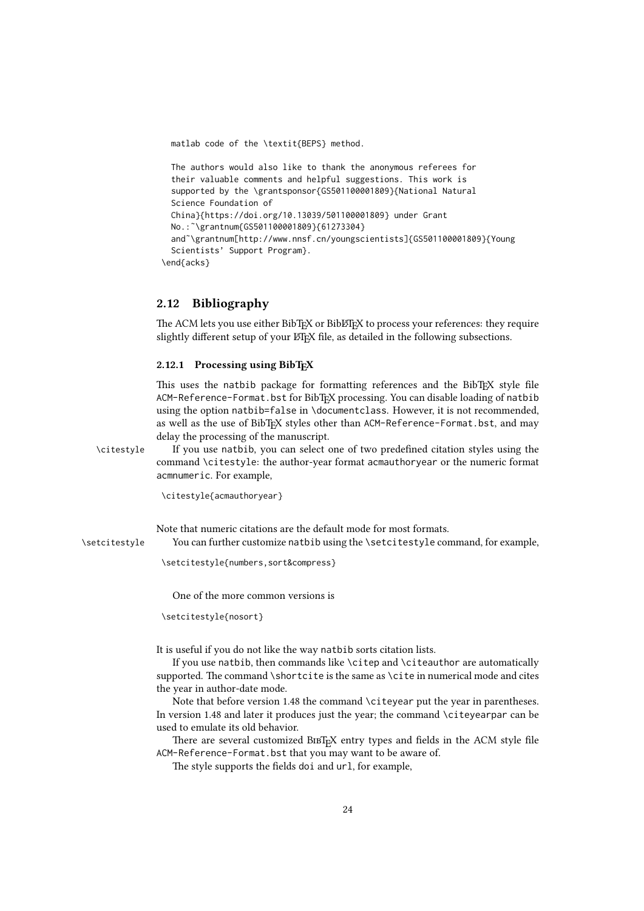```
  matlab code of the \textit{BEPS} method.

  The authors would also like to thank the anonymous referees for
  their valuable comments and helpful suggestions. This work is
  supported by the \grantsponsor{GS501100001809}{National Natural
  Science Foundation of
  China}{https://doi.org/10.13039/501100001809} under Grant
  No.:~\grantnum{GS501100001809}{61273304}
  and~\grantnum[http://www.nnsf.cn/youngscientists]{GS501100001809}{Young
  Scientists' Support Program}.
\end{acks}
```

## 2.12 Bibliography

The ACM lets you use either BibTEX or BibLaTEX to process your references: they require slightly different setup of your LaTEX file, as detailed in the following subsections.

### 2.12.1 Processing using BibTEX

This uses the natbib package for formatting references and the BibTEX style file ACM-Reference-Format.bst for BibTEX processing. You can disable loading of natbib using the option natbib=false in \documentclass. However, it is not recommended, as well as the use of BibTEX styles other than ACM-Reference-Format.bst, and may delay the processing of the manuscript.

\citestyle If you use natbib, you can select one of two predefined citation styles using the command \citestyle: the author-year format acmauthoryear or the numeric format acmnumeric. For example,

```
\citestyle{acmauthoryear}
```

Note that numeric citations are the default mode for most formats.

\setcitestyle You can further customize natbib using the \setcitestyle command, for example,

```
\setcitestyle{numbers,sort&compress}
```

One of the more common versions is

```
\setcitestyle{nosort}
```

It is useful if you do not like the way natbib sorts citation lists.

If you use natbib, then commands like \citep and \citeauthor are automatically supported. The command \shortcite is the same as \cite in numerical mode and cites the year in author-date mode.

Note that before version 1.48 the command \citeyear put the year in parentheses. In version 1.48 and later it produces just the year; the command \citeyearpar can be used to emulate its old behavior.

There are several customized BibTEX entry types and fields in the ACM style file ACM-Reference-Format.bst that you may want to be aware of.

The style supports the fields doi and url, for example,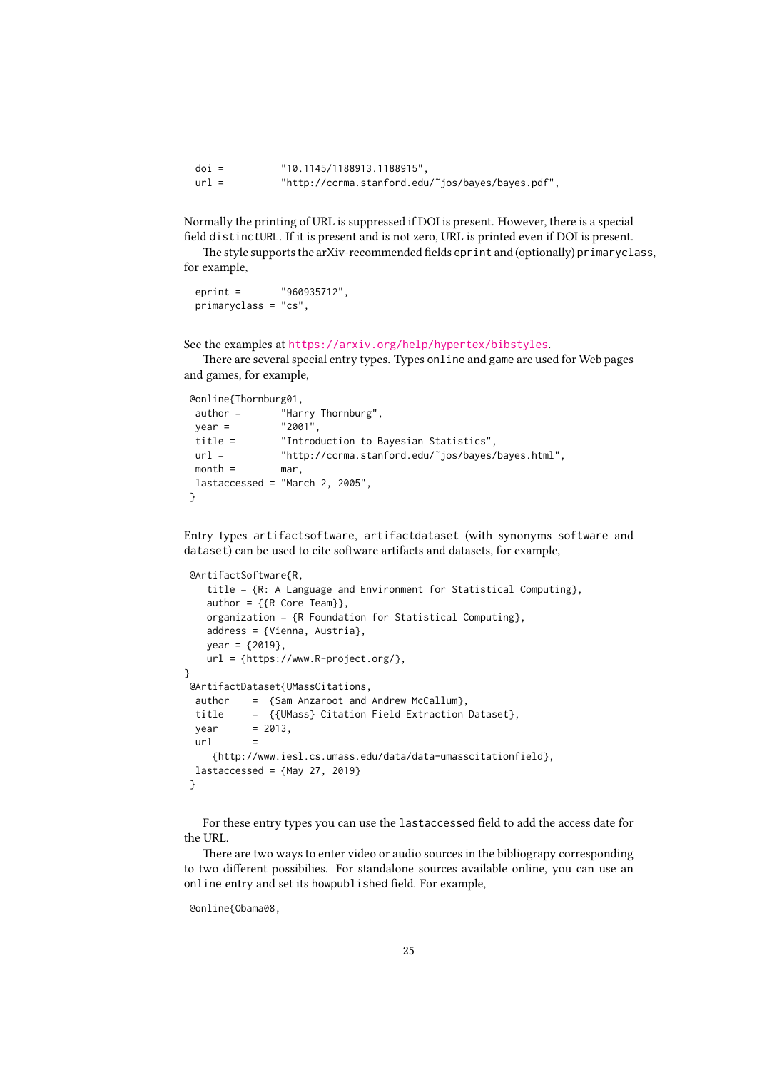```
  doi =         "10.1145/1188913.1188915",
  url =         "http://ccrma.stanford.edu/~jos/bayes/bayes.pdf",
```

Normally the printing of URL is suppressed if DOI is present. However, there is a special field `distinctURL`. If it is present and is not zero, URL is printed even if DOI is present.

The style supports the arXiv-recommended fields `eprint` and (optionally) `primaryclass`, for example,

```
  eprint =       "960935712",
  primaryclass = "cs",
```

See the examples at https://arxiv.org/help/hypertex/bibstyles.

There are several special entry types. Types `online` and `game` are used for Web pages and games, for example,

```
 @online{Thornburg01,
  author =       "Harry Thornburg",
  year =         "2001",
  title =        "Introduction to Bayesian Statistics",
  url =          "http://ccrma.stanford.edu/~jos/bayes/bayes.html",
  month =        mar,
  lastaccessed = "March 2, 2005",
 }
```

Entry types `artifactsoftware`, `artifactdataset` (with synonyms `software` and `dataset`) can be used to cite software artifacts and datasets, for example,

```
 @ArtifactSoftware{R,
    title = {R: A Language and Environment for Statistical Computing},
    author = {{R Core Team}},
    organization = {R Foundation for Statistical Computing},
    address = {Vienna, Austria},
    year = {2019},
    url = {https://www.R-project.org/},
}
 @ArtifactDataset{UMassCitations,
  author    =  {Sam Anzaroot and Andrew McCallum},
  title     =  {{UMass} Citation Field Extraction Dataset},
  year      = 2013,
  url       =
     {http://www.iesl.cs.umass.edu/data/data-umasscitationfield},
  lastaccessed = {May 27, 2019}
 }
```

For these entry types you can use the `lastaccessed` field to add the access date for the URL.

There are two ways to enter video or audio sources in the bibliograpy corresponding to two different possibilies. For standalone sources available online, you can use an `online` entry and set its `howpublished` field. For example,

```
 @online{Obama08,
```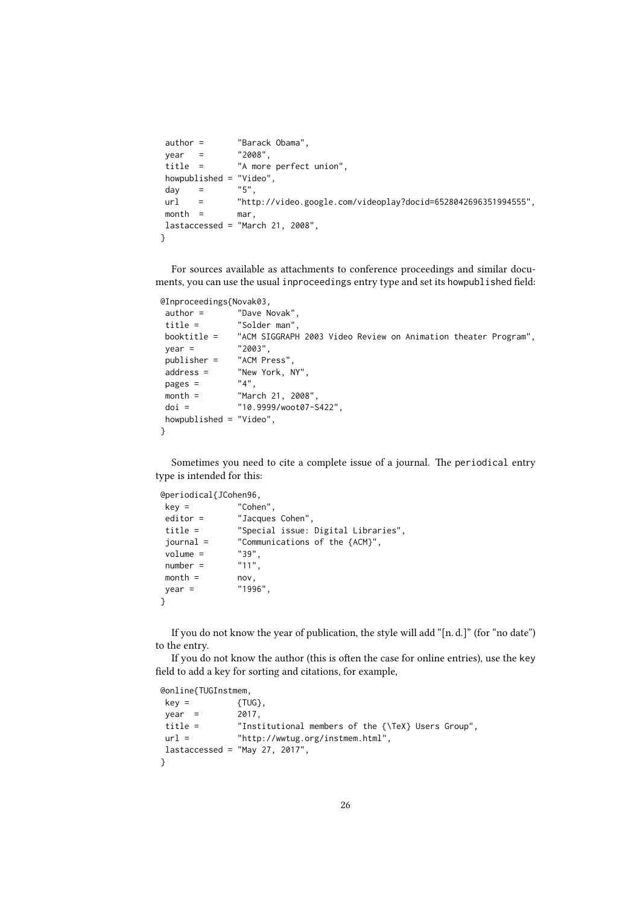```
 author =       "Barack Obama",
 year   =       "2008",
 title  =       "A more perfect union",
 howpublished = "Video",
 day    =       "5",
 url    =       "http://video.google.com/videoplay?docid=6528042696351994555",
 month  =       mar,
 lastaccessed = "March 21, 2008",
}
```

For sources available as attachments to conference proceedings and similar documents, you can use the usual inproceedings entry type and set its howpublished field:

```
@Inproceedings{Novak03,
 author =       "Dave Novak",
 title =        "Solder man",
 booktitle =    "ACM SIGGRAPH 2003 Video Review on Animation theater Program",
 year =         "2003",
 publisher =    "ACM Press",
 address =      "New York, NY",
 pages =        "4",
 month =        "March 21, 2008",
 doi =          "10.9999/woot07-S422",
 howpublished = "Video",
}
```

Sometimes you need to cite a complete issue of a journal. The periodical entry type is intended for this:

```
@periodical{JCohen96,
 key =          "Cohen",
 editor =       "Jacques Cohen",
 title =        "Special issue: Digital Libraries",
 journal =      "Communications of the {ACM}",
 volume =       "39",
 number =       "11",
 month =        nov,
 year =         "1996",
}
```

If you do not know the year of publication, the style will add "[n. d.]" (for "no date") to the entry.

If you do not know the author (this is often the case for online entries), use the key field to add a key for sorting and citations, for example,

```
@online{TUGInstmem,
 key =          {TUG},
 year  =        2017,
 title =        "Institutional members of the {\TeX} Users Group",
 url =          "http://wwtug.org/instmem.html",
 lastaccessed = "May 27, 2017",
}
```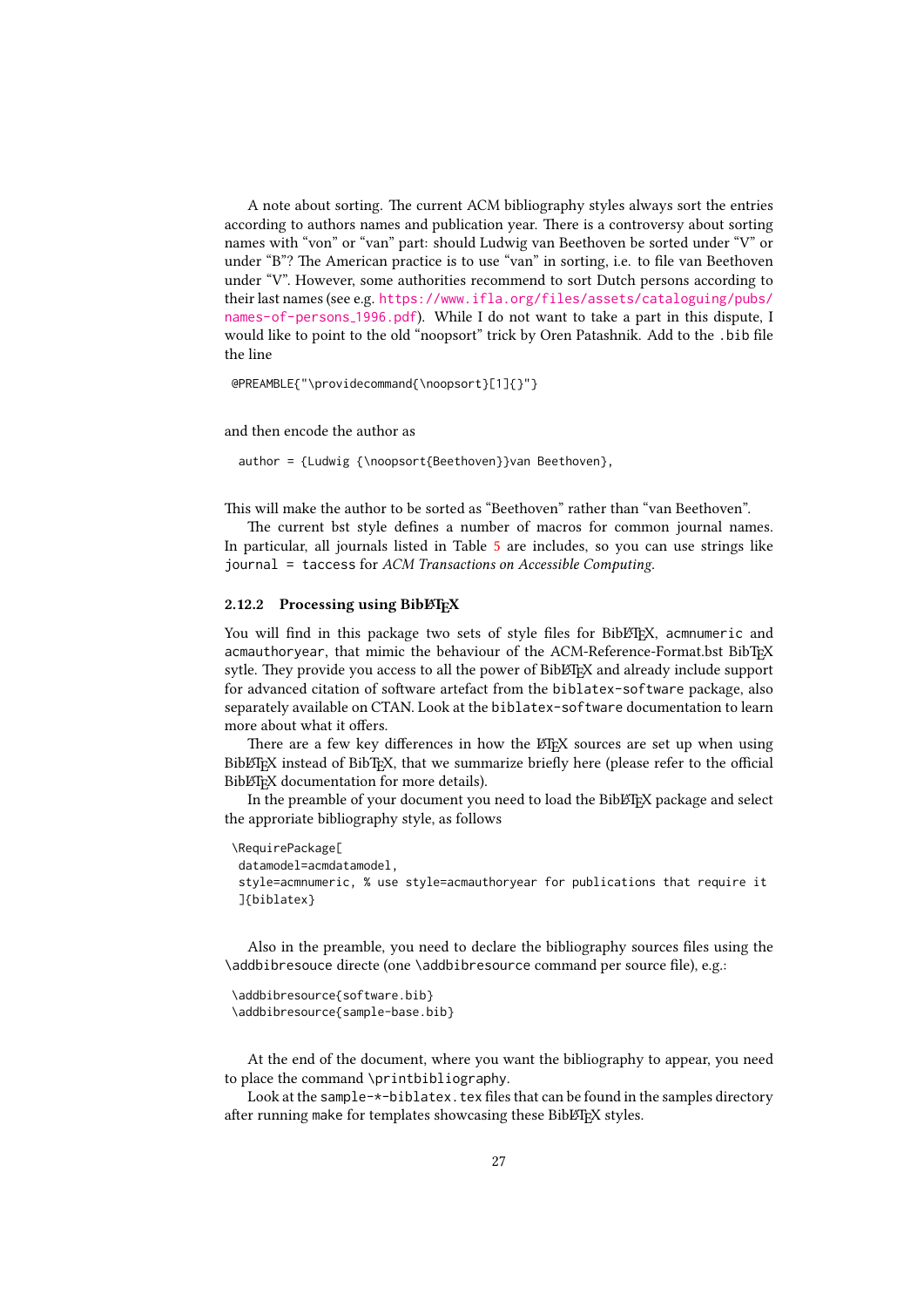A note about sorting. The current ACM bibliography styles always sort the entries according to authors names and publication year. There is a controversy about sorting names with "von" or "van" part: should Ludwig van Beethoven be sorted under "V" or under "B"? The American practice is to use "van" in sorting, i.e. to file van Beethoven under "V". However, some authorities recommend to sort Dutch persons according to their last names (see e.g. https://www.ifla.org/files/assets/cataloguing/pubs/names-of-persons_1996.pdf). While I do not want to take a part in this dispute, I would like to point to the old "noopsort" trick by Oren Patashnik. Add to the .bib file the line

```
@PREAMBLE{"\providecommand{\noopsort}[1]{}"}
```

and then encode the author as

```
author = {Ludwig {\noopsort{Beethoven}}van Beethoven},
```

This will make the author to be sorted as "Beethoven" rather than "van Beethoven".

The current bst style defines a number of macros for common journal names. In particular, all journals listed in Table 5 are includes, so you can use strings like `journal = taccess` for *ACM Transactions on Accessible Computing*.

### 2.12.2 Processing using BibLaTeX

You will find in this package two sets of style files for BibLaTeX, acmnumeric and acmauthoryear, that mimic the behaviour of the ACM-Reference-Format.bst BibTeX sytle. They provide you access to all the power of BibLaTeX and already include support for advanced citation of software artefact from the biblatex-software package, also separately available on CTAN. Look at the biblatex-software documentation to learn more about what it offers.

There are a few key differences in how the LaTeX sources are set up when using BibLaTeX instead of BibTeX, that we summarize briefly here (please refer to the official BibLaTeX documentation for more details).

In the preamble of your document you need to load the BibLaTeX package and select the approriate bibliography style, as follows

```
\RequirePackage[
 datamodel=acmdatamodel,
 style=acmnumeric, % use style=acmauthoryear for publications that require it
 ]{biblatex}
```

Also in the preamble, you need to declare the bibliography sources files using the \addbibresouce directe (one \addbibresource command per source file), e.g.:

```
\addbibresource{software.bib}
\addbibresource{sample-base.bib}
```

At the end of the document, where you want the bibliography to appear, you need to place the command \printbibliography.

Look at the sample-*-biblatex.tex files that can be found in the samples directory after running make for templates showcasing these BibLaTeX styles.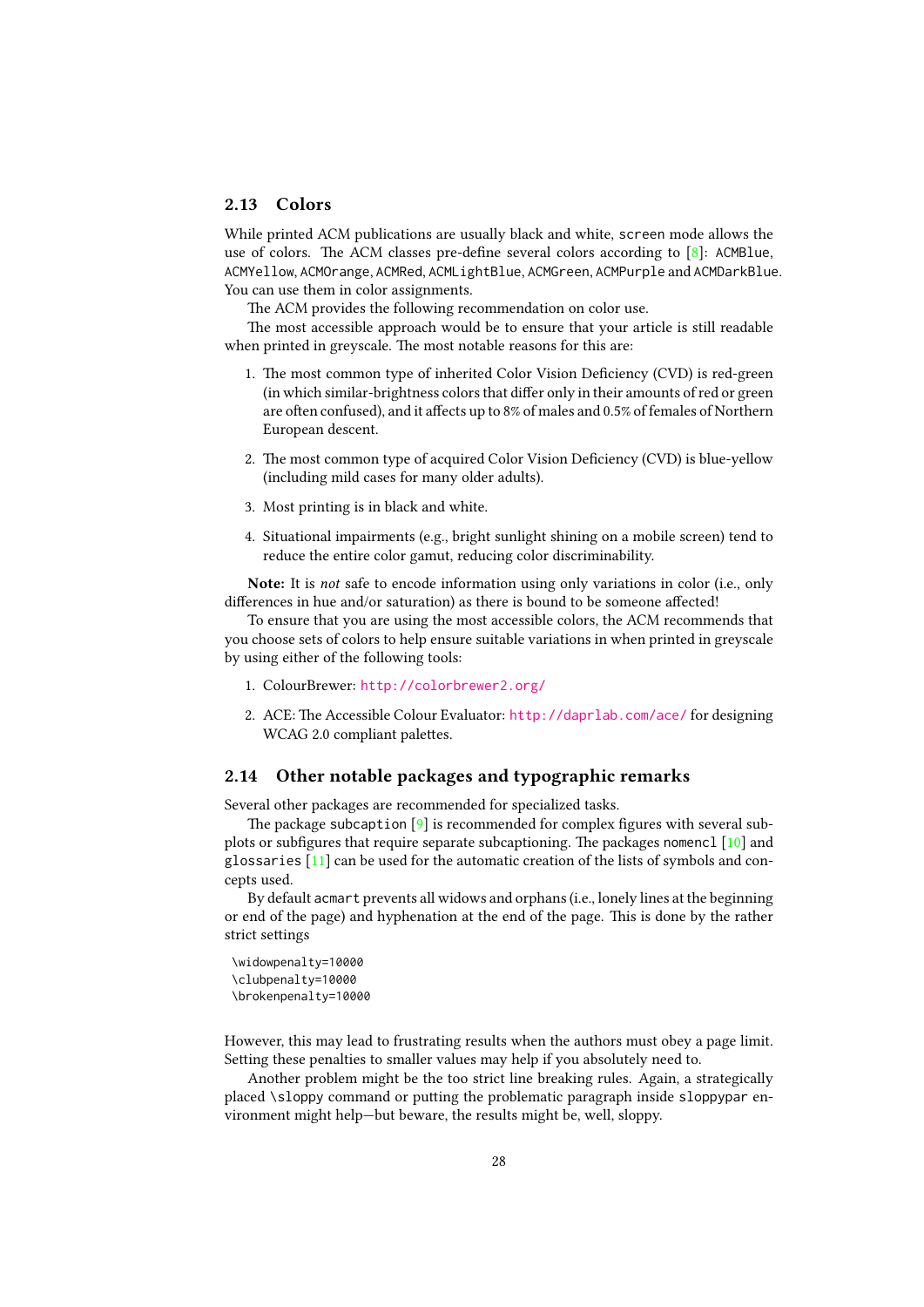## 2.13 Colors

While printed ACM publications are usually black and white, `screen` mode allows the use of colors. The ACM classes pre-define several colors according to [8]: `ACMBlue`, `ACMYellow`, `ACMOrange`, `ACMRed`, `ACMLightBlue`, `ACMGreen`, `ACMPurple` and `ACMDarkBlue`. You can use them in color assignments.

The ACM provides the following recommendation on color use.

The most accessible approach would be to ensure that your article is still readable when printed in greyscale. The most notable reasons for this are:

1. The most common type of inherited Color Vision Deficiency (CVD) is red-green (in which similar-brightness colors that differ only in their amounts of red or green are often confused), and it affects up to 8% of males and 0.5% of females of Northern European descent.

2. The most common type of acquired Color Vision Deficiency (CVD) is blue-yellow (including mild cases for many older adults).

3. Most printing is in black and white.

4. Situational impairments (e.g., bright sunlight shining on a mobile screen) tend to reduce the entire color gamut, reducing color discriminability.

**Note:** It is *not* safe to encode information using only variations in color (i.e., only differences in hue and/or saturation) as there is bound to be someone affected!

To ensure that you are using the most accessible colors, the ACM recommends that you choose sets of colors to help ensure suitable variations in when printed in greyscale by using either of the following tools:

1. ColourBrewer: http://colorbrewer2.org/

2. ACE: The Accessible Colour Evaluator: http://daprlab.com/ace/ for designing WCAG 2.0 compliant palettes.

## 2.14 Other notable packages and typographic remarks

Several other packages are recommended for specialized tasks.

The package `subcaption` [9] is recommended for complex figures with several subplots or subfigures that require separate subcaptioning. The packages `nomencl` [10] and `glossaries` [11] can be used for the automatic creation of the lists of symbols and concepts used.

By default `acmart` prevents all widows and orphans (i.e., lonely lines at the beginning or end of the page) and hyphenation at the end of the page. This is done by the rather strict settings

```
\widowpenalty=10000
\clubpenalty=10000
\brokenpenalty=10000
```

However, this may lead to frustrating results when the authors must obey a page limit. Setting these penalties to smaller values may help if you absolutely need to.

Another problem might be the too strict line breaking rules. Again, a strategically placed `\sloppy` command or putting the problematic paragraph inside `sloppypar` environment might help—but beware, the results might be, well, sloppy.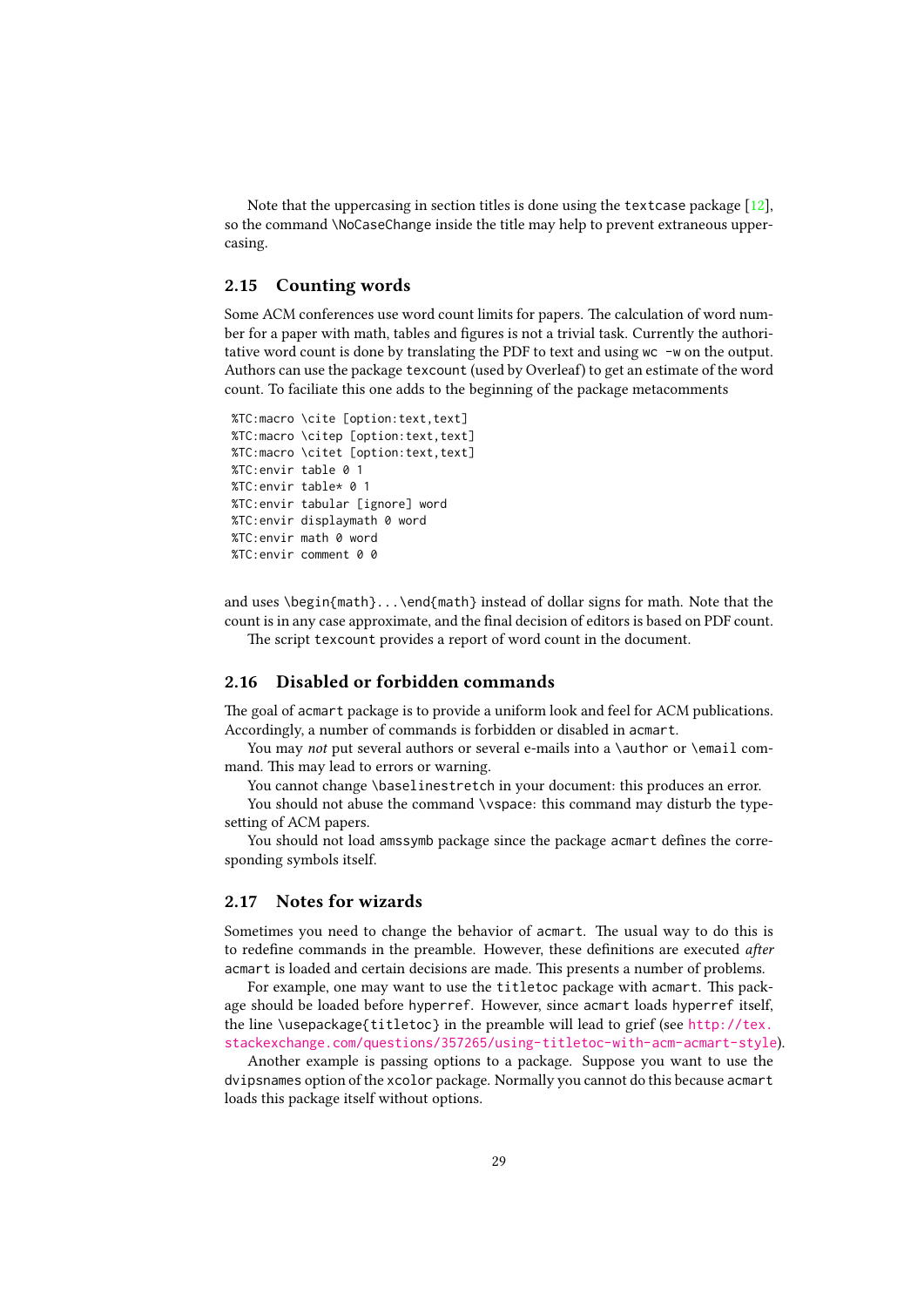Note that the uppercasing in section titles is done using the textcase package [12], so the command \NoCaseChange inside the title may help to prevent extraneous uppercasing.

## 2.15 Counting words

Some ACM conferences use word count limits for papers. The calculation of word number for a paper with math, tables and figures is not a trivial task. Currently the authoritative word count is done by translating the PDF to text and using wc -w on the output. Authors can use the package texcount (used by Overleaf) to get an estimate of the word count. To faciliate this one adds to the beginning of the package metacomments

```
%TC:macro \cite [option:text,text]
%TC:macro \citep [option:text,text]
%TC:macro \citet [option:text,text]
%TC:envir table 0 1
%TC:envir table* 0 1
%TC:envir tabular [ignore] word
%TC:envir displaymath 0 word
%TC:envir math 0 word
%TC:envir comment 0 0
```

and uses \begin{math}...\end{math} instead of dollar signs for math. Note that the count is in any case approximate, and the final decision of editors is based on PDF count.

The script texcount provides a report of word count in the document.

## 2.16 Disabled or forbidden commands

The goal of acmart package is to provide a uniform look and feel for ACM publications. Accordingly, a number of commands is forbidden or disabled in acmart.

You may *not* put several authors or several e-mails into a \author or \email command. This may lead to errors or warning.

You cannot change \baselinestretch in your document: this produces an error.

You should not abuse the command \vspace: this command may disturb the typesetting of ACM papers.

You should not load amssymb package since the package acmart defines the corresponding symbols itself.

## 2.17 Notes for wizards

Sometimes you need to change the behavior of acmart. The usual way to do this is to redefine commands in the preamble. However, these definitions are executed *after* acmart is loaded and certain decisions are made. This presents a number of problems.

For example, one may want to use the titletoc package with acmart. This package should be loaded before hyperref. However, since acmart loads hyperref itself, the line \usepackage{titletoc} in the preamble will lead to grief (see http://tex.stackexchange.com/questions/357265/using-titletoc-with-acm-acmart-style).

Another example is passing options to a package. Suppose you want to use the dvipsnames option of the xcolor package. Normally you cannot do this because acmart loads this package itself without options.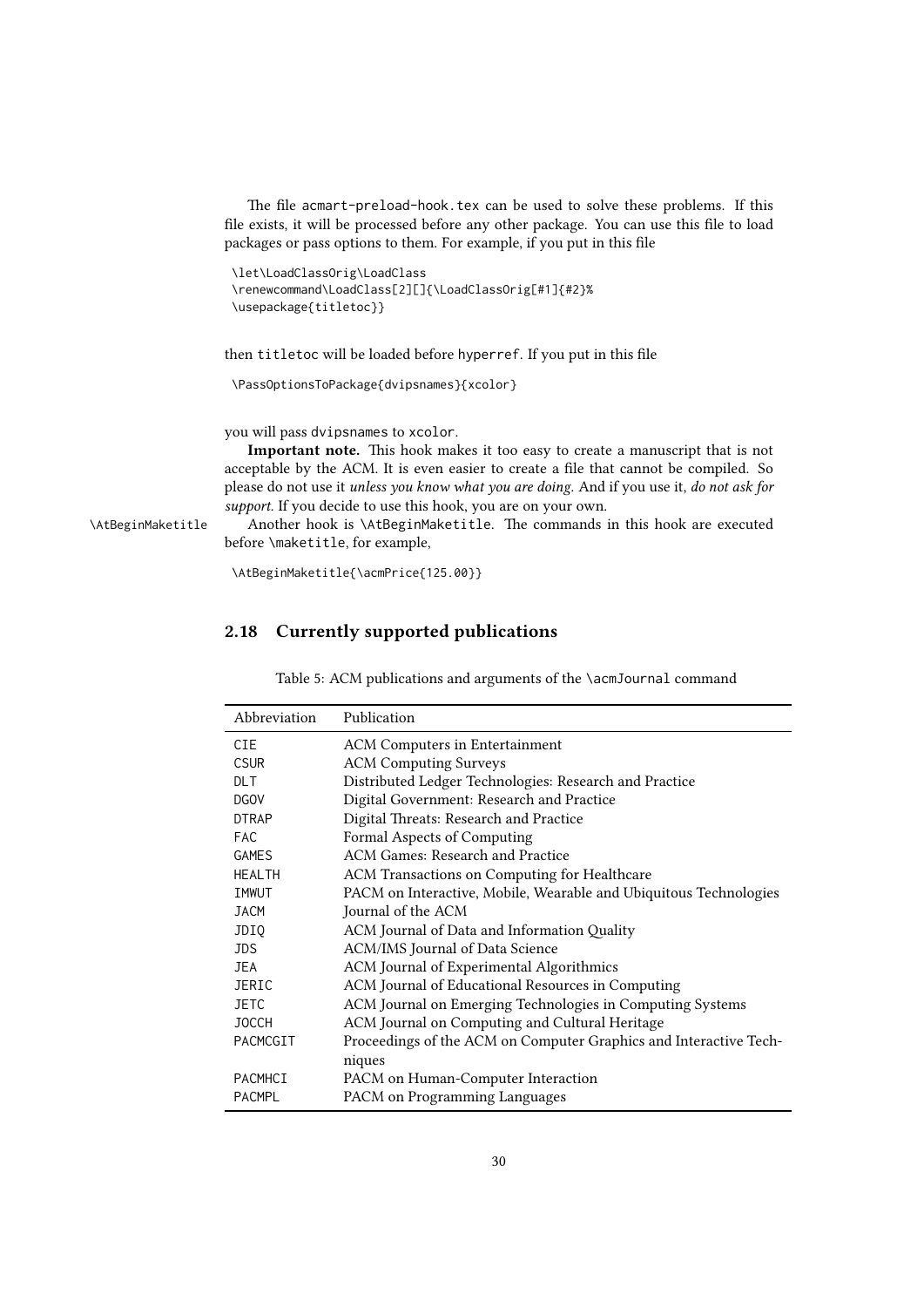The file acmart-preload-hook.tex can be used to solve these problems. If this file exists, it will be processed before any other package. You can use this file to load packages or pass options to them. For example, if you put in this file

```
\let\LoadClassOrig\LoadClass
\renewcommand\LoadClass[2][]{\LoadClassOrig[#1]{#2}%
\usepackage{titletoc}}
```

then titletoc will be loaded before hyperref. If you put in this file

```
\PassOptionsToPackage{dvipsnames}{xcolor}
```

you will pass dvipsnames to xcolor.

**Important note.** This hook makes it too easy to create a manuscript that is not acceptable by the ACM. It is even easier to create a file that cannot be compiled. So please do not use it *unless you know what you are doing*. And if you use it, *do not ask for support*. If you decide to use this hook, you are on your own.

\AtBeginMaketitle

Another hook is \AtBeginMaketitle. The commands in this hook are executed before \maketitle, for example,

```
\AtBeginMaketitle{\acmPrice{125.00}}
```

## 2.18 Currently supported publications

Table 5: ACM publications and arguments of the \acmJournal command

| Abbreviation | Publication |
|---|---|
| CIE | ACM Computers in Entertainment |
| CSUR | ACM Computing Surveys |
| DLT | Distributed Ledger Technologies: Research and Practice |
| DGOV | Digital Government: Research and Practice |
| DTRAP | Digital Threats: Research and Practice |
| FAC | Formal Aspects of Computing |
| GAMES | ACM Games: Research and Practice |
| HEALTH | ACM Transactions on Computing for Healthcare |
| IMWUT | PACM on Interactive, Mobile, Wearable and Ubiquitous Technologies |
| JACM | Journal of the ACM |
| JDIQ | ACM Journal of Data and Information Quality |
| JDS | ACM/IMS Journal of Data Science |
| JEA | ACM Journal of Experimental Algorithmics |
| JERIC | ACM Journal of Educational Resources in Computing |
| JETC | ACM Journal on Emerging Technologies in Computing Systems |
| JOCCH | ACM Journal on Computing and Cultural Heritage |
| PACMCGIT | Proceedings of the ACM on Computer Graphics and Interactive Techniques |
| PACMHCI | PACM on Human-Computer Interaction |
| PACMPL | PACM on Programming Languages |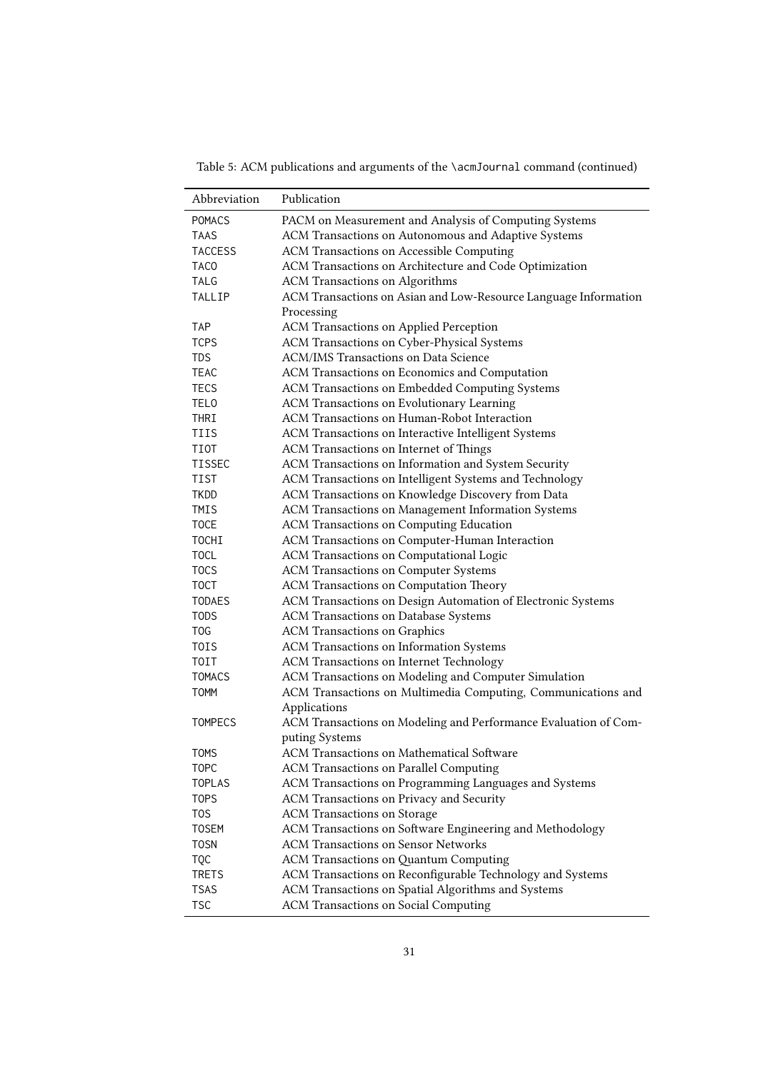Table 5: ACM publications and arguments of the `\acmJournal` command (continued)

| Abbreviation | Publication |
| --- | --- |
| `POMACS` | PACM on Measurement and Analysis of Computing Systems |
| `TAAS` | ACM Transactions on Autonomous and Adaptive Systems |
| `TACCESS` | ACM Transactions on Accessible Computing |
| `TACO` | ACM Transactions on Architecture and Code Optimization |
| `TALG` | ACM Transactions on Algorithms |
| `TALLIP` | ACM Transactions on Asian and Low-Resource Language Information Processing |
| `TAP` | ACM Transactions on Applied Perception |
| `TCPS` | ACM Transactions on Cyber-Physical Systems |
| `TDS` | ACM/IMS Transactions on Data Science |
| `TEAC` | ACM Transactions on Economics and Computation |
| `TECS` | ACM Transactions on Embedded Computing Systems |
| `TELO` | ACM Transactions on Evolutionary Learning |
| `THRI` | ACM Transactions on Human-Robot Interaction |
| `TIIS` | ACM Transactions on Interactive Intelligent Systems |
| `TIOT` | ACM Transactions on Internet of Things |
| `TISSEC` | ACM Transactions on Information and System Security |
| `TIST` | ACM Transactions on Intelligent Systems and Technology |
| `TKDD` | ACM Transactions on Knowledge Discovery from Data |
| `TMIS` | ACM Transactions on Management Information Systems |
| `TOCE` | ACM Transactions on Computing Education |
| `TOCHI` | ACM Transactions on Computer-Human Interaction |
| `TOCL` | ACM Transactions on Computational Logic |
| `TOCS` | ACM Transactions on Computer Systems |
| `TOCT` | ACM Transactions on Computation Theory |
| `TODAES` | ACM Transactions on Design Automation of Electronic Systems |
| `TODS` | ACM Transactions on Database Systems |
| `TOG` | ACM Transactions on Graphics |
| `TOIS` | ACM Transactions on Information Systems |
| `TOIT` | ACM Transactions on Internet Technology |
| `TOMACS` | ACM Transactions on Modeling and Computer Simulation |
| `TOMM` | ACM Transactions on Multimedia Computing, Communications and Applications |
| `TOMPECS` | ACM Transactions on Modeling and Performance Evaluation of Computing Systems |
| `TOMS` | ACM Transactions on Mathematical Software |
| `TOPC` | ACM Transactions on Parallel Computing |
| `TOPLAS` | ACM Transactions on Programming Languages and Systems |
| `TOPS` | ACM Transactions on Privacy and Security |
| `TOS` | ACM Transactions on Storage |
| `TOSEM` | ACM Transactions on Software Engineering and Methodology |
| `TOSN` | ACM Transactions on Sensor Networks |
| `TQC` | ACM Transactions on Quantum Computing |
| `TRETS` | ACM Transactions on Reconfigurable Technology and Systems |
| `TSAS` | ACM Transactions on Spatial Algorithms and Systems |
| `TSC` | ACM Transactions on Social Computing |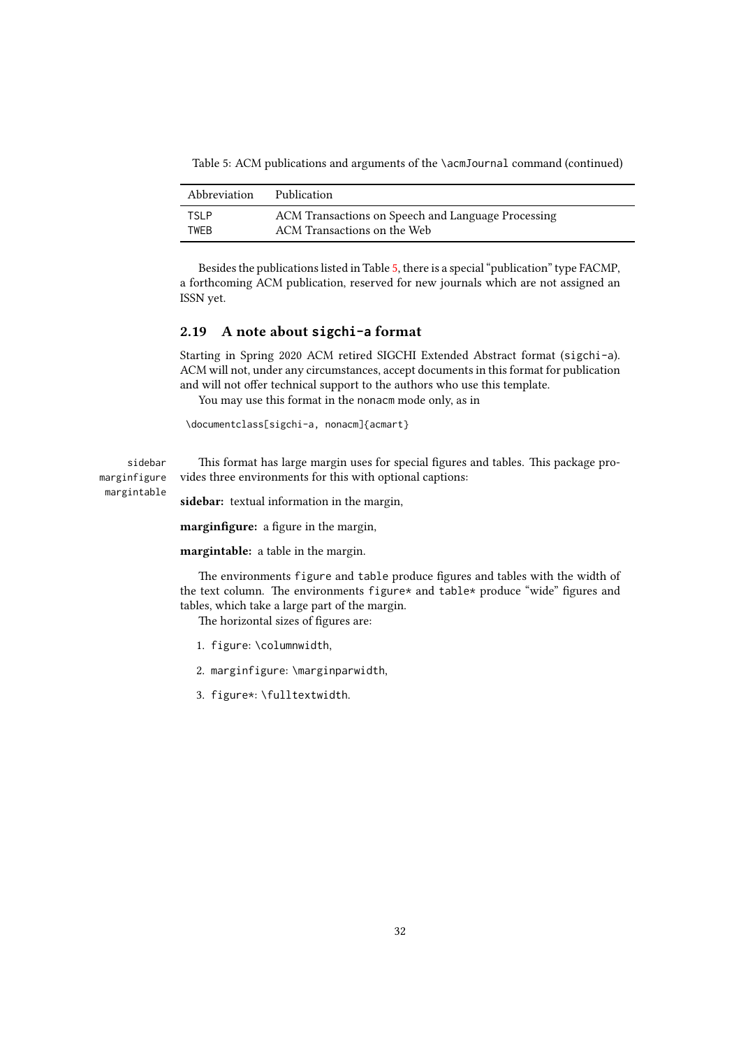Table 5: ACM publications and arguments of the `\acmJournal` command (continued)

| Abbreviation | Publication |
|---|---|
| TSLP | ACM Transactions on Speech and Language Processing |
| TWEB | ACM Transactions on the Web |

Besides the publications listed in Table 5, there is a special "publication" type FACMP, a forthcoming ACM publication, reserved for new journals which are not assigned an ISSN yet.

### 2.19 A note about `sigchi-a` format

Starting in Spring 2020 ACM retired SIGCHI Extended Abstract format (`sigchi-a`). ACM will not, under any circumstances, accept documents in this format for publication and will not offer technical support to the authors who use this template.

You may use this format in the `nonacm` mode only, as in

```
\documentclass[sigchi-a, nonacm]{acmart}
```

sidebar
marginfigure
margintable

This format has large margin uses for special figures and tables. This package provides three environments for this with optional captions:

**sidebar:** textual information in the margin,

**marginfigure:** a figure in the margin,

**margintable:** a table in the margin.

The environments `figure` and `table` produce figures and tables with the width of the text column. The environments `figure*` and `table*` produce "wide" figures and tables, which take a large part of the margin.

The horizontal sizes of figures are:

1. `figure`: `\columnwidth`,
2. `marginfigure`: `\marginparwidth`,
3. `figure*`: `\fulltextwidth`.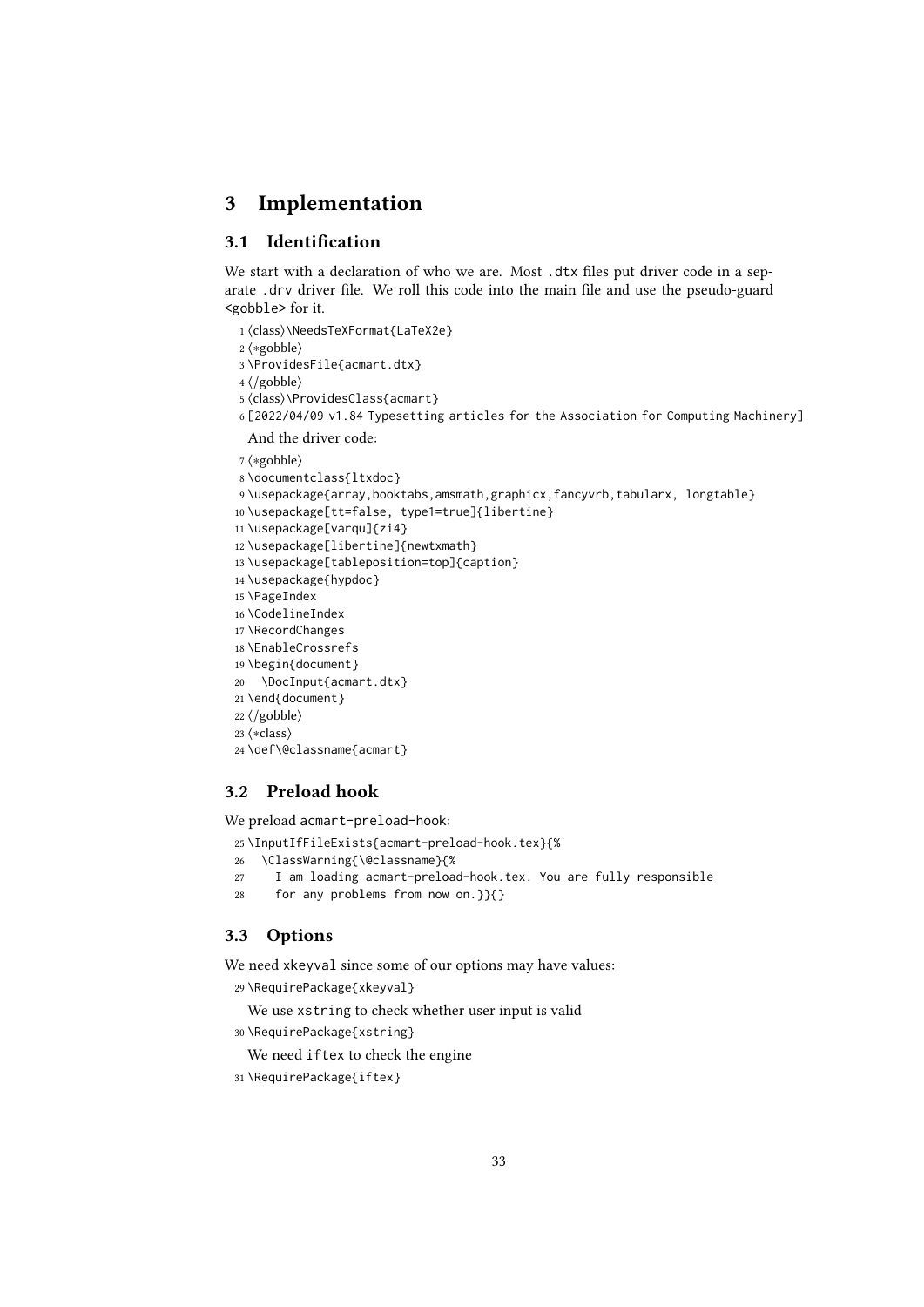# 3 Implementation

## 3.1 Identification

We start with a declaration of who we are. Most .dtx files put driver code in a separate .drv driver file. We roll this code into the main file and use the pseudo-guard <gobble> for it.

```
1 ⟨class⟩\NeedsTeXFormat{LaTeX2e}
2 ⟨*gobble⟩
3 \ProvidesFile{acmart.dtx}
4 ⟨/gobble⟩
5 ⟨class⟩\ProvidesClass{acmart}
6 [2022/04/09 v1.84 Typesetting articles for the Association for Computing Machinery]
```

And the driver code:

```
7 ⟨*gobble⟩
8 \documentclass{ltxdoc}
9 \usepackage{array,booktabs,amsmath,graphicx,fancyvrb,tabularx, longtable}
10 \usepackage[tt=false, type1=true]{libertine}
11 \usepackage[varqu]{zi4}
12 \usepackage[libertine]{newtxmath}
13 \usepackage[tableposition=top]{caption}
14 \usepackage{hypdoc}
15 \PageIndex
16 \CodelineIndex
17 \RecordChanges
18 \EnableCrossrefs
19 \begin{document}
20   \DocInput{acmart.dtx}
21 \end{document}
22 ⟨/gobble⟩
23 ⟨*class⟩
24 \def\@classname{acmart}
```

## 3.2 Preload hook

We preload acmart-preload-hook:

```
25 \InputIfFileExists{acmart-preload-hook.tex}{%
26   \ClassWarning{\@classname}{%
27     I am loading acmart-preload-hook.tex. You are fully responsible
28     for any problems from now on.}}{}
```

## 3.3 Options

We need xkeyval since some of our options may have values:

```
29 \RequirePackage{xkeyval}
```

We use xstring to check whether user input is valid

```
30 \RequirePackage{xstring}
```

We need iftex to check the engine

```
31 \RequirePackage{iftex}
```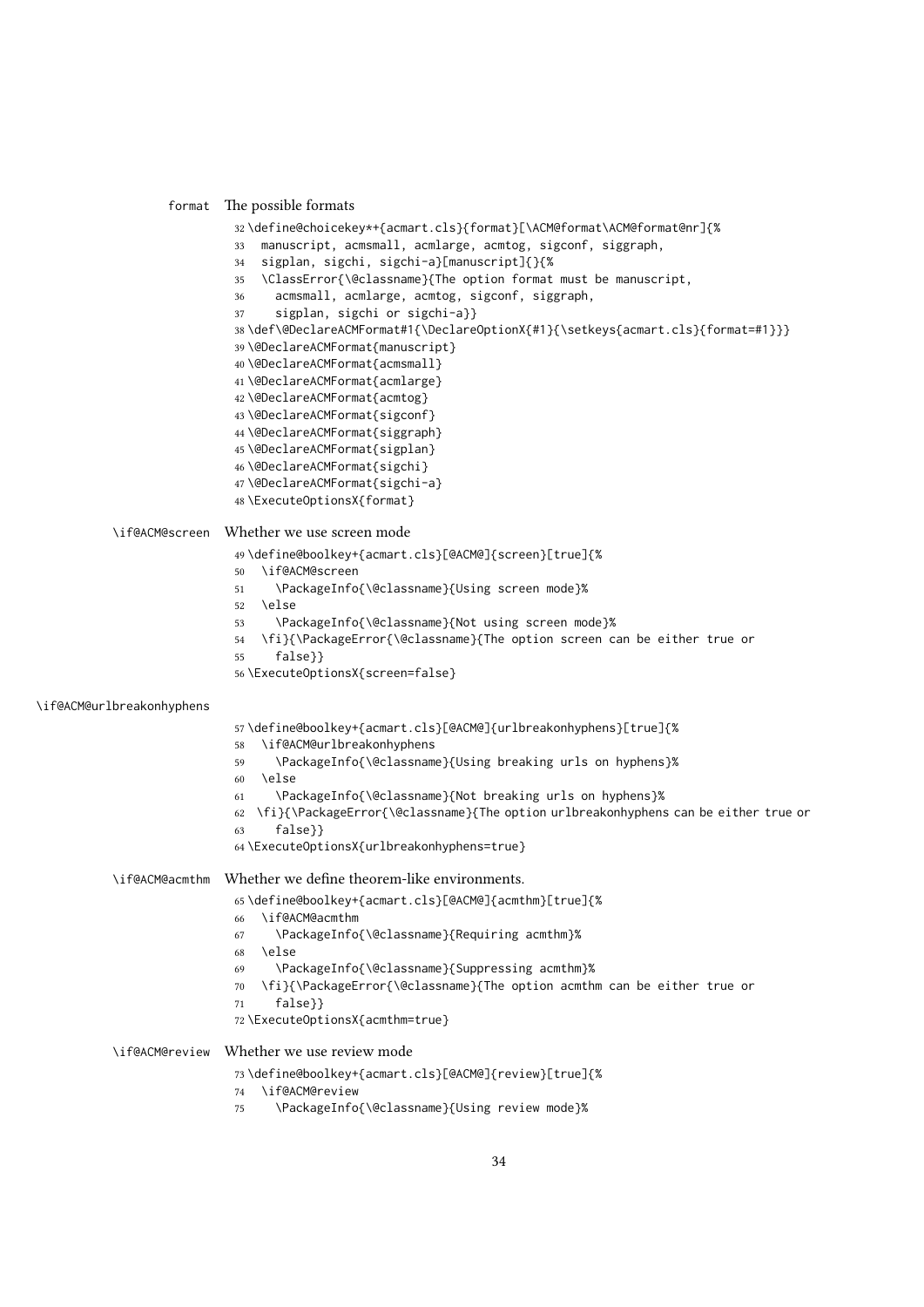format The possible formats

```
32 \define@choicekey*+{acmart.cls}{format}[\ACM@format\ACM@format@nr]{%
33   manuscript, acmsmall, acmlarge, acmtog, sigconf, siggraph,
34   sigplan, sigchi, sigchi-a}[manuscript]{}{%
35   \ClassError{\@classname}{The option format must be manuscript,
36     acmsmall, acmlarge, acmtog, sigconf, siggraph,
37     sigplan, sigchi or sigchi-a}}
38 \def\@DeclareACMFormat#1{\DeclareOptionX{#1}{\setkeys{acmart.cls}{format=#1}}}
39 \@DeclareACMFormat{manuscript}
40 \@DeclareACMFormat{acmsmall}
41 \@DeclareACMFormat{acmlarge}
42 \@DeclareACMFormat{acmtog}
43 \@DeclareACMFormat{sigconf}
44 \@DeclareACMFormat{siggraph}
45 \@DeclareACMFormat{sigplan}
46 \@DeclareACMFormat{sigchi}
47 \@DeclareACMFormat{sigchi-a}
48 \ExecuteOptionsX{format}
```

\if@ACM@screen Whether we use screen mode

```
49 \define@boolkey+{acmart.cls}[@ACM@]{screen}[true]{%
50   \if@ACM@screen
51     \PackageInfo{\@classname}{Using screen mode}%
52   \else
53     \PackageInfo{\@classname}{Not using screen mode}%
54   \fi}{\PackageError{\@classname}{The option screen can be either true or
55     false}}
56 \ExecuteOptionsX{screen=false}
```

\if@ACM@urlbreakonhyphens

```
57 \define@boolkey+{acmart.cls}[@ACM@]{urlbreakonhyphens}[true]{%
58   \if@ACM@urlbreakonhyphens
59     \PackageInfo{\@classname}{Using breaking urls on hyphens}%
60   \else
61     \PackageInfo{\@classname}{Not breaking urls on hyphens}%
62   \fi}{\PackageError{\@classname}{The option urlbreakonhyphens can be either true or
63     false}}
64 \ExecuteOptionsX{urlbreakonhyphens=true}
```

\if@ACM@acmthm Whether we define theorem-like environments.

```
65 \define@boolkey+{acmart.cls}[@ACM@]{acmthm}[true]{%
66   \if@ACM@acmthm
67     \PackageInfo{\@classname}{Requiring acmthm}%
68   \else
69     \PackageInfo{\@classname}{Suppressing acmthm}%
70   \fi}{\PackageError{\@classname}{The option acmthm can be either true or
71     false}}
72 \ExecuteOptionsX{acmthm=true}
```

\if@ACM@review Whether we use review mode

```
73 \define@boolkey+{acmart.cls}[@ACM@]{review}[true]{%
74   \if@ACM@review
75     \PackageInfo{\@classname}{Using review mode}%
```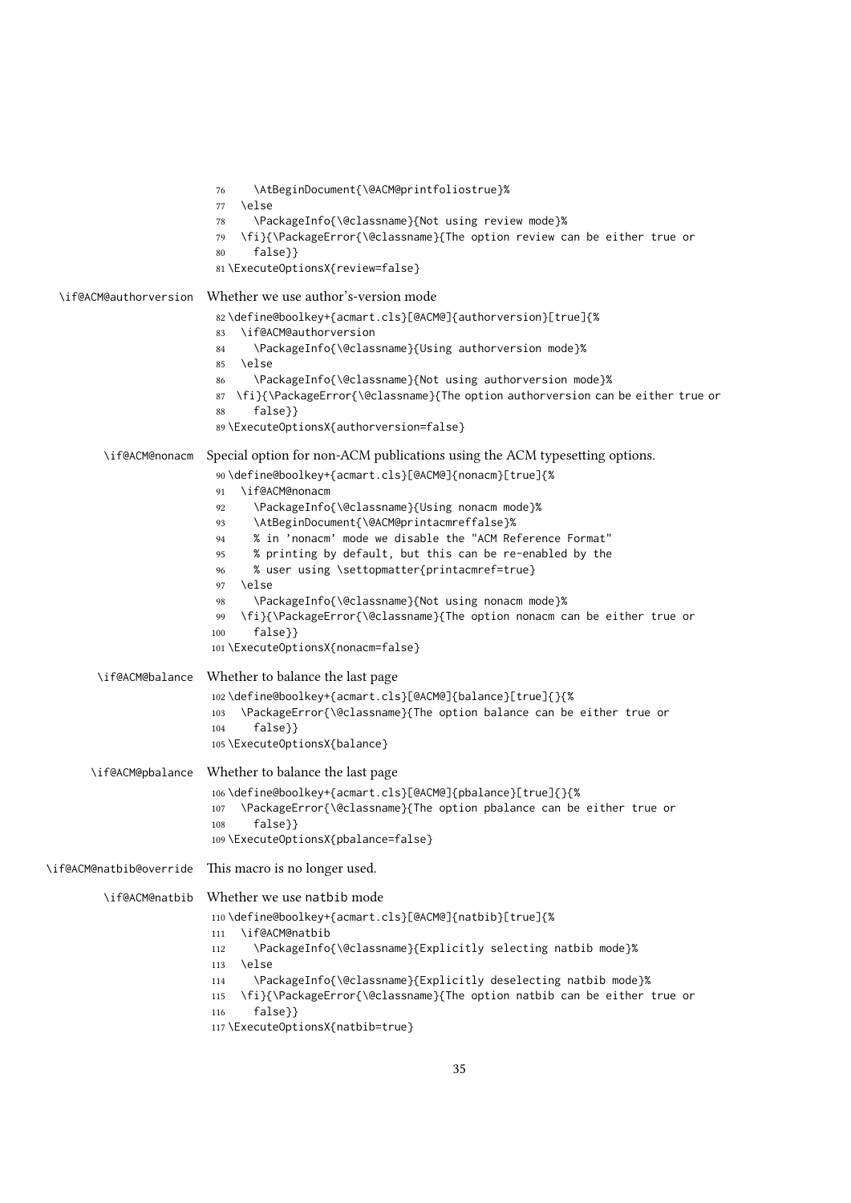```
76     \AtBeginDocument{\@ACM@printfoliostrue}%
77   \else
78     \PackageInfo{\@classname}{Not using review mode}%
79   \fi}{\PackageError{\@classname}{The option review can be either true or
80     false}}
81 \ExecuteOptionsX{review=false}
```

`\if@ACM@authorversion` Whether we use author's-version mode

```
82 \define@boolkey+{acmart.cls}[@ACM@]{authorversion}[true]{%
83   \if@ACM@authorversion
84     \PackageInfo{\@classname}{Using authorversion mode}%
85   \else
86     \PackageInfo{\@classname}{Not using authorversion mode}%
87   \fi}{\PackageError{\@classname}{The option authorversion can be either true or
88     false}}
89 \ExecuteOptionsX{authorversion=false}
```

`\if@ACM@nonacm` Special option for non-ACM publications using the ACM typesetting options.

```
90 \define@boolkey+{acmart.cls}[@ACM@]{nonacm}[true]{%
91   \if@ACM@nonacm
92     \PackageInfo{\@classname}{Using nonacm mode}%
93     \AtBeginDocument{\@ACM@printacmreffalse}%
94     % in 'nonacm' mode we disable the "ACM Reference Format"
95     % printing by default, but this can be re-enabled by the
96     % user using \settopmatter{printacmref=true}
97   \else
98     \PackageInfo{\@classname}{Not using nonacm mode}%
99   \fi}{\PackageError{\@classname}{The option nonacm can be either true or
100    false}}
101 \ExecuteOptionsX{nonacm=false}
```

`\if@ACM@balance` Whether to balance the last page

```
102 \define@boolkey+{acmart.cls}[@ACM@]{balance}[true]{}{%
103   \PackageError{\@classname}{The option balance can be either true or
104     false}}
105 \ExecuteOptionsX{balance}
```

`\if@ACM@pbalance` Whether to balance the last page

```
106 \define@boolkey+{acmart.cls}[@ACM@]{pbalance}[true]{}{%
107   \PackageError{\@classname}{The option pbalance can be either true or
108     false}}
109 \ExecuteOptionsX{pbalance=false}
```

`\if@ACM@natbib@override` This macro is no longer used.

`\if@ACM@natbib` Whether we use natbib mode

```
110 \define@boolkey+{acmart.cls}[@ACM@]{natbib}[true]{%
111   \if@ACM@natbib
112     \PackageInfo{\@classname}{Explicitly selecting natbib mode}%
113   \else
114     \PackageInfo{\@classname}{Explicitly deselecting natbib mode}%
115   \fi}{\PackageError{\@classname}{The option natbib can be either true or
116     false}}
117 \ExecuteOptionsX{natbib=true}
```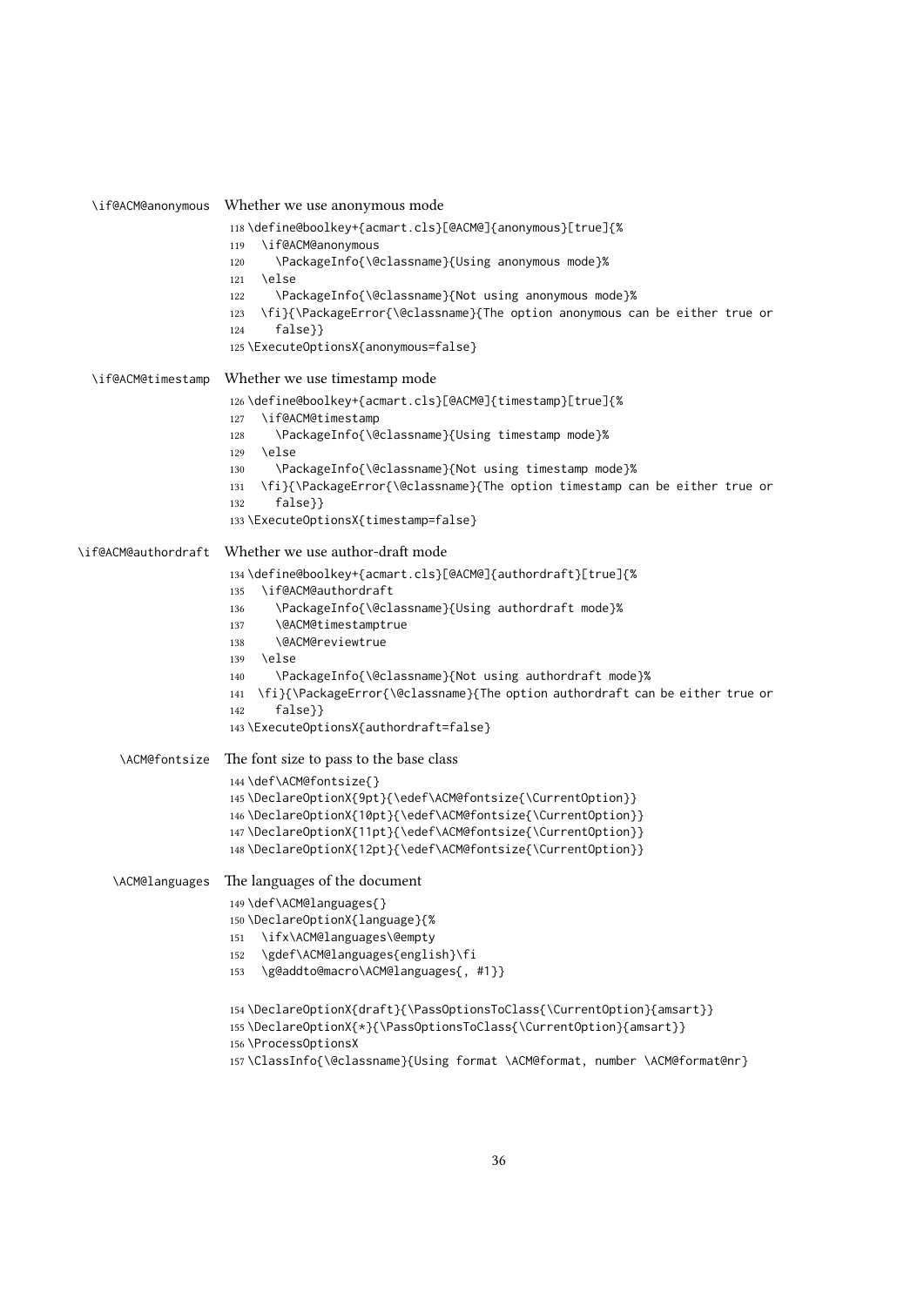\if@ACM@anonymous Whether we use anonymous mode

```
118 \define@boolkey+{acmart.cls}[@ACM@]{anonymous}[true]{%
119   \if@ACM@anonymous
120     \PackageInfo{\@classname}{Using anonymous mode}%
121   \else
122     \PackageInfo{\@classname}{Not using anonymous mode}%
123   \fi}{\PackageError{\@classname}{The option anonymous can be either true or
124     false}}
125 \ExecuteOptionsX{anonymous=false}
```

\if@ACM@timestamp Whether we use timestamp mode

```
126 \define@boolkey+{acmart.cls}[@ACM@]{timestamp}[true]{%
127   \if@ACM@timestamp
128     \PackageInfo{\@classname}{Using timestamp mode}%
129   \else
130     \PackageInfo{\@classname}{Not using timestamp mode}%
131   \fi}{\PackageError{\@classname}{The option timestamp can be either true or
132     false}}
133 \ExecuteOptionsX{timestamp=false}
```

\if@ACM@authordraft Whether we use author-draft mode

```
134 \define@boolkey+{acmart.cls}[@ACM@]{authordraft}[true]{%
135   \if@ACM@authordraft
136     \PackageInfo{\@classname}{Using authordraft mode}%
137     \@ACM@timestamptrue
138     \@ACM@reviewtrue
139   \else
140     \PackageInfo{\@classname}{Not using authordraft mode}%
141   \fi}{\PackageError{\@classname}{The option authordraft can be either true or
142     false}}
143 \ExecuteOptionsX{authordraft=false}
```

\ACM@fontsize The font size to pass to the base class

```
144 \def\ACM@fontsize{}
145 \DeclareOptionX{9pt}{\edef\ACM@fontsize{\CurrentOption}}
146 \DeclareOptionX{10pt}{\edef\ACM@fontsize{\CurrentOption}}
147 \DeclareOptionX{11pt}{\edef\ACM@fontsize{\CurrentOption}}
148 \DeclareOptionX{12pt}{\edef\ACM@fontsize{\CurrentOption}}
```

\ACM@languages The languages of the document

```
149 \def\ACM@languages{}
150 \DeclareOptionX{language}{%
151   \ifx\ACM@languages\@empty
152   \gdef\ACM@languages{english}\fi
153   \g@addto@macro\ACM@languages{, #1}}
```

```
154 \DeclareOptionX{draft}{\PassOptionsToClass{\CurrentOption}{amsart}}
155 \DeclareOptionX{*}{\PassOptionsToClass{\CurrentOption}{amsart}}
156 \ProcessOptionsX
157 \ClassInfo{\@classname}{Using format \ACM@format, number \ACM@format@nr}
```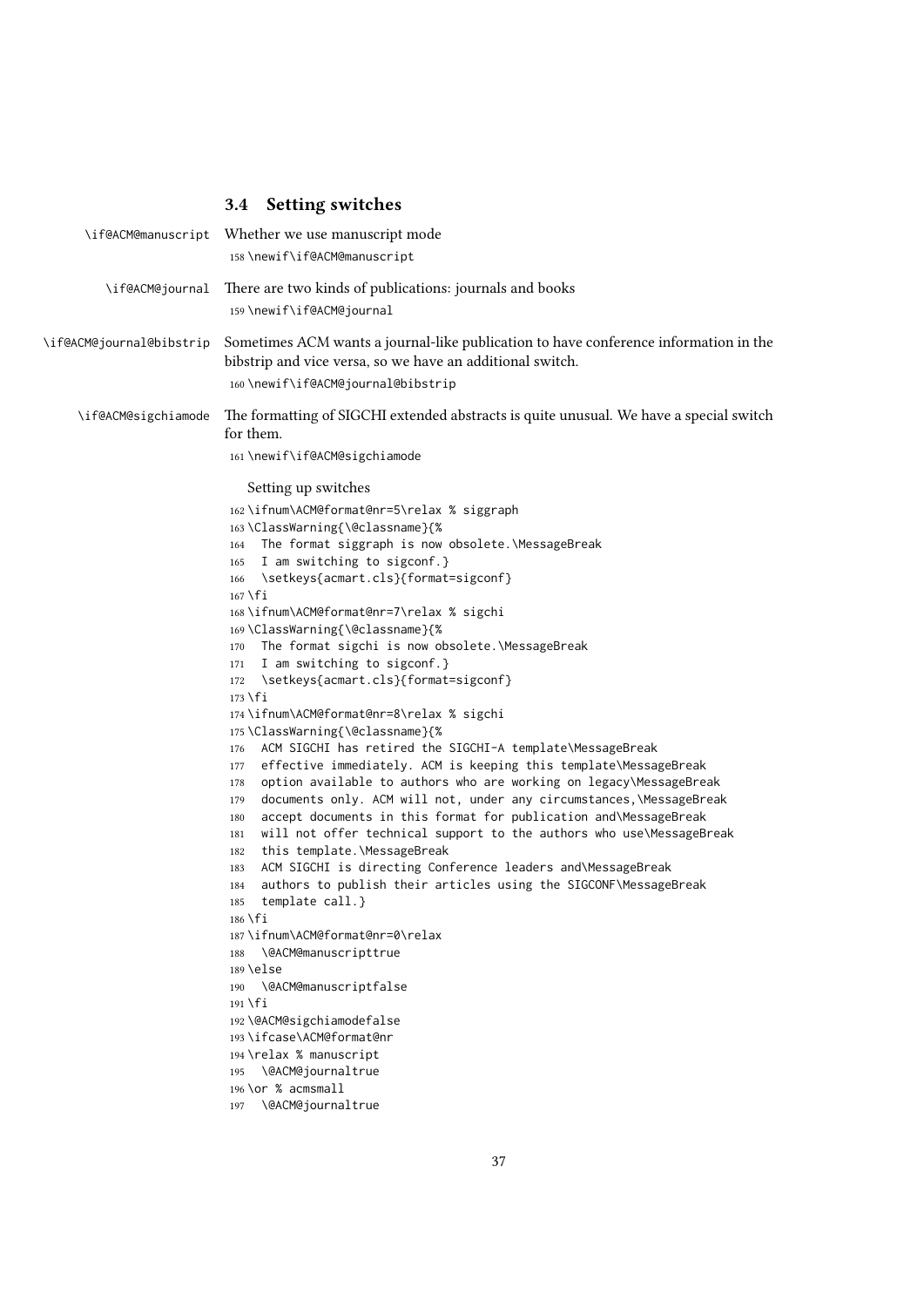### 3.4 Setting switches

\if@ACM@manuscript Whether we use manuscript mode

```
158 \newif\if@ACM@manuscript
```

\if@ACM@journal There are two kinds of publications: journals and books

```
159 \newif\if@ACM@journal
```

\if@ACM@journal@bibstrip Sometimes ACM wants a journal-like publication to have conference information in the bibstrip and vice versa, so we have an additional switch.

```
160 \newif\if@ACM@journal@bibstrip
```

\if@ACM@sigchiamode The formatting of SIGCHI extended abstracts is quite unusual. We have a special switch for them.

```
161 \newif\if@ACM@sigchiamode
```

Setting up switches

```
162 \ifnum\ACM@format@nr=5\relax % siggraph
163 \ClassWarning{\@classname}{%
164   The format siggraph is now obsolete.\MessageBreak
165   I am switching to sigconf.}
166   \setkeys{acmart.cls}{format=sigconf}
167 \fi
168 \ifnum\ACM@format@nr=7\relax % sigchi
169 \ClassWarning{\@classname}{%
170   The format sigchi is now obsolete.\MessageBreak
171   I am switching to sigconf.}
172   \setkeys{acmart.cls}{format=sigconf}
173 \fi
174 \ifnum\ACM@format@nr=8\relax % sigchi
175 \ClassWarning{\@classname}{%
176   ACM SIGCHI has retired the SIGCHI-A template\MessageBreak
177   effective immediately. ACM is keeping this template\MessageBreak
178   option available to authors who are working on legacy\MessageBreak
179   documents only. ACM will not, under any circumstances,\MessageBreak
180   accept documents in this format for publication and\MessageBreak
181   will not offer technical support to the authors who use\MessageBreak
182   this template.\MessageBreak
183   ACM SIGCHI is directing Conference leaders and\MessageBreak
184   authors to publish their articles using the SIGCONF\MessageBreak
185   template call.}
186 \fi
187 \ifnum\ACM@format@nr=0\relax
188   \@ACM@manuscripttrue
189 \else
190   \@ACM@manuscriptfalse
191 \fi
192 \@ACM@sigchiamodefalse
193 \ifcase\ACM@format@nr
194 \relax % manuscript
195   \@ACM@journaltrue
196 \or % acmsmall
197   \@ACM@journaltrue
```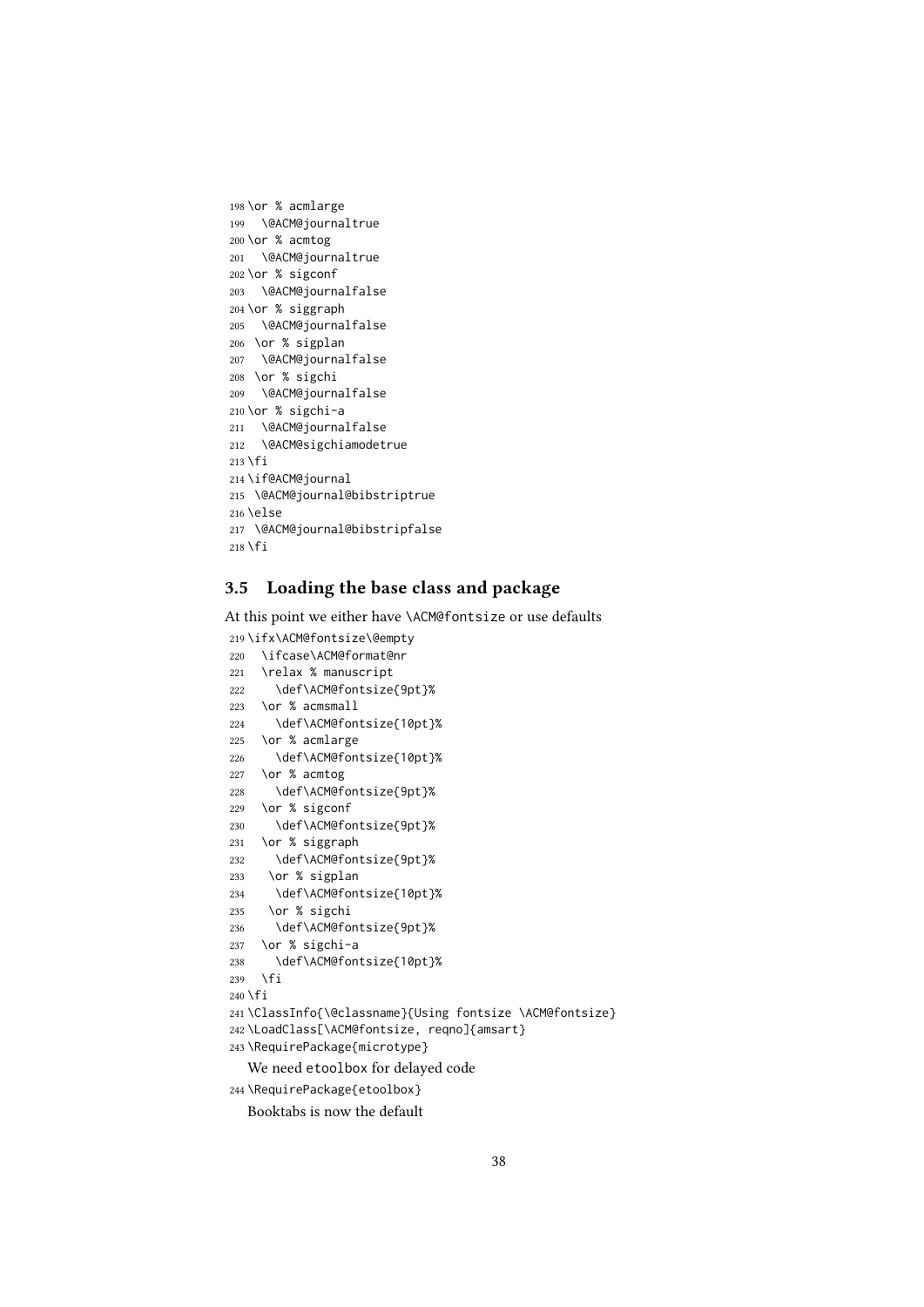```
198 \or % acmlarge
199   \@ACM@journaltrue
200 \or % acmtog
201   \@ACM@journaltrue
202 \or % sigconf
203   \@ACM@journalfalse
204 \or % siggraph
205   \@ACM@journalfalse
206  \or % sigplan
207   \@ACM@journalfalse
208  \or % sigchi
209   \@ACM@journalfalse
210 \or % sigchi-a
211   \@ACM@journalfalse
212   \@ACM@sigchiamodetrue
213 \fi
214 \if@ACM@journal
215   \@ACM@journal@bibstriptrue
216 \else
217   \@ACM@journal@bibstripfalse
218 \fi
```

### 3.5 Loading the base class and package

At this point we either have \ACM@fontsize or use defaults

```
219 \ifx\ACM@fontsize\@empty
220   \ifcase\ACM@format@nr
221   \relax % manuscript
222     \def\ACM@fontsize{9pt}%
223   \or % acmsmall
224     \def\ACM@fontsize{10pt}%
225   \or % acmlarge
226     \def\ACM@fontsize{10pt}%
227   \or % acmtog
228     \def\ACM@fontsize{9pt}%
229   \or % sigconf
230     \def\ACM@fontsize{9pt}%
231   \or % siggraph
232     \def\ACM@fontsize{9pt}%
233    \or % sigplan
234     \def\ACM@fontsize{10pt}%
235    \or % sigchi
236     \def\ACM@fontsize{9pt}%
237   \or % sigchi-a
238     \def\ACM@fontsize{10pt}%
239   \fi
240 \fi
241 \ClassInfo{\@classname}{Using fontsize \ACM@fontsize}
242 \LoadClass[\ACM@fontsize, reqno]{amsart}
243 \RequirePackage{microtype}
```

We need etoolbox for delayed code

```
244 \RequirePackage{etoolbox}
```

Booktabs is now the default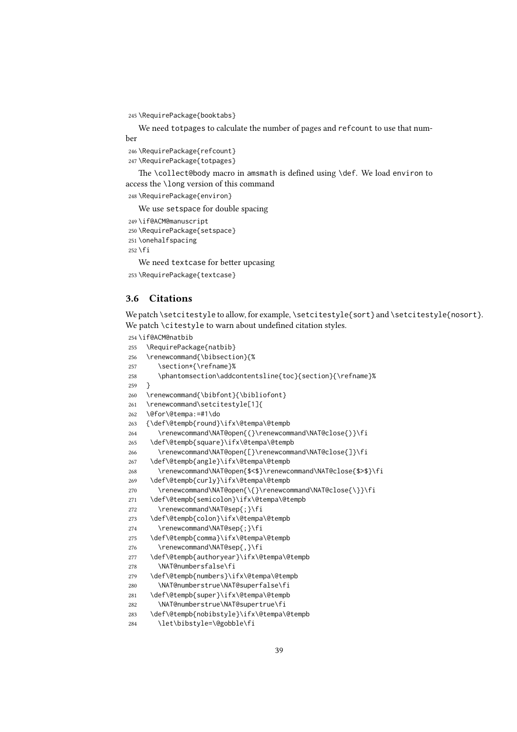```
245 \RequirePackage{booktabs}
```

We need totpages to calculate the number of pages and refcount to use that number

```
246 \RequirePackage{refcount}
247 \RequirePackage{totpages}
```

The \collect@body macro in amsmath is defined using \def. We load environ to access the \long version of this command

```
248 \RequirePackage{environ}
```

We use setspace for double spacing

```
249 \if@ACM@manuscript
250 \RequirePackage{setspace}
251 \onehalfspacing
252 \fi
```

We need textcase for better upcasing

```
253 \RequirePackage{textcase}
```

### 3.6 Citations

We patch \setcitestyle to allow, for example, \setcitestyle{sort} and \setcitestyle{nosort}. We patch \citestyle to warn about undefined citation styles.

```
254 \if@ACM@natbib
255   \RequirePackage{natbib}
256   \renewcommand{\bibsection}{%
257      \section*{\refname}%
258      \phantomsection\addcontentsline{toc}{section}{\refname}%
259   }
260   \renewcommand{\bibfont}{\bibliofont}
261   \renewcommand\setcitestyle[1]{
262   \@for\@tempa:=#1\do
263   {\def\@tempb{round}\ifx\@tempa\@tempb
264      \renewcommand\NAT@open{(}\renewcommand\NAT@close{)}\fi
265    \def\@tempb{square}\ifx\@tempa\@tempb
266      \renewcommand\NAT@open{[}\renewcommand\NAT@close{]}\fi
267    \def\@tempb{angle}\ifx\@tempa\@tempb
268      \renewcommand\NAT@open{$<$}\renewcommand\NAT@close{$>$}\fi
269    \def\@tempb{curly}\ifx\@tempa\@tempb
270      \renewcommand\NAT@open{\{}\renewcommand\NAT@close{\}}\fi
271    \def\@tempb{semicolon}\ifx\@tempa\@tempb
272      \renewcommand\NAT@sep{;}\fi
273    \def\@tempb{colon}\ifx\@tempa\@tempb
274      \renewcommand\NAT@sep{;}\fi
275    \def\@tempb{comma}\ifx\@tempa\@tempb
276      \renewcommand\NAT@sep{,}\fi
277    \def\@tempb{authoryear}\ifx\@tempa\@tempb
278      \NAT@numbersfalse\fi
279    \def\@tempb{numbers}\ifx\@tempa\@tempb
280      \NAT@numberstrue\NAT@superfalse\fi
281    \def\@tempb{super}\ifx\@tempa\@tempb
282      \NAT@numberstrue\NAT@supertrue\fi
283    \def\@tempb{nobibstyle}\ifx\@tempa\@tempb
284      \let\bibstyle=\@gobble\fi
```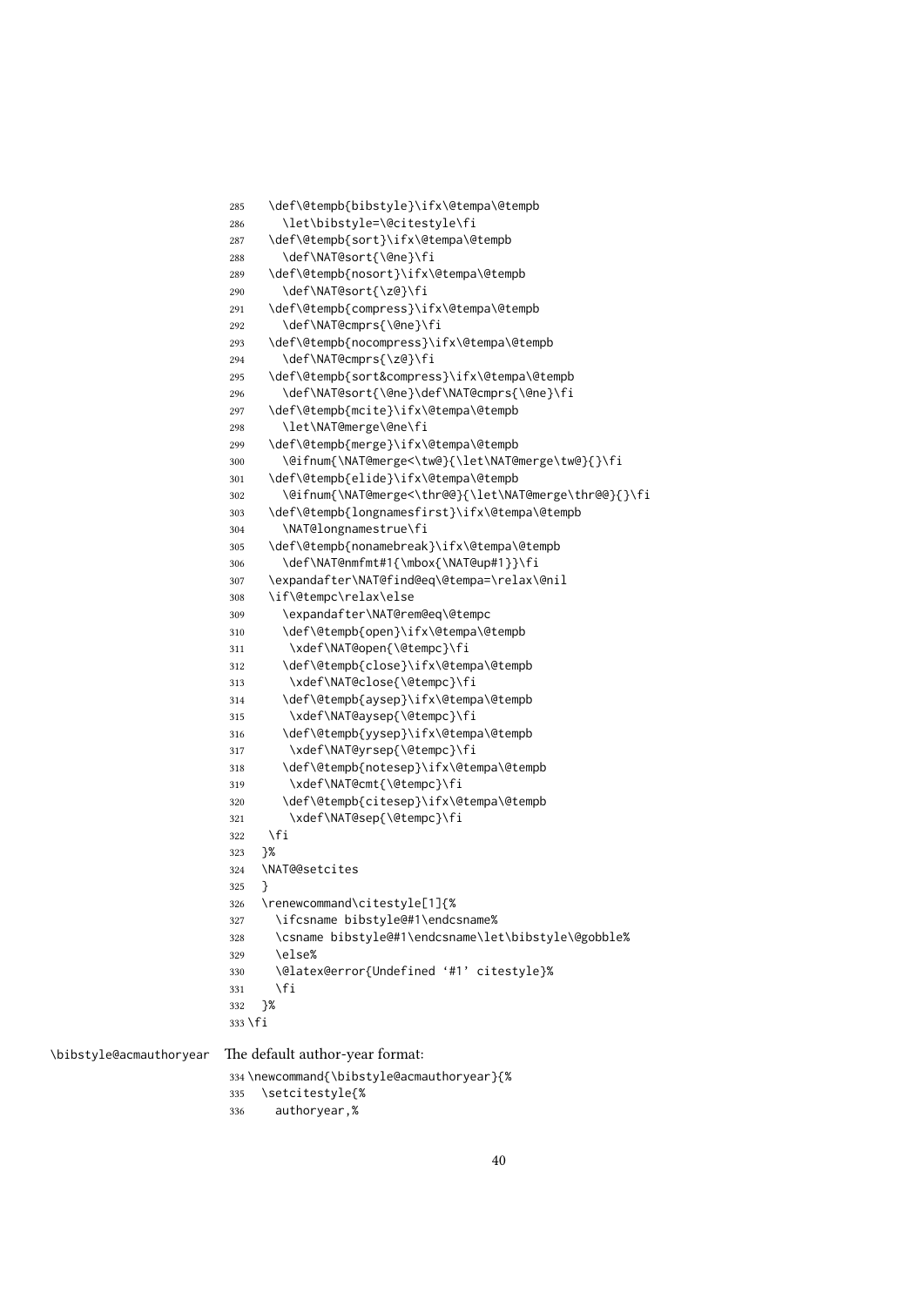```
285   \def\@tempb{bibstyle}\ifx\@tempa\@tempb
286     \let\bibstyle=\@citestyle\fi
287   \def\@tempb{sort}\ifx\@tempa\@tempb
288     \def\NAT@sort{\@ne}\fi
289   \def\@tempb{nosort}\ifx\@tempa\@tempb
290     \def\NAT@sort{\z@}\fi
291   \def\@tempb{compress}\ifx\@tempa\@tempb
292     \def\NAT@cmprs{\@ne}\fi
293   \def\@tempb{nocompress}\ifx\@tempa\@tempb
294     \def\NAT@cmprs{\z@}\fi
295   \def\@tempb{sort&compress}\ifx\@tempa\@tempb
296     \def\NAT@sort{\@ne}\def\NAT@cmprs{\@ne}\fi
297   \def\@tempb{mcite}\ifx\@tempa\@tempb
298     \let\NAT@merge\@ne\fi
299   \def\@tempb{merge}\ifx\@tempa\@tempb
300     \@ifnum{\NAT@merge<\tw@}{\let\NAT@merge\tw@}{}\fi
301   \def\@tempb{elide}\ifx\@tempa\@tempb
302     \@ifnum{\NAT@merge<\thr@@}{\let\NAT@merge\thr@@}{}\fi
303   \def\@tempb{longnamesfirst}\ifx\@tempa\@tempb
304     \NAT@longnamestrue\fi
305   \def\@tempb{nonamebreak}\ifx\@tempa\@tempb
306     \def\NAT@nmfmt#1{\mbox{\NAT@up#1}}\fi
307   \expandafter\NAT@find@eq\@tempa=\relax\@nil
308   \if\@tempc\relax\else
309     \expandafter\NAT@rem@eq\@tempc
310     \def\@tempb{open}\ifx\@tempa\@tempb
311      \xdef\NAT@open{\@tempc}\fi
312     \def\@tempb{close}\ifx\@tempa\@tempb
313      \xdef\NAT@close{\@tempc}\fi
314     \def\@tempb{aysep}\ifx\@tempa\@tempb
315      \xdef\NAT@aysep{\@tempc}\fi
316     \def\@tempb{yysep}\ifx\@tempa\@tempb
317      \xdef\NAT@yrsep{\@tempc}\fi
318     \def\@tempb{notesep}\ifx\@tempa\@tempb
319      \xdef\NAT@cmt{\@tempc}\fi
320     \def\@tempb{citesep}\ifx\@tempa\@tempb
321      \xdef\NAT@sep{\@tempc}\fi
322   \fi
323   }%
324   \NAT@@setcites
325   }
326   \renewcommand\citestyle[1]{%
327     \ifcsname bibstyle@#1\endcsname%
328     \csname bibstyle@#1\endcsname\let\bibstyle\@gobble%
329     \else%
330     \@latex@error{Undefined ‘#1’ citestyle}%
331     \fi
332   }%
333 \fi
```

\bibstyle@acmauthoryear The default author-year format:

```
334 \newcommand{\bibstyle@acmauthoryear}{%
335   \setcitestyle{%
336     authoryear,%
```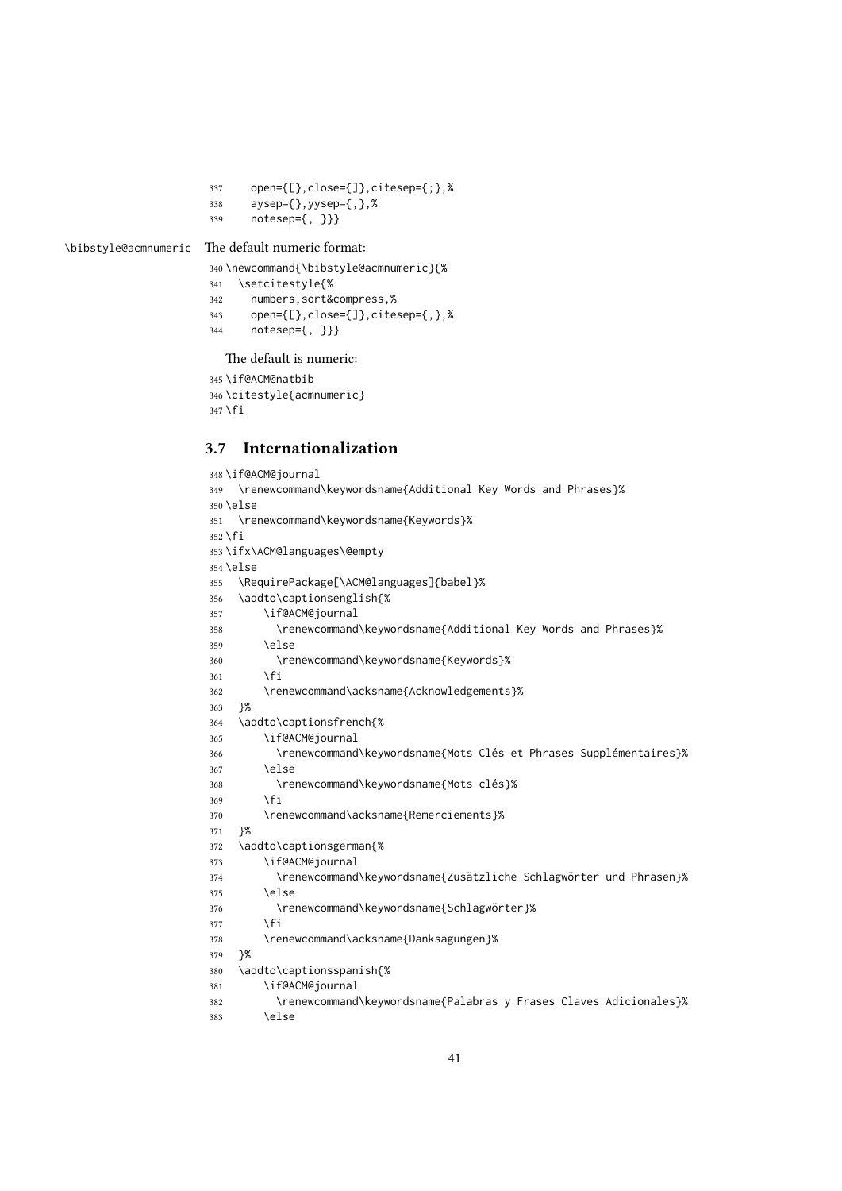```
337     open={[},close={]},citesep={;},%
338     aysep={},yysep={,},%
339     notesep={, }}}
```

\bibstyle@acmnumeric The default numeric format:

```
340 \newcommand{\bibstyle@acmnumeric}{%
341   \setcitestyle{%
342     numbers,sort&compress,%
343     open={[},close={]},citesep={,},%
344     notesep={, }}}
```

The default is numeric:

```
345 \if@ACM@natbib
346 \citestyle{acmnumeric}
347 \fi
```

### 3.7 Internationalization

```
348 \if@ACM@journal
349   \renewcommand\keywordsname{Additional Key Words and Phrases}%
350 \else
351   \renewcommand\keywordsname{Keywords}%
352 \fi
353 \ifx\ACM@languages\@empty
354 \else
355   \RequirePackage[\ACM@languages]{babel}%
356   \addto\captionsenglish{%
357       \if@ACM@journal
358         \renewcommand\keywordsname{Additional Key Words and Phrases}%
359       \else
360         \renewcommand\keywordsname{Keywords}%
361       \fi
362       \renewcommand\acksname{Acknowledgements}%
363   }%
364   \addto\captionsfrench{%
365       \if@ACM@journal
366         \renewcommand\keywordsname{Mots Clés et Phrases Supplémentaires}%
367       \else
368         \renewcommand\keywordsname{Mots clés}%
369       \fi
370       \renewcommand\acksname{Remerciements}%
371   }%
372   \addto\captionsgerman{%
373       \if@ACM@journal
374         \renewcommand\keywordsname{Zusätzliche Schlagwörter und Phrasen}%
375       \else
376         \renewcommand\keywordsname{Schlagwörter}%
377       \fi
378       \renewcommand\acksname{Danksagungen}%
379   }%
380   \addto\captionsspanish{%
381       \if@ACM@journal
382         \renewcommand\keywordsname{Palabras y Frases Claves Adicionales}%
383       \else
```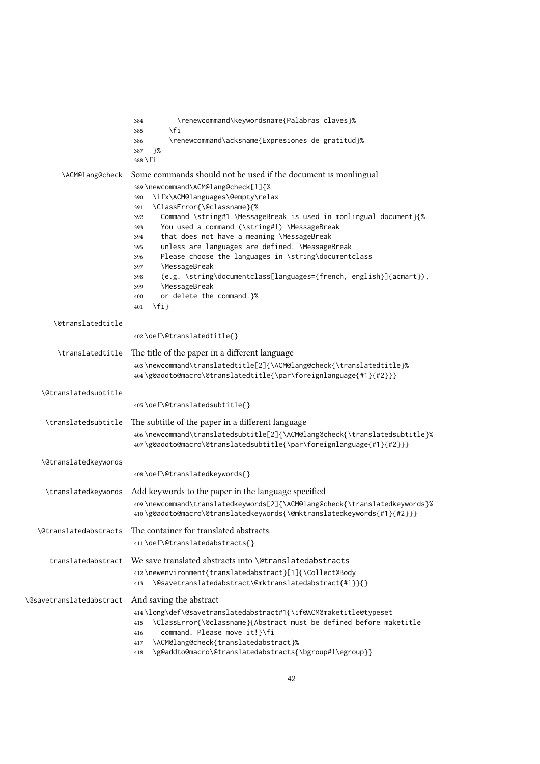```
384        \renewcommand\keywordsname{Palabras claves}%
385      \fi
386      \renewcommand\acksname{Expresiones de gratitud}%
387   }%
388 \fi
```

\ACM@lang@check Some commands should not be used if the document is monlingual

```
389 \newcommand\ACM@lang@check[1]{%
390   \ifx\ACM@languages\@empty\relax
391   \ClassError{\@classname}{%
392     Command \string#1 \MessageBreak is used in monlingual document}{%
393     You used a command (\string#1) \MessageBreak
394     that does not have a meaning \MessageBreak
395     unless are languages are defined. \MessageBreak
396     Please choose the languages in \string\documentclass
397     \MessageBreak
398     (e.g. \string\documentclass[languages={french, english}]{acmart}),
399     \MessageBreak
400     or delete the command.}%
401   \fi}
```

\@translatedtitle

```
402 \def\@translatedtitle{}
```

\translatedtitle The title of the paper in a different language

```
403 \newcommand\translatedtitle[2]{\ACM@lang@check{\translatedtitle}%
404 \g@addto@macro\@translatedtitle{\par\foreignlanguage{#1}{#2}}}
```

\@translatedsubtitle

```
405 \def\@translatedsubtitle{}
```

\translatedsubtitle The subtitle of the paper in a different language

```
406 \newcommand\translatedsubtitle[2]{\ACM@lang@check{\translatedsubtitle}%
407 \g@addto@macro\@translatedsubtitle{\par\foreignlanguage{#1}{#2}}}
```

\@translatedkeywords

```
408 \def\@translatedkeywords{}
```

\translatedkeywords Add keywords to the paper in the language specified

```
409 \newcommand\translatedkeywords[2]{\ACM@lang@check{\translatedkeywords}%
410 \g@addto@macro\@translatedkeywords{\@mktranslatedkeywords{#1}{#2}}}
```

\@translatedabstracts The container for translated abstracts.

```
411 \def\@translatedabstracts{}
```

translatedabstract We save translated abstracts into `\@translatedabstracts`

```
412 \newenvironment{translatedabstract}[1]{\Collect@Body
413   \@savetranslatedabstract\@mktranslatedabstract{#1}}{}
```

\@savetranslatedabstract And saving the abstract

```
414 \long\def\@savetranslatedabstract#1{\if@ACM@maketitle@typeset
415   \ClassError{\@classname}{Abstract must be defined before maketitle
416     command. Please move it!}\fi
417   \ACM@lang@check{translatedabstract}%
418   \g@addto@macro\@translatedabstracts{\bgroup#1\egroup}}
```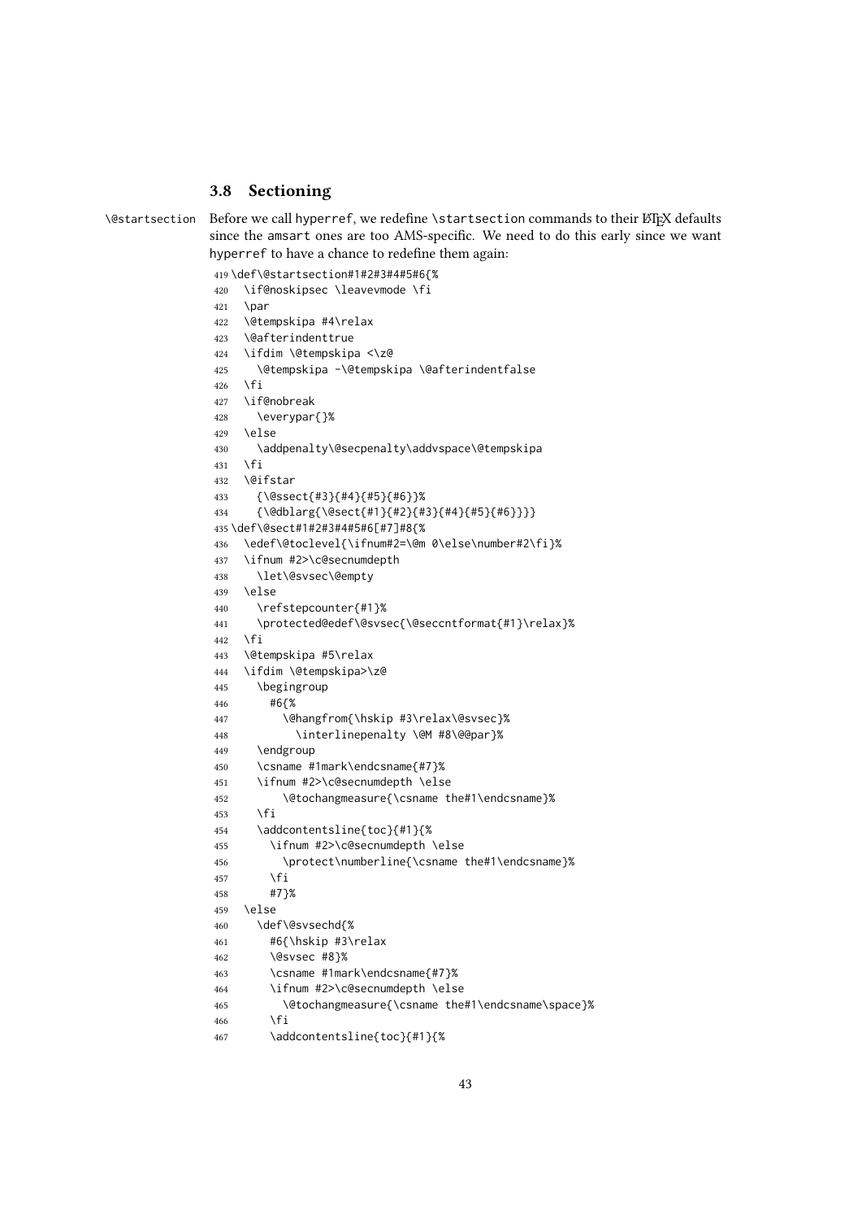## 3.8 Sectioning

\@startsection Before we call hyperref, we redefine \startsection commands to their LaTeX defaults since the amsart ones are too AMS-specific. We need to do this early since we want hyperref to have a chance to redefine them again:

```
419 \def\@startsection#1#2#3#4#5#6{%
420   \if@noskipsec \leavevmode \fi
421   \par
422   \@tempskipa #4\relax
423   \@afterindenttrue
424   \ifdim \@tempskipa <\z@
425     \@tempskipa -\@tempskipa \@afterindentfalse
426   \fi
427   \if@nobreak
428     \everypar{}%
429   \else
430     \addpenalty\@secpenalty\addvspace\@tempskipa
431   \fi
432   \@ifstar
433     {\@ssect{#3}{#4}{#5}{#6}}%
434     {\@dblarg{\@sect{#1}{#2}{#3}{#4}{#5}{#6}}}}
435 \def\@sect#1#2#3#4#5#6[#7]#8{%
436   \edef\@toclevel{\ifnum#2=\@m 0\else\number#2\fi}%
437   \ifnum #2>\c@secnumdepth
438     \let\@svsec\@empty
439   \else
440     \refstepcounter{#1}%
441     \protected@edef\@svsec{\@seccntformat{#1}\relax}%
442   \fi
443   \@tempskipa #5\relax
444   \ifdim \@tempskipa>\z@
445     \begingroup
446       #6{%
447         \@hangfrom{\hskip #3\relax\@svsec}%
448           \interlinepenalty \@M #8\@@par}%
449     \endgroup
450     \csname #1mark\endcsname{#7}%
451     \ifnum #2>\c@secnumdepth \else
452         \@tochangmeasure{\csname the#1\endcsname}%
453     \fi
454     \addcontentsline{toc}{#1}{%
455       \ifnum #2>\c@secnumdepth \else
456         \protect\numberline{\csname the#1\endcsname}%
457       \fi
458       #7}%
459   \else
460     \def\@svsechd{%
461       #6{\hskip #3\relax
462       \@svsec #8}%
463       \csname #1mark\endcsname{#7}%
464       \ifnum #2>\c@secnumdepth \else
465         \@tochangmeasure{\csname the#1\endcsname\space}%
466       \fi
467       \addcontentsline{toc}{#1}{%
```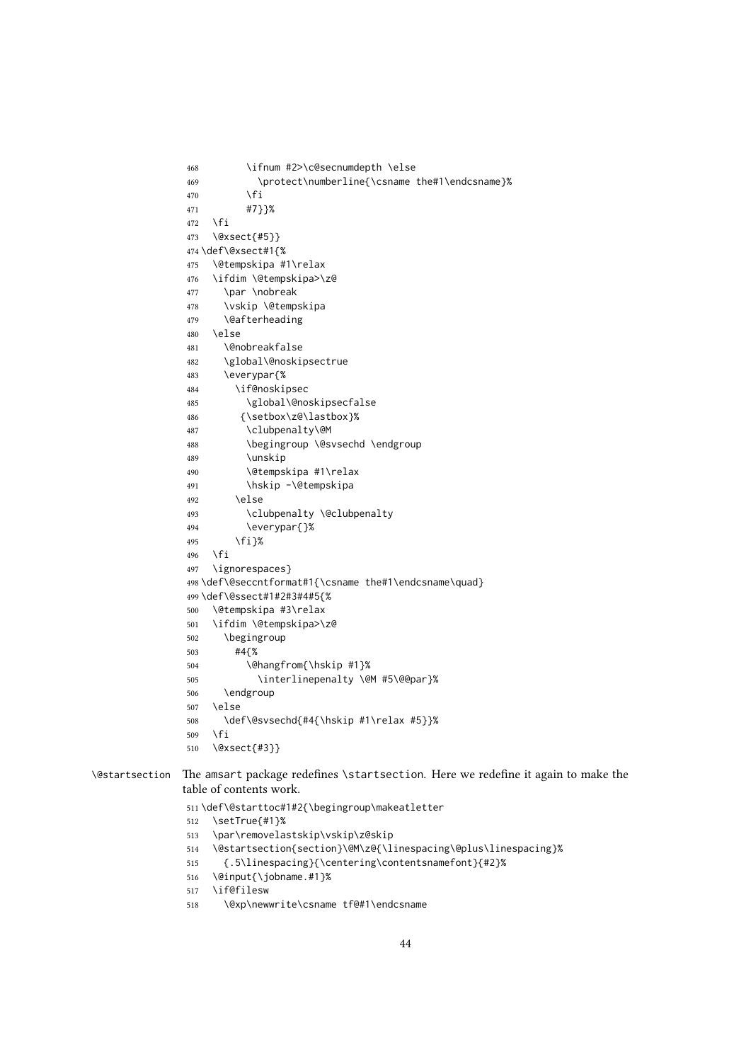```
468        \ifnum #2>\c@secnumdepth \else
469          \protect\numberline{\csname the#1\endcsname}%
470        \fi
471        #7}}%
472  \fi
473  \@xsect{#5}}
474 \def\@xsect#1{%
475  \@tempskipa #1\relax
476  \ifdim \@tempskipa>\z@
477    \par \nobreak
478    \vskip \@tempskipa
479    \@afterheading
480  \else
481    \@nobreakfalse
482    \global\@noskipsectrue
483    \everypar{%
484      \if@noskipsec
485        \global\@noskipsecfalse
486       {\setbox\z@\lastbox}%
487        \clubpenalty\@M
488        \begingroup \@svsechd \endgroup
489        \unskip
490        \@tempskipa #1\relax
491        \hskip -\@tempskipa
492      \else
493        \clubpenalty \@clubpenalty
494        \everypar{}%
495      \fi}%
496  \fi
497  \ignorespaces}
498 \def\@seccntformat#1{\csname the#1\endcsname\quad}
499 \def\@ssect#1#2#3#4#5{%
500  \@tempskipa #3\relax
501  \ifdim \@tempskipa>\z@
502    \begingroup
503      #4{%
504        \@hangfrom{\hskip #1}%
505          \interlinepenalty \@M #5\@@par}%
506    \endgroup
507  \else
508    \def\@svsechd{#4{\hskip #1\relax #5}}%
509  \fi
510  \@xsect{#3}}
```

\@startsection The amsart package redefines \startsection. Here we redefine it again to make the table of contents work.

```
511 \def\@starttoc#1#2{\begingroup\makeatletter
512  \setTrue{#1}%
513  \par\removelastskip\vskip\z@skip
514  \@startsection{section}\@M\z@{\linespacing\@plus\linespacing}%
515    {.5\linespacing}{\centering\contentsnamefont}{#2}%
516  \@input{\jobname.#1}%
517  \if@filesw
518    \@xp\newwrite\csname tf@#1\endcsname
```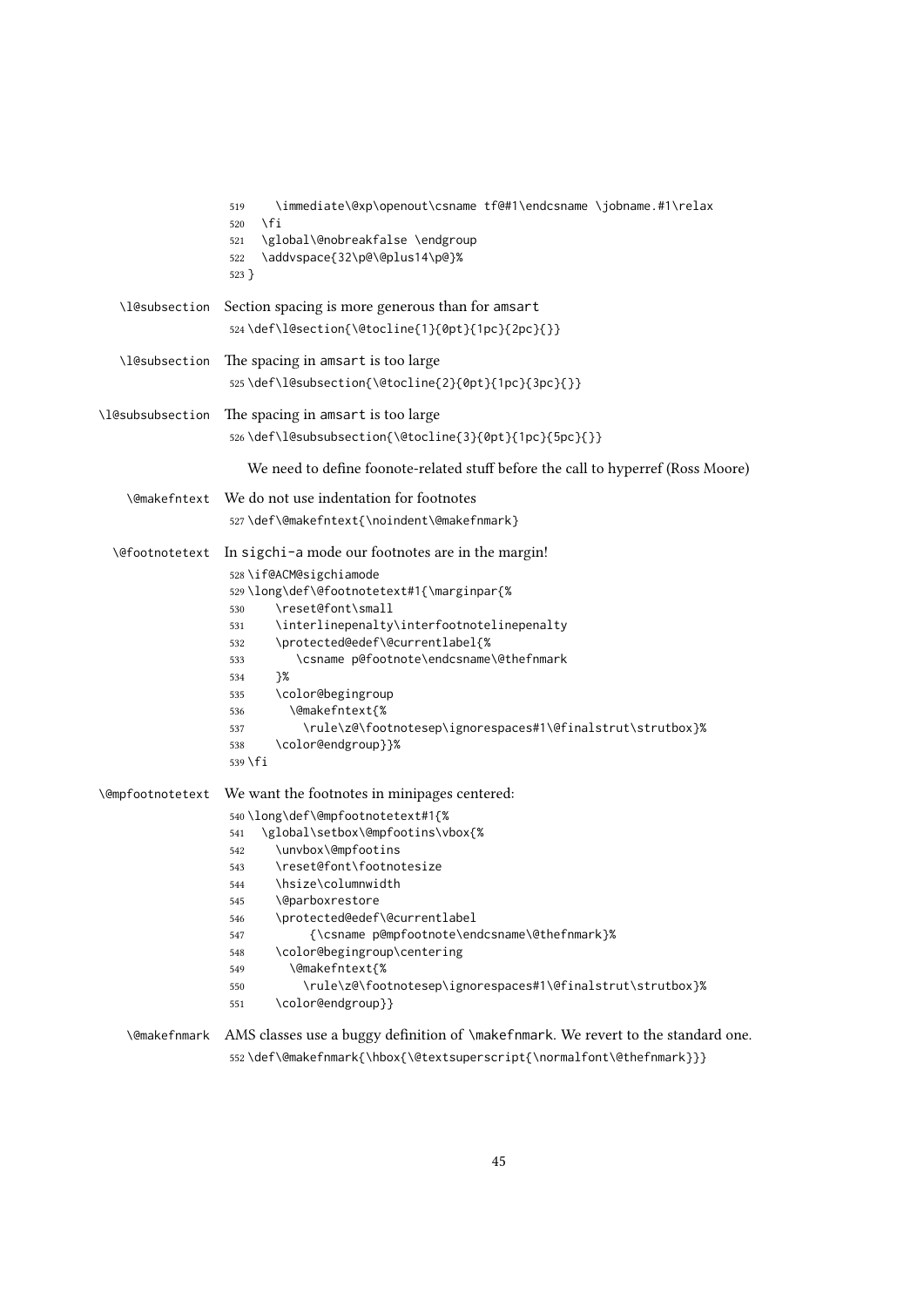```
519     \immediate\@xp\openout\csname tf@#1\endcsname \jobname.#1\relax
520   \fi
521   \global\@nobreakfalse \endgroup
522   \addvspace{32\p@\@plus14\p@}%
523 }
```

\l@subsection Section spacing is more generous than for amsart

```
524 \def\l@section{\@tocline{1}{0pt}{1pc}{2pc}{}}
```

\l@subsection The spacing in amsart is too large

```
525 \def\l@subsection{\@tocline{2}{0pt}{1pc}{3pc}{}}
```

\l@subsubsection The spacing in amsart is too large

```
526 \def\l@subsubsection{\@tocline{3}{0pt}{1pc}{5pc}{}}
```

We need to define foonote-related stuff before the call to hyperref (Ross Moore)

\@makefntext We do not use indentation for footnotes

```
527 \def\@makefntext{\noindent\@makefnmark}
```

\@footnotetext In sigchi-a mode our footnotes are in the margin!

```
528 \if@ACM@sigchiamode
529 \long\def\@footnotetext#1{\marginpar{%
530     \reset@font\small
531     \interlinepenalty\interfootnotelinepenalty
532     \protected@edef\@currentlabel{%
533        \csname p@footnote\endcsname\@thefnmark
534     }%
535     \color@begingroup
536       \@makefntext{%
537         \rule\z@\footnotesep\ignorespaces#1\@finalstrut\strutbox}%
538     \color@endgroup}}%
539 \fi
```

\@mpfootnotetext We want the footnotes in minipages centered:

```
540 \long\def\@mpfootnotetext#1{%
541   \global\setbox\@mpfootins\vbox{%
542     \unvbox\@mpfootins
543     \reset@font\footnotesize
544     \hsize\columnwidth
545     \@parboxrestore
546     \protected@edef\@currentlabel
547          {\csname p@mpfootnote\endcsname\@thefnmark}%
548     \color@begingroup\centering
549       \@makefntext{%
550         \rule\z@\footnotesep\ignorespaces#1\@finalstrut\strutbox}%
551     \color@endgroup}}
```

\@makefnmark AMS classes use a buggy definition of \makefnmark. We revert to the standard one.

```
552 \def\@makefnmark{\hbox{\@textsuperscript{\normalfont\@thefnmark}}}
```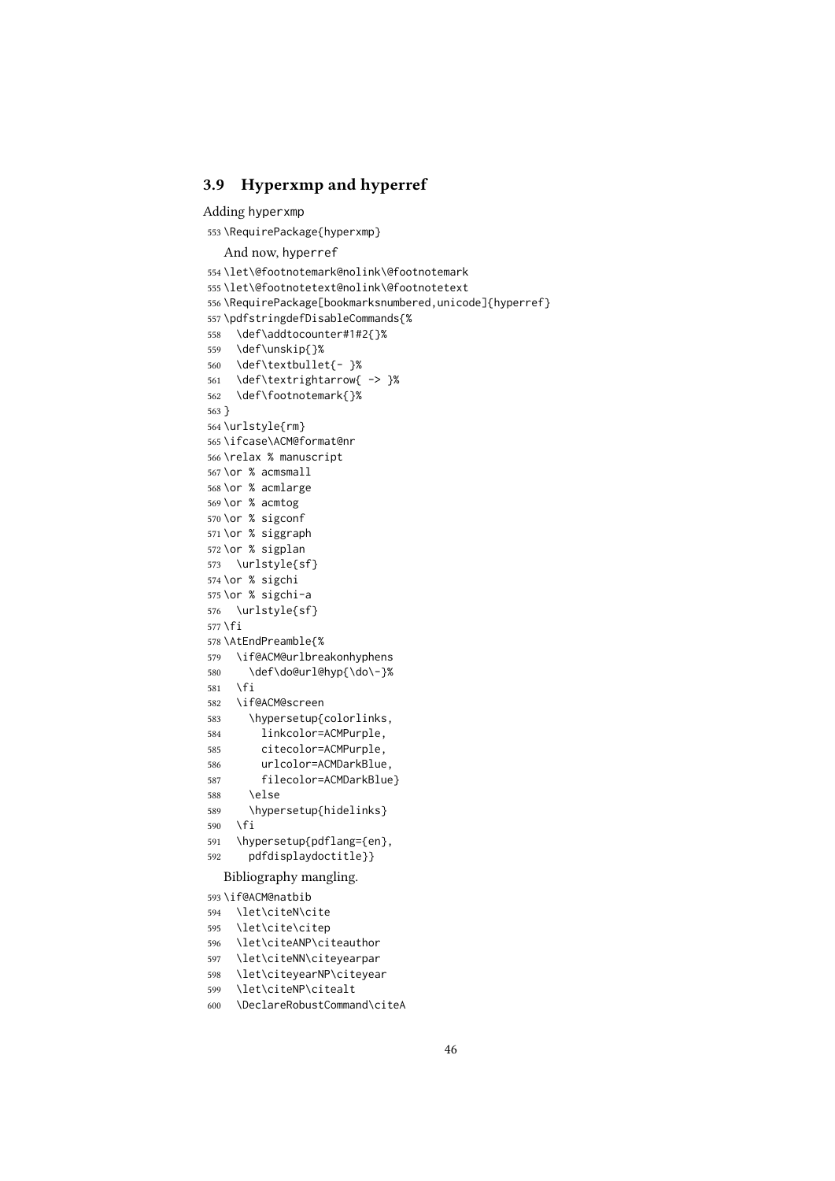## 3.9 Hyperxmp and hyperref

Adding hyperxmp

```
553 \RequirePackage{hyperxmp}
```

And now, hyperref

```
554 \let\@footnotemark@nolink\@footnotemark
555 \let\@footnotetext@nolink\@footnotetext
556 \RequirePackage[bookmarksnumbered,unicode]{hyperref}
557 \pdfstringdefDisableCommands{%
558   \def\addtocounter#1#2{}%
559   \def\unskip{}%
560   \def\textbullet{- }%
561   \def\textrightarrow{ -> }%
562   \def\footnotemark{}%
563 }
564 \urlstyle{rm}
565 \ifcase\ACM@format@nr
566 \relax % manuscript
567 \or % acmsmall
568 \or % acmlarge
569 \or % acmtog
570 \or % sigconf
571 \or % siggraph
572 \or % sigplan
573   \urlstyle{sf}
574 \or % sigchi
575 \or % sigchi-a
576   \urlstyle{sf}
577 \fi
578 \AtEndPreamble{%
579   \if@ACM@urlbreakonhyphens
580     \def\do@url@hyp{\do\-}%
581   \fi
582   \if@ACM@screen
583     \hypersetup{colorlinks,
584       linkcolor=ACMPurple,
585       citecolor=ACMPurple,
586       urlcolor=ACMDarkBlue,
587       filecolor=ACMDarkBlue}
588   \else
589     \hypersetup{hidelinks}
590   \fi
591   \hypersetup{pdflang={en},
592     pdfdisplaydoctitle}}
```

Bibliography mangling.

```
593 \if@ACM@natbib
594   \let\citeN\cite
595   \let\cite\citep
596   \let\citeANP\citeauthor
597   \let\citeNN\citeyearpar
598   \let\citeyearNP\citeyear
599   \let\citeNP\citealt
600   \DeclareRobustCommand\citeA
```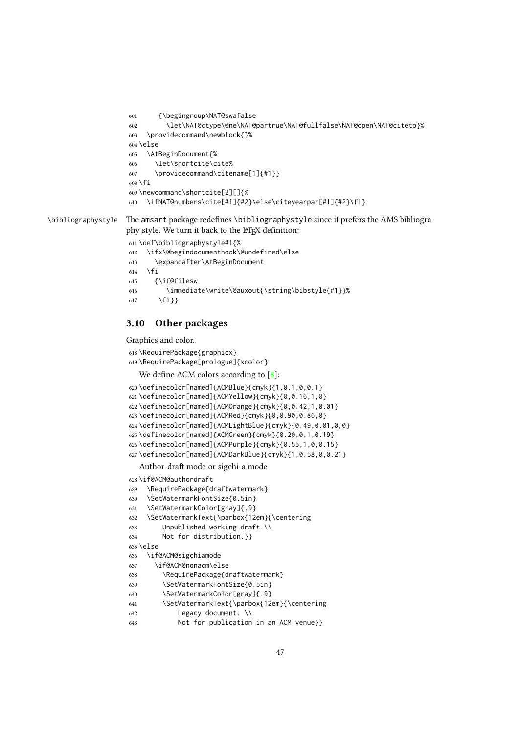```
601     {\begingroup\NAT@swafalse
602       \let\NAT@ctype\@ne\NAT@partrue\NAT@fullfalse\NAT@open\NAT@citetp}%
603   \providecommand\newblock{}%
604 \else
605   \AtBeginDocument{%
606     \let\shortcite\cite%
607     \providecommand\citename[1]{#1}}
608 \fi
609 \newcommand\shortcite[2][]{%
610   \ifNAT@numbers\cite[#1]{#2}\else\citeyearpar[#1]{#2}\fi}
```

\bibliographystyle The amsart package redefines \bibliographystyle since it prefers the AMS bibliography style. We turn it back to the LaTeX definition:

```
611 \def\bibliographystyle#1{%
612   \ifx\@begindocumenthook\@undefined\else
613     \expandafter\AtBeginDocument
614   \fi
615     {\if@filesw
616        \immediate\write\@auxout{\string\bibstyle{#1}}%
617      \fi}}
```

## 3.10 Other packages

Graphics and color.

```
618 \RequirePackage{graphicx}
619 \RequirePackage[prologue]{xcolor}
```

We define ACM colors according to [8]:

```
620 \definecolor[named]{ACMBlue}{cmyk}{1,0.1,0,0.1}
621 \definecolor[named]{ACMYellow}{cmyk}{0,0.16,1,0}
622 \definecolor[named]{ACMOrange}{cmyk}{0,0.42,1,0.01}
623 \definecolor[named]{ACMRed}{cmyk}{0,0.90,0.86,0}
624 \definecolor[named]{ACMLightBlue}{cmyk}{0.49,0.01,0,0}
625 \definecolor[named]{ACMGreen}{cmyk}{0.20,0,1,0.19}
626 \definecolor[named]{ACMPurple}{cmyk}{0.55,1,0,0.15}
627 \definecolor[named]{ACMDarkBlue}{cmyk}{1,0.58,0,0.21}
```

Author-draft mode or sigchi-a mode

```
628 \if@ACM@authordraft
629   \RequirePackage{draftwatermark}
630   \SetWatermarkFontSize{0.5in}
631   \SetWatermarkColor[gray]{.9}
632   \SetWatermarkText{\parbox{12em}{\centering
633       Unpublished working draft.\\
634       Not for distribution.}}
635 \else
636   \if@ACM@sigchiamode
637     \if@ACM@nonacm\else
638       \RequirePackage{draftwatermark}
639       \SetWatermarkFontSize{0.5in}
640       \SetWatermarkColor[gray]{.9}
641       \SetWatermarkText{\parbox{12em}{\centering
642           Legacy document. \\
643           Not for publication in an ACM venue}}
```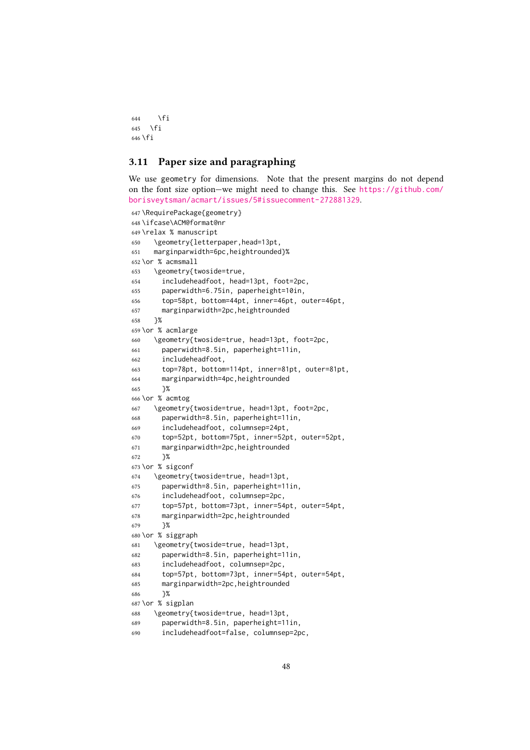```
644     \fi
645   \fi
646 \fi
```

## 3.11 Paper size and paragraphing

We use geometry for dimensions. Note that the present margins do not depend on the font size option—we might need to change this. See https://github.com/borisveytsman/acmart/issues/5#issuecomment-272881329.

```
647 \RequirePackage{geometry}
648 \ifcase\ACM@format@nr
649 \relax % manuscript
650    \geometry{letterpaper,head=13pt,
651    marginparwidth=6pc,heightrounded}%
652 \or % acmsmall
653    \geometry{twoside=true,
654      includeheadfoot, head=13pt, foot=2pc,
655      paperwidth=6.75in, paperheight=10in,
656      top=58pt, bottom=44pt, inner=46pt, outer=46pt,
657      marginparwidth=2pc,heightrounded
658    }%
659 \or % acmlarge
660    \geometry{twoside=true, head=13pt, foot=2pc,
661      paperwidth=8.5in, paperheight=11in,
662      includeheadfoot,
663      top=78pt, bottom=114pt, inner=81pt, outer=81pt,
664      marginparwidth=4pc,heightrounded
665      }%
666 \or % acmtog
667    \geometry{twoside=true, head=13pt, foot=2pc,
668      paperwidth=8.5in, paperheight=11in,
669      includeheadfoot, columnsep=24pt,
670      top=52pt, bottom=75pt, inner=52pt, outer=52pt,
671      marginparwidth=2pc,heightrounded
672      }%
673 \or % sigconf
674    \geometry{twoside=true, head=13pt,
675      paperwidth=8.5in, paperheight=11in,
676      includeheadfoot, columnsep=2pc,
677      top=57pt, bottom=73pt, inner=54pt, outer=54pt,
678      marginparwidth=2pc,heightrounded
679      }%
680 \or % siggraph
681    \geometry{twoside=true, head=13pt,
682      paperwidth=8.5in, paperheight=11in,
683      includeheadfoot, columnsep=2pc,
684      top=57pt, bottom=73pt, inner=54pt, outer=54pt,
685      marginparwidth=2pc,heightrounded
686      }%
687 \or % sigplan
688    \geometry{twoside=true, head=13pt,
689      paperwidth=8.5in, paperheight=11in,
690      includeheadfoot=false, columnsep=2pc,
```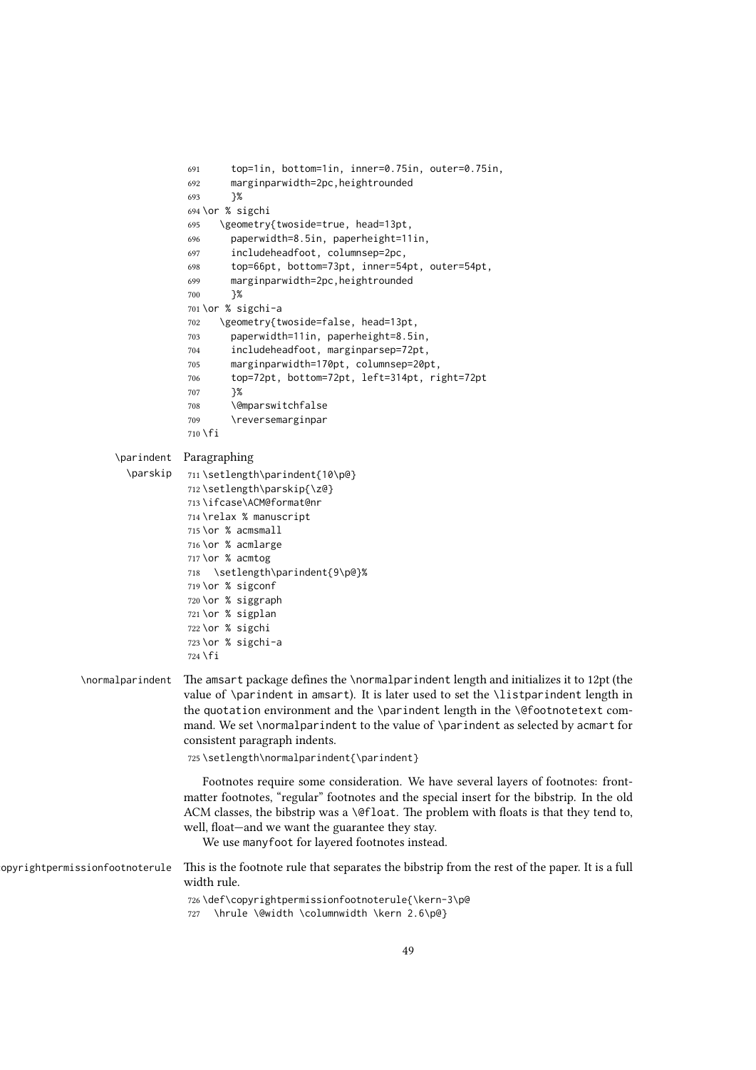```
691     top=1in, bottom=1in, inner=0.75in, outer=0.75in,
692     marginparwidth=2pc,heightrounded
693     }%
694 \or % sigchi
695   \geometry{twoside=true, head=13pt,
696     paperwidth=8.5in, paperheight=11in,
697     includeheadfoot, columnsep=2pc,
698     top=66pt, bottom=73pt, inner=54pt, outer=54pt,
699     marginparwidth=2pc,heightrounded
700     }%
701 \or % sigchi-a
702   \geometry{twoside=false, head=13pt,
703     paperwidth=11in, paperheight=8.5in,
704     includeheadfoot, marginparsep=72pt,
705     marginparwidth=170pt, columnsep=20pt,
706     top=72pt, bottom=72pt, left=314pt, right=72pt
707     }%
708     \@mparswitchfalse
709     \reversemarginpar
710 \fi
```

\parindent \parskip Paragraphing

```
711 \setlength\parindent{10\p@}
712 \setlength\parskip{\z@}
713 \ifcase\ACM@format@nr
714 \relax % manuscript
715 \or % acmsmall
716 \or % acmlarge
717 \or % acmtog
718   \setlength\parindent{9\p@}%
719 \or % sigconf
720 \or % siggraph
721 \or % sigplan
722 \or % sigchi
723 \or % sigchi-a
724 \fi
```

\normalparindent The amsart package defines the \normalparindent length and initializes it to 12pt (the value of \parindent in amsart). It is later used to set the \listparindent length in the quotation environment and the \parindent length in the \@footnotetext command. We set \normalparindent to the value of \parindent as selected by acmart for consistent paragraph indents.

```
725 \setlength\normalparindent{\parindent}
```

Footnotes require some consideration. We have several layers of footnotes: frontmatter footnotes, "regular" footnotes and the special insert for the bibstrip. In the old ACM classes, the bibstrip was a \@float. The problem with floats is that they tend to, well, float—and we want the guarantee they stay.

We use manyfoot for layered footnotes instead.

\copyrightpermissionfootnoterule This is the footnote rule that separates the bibstrip from the rest of the paper. It is a full width rule.

```
726 \def\copyrightpermissionfootnoterule{\kern-3\p@
727   \hrule \@width \columnwidth \kern 2.6\p@}
```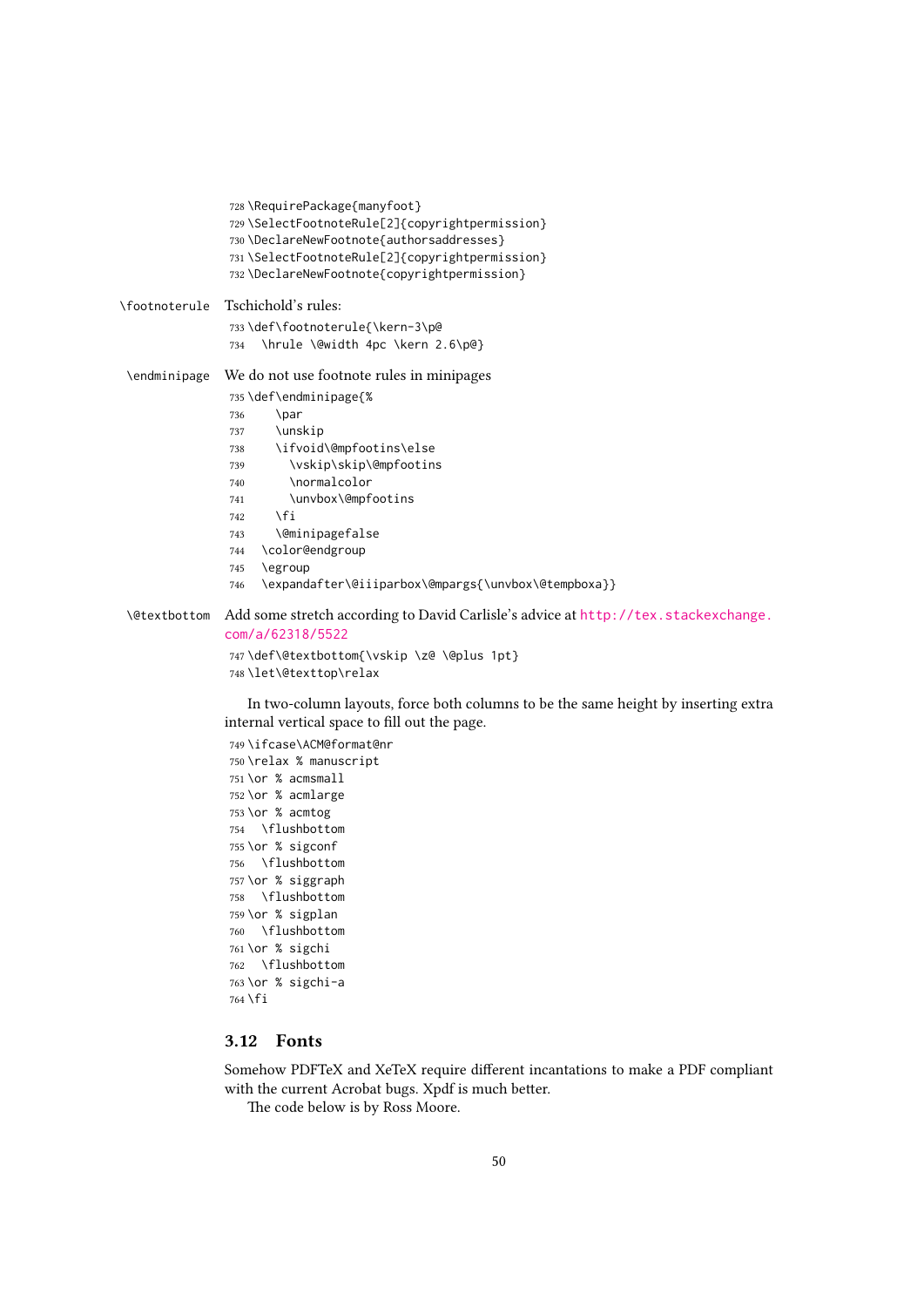```
728 \RequirePackage{manyfoot}
729 \SelectFootnoteRule[2]{copyrightpermission}
730 \DeclareNewFootnote{authorsaddresses}
731 \SelectFootnoteRule[2]{copyrightpermission}
732 \DeclareNewFootnote{copyrightpermission}
```

\footnoterule Tschichold's rules:

```
733 \def\footnoterule{\kern-3\p@
734   \hrule \@width 4pc \kern 2.6\p@}
```

\endminipage We do not use footnote rules in minipages

```
735 \def\endminipage{%
736     \par
737     \unskip
738     \ifvoid\@mpfootins\else
739       \vskip\skip\@mpfootins
740       \normalcolor
741       \unvbox\@mpfootins
742     \fi
743     \@minipagefalse
744   \color@endgroup
745   \egroup
746   \expandafter\@iiiparbox\@mpargs{\unvbox\@tempboxa}}
```

\@textbottom Add some stretch according to David Carlisle's advice at http://tex.stackexchange.com/a/62318/5522

```
747 \def\@textbottom{\vskip \z@ \@plus 1pt}
748 \let\@texttop\relax
```

In two-column layouts, force both columns to be the same height by inserting extra internal vertical space to fill out the page.

```
749 \ifcase\ACM@format@nr
750 \relax % manuscript
751 \or % acmsmall
752 \or % acmlarge
753 \or % acmtog
754   \flushbottom
755 \or % sigconf
756   \flushbottom
757 \or % siggraph
758   \flushbottom
759 \or % sigplan
760   \flushbottom
761 \or % sigchi
762   \flushbottom
763 \or % sigchi-a
764 \fi
```

## 3.12 Fonts

Somehow PDFTeX and XeTeX require different incantations to make a PDF compliant with the current Acrobat bugs. Xpdf is much better.

The code below is by Ross Moore.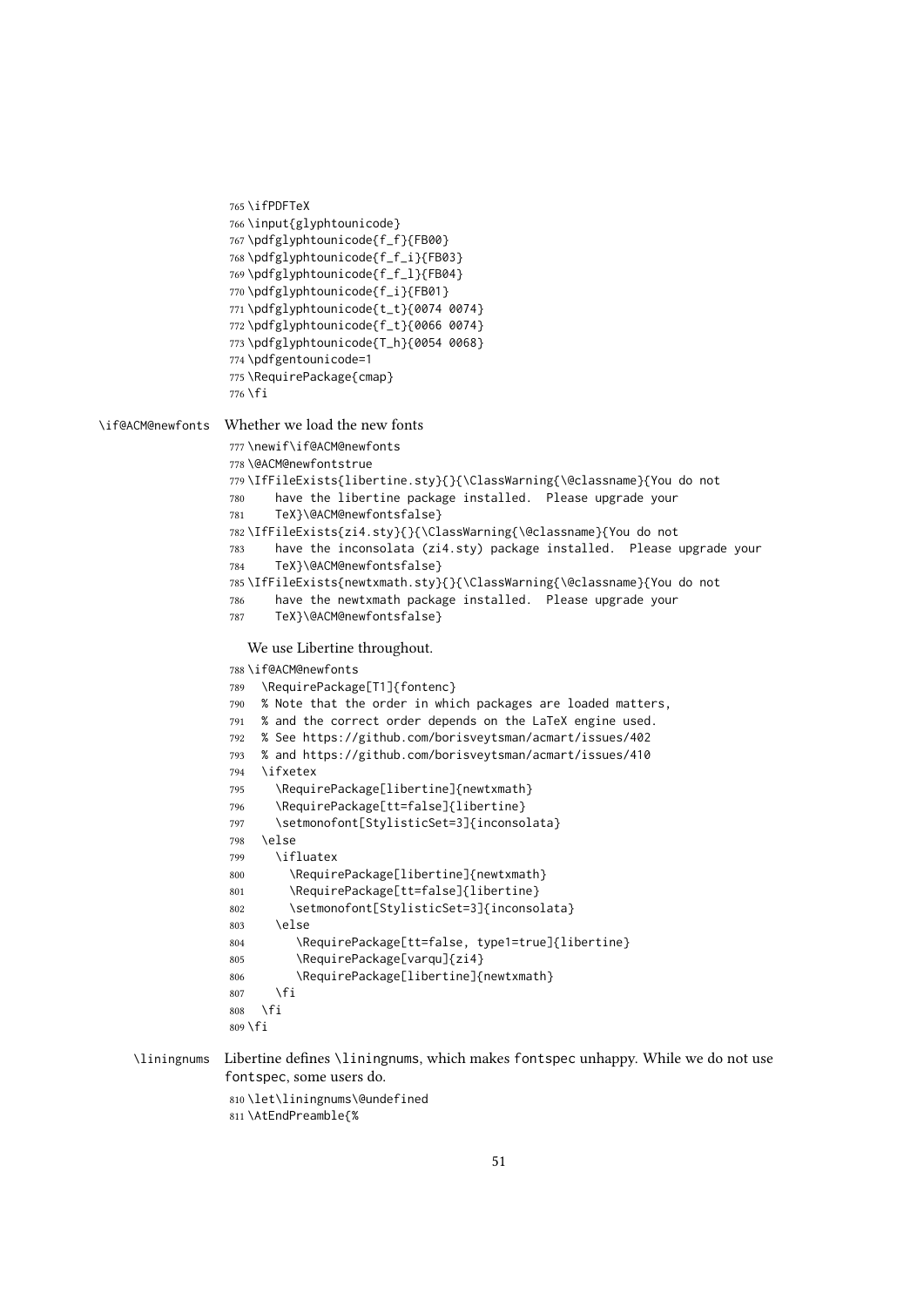```
765 \ifPDFTeX
766 \input{glyphtounicode}
767 \pdfglyphtounicode{f_f}{FB00}
768 \pdfglyphtounicode{f_f_i}{FB03}
769 \pdfglyphtounicode{f_f_l}{FB04}
770 \pdfglyphtounicode{f_i}{FB01}
771 \pdfglyphtounicode{t_t}{0074 0074}
772 \pdfglyphtounicode{f_t}{0066 0074}
773 \pdfglyphtounicode{T_h}{0054 0068}
774 \pdfgentounicode=1
775 \RequirePackage{cmap}
776 \fi
```

`\if@ACM@newfonts` Whether we load the new fonts

```
777 \newif\if@ACM@newfonts
778 \@ACM@newfontstrue
779 \IfFileExists{libertine.sty}{}{\ClassWarning{\@classname}{You do not
780     have the libertine package installed.  Please upgrade your
781     TeX}\@ACM@newfontsfalse}
782 \IfFileExists{zi4.sty}{}{\ClassWarning{\@classname}{You do not
783     have the inconsolata (zi4.sty) package installed.  Please upgrade your
784     TeX}\@ACM@newfontsfalse}
785 \IfFileExists{newtxmath.sty}{}{\ClassWarning{\@classname}{You do not
786     have the newtxmath package installed.  Please upgrade your
787     TeX}\@ACM@newfontsfalse}
```

We use Libertine throughout.

```
788 \if@ACM@newfonts
789   \RequirePackage[T1]{fontenc}
790   % Note that the order in which packages are loaded matters,
791   % and the correct order depends on the LaTeX engine used.
792   % See https://github.com/borisveytsman/acmart/issues/402
793   % and https://github.com/borisveytsman/acmart/issues/410
794   \ifxetex
795     \RequirePackage[libertine]{newtxmath}
796     \RequirePackage[tt=false]{libertine}
797     \setmonofont[StylisticSet=3]{inconsolata}
798   \else
799     \ifluatex
800       \RequirePackage[libertine]{newtxmath}
801       \RequirePackage[tt=false]{libertine}
802       \setmonofont[StylisticSet=3]{inconsolata}
803     \else
804        \RequirePackage[tt=false, type1=true]{libertine}
805        \RequirePackage[varqu]{zi4}
806        \RequirePackage[libertine]{newtxmath}
807     \fi
808   \fi
809 \fi
```

`\liningnums` Libertine defines `\liningnums`, which makes `fontspec` unhappy. While we do not use `fontspec`, some users do.

```
810 \let\liningnums\@undefined
811 \AtEndPreamble{%
```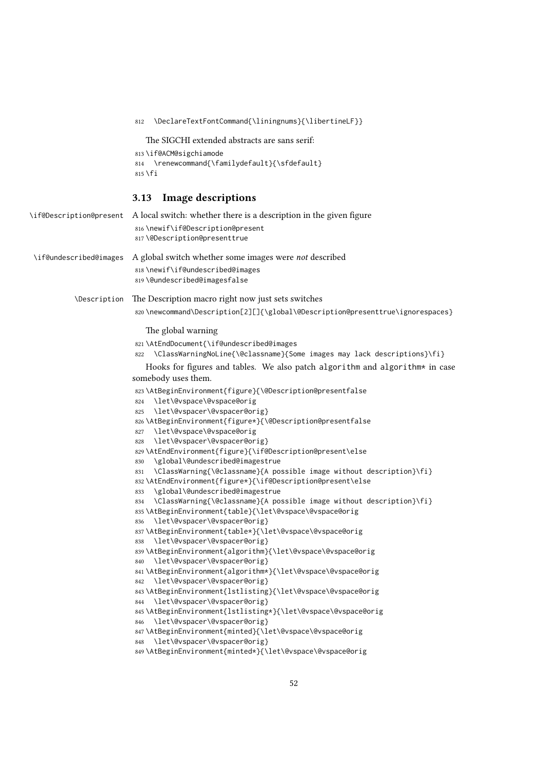```
812   \DeclareTextFontCommand{\liningnums}{\libertineLF}}
```

The SIGCHI extended abstracts are sans serif:

```
813 \if@ACM@sigchiamode
814   \renewcommand{\familydefault}{\sfdefault}
815 \fi
```

### 3.13 Image descriptions

\if@Description@present A local switch: whether there is a description in the given figure

```
816 \newif\if@Description@present
817 \@Description@presenttrue
```

\if@undescribed@images A global switch whether some images were *not* described

```
818 \newif\if@undescribed@images
819 \@undescribed@imagesfalse
```

\Description The Description macro right now just sets switches

```
820 \newcommand\Description[2][]{\global\@Description@presenttrue\ignorespaces}
```

The global warning

```
821 \AtEndDocument{\if@undescribed@images
822   \ClassWarningNoLine{\@classname}{Some images may lack descriptions}\fi}
```

Hooks for figures and tables. We also patch algorithm and algorithm* in case somebody uses them.

```
823 \AtBeginEnvironment{figure}{\@Description@presentfalse
824   \let\@vspace\@vspace@orig
825   \let\@vspacer\@vspacer@orig}
826 \AtBeginEnvironment{figure*}{\@Description@presentfalse
827   \let\@vspace\@vspace@orig
828   \let\@vspacer\@vspacer@orig}
829 \AtEndEnvironment{figure}{\if@Description@present\else
830   \global\@undescribed@imagestrue
831   \ClassWarning{\@classname}{A possible image without description}\fi}
832 \AtEndEnvironment{figure*}{\if@Description@present\else
833   \global\@undescribed@imagestrue
834   \ClassWarning{\@classname}{A possible image without description}\fi}
835 \AtBeginEnvironment{table}{\let\@vspace\@vspace@orig
836   \let\@vspacer\@vspacer@orig}
837 \AtBeginEnvironment{table*}{\let\@vspace\@vspace@orig
838   \let\@vspacer\@vspacer@orig}
839 \AtBeginEnvironment{algorithm}{\let\@vspace\@vspace@orig
840   \let\@vspacer\@vspacer@orig}
841 \AtBeginEnvironment{algorithm*}{\let\@vspace\@vspace@orig
842   \let\@vspacer\@vspacer@orig}
843 \AtBeginEnvironment{lstlisting}{\let\@vspace\@vspace@orig
844   \let\@vspacer\@vspacer@orig}
845 \AtBeginEnvironment{lstlisting*}{\let\@vspace\@vspace@orig
846   \let\@vspacer\@vspacer@orig}
847 \AtBeginEnvironment{minted}{\let\@vspace\@vspace@orig
848   \let\@vspacer\@vspacer@orig}
849 \AtBeginEnvironment{minted*}{\let\@vspace\@vspace@orig
```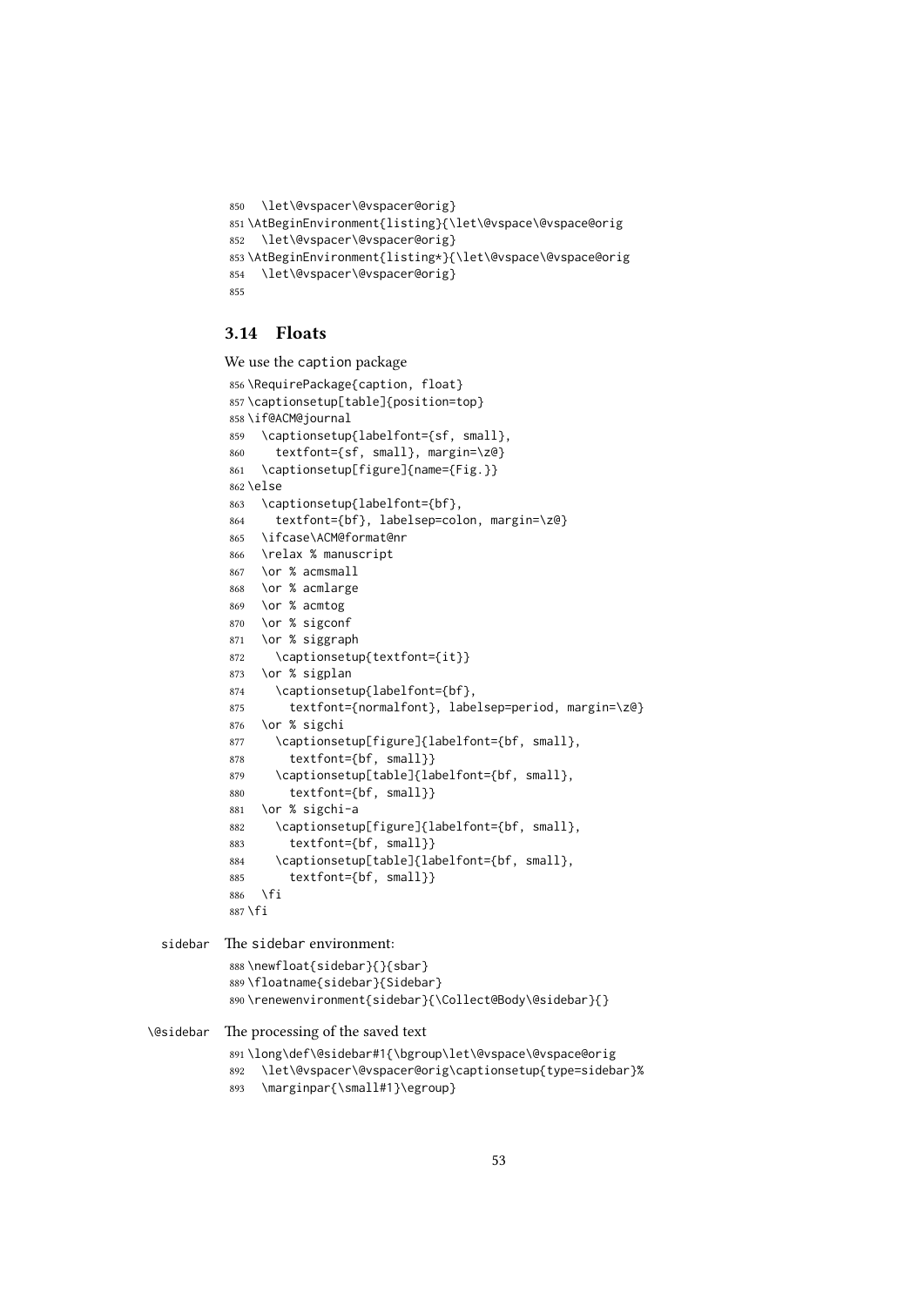```
850   \let\@vspacer\@vspacer@orig}
851 \AtBeginEnvironment{listing}{\let\@vspace\@vspace@orig
852   \let\@vspacer\@vspacer@orig}
853 \AtBeginEnvironment{listing*}{\let\@vspace\@vspace@orig
854   \let\@vspacer\@vspacer@orig}
855
```

## 3.14 Floats

We use the caption package

```
856 \RequirePackage{caption, float}
857 \captionsetup[table]{position=top}
858 \if@ACM@journal
859   \captionsetup{labelfont={sf, small},
860     textfont={sf, small}, margin=\z@}
861   \captionsetup[figure]{name={Fig.}}
862 \else
863   \captionsetup{labelfont={bf},
864     textfont={bf}, labelsep=colon, margin=\z@}
865   \ifcase\ACM@format@nr
866   \relax % manuscript
867   \or % acmsmall
868   \or % acmlarge
869   \or % acmtog
870   \or % sigconf
871   \or % siggraph
872     \captionsetup{textfont={it}}
873   \or % sigplan
874     \captionsetup{labelfont={bf},
875       textfont={normalfont}, labelsep=period, margin=\z@}
876   \or % sigchi
877     \captionsetup[figure]{labelfont={bf, small},
878       textfont={bf, small}}
879     \captionsetup[table]{labelfont={bf, small},
880       textfont={bf, small}}
881   \or % sigchi-a
882     \captionsetup[figure]{labelfont={bf, small},
883       textfont={bf, small}}
884     \captionsetup[table]{labelfont={bf, small},
885       textfont={bf, small}}
886   \fi
887 \fi
```

sidebar The sidebar environment:

```
888 \newfloat{sidebar}{}{sbar}
889 \floatname{sidebar}{Sidebar}
890 \renewenvironment{sidebar}{\Collect@Body\@sidebar}{}
```

\@sidebar The processing of the saved text

```
891 \long\def\@sidebar#1{\bgroup\let\@vspace\@vspace@orig
892   \let\@vspacer\@vspacer@orig\captionsetup{type=sidebar}%
893   \marginpar{\small#1}\egroup}
```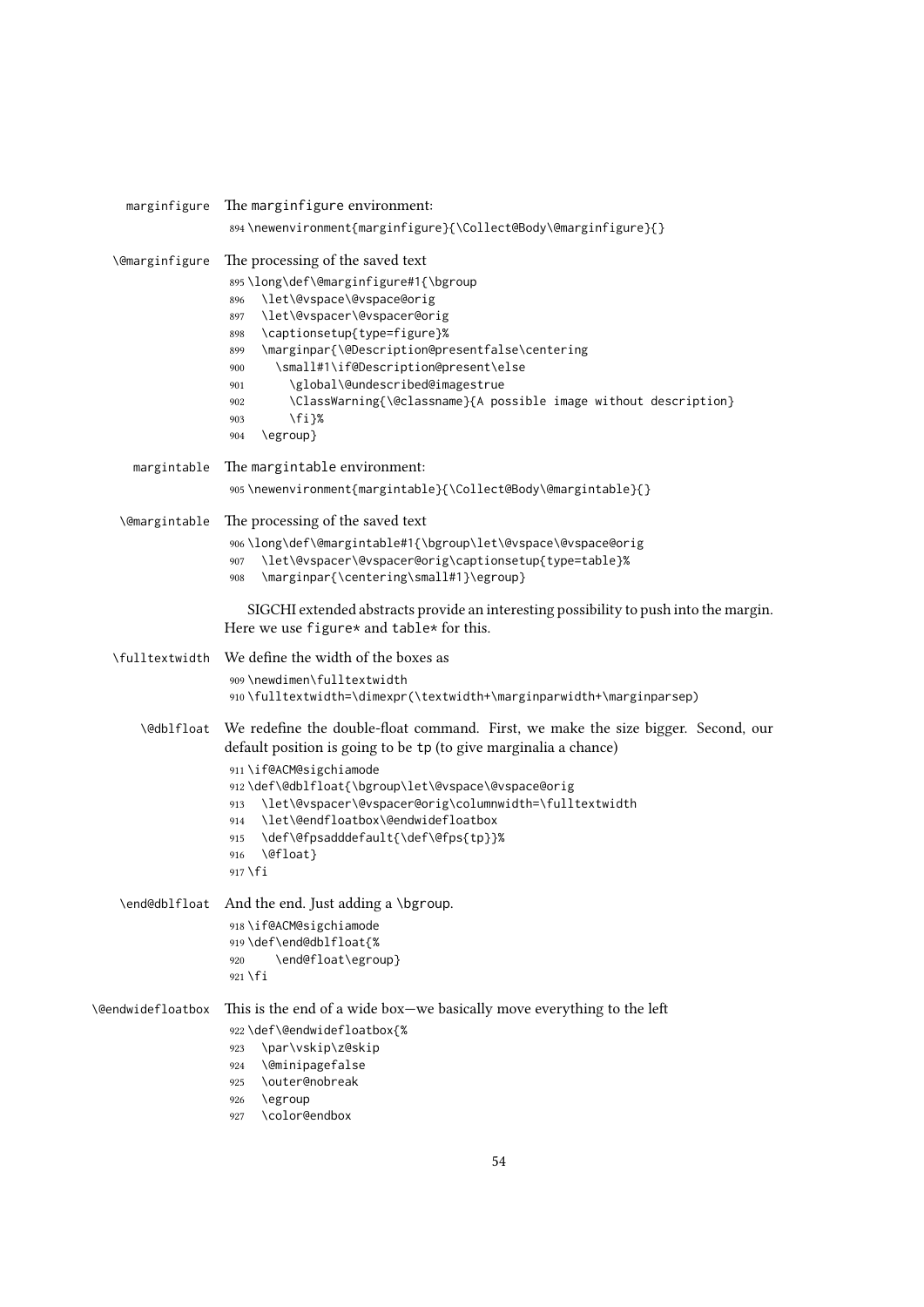marginfigure The marginfigure environment:

```
894 \newenvironment{marginfigure}{\Collect@Body\@marginfigure}{}
```

\@marginfigure The processing of the saved text

```
895 \long\def\@marginfigure#1{\bgroup
896   \let\@vspace\@vspace@orig
897   \let\@vspacer\@vspacer@orig
898   \captionsetup{type=figure}%
899   \marginpar{\@Description@presentfalse\centering
900     \small#1\if@Description@present\else
901       \global\@undescribed@imagestrue
902       \ClassWarning{\@classname}{A possible image without description}
903       \fi}%
904   \egroup}
```

margintable The margintable environment:

```
905 \newenvironment{margintable}{\Collect@Body\@margintable}{}
```

\@margintable The processing of the saved text

```
906 \long\def\@margintable#1{\bgroup\let\@vspace\@vspace@orig
907   \let\@vspacer\@vspacer@orig\captionsetup{type=table}%
908   \marginpar{\centering\small#1}\egroup}
```

SIGCHI extended abstracts provide an interesting possibility to push into the margin. Here we use figure* and table* for this.

\fulltextwidth We define the width of the boxes as

```
909 \newdimen\fulltextwidth
910 \fulltextwidth=\dimexpr(\textwidth+\marginparwidth+\marginparsep)
```

\@dblfloat We redefine the double-float command. First, we make the size bigger. Second, our default position is going to be tp (to give marginalia a chance)

```
911 \if@ACM@sigchiamode
912 \def\@dblfloat{\bgroup\let\@vspace\@vspace@orig
913   \let\@vspacer\@vspacer@orig\columnwidth=\fulltextwidth
914   \let\@endfloatbox\@endwidefloatbox
915   \def\@fpsadddefault{\def\@fps{tp}}%
916   \@float}
917 \fi
```

\end@dblfloat And the end. Just adding a \bgroup.

```
918 \if@ACM@sigchiamode
919 \def\end@dblfloat{%
920     \end@float\egroup}
921 \fi
```

\@endwidefloatbox This is the end of a wide box—we basically move everything to the left

```
922 \def\@endwidefloatbox{%
923   \par\vskip\z@skip
924   \@minipagefalse
925   \outer@nobreak
926   \egroup
927   \color@endbox
```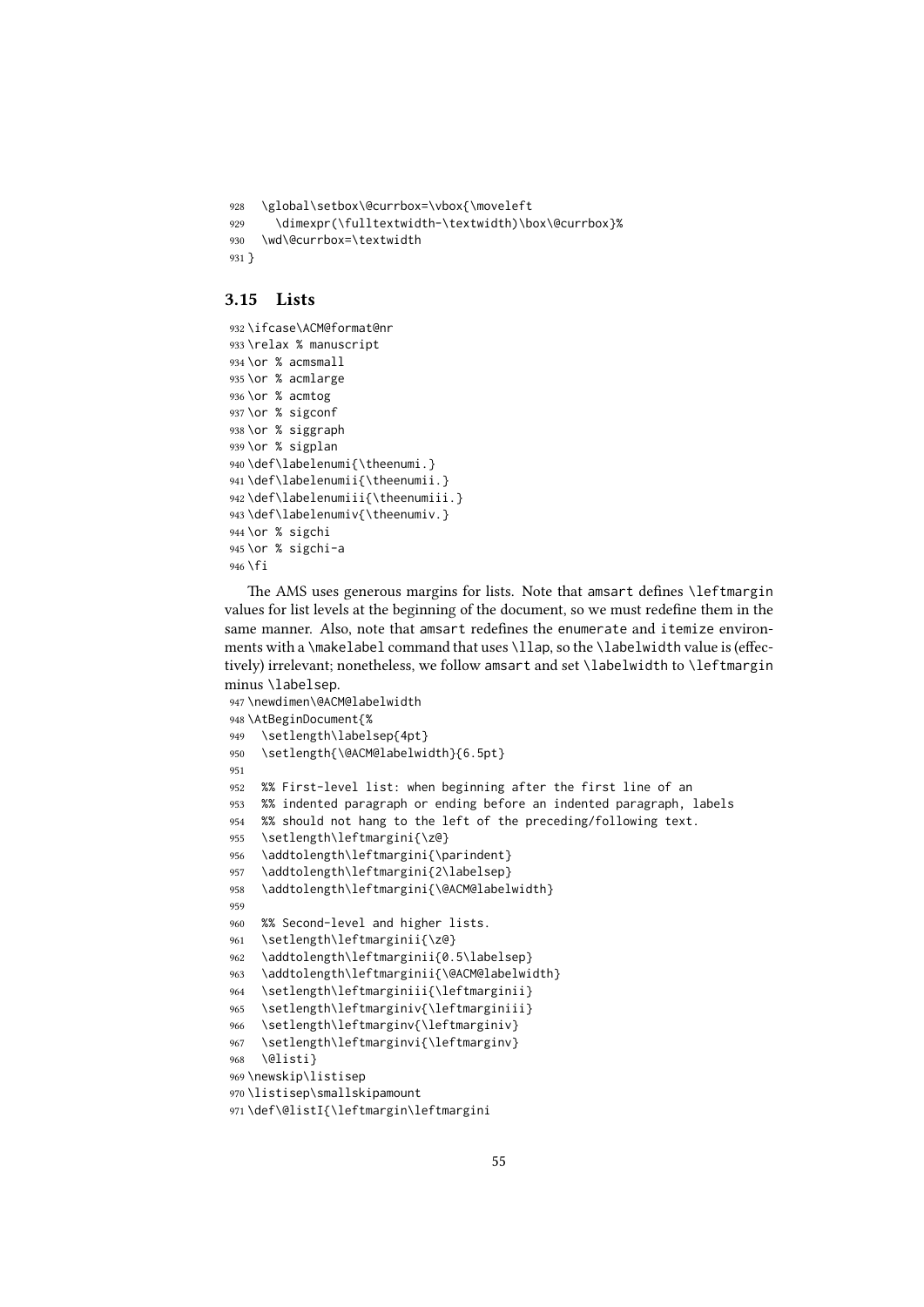```
928   \global\setbox\@currbox=\vbox{\moveleft
929     \dimexpr(\fulltextwidth-\textwidth)\box\@currbox}%
930   \wd\@currbox=\textwidth
931 }
```

### 3.15 Lists

```
932 \ifcase\ACM@format@nr
933 \relax % manuscript
934 \or % acmsmall
935 \or % acmlarge
936 \or % acmtog
937 \or % sigconf
938 \or % siggraph
939 \or % sigplan
940 \def\labelenumi{\theenumi.}
941 \def\labelenumii{\theenumii.}
942 \def\labelenumiii{\theenumiii.}
943 \def\labelenumiv{\theenumiv.}
944 \or % sigchi
945 \or % sigchi-a
946 \fi
```

The AMS uses generous margins for lists. Note that amsart defines \leftmargin values for list levels at the beginning of the document, so we must redefine them in the same manner. Also, note that amsart redefines the enumerate and itemize environments with a \makelabel command that uses \llap, so the \labelwidth value is (effectively) irrelevant; nonetheless, we follow amsart and set \labelwidth to \leftmargin minus \labelsep.

```
947 \newdimen\@ACM@labelwidth
948 \AtBeginDocument{%
949   \setlength\labelsep{4pt}
950   \setlength{\@ACM@labelwidth}{6.5pt}
951
952   %% First-level list: when beginning after the first line of an
953   %% indented paragraph or ending before an indented paragraph, labels
954   %% should not hang to the left of the preceding/following text.
955   \setlength\leftmargini{\z@}
956   \addtolength\leftmargini{\parindent}
957   \addtolength\leftmargini{2\labelsep}
958   \addtolength\leftmargini{\@ACM@labelwidth}
959
960   %% Second-level and higher lists.
961   \setlength\leftmarginii{\z@}
962   \addtolength\leftmarginii{0.5\labelsep}
963   \addtolength\leftmarginii{\@ACM@labelwidth}
964   \setlength\leftmarginiii{\leftmarginii}
965   \setlength\leftmarginiv{\leftmarginiii}
966   \setlength\leftmarginv{\leftmarginiv}
967   \setlength\leftmarginvi{\leftmarginv}
968   \@listi}
969 \newskip\listisep
970 \listisep\smallskipamount
971 \def\@listI{\leftmargin\leftmargini
```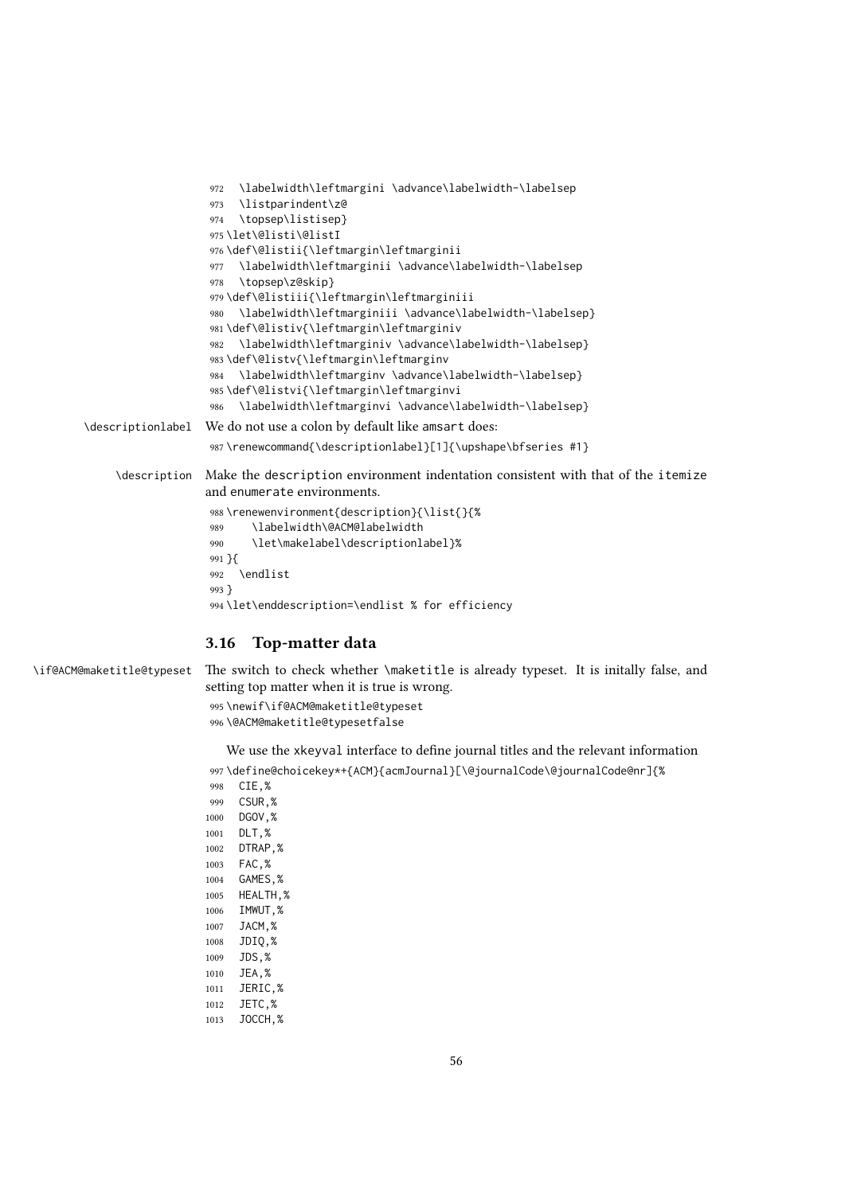```
972   \labelwidth\leftmargini \advance\labelwidth-\labelsep
973   \listparindent\z@
974   \topsep\listisep}
975 \let\@listi\@listI
976 \def\@listii{\leftmargin\leftmarginii
977   \labelwidth\leftmarginii \advance\labelwidth-\labelsep
978   \topsep\z@skip}
979 \def\@listiii{\leftmargin\leftmarginiii
980   \labelwidth\leftmarginiii \advance\labelwidth-\labelsep}
981 \def\@listiv{\leftmargin\leftmarginiv
982   \labelwidth\leftmarginiv \advance\labelwidth-\labelsep}
983 \def\@listv{\leftmargin\leftmarginv
984   \labelwidth\leftmarginv \advance\labelwidth-\labelsep}
985 \def\@listvi{\leftmargin\leftmarginvi
986   \labelwidth\leftmarginvi \advance\labelwidth-\labelsep}
```

\descriptionlabel We do not use a colon by default like amsart does:

```
987 \renewcommand{\descriptionlabel}[1]{\upshape\bfseries #1}
```

\description Make the description environment indentation consistent with that of the itemize and enumerate environments.

```
988 \renewenvironment{description}{\list{}{%
989     \labelwidth\@ACM@labelwidth
990     \let\makelabel\descriptionlabel}%
991 }{
992   \endlist
993 }
994 \let\enddescription=\endlist % for efficiency
```

### 3.16 Top-matter data

\if@ACM@maketitle@typeset The switch to check whether \maketitle is already typeset. It is initally false, and setting top matter when it is true is wrong.

```
995 \newif\if@ACM@maketitle@typeset
996 \@ACM@maketitle@typesetfalse
```

We use the xkeyval interface to define journal titles and the relevant information

```
997 \define@choicekey*+{ACM}{acmJournal}[\@journalCode\@journalCode@nr]{%
998   CIE,%
999   CSUR,%
1000  DGOV,%
1001  DLT,%
1002  DTRAP,%
1003  FAC,%
1004  GAMES,%
1005  HEALTH,%
1006  IMWUT,%
1007  JACM,%
1008  JDIQ,%
1009  JDS,%
1010  JEA,%
1011  JERIC,%
1012  JETC,%
1013  JOCCH,%
```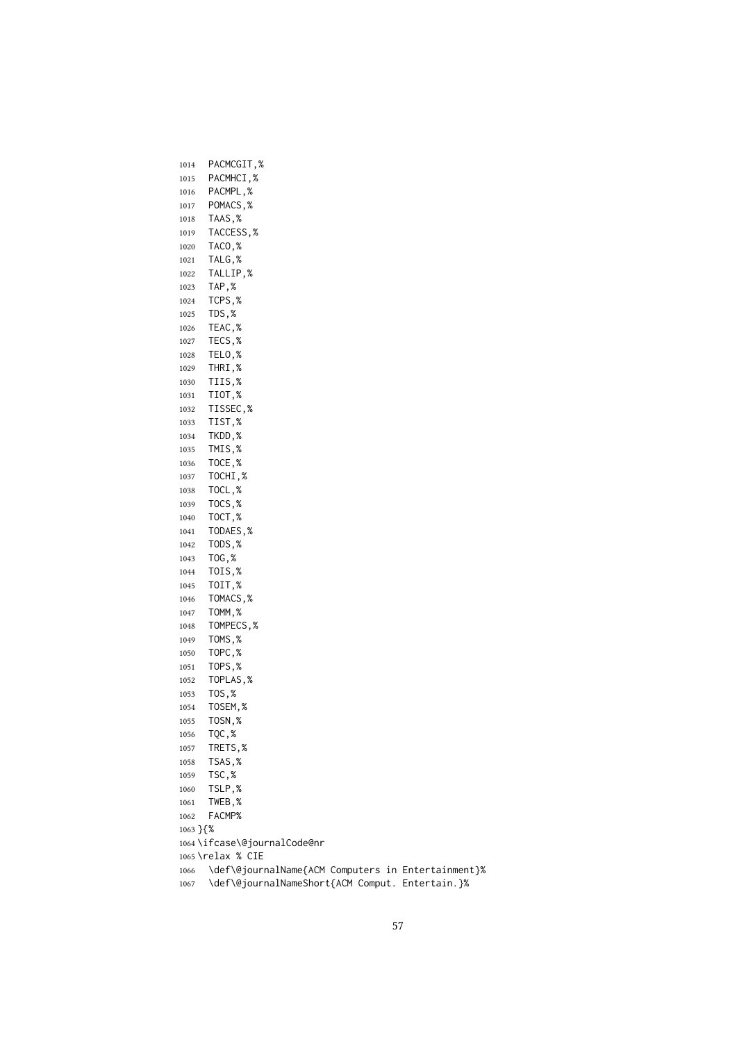```
1014   PACMCGIT,%
1015   PACMHCI,%
1016   PACMPL,%
1017   POMACS,%
1018   TAAS,%
1019   TACCESS,%
1020   TACO,%
1021   TALG,%
1022   TALLIP,%
1023   TAP,%
1024   TCPS,%
1025   TDS,%
1026   TEAC,%
1027   TECS,%
1028   TELO,%
1029   THRI,%
1030   TIIS,%
1031   TIOT,%
1032   TISSEC,%
1033   TIST,%
1034   TKDD,%
1035   TMIS,%
1036   TOCE,%
1037   TOCHI,%
1038   TOCL,%
1039   TOCS,%
1040   TOCT,%
1041   TODAES,%
1042   TODS,%
1043   TOG,%
1044   TOIS,%
1045   TOIT,%
1046   TOMACS,%
1047   TOMM,%
1048   TOMPECS,%
1049   TOMS,%
1050   TOPC,%
1051   TOPS,%
1052   TOPLAS,%
1053   TOS,%
1054   TOSEM,%
1055   TOSN,%
1056   TQC,%
1057   TRETS,%
1058   TSAS,%
1059   TSC,%
1060   TSLP,%
1061   TWEB,%
1062   FACMP%
1063 }{%
1064 \ifcase\@journalCode@nr
1065 \relax % CIE
1066   \def\@journalName{ACM Computers in Entertainment}%
1067   \def\@journalNameShort{ACM Comput. Entertain.}%
```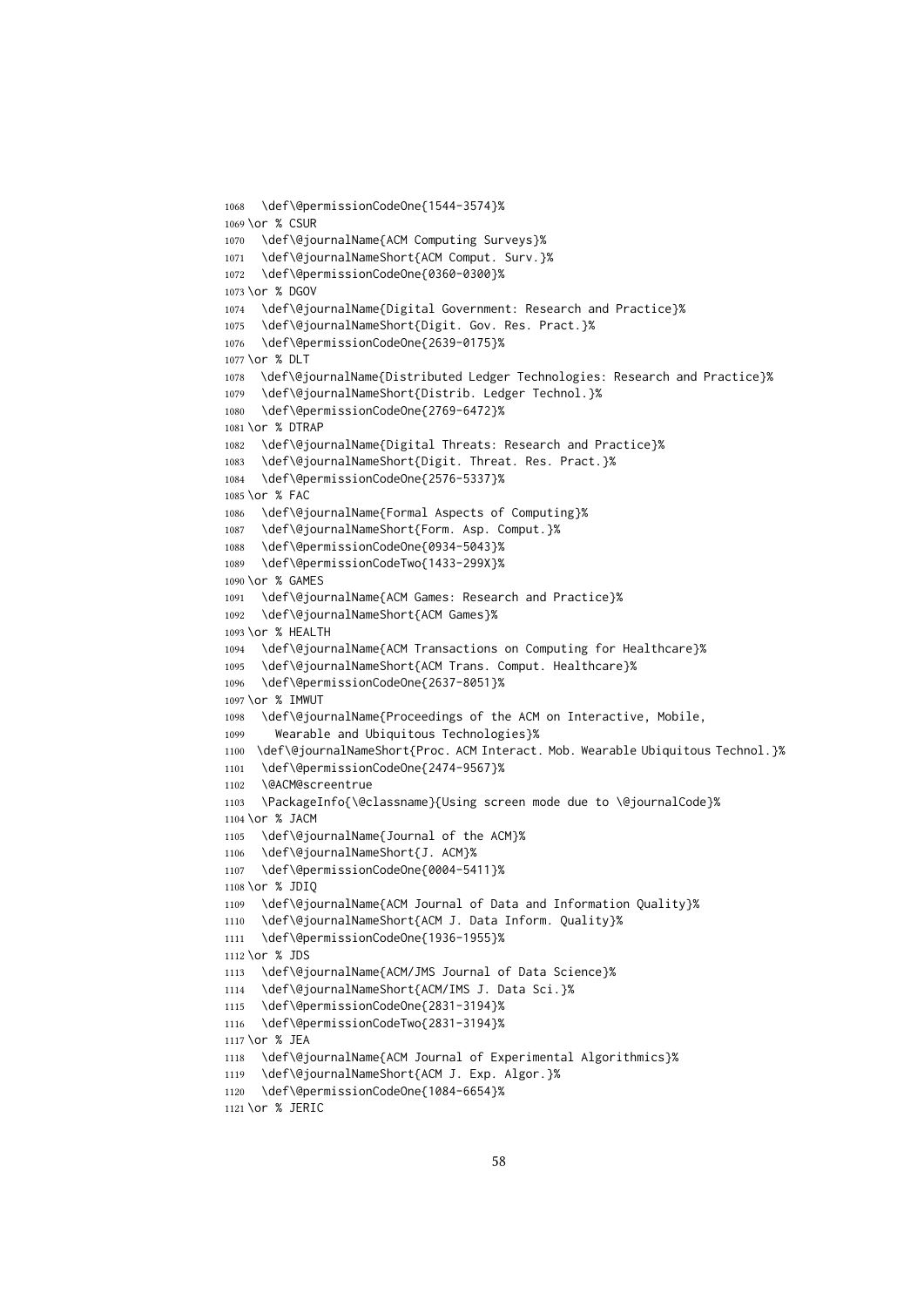```
1068   \def\@permissionCodeOne{1544-3574}%
1069 \or % CSUR
1070   \def\@journalName{ACM Computing Surveys}%
1071   \def\@journalNameShort{ACM Comput. Surv.}%
1072   \def\@permissionCodeOne{0360-0300}%
1073 \or % DGOV
1074   \def\@journalName{Digital Government: Research and Practice}%
1075   \def\@journalNameShort{Digit. Gov. Res. Pract.}%
1076   \def\@permissionCodeOne{2639-0175}%
1077 \or % DLT
1078   \def\@journalName{Distributed Ledger Technologies: Research and Practice}%
1079   \def\@journalNameShort{Distrib. Ledger Technol.}%
1080   \def\@permissionCodeOne{2769-6472}%
1081 \or % DTRAP
1082   \def\@journalName{Digital Threats: Research and Practice}%
1083   \def\@journalNameShort{Digit. Threat. Res. Pract.}%
1084   \def\@permissionCodeOne{2576-5337}%
1085 \or % FAC
1086   \def\@journalName{Formal Aspects of Computing}%
1087   \def\@journalNameShort{Form. Asp. Comput.}%
1088   \def\@permissionCodeOne{0934-5043}%
1089   \def\@permissionCodeTwo{1433-299X}%
1090 \or % GAMES
1091   \def\@journalName{ACM Games: Research and Practice}%
1092   \def\@journalNameShort{ACM Games}%
1093 \or % HEALTH
1094   \def\@journalName{ACM Transactions on Computing for Healthcare}%
1095   \def\@journalNameShort{ACM Trans. Comput. Healthcare}%
1096   \def\@permissionCodeOne{2637-8051}%
1097 \or % IMWUT
1098   \def\@journalName{Proceedings of the ACM on Interactive, Mobile,
1099     Wearable and Ubiquitous Technologies}%
1100   \def\@journalNameShort{Proc. ACM Interact. Mob. Wearable Ubiquitous Technol.}%
1101   \def\@permissionCodeOne{2474-9567}%
1102   \@ACM@screentrue
1103   \PackageInfo{\@classname}{Using screen mode due to \@journalCode}%
1104 \or % JACM
1105   \def\@journalName{Journal of the ACM}%
1106   \def\@journalNameShort{J. ACM}%
1107   \def\@permissionCodeOne{0004-5411}%
1108 \or % JDIQ
1109   \def\@journalName{ACM Journal of Data and Information Quality}%
1110   \def\@journalNameShort{ACM J. Data Inform. Quality}%
1111   \def\@permissionCodeOne{1936-1955}%
1112 \or % JDS
1113   \def\@journalName{ACM/JMS Journal of Data Science}%
1114   \def\@journalNameShort{ACM/IMS J. Data Sci.}%
1115   \def\@permissionCodeOne{2831-3194}%
1116   \def\@permissionCodeTwo{2831-3194}%
1117 \or % JEA
1118   \def\@journalName{ACM Journal of Experimental Algorithmics}%
1119   \def\@journalNameShort{ACM J. Exp. Algor.}%
1120   \def\@permissionCodeOne{1084-6654}%
1121 \or % JERIC
```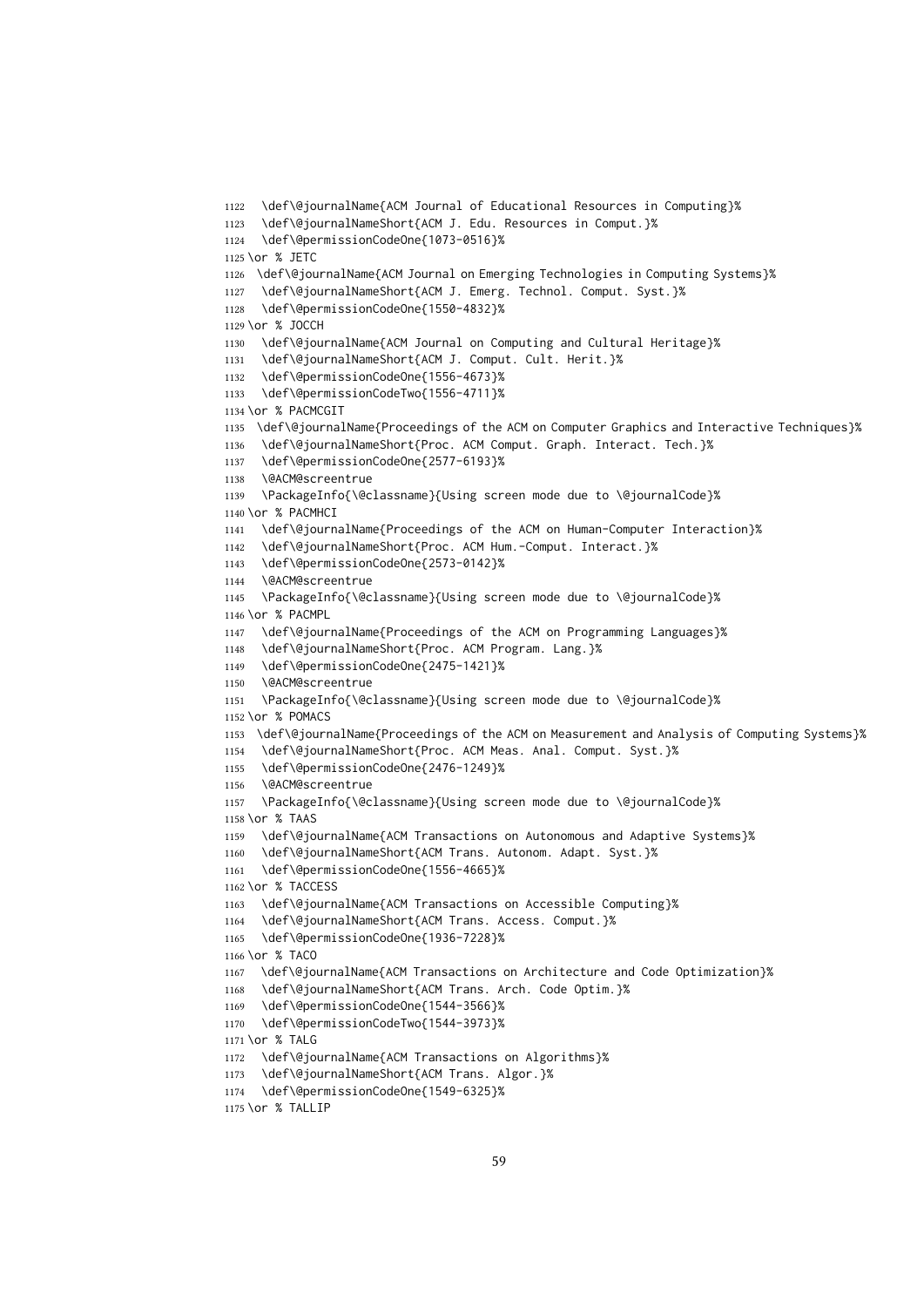```
1122   \def\@journalName{ACM Journal of Educational Resources in Computing}%
1123   \def\@journalNameShort{ACM J. Edu. Resources in Comput.}%
1124   \def\@permissionCodeOne{1073-0516}%
1125 \or % JETC
1126   \def\@journalName{ACM Journal on Emerging Technologies in Computing Systems}%
1127   \def\@journalNameShort{ACM J. Emerg. Technol. Comput. Syst.}%
1128   \def\@permissionCodeOne{1550-4832}%
1129 \or % JOCCH
1130   \def\@journalName{ACM Journal on Computing and Cultural Heritage}%
1131   \def\@journalNameShort{ACM J. Comput. Cult. Herit.}%
1132   \def\@permissionCodeOne{1556-4673}%
1133   \def\@permissionCodeTwo{1556-4711}%
1134 \or % PACMCGIT
1135   \def\@journalName{Proceedings of the ACM on Computer Graphics and Interactive Techniques}%
1136   \def\@journalNameShort{Proc. ACM Comput. Graph. Interact. Tech.}%
1137   \def\@permissionCodeOne{2577-6193}%
1138   \@ACM@screentrue
1139   \PackageInfo{\@classname}{Using screen mode due to \@journalCode}%
1140 \or % PACMHCI
1141   \def\@journalName{Proceedings of the ACM on Human-Computer Interaction}%
1142   \def\@journalNameShort{Proc. ACM Hum.-Comput. Interact.}%
1143   \def\@permissionCodeOne{2573-0142}%
1144   \@ACM@screentrue
1145   \PackageInfo{\@classname}{Using screen mode due to \@journalCode}%
1146 \or % PACMPL
1147   \def\@journalName{Proceedings of the ACM on Programming Languages}%
1148   \def\@journalNameShort{Proc. ACM Program. Lang.}%
1149   \def\@permissionCodeOne{2475-1421}%
1150   \@ACM@screentrue
1151   \PackageInfo{\@classname}{Using screen mode due to \@journalCode}%
1152 \or % POMACS
1153   \def\@journalName{Proceedings of the ACM on Measurement and Analysis of Computing Systems}%
1154   \def\@journalNameShort{Proc. ACM Meas. Anal. Comput. Syst.}%
1155   \def\@permissionCodeOne{2476-1249}%
1156   \@ACM@screentrue
1157   \PackageInfo{\@classname}{Using screen mode due to \@journalCode}%
1158 \or % TAAS
1159   \def\@journalName{ACM Transactions on Autonomous and Adaptive Systems}%
1160   \def\@journalNameShort{ACM Trans. Autonom. Adapt. Syst.}%
1161   \def\@permissionCodeOne{1556-4665}%
1162 \or % TACCESS
1163   \def\@journalName{ACM Transactions on Accessible Computing}%
1164   \def\@journalNameShort{ACM Trans. Access. Comput.}%
1165   \def\@permissionCodeOne{1936-7228}%
1166 \or % TACO
1167   \def\@journalName{ACM Transactions on Architecture and Code Optimization}%
1168   \def\@journalNameShort{ACM Trans. Arch. Code Optim.}%
1169   \def\@permissionCodeOne{1544-3566}%
1170   \def\@permissionCodeTwo{1544-3973}%
1171 \or % TALG
1172   \def\@journalName{ACM Transactions on Algorithms}%
1173   \def\@journalNameShort{ACM Trans. Algor.}%
1174   \def\@permissionCodeOne{1549-6325}%
1175 \or % TALLIP
```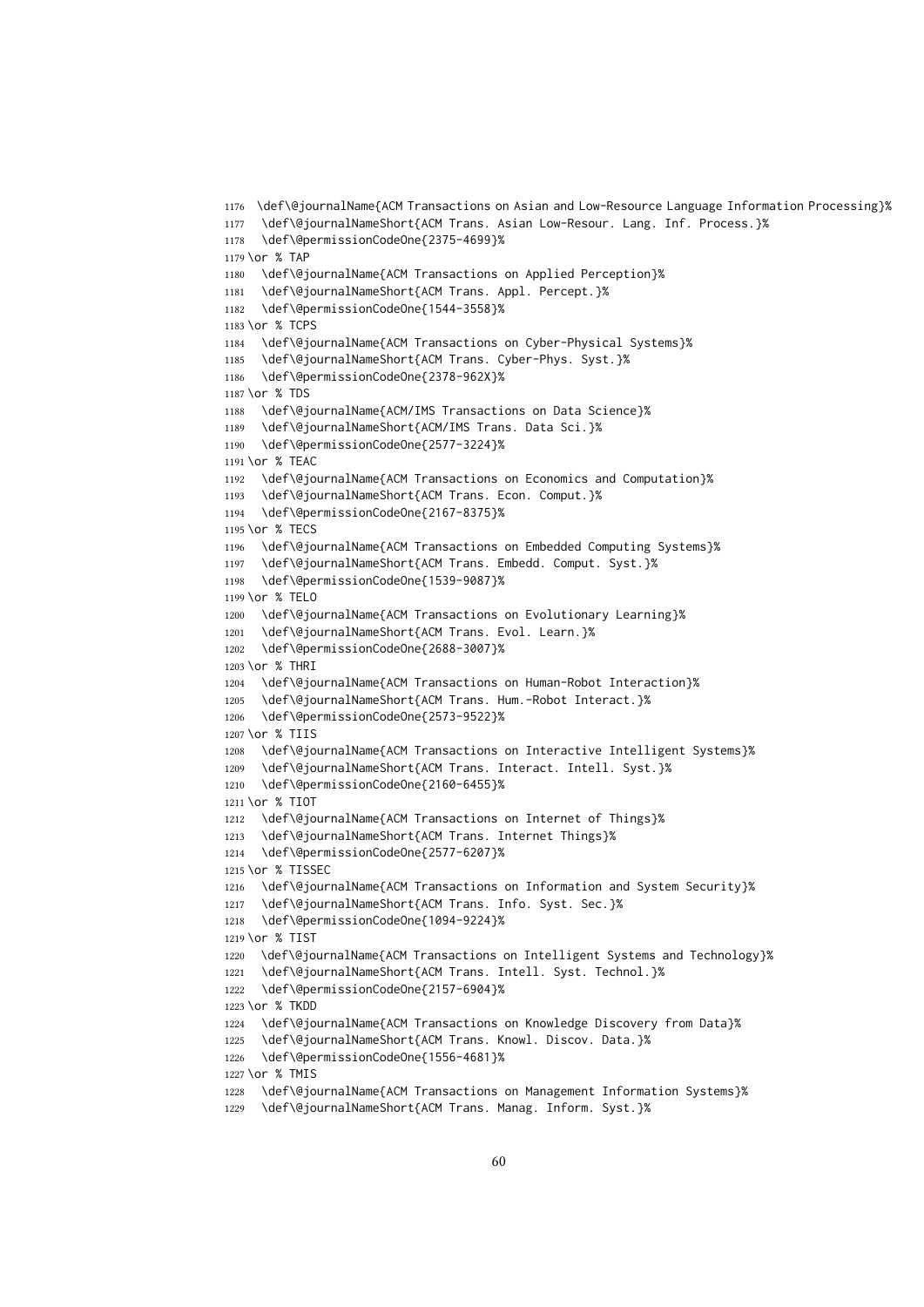```
1176  \def\@journalName{ACM Transactions on Asian and Low-Resource Language Information Processing}%
1177  \def\@journalNameShort{ACM Trans. Asian Low-Resour. Lang. Inf. Process.}%
1178  \def\@permissionCodeOne{2375-4699}%
1179 \or % TAP
1180  \def\@journalName{ACM Transactions on Applied Perception}%
1181  \def\@journalNameShort{ACM Trans. Appl. Percept.}%
1182  \def\@permissionCodeOne{1544-3558}%
1183 \or % TCPS
1184  \def\@journalName{ACM Transactions on Cyber-Physical Systems}%
1185  \def\@journalNameShort{ACM Trans. Cyber-Phys. Syst.}%
1186  \def\@permissionCodeOne{2378-962X}%
1187 \or % TDS
1188  \def\@journalName{ACM/IMS Transactions on Data Science}%
1189  \def\@journalNameShort{ACM/IMS Trans. Data Sci.}%
1190  \def\@permissionCodeOne{2577-3224}%
1191 \or % TEAC
1192  \def\@journalName{ACM Transactions on Economics and Computation}%
1193  \def\@journalNameShort{ACM Trans. Econ. Comput.}%
1194  \def\@permissionCodeOne{2167-8375}%
1195 \or % TECS
1196  \def\@journalName{ACM Transactions on Embedded Computing Systems}%
1197  \def\@journalNameShort{ACM Trans. Embedd. Comput. Syst.}%
1198  \def\@permissionCodeOne{1539-9087}%
1199 \or % TELO
1200  \def\@journalName{ACM Transactions on Evolutionary Learning}%
1201  \def\@journalNameShort{ACM Trans. Evol. Learn.}%
1202  \def\@permissionCodeOne{2688-3007}%
1203 \or % THRI
1204  \def\@journalName{ACM Transactions on Human-Robot Interaction}%
1205  \def\@journalNameShort{ACM Trans. Hum.-Robot Interact.}%
1206  \def\@permissionCodeOne{2573-9522}%
1207 \or % TIIS
1208  \def\@journalName{ACM Transactions on Interactive Intelligent Systems}%
1209  \def\@journalNameShort{ACM Trans. Interact. Intell. Syst.}%
1210  \def\@permissionCodeOne{2160-6455}%
1211 \or % TIOT
1212  \def\@journalName{ACM Transactions on Internet of Things}%
1213  \def\@journalNameShort{ACM Trans. Internet Things}%
1214  \def\@permissionCodeOne{2577-6207}%
1215 \or % TISSEC
1216  \def\@journalName{ACM Transactions on Information and System Security}%
1217  \def\@journalNameShort{ACM Trans. Info. Syst. Sec.}%
1218  \def\@permissionCodeOne{1094-9224}%
1219 \or % TIST
1220  \def\@journalName{ACM Transactions on Intelligent Systems and Technology}%
1221  \def\@journalNameShort{ACM Trans. Intell. Syst. Technol.}%
1222  \def\@permissionCodeOne{2157-6904}%
1223 \or % TKDD
1224  \def\@journalName{ACM Transactions on Knowledge Discovery from Data}%
1225  \def\@journalNameShort{ACM Trans. Knowl. Discov. Data.}%
1226  \def\@permissionCodeOne{1556-4681}%
1227 \or % TMIS
1228  \def\@journalName{ACM Transactions on Management Information Systems}%
1229  \def\@journalNameShort{ACM Trans. Manag. Inform. Syst.}%
```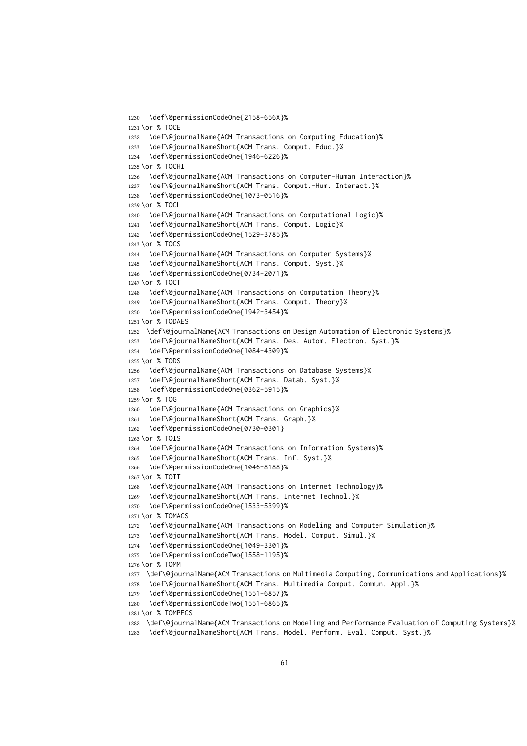```
1230   \def\@permissionCodeOne{2158-656X}%
1231 \or % TOCE
1232   \def\@journalName{ACM Transactions on Computing Education}%
1233   \def\@journalNameShort{ACM Trans. Comput. Educ.}%
1234   \def\@permissionCodeOne{1946-6226}%
1235 \or % TOCHI
1236   \def\@journalName{ACM Transactions on Computer-Human Interaction}%
1237   \def\@journalNameShort{ACM Trans. Comput.-Hum. Interact.}%
1238   \def\@permissionCodeOne{1073-0516}%
1239 \or % TOCL
1240   \def\@journalName{ACM Transactions on Computational Logic}%
1241   \def\@journalNameShort{ACM Trans. Comput. Logic}%
1242   \def\@permissionCodeOne{1529-3785}%
1243 \or % TOCS
1244   \def\@journalName{ACM Transactions on Computer Systems}%
1245   \def\@journalNameShort{ACM Trans. Comput. Syst.}%
1246   \def\@permissionCodeOne{0734-2071}%
1247 \or % TOCT
1248   \def\@journalName{ACM Transactions on Computation Theory}%
1249   \def\@journalNameShort{ACM Trans. Comput. Theory}%
1250   \def\@permissionCodeOne{1942-3454}%
1251 \or % TODAES
1252   \def\@journalName{ACM Transactions on Design Automation of Electronic Systems}%
1253   \def\@journalNameShort{ACM Trans. Des. Autom. Electron. Syst.}%
1254   \def\@permissionCodeOne{1084-4309}%
1255 \or % TODS
1256   \def\@journalName{ACM Transactions on Database Systems}%
1257   \def\@journalNameShort{ACM Trans. Datab. Syst.}%
1258   \def\@permissionCodeOne{0362-5915}%
1259 \or % TOG
1260   \def\@journalName{ACM Transactions on Graphics}%
1261   \def\@journalNameShort{ACM Trans. Graph.}%
1262   \def\@permissionCodeOne{0730-0301}
1263 \or % TOIS
1264   \def\@journalName{ACM Transactions on Information Systems}%
1265   \def\@journalNameShort{ACM Trans. Inf. Syst.}%
1266   \def\@permissionCodeOne{1046-8188}%
1267 \or % TOIT
1268   \def\@journalName{ACM Transactions on Internet Technology}%
1269   \def\@journalNameShort{ACM Trans. Internet Technol.}%
1270   \def\@permissionCodeOne{1533-5399}%
1271 \or % TOMACS
1272   \def\@journalName{ACM Transactions on Modeling and Computer Simulation}%
1273   \def\@journalNameShort{ACM Trans. Model. Comput. Simul.}%
1274   \def\@permissionCodeOne{1049-3301}%
1275   \def\@permissionCodeTwo{1558-1195}%
1276 \or % TOMM
1277   \def\@journalName{ACM Transactions on Multimedia Computing, Communications and Applications}%
1278   \def\@journalNameShort{ACM Trans. Multimedia Comput. Commun. Appl.}%
1279   \def\@permissionCodeOne{1551-6857}%
1280   \def\@permissionCodeTwo{1551-6865}%
1281 \or % TOMPECS
1282   \def\@journalName{ACM Transactions on Modeling and Performance Evaluation of Computing Systems}%
1283   \def\@journalNameShort{ACM Trans. Model. Perform. Eval. Comput. Syst.}%
```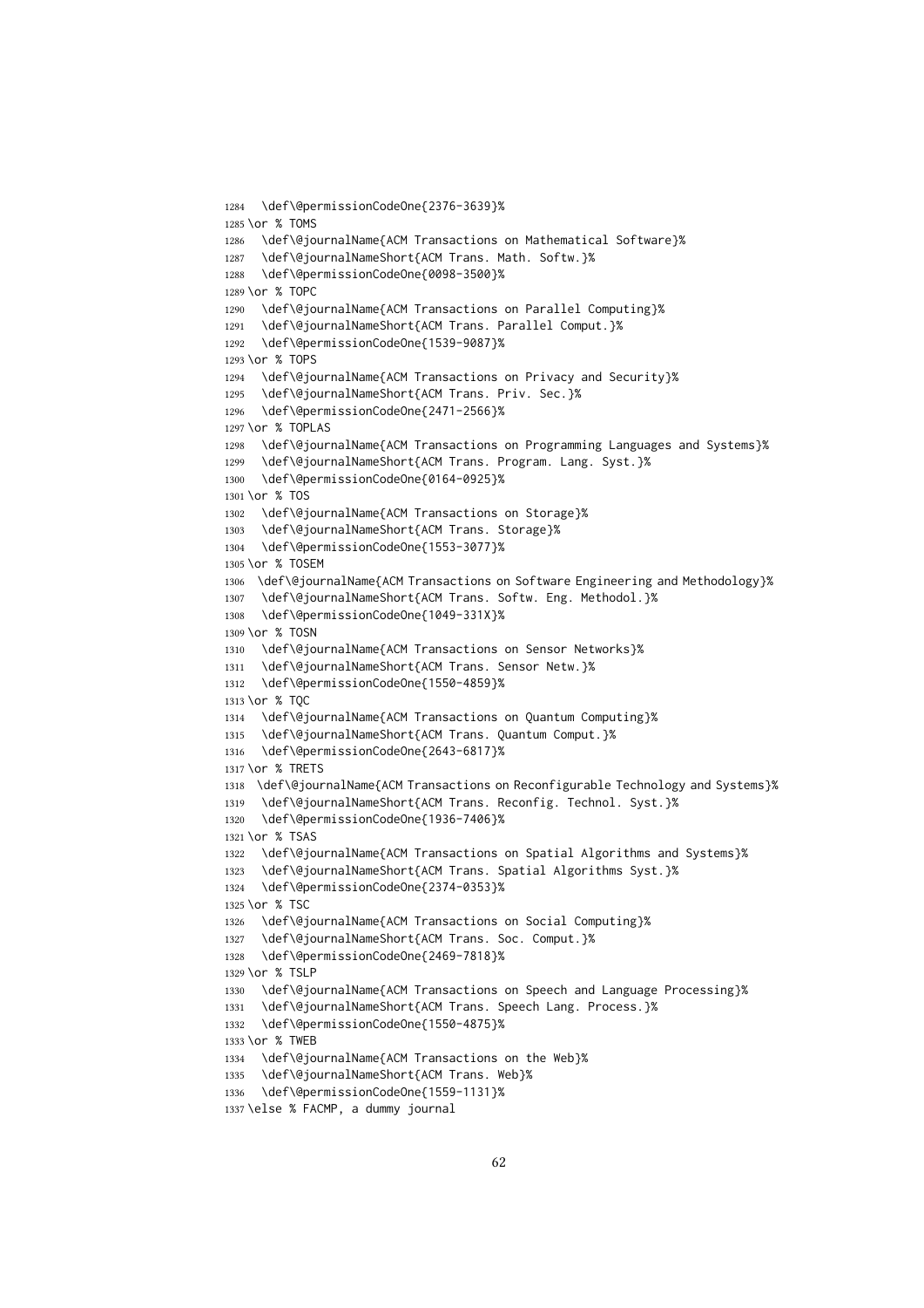```
1284   \def\@permissionCodeOne{2376-3639}%
1285 \or % TOMS
1286   \def\@journalName{ACM Transactions on Mathematical Software}%
1287   \def\@journalNameShort{ACM Trans. Math. Softw.}%
1288   \def\@permissionCodeOne{0098-3500}%
1289 \or % TOPC
1290   \def\@journalName{ACM Transactions on Parallel Computing}%
1291   \def\@journalNameShort{ACM Trans. Parallel Comput.}%
1292   \def\@permissionCodeOne{1539-9087}%
1293 \or % TOPS
1294   \def\@journalName{ACM Transactions on Privacy and Security}%
1295   \def\@journalNameShort{ACM Trans. Priv. Sec.}%
1296   \def\@permissionCodeOne{2471-2566}%
1297 \or % TOPLAS
1298   \def\@journalName{ACM Transactions on Programming Languages and Systems}%
1299   \def\@journalNameShort{ACM Trans. Program. Lang. Syst.}%
1300   \def\@permissionCodeOne{0164-0925}%
1301 \or % TOS
1302   \def\@journalName{ACM Transactions on Storage}%
1303   \def\@journalNameShort{ACM Trans. Storage}%
1304   \def\@permissionCodeOne{1553-3077}%
1305 \or % TOSEM
1306   \def\@journalName{ACM Transactions on Software Engineering and Methodology}%
1307   \def\@journalNameShort{ACM Trans. Softw. Eng. Methodol.}%
1308   \def\@permissionCodeOne{1049-331X}%
1309 \or % TOSN
1310   \def\@journalName{ACM Transactions on Sensor Networks}%
1311   \def\@journalNameShort{ACM Trans. Sensor Netw.}%
1312   \def\@permissionCodeOne{1550-4859}%
1313 \or % TQC
1314   \def\@journalName{ACM Transactions on Quantum Computing}%
1315   \def\@journalNameShort{ACM Trans. Quantum Comput.}%
1316   \def\@permissionCodeOne{2643-6817}%
1317 \or % TRETS
1318   \def\@journalName{ACM Transactions on Reconfigurable Technology and Systems}%
1319   \def\@journalNameShort{ACM Trans. Reconfig. Technol. Syst.}%
1320   \def\@permissionCodeOne{1936-7406}%
1321 \or % TSAS
1322   \def\@journalName{ACM Transactions on Spatial Algorithms and Systems}%
1323   \def\@journalNameShort{ACM Trans. Spatial Algorithms Syst.}%
1324   \def\@permissionCodeOne{2374-0353}%
1325 \or % TSC
1326   \def\@journalName{ACM Transactions on Social Computing}%
1327   \def\@journalNameShort{ACM Trans. Soc. Comput.}%
1328   \def\@permissionCodeOne{2469-7818}%
1329 \or % TSLP
1330   \def\@journalName{ACM Transactions on Speech and Language Processing}%
1331   \def\@journalNameShort{ACM Trans. Speech Lang. Process.}%
1332   \def\@permissionCodeOne{1550-4875}%
1333 \or % TWEB
1334   \def\@journalName{ACM Transactions on the Web}%
1335   \def\@journalNameShort{ACM Trans. Web}%
1336   \def\@permissionCodeOne{1559-1131}%
1337 \else % FACMP, a dummy journal
```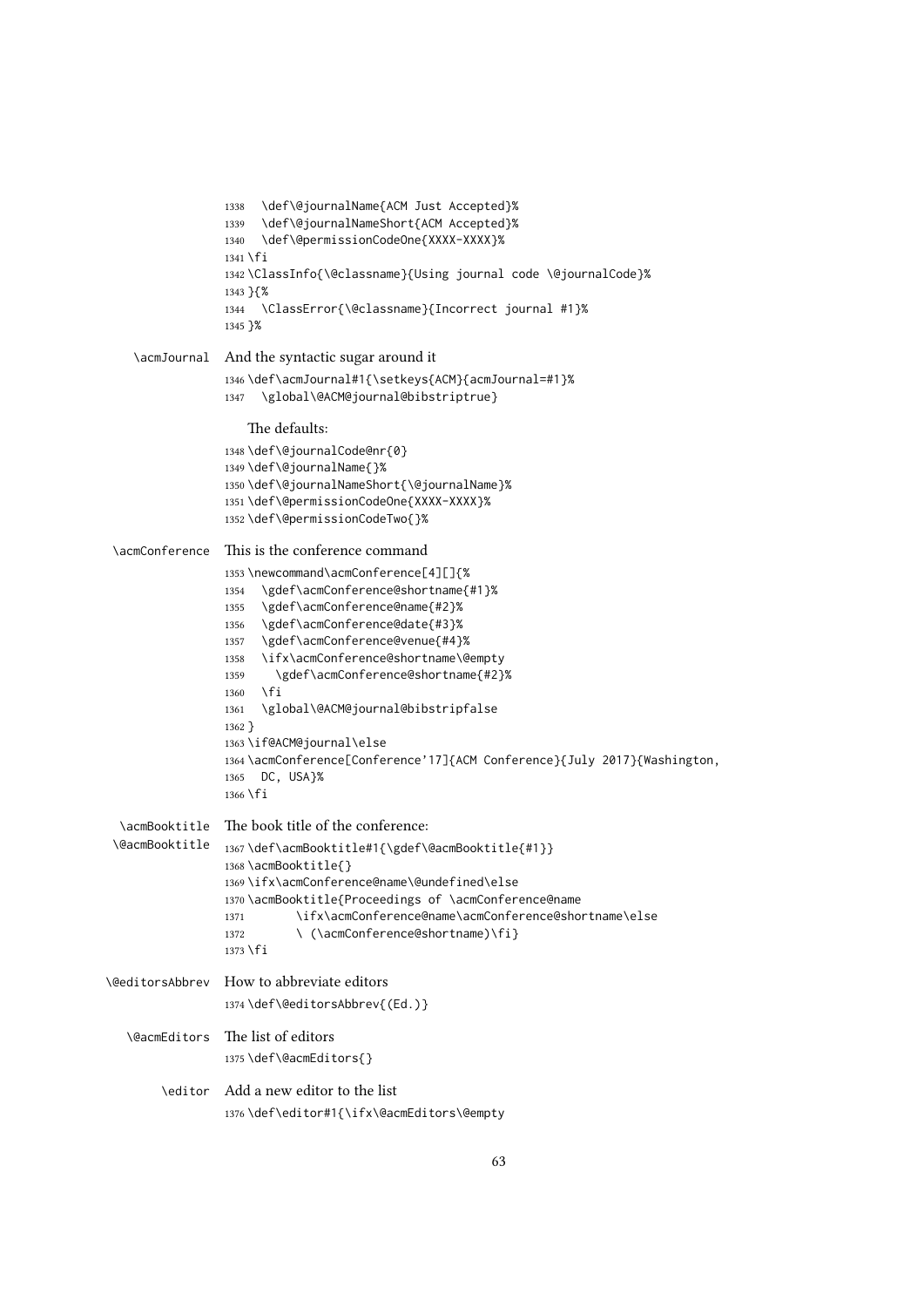```
1338   \def\@journalName{ACM Just Accepted}%
1339   \def\@journalNameShort{ACM Accepted}%
1340   \def\@permissionCodeOne{XXXX-XXXX}%
1341 \fi
1342 \ClassInfo{\@classname}{Using journal code \@journalCode}%
1343 }{%
1344   \ClassError{\@classname}{Incorrect journal #1}%
1345 }%
```

\acmJournal And the syntactic sugar around it

```
1346 \def\acmJournal#1{\setkeys{ACM}{acmJournal=#1}%
1347   \global\@ACM@journal@bibstriptrue}
```

The defaults:

```
1348 \def\@journalCode@nr{0}
1349 \def\@journalName{}%
1350 \def\@journalNameShort{\@journalName}%
1351 \def\@permissionCodeOne{XXXX-XXXX}%
1352 \def\@permissionCodeTwo{}%
```

\acmConference This is the conference command

```
1353 \newcommand\acmConference[4][]{%
1354   \gdef\acmConference@shortname{#1}%
1355   \gdef\acmConference@name{#2}%
1356   \gdef\acmConference@date{#3}%
1357   \gdef\acmConference@venue{#4}%
1358   \ifx\acmConference@shortname\@empty
1359     \gdef\acmConference@shortname{#2}%
1360   \fi
1361   \global\@ACM@journal@bibstripfalse
1362 }
1363 \if@ACM@journal\else
1364 \acmConference[Conference'17]{ACM Conference}{July 2017}{Washington,
1365   DC, USA}%
1366 \fi
```

\acmBooktitle \@acmBooktitle The book title of the conference:

```
1367 \def\acmBooktitle#1{\gdef\@acmBooktitle{#1}}
1368 \acmBooktitle{}
1369 \ifx\acmConference@name\@undefined\else
1370 \acmBooktitle{Proceedings of \acmConference@name
1371       \ifx\acmConference@name\acmConference@shortname\else
1372       \ (\acmConference@shortname)\fi}
1373 \fi
```

\@editorsAbbrev How to abbreviate editors

```
1374 \def\@editorsAbbrev{(Ed.)}
```

\@acmEditors The list of editors

```
1375 \def\@acmEditors{}
```

\editor Add a new editor to the list

```
1376 \def\editor#1{\ifx\@acmEditors\@empty
```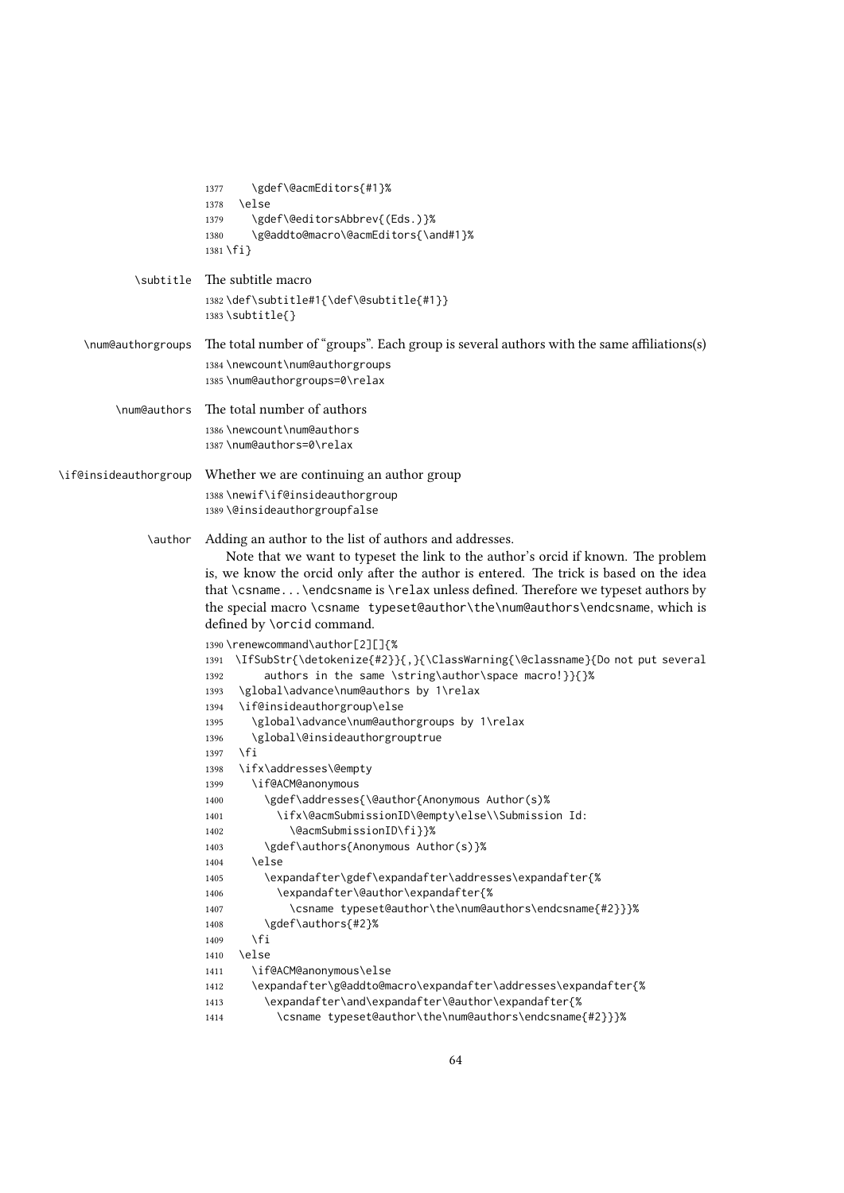```
1377     \gdef\@acmEditors{#1}%
1378   \else
1379     \gdef\@editorsAbbrev{(Eds.)}%
1380     \g@addto@macro\@acmEditors{\and#1}%
1381 \fi}
```

\subtitle The subtitle macro

```
1382 \def\subtitle#1{\def\@subtitle{#1}}
1383 \subtitle{}
```

\num@authorgroups The total number of "groups". Each group is several authors with the same affiliations(s)

```
1384 \newcount\num@authorgroups
1385 \num@authorgroups=0\relax
```

\num@authors The total number of authors

```
1386 \newcount\num@authors
1387 \num@authors=0\relax
```

\if@insideauthorgroup Whether we are continuing an author group

```
1388 \newif\if@insideauthorgroup
1389 \@insideauthorgroupfalse
```

\author Adding an author to the list of authors and addresses.

Note that we want to typeset the link to the author's orcid if known. The problem is, we know the orcid only after the author is entered. The trick is based on the idea that \csname...\endcsname is \relax unless defined. Therefore we typeset authors by the special macro \csname typeset@author\the\num@authors\endcsname, which is defined by \orcid command.

```
1390 \renewcommand\author[2][]{%
1391   \IfSubStr{\detokenize{#2}}{,}{\ClassWarning{\@classname}{Do not put several
1392       authors in the same \string\author\space macro!}}{}%
1393   \global\advance\num@authors by 1\relax
1394   \if@insideauthorgroup\else
1395     \global\advance\num@authorgroups by 1\relax
1396     \global\@insideauthorgrouptrue
1397   \fi
1398   \ifx\addresses\@empty
1399     \if@ACM@anonymous
1400       \gdef\addresses{\@author{Anonymous Author(s)%
1401         \ifx\@acmSubmissionID\@empty\else\\Submission Id:
1402           \@acmSubmissionID\fi}}%
1403       \gdef\authors{Anonymous Author(s)}%
1404     \else
1405       \expandafter\gdef\expandafter\addresses\expandafter{%
1406         \expandafter\@author\expandafter{%
1407           \csname typeset@author\the\num@authors\endcsname{#2}}}%
1408       \gdef\authors{#2}%
1409     \fi
1410   \else
1411     \if@ACM@anonymous\else
1412     \expandafter\g@addto@macro\expandafter\addresses\expandafter{%
1413       \expandafter\and\expandafter\@author\expandafter{%
1414         \csname typeset@author\the\num@authors\endcsname{#2}}}%
```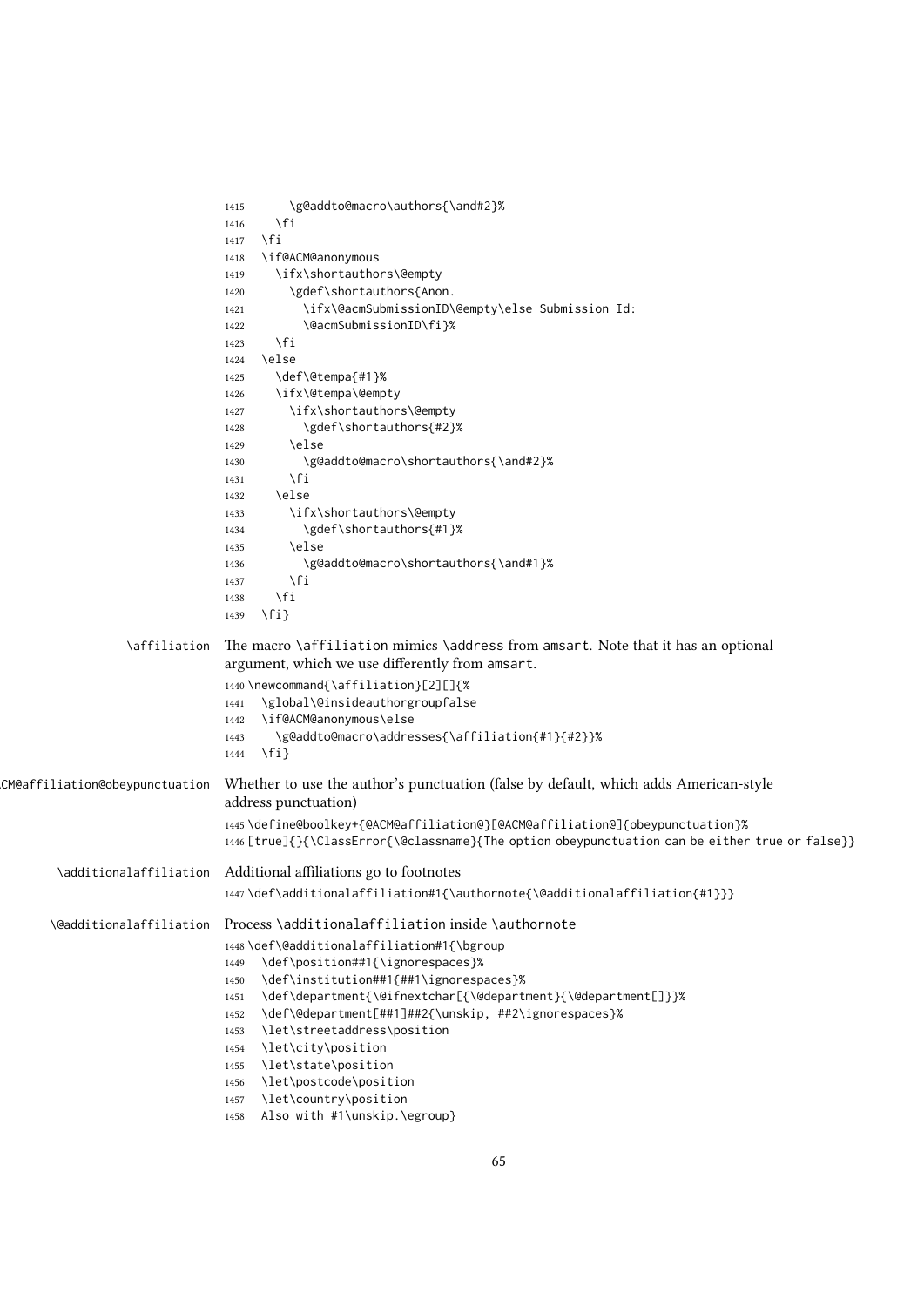```
1415      \g@addto@macro\authors{\and#2}%
1416    \fi
1417  \fi
1418  \if@ACM@anonymous
1419    \ifx\shortauthors\@empty
1420      \gdef\shortauthors{Anon.
1421        \ifx\@acmSubmissionID\@empty\else Submission Id:
1422        \@acmSubmissionID\fi}%
1423    \fi
1424  \else
1425    \def\@tempa{#1}%
1426    \ifx\@tempa\@empty
1427      \ifx\shortauthors\@empty
1428        \gdef\shortauthors{#2}%
1429      \else
1430        \g@addto@macro\shortauthors{\and#2}%
1431      \fi
1432    \else
1433      \ifx\shortauthors\@empty
1434        \gdef\shortauthors{#1}%
1435      \else
1436        \g@addto@macro\shortauthors{\and#1}%
1437      \fi
1438    \fi
1439  \fi}
```

`\affiliation` The macro `\affiliation` mimics `\address` from `amsart`. Note that it has an optional argument, which we use differently from `amsart`.

```
1440 \newcommand{\affiliation}[2][]{%
1441   \global\@insideauthorgroupfalse
1442   \if@ACM@anonymous\else
1443     \g@addto@macro\addresses{\affiliation{#1}{#2}}%
1444   \fi}
```

`@ACM@affiliation@obeypunctuation` Whether to use the author's punctuation (false by default, which adds American-style address punctuation)

```
1445 \define@boolkey+{@ACM@affiliation@}[@ACM@affiliation@]{obeypunctuation}%
1446 [true]{}{\ClassError{\@classname}{The option obeypunctuation can be either true or false}}
```

`\additionalaffiliation` Additional affiliations go to footnotes

```
1447 \def\additionalaffiliation#1{\authornote{\@additionalaffiliation{#1}}}
```

`\@additionalaffiliation` Process `\additionalaffiliation` inside `\authornote`

```
1448 \def\@additionalaffiliation#1{\bgroup
1449   \def\position##1{\ignorespaces}%
1450   \def\institution##1{##1\ignorespaces}%
1451   \def\department{\@ifnextchar[{\@department}{\@department[]}}%
1452   \def\@department[##1]##2{\unskip, ##2\ignorespaces}%
1453   \let\streetaddress\position
1454   \let\city\position
1455   \let\state\position
1456   \let\postcode\position
1457   \let\country\position
1458   Also with #1\unskip.\egroup}
```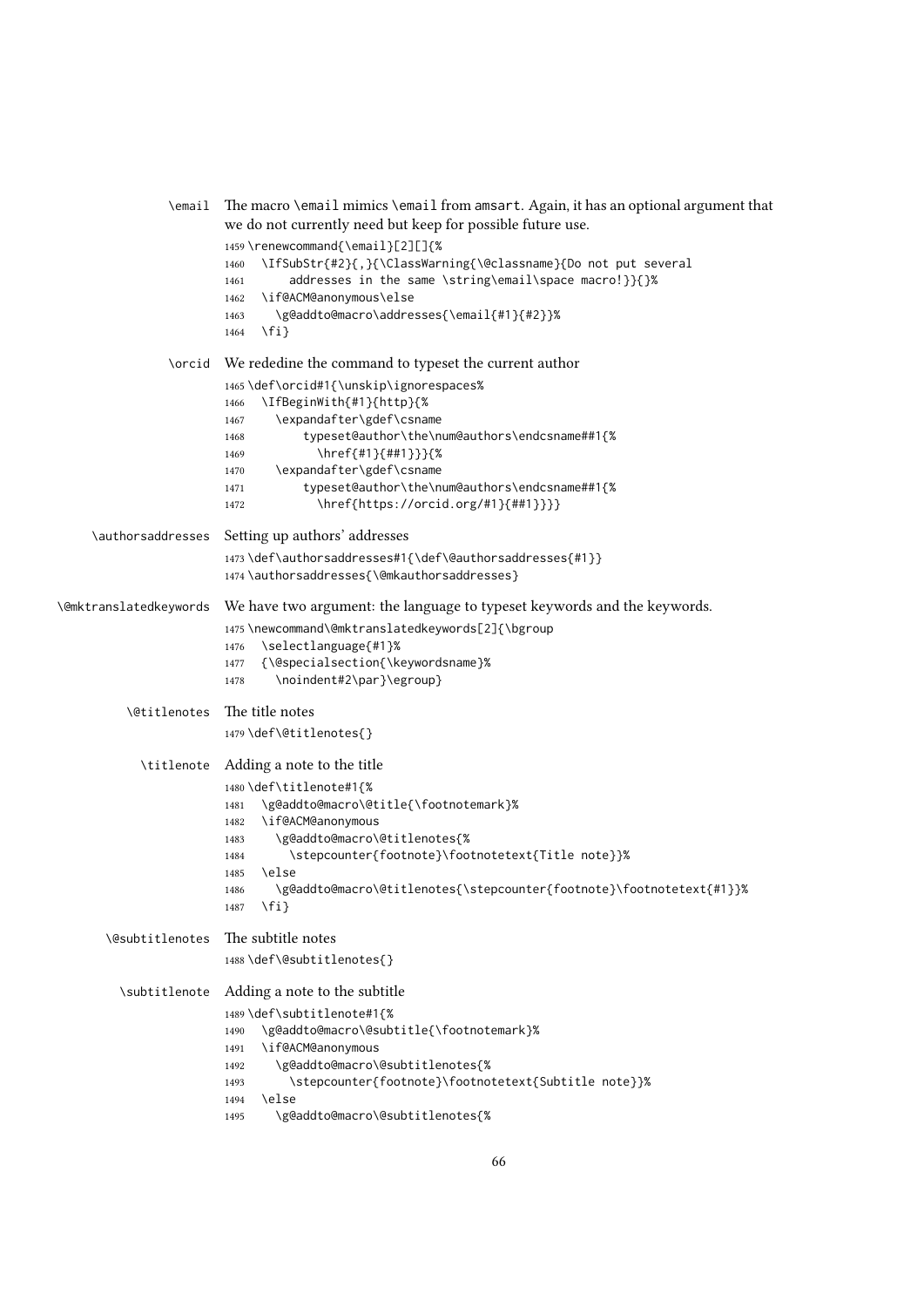\email The macro \email mimics \email from amsart. Again, it has an optional argument that we do not currently need but keep for possible future use.

```
1459 \renewcommand{\email}[2][]{%
1460   \IfSubStr{#2}{,}{\ClassWarning{\@classname}{Do not put several
1461       addresses in the same \string\email\space macro!}}{}%
1462   \if@ACM@anonymous\else
1463     \g@addto@macro\addresses{\email{#1}{#2}}%
1464   \fi}
```

\orcid We rededine the command to typeset the current author

```
1465 \def\orcid#1{\unskip\ignorespaces%
1466   \IfBeginWith{#1}{http}{%
1467     \expandafter\gdef\csname
1468         typeset@author\the\num@authors\endcsname##1{%
1469           \href{#1}{##1}}}{%
1470     \expandafter\gdef\csname
1471         typeset@author\the\num@authors\endcsname##1{%
1472           \href{https://orcid.org/#1}{##1}}}}
```

\authorsaddresses Setting up authors' addresses

```
1473 \def\authorsaddresses#1{\def\@authorsaddresses{#1}}
1474 \authorsaddresses{\@mkauthorsaddresses}
```

\@mktranslatedkeywords We have two argument: the language to typeset keywords and the keywords.

```
1475 \newcommand\@mktranslatedkeywords[2]{\bgroup
1476   \selectlanguage{#1}%
1477   {\@specialsection{\keywordsname}%
1478     \noindent#2\par}\egroup}
```

\@titlenotes The title notes

```
1479 \def\@titlenotes{}
```

\titlenote Adding a note to the title

```
1480 \def\titlenote#1{%
1481   \g@addto@macro\@title{\footnotemark}%
1482   \if@ACM@anonymous
1483     \g@addto@macro\@titlenotes{%
1484       \stepcounter{footnote}\footnotetext{Title note}}%
1485   \else
1486     \g@addto@macro\@titlenotes{\stepcounter{footnote}\footnotetext{#1}}%
1487   \fi}
```

\@subtitlenotes The subtitle notes

```
1488 \def\@subtitlenotes{}
```

\subtitlenote Adding a note to the subtitle

```
1489 \def\subtitlenote#1{%
1490   \g@addto@macro\@subtitle{\footnotemark}%
1491   \if@ACM@anonymous
1492     \g@addto@macro\@subtitlenotes{%
1493       \stepcounter{footnote}\footnotetext{Subtitle note}}%
1494   \else
1495     \g@addto@macro\@subtitlenotes{%
```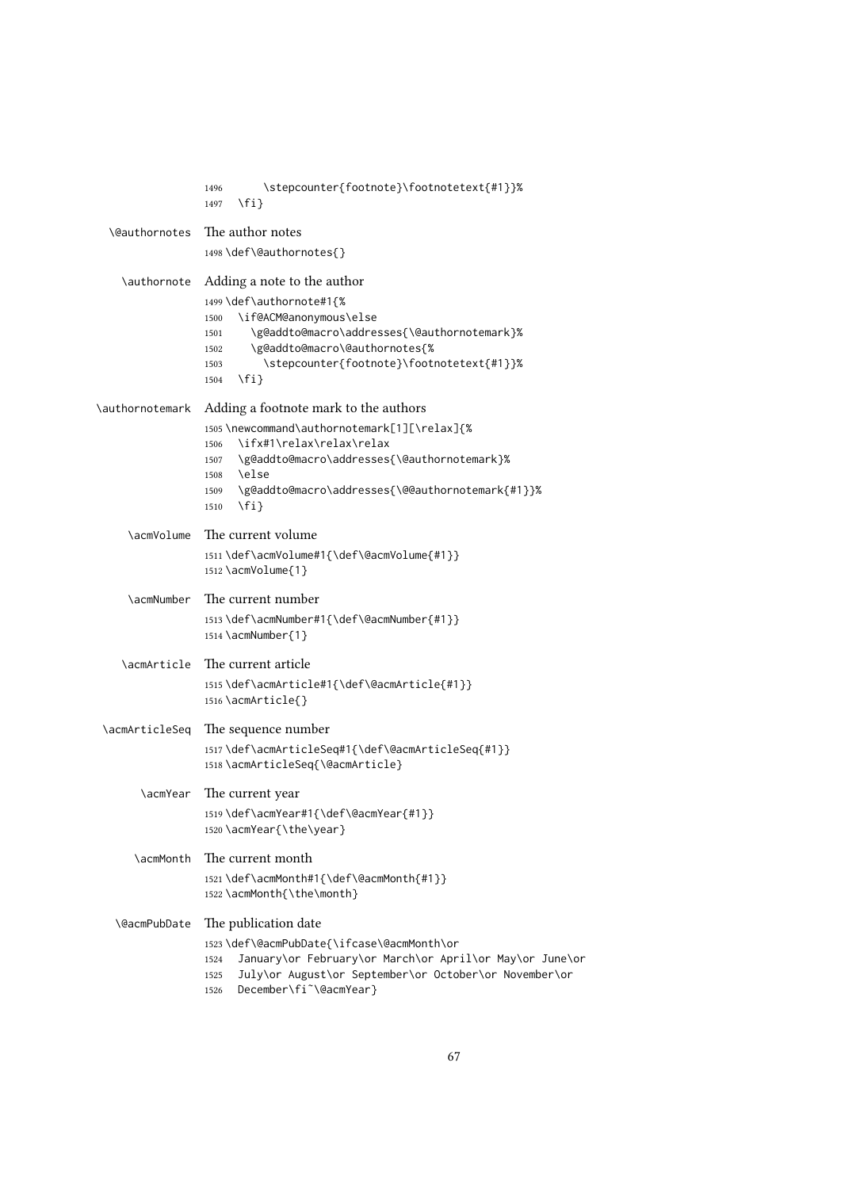```
1496        \stepcounter{footnote}\footnotetext{#1}}%
1497    \fi}
```

\@authornotes The author notes

```
1498 \def\@authornotes{}
```

\authornote Adding a note to the author

```
1499 \def\authornote#1{%
1500   \if@ACM@anonymous\else
1501     \g@addto@macro\addresses{\@authornotemark}%
1502     \g@addto@macro\@authornotes{%
1503       \stepcounter{footnote}\footnotetext{#1}}%
1504   \fi}
```

\authornotemark Adding a footnote mark to the authors

```
1505 \newcommand\authornotemark[1][\relax]{%
1506   \ifx#1\relax\relax\relax
1507   \g@addto@macro\addresses{\@authornotemark}%
1508   \else
1509   \g@addto@macro\addresses{\@@authornotemark{#1}}%
1510   \fi}
```

\acmVolume The current volume

```
1511 \def\acmVolume#1{\def\@acmVolume{#1}}
1512 \acmVolume{1}
```

\acmNumber The current number

```
1513 \def\acmNumber#1{\def\@acmNumber{#1}}
1514 \acmNumber{1}
```

\acmArticle The current article

```
1515 \def\acmArticle#1{\def\@acmArticle{#1}}
1516 \acmArticle{}
```

\acmArticleSeq The sequence number

```
1517 \def\acmArticleSeq#1{\def\@acmArticleSeq{#1}}
1518 \acmArticleSeq{\@acmArticle}
```

\acmYear The current year

```
1519 \def\acmYear#1{\def\@acmYear{#1}}
1520 \acmYear{\the\year}
```

\acmMonth The current month

```
1521 \def\acmMonth#1{\def\@acmMonth{#1}}
1522 \acmMonth{\the\month}
```

\@acmPubDate The publication date

```
1523 \def\@acmPubDate{\ifcase\@acmMonth\or
1524   January\or February\or March\or April\or May\or June\or
1525   July\or August\or September\or October\or November\or
1526   December\fi~\@acmYear}
```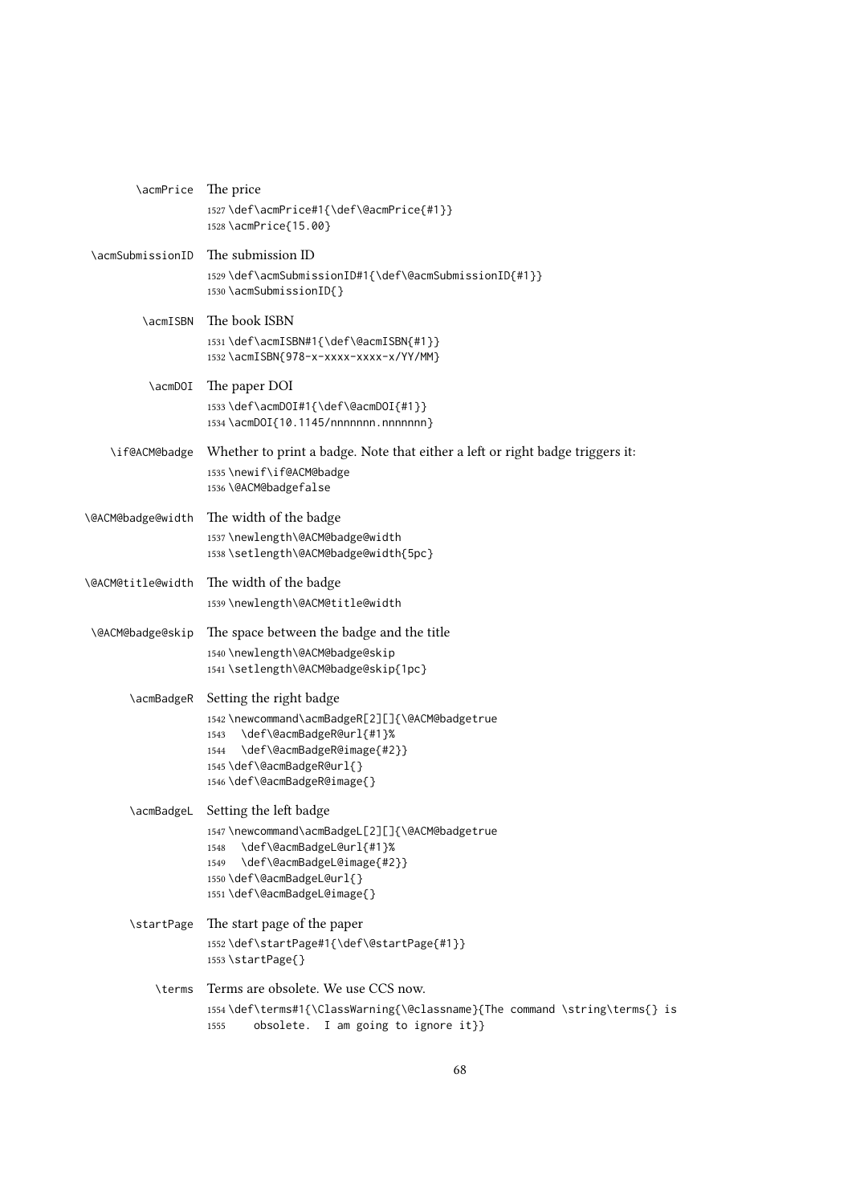`\acmPrice` The price

```
1527 \def\acmPrice#1{\def\@acmPrice{#1}}
1528 \acmPrice{15.00}
```

`\acmSubmissionID` The submission ID

```
1529 \def\acmSubmissionID#1{\def\@acmSubmissionID{#1}}
1530 \acmSubmissionID{}
```

`\acmISBN` The book ISBN

```
1531 \def\acmISBN#1{\def\@acmISBN{#1}}
1532 \acmISBN{978-x-xxxx-xxxx-x/YY/MM}
```

`\acmDOI` The paper DOI

```
1533 \def\acmDOI#1{\def\@acmDOI{#1}}
1534 \acmDOI{10.1145/nnnnnnn.nnnnnnn}
```

`\if@ACM@badge` Whether to print a badge. Note that either a left or right badge triggers it:

```
1535 \newif\if@ACM@badge
1536 \@ACM@badgefalse
```

`\@ACM@badge@width` The width of the badge

```
1537 \newlength\@ACM@badge@width
1538 \setlength\@ACM@badge@width{5pc}
```

`\@ACM@title@width` The width of the badge

```
1539 \newlength\@ACM@title@width
```

`\@ACM@badge@skip` The space between the badge and the title

```
1540 \newlength\@ACM@badge@skip
1541 \setlength\@ACM@badge@skip{1pc}
```

`\acmBadgeR` Setting the right badge

```
1542 \newcommand\acmBadgeR[2][]{\@ACM@badgetrue
1543   \def\@acmBadgeR@url{#1}%
1544   \def\@acmBadgeR@image{#2}}
1545 \def\@acmBadgeR@url{}
1546 \def\@acmBadgeR@image{}
```

`\acmBadgeL` Setting the left badge

```
1547 \newcommand\acmBadgeL[2][]{\@ACM@badgetrue
1548   \def\@acmBadgeL@url{#1}%
1549   \def\@acmBadgeL@image{#2}}
1550 \def\@acmBadgeL@url{}
1551 \def\@acmBadgeL@image{}
```

`\startPage` The start page of the paper

```
1552 \def\startPage#1{\def\@startPage{#1}}
1553 \startPage{}
```

`\terms` Terms are obsolete. We use CCS now.

```
1554 \def\terms#1{\ClassWarning{\@classname}{The command \string\terms{} is
1555     obsolete.  I am going to ignore it}}
```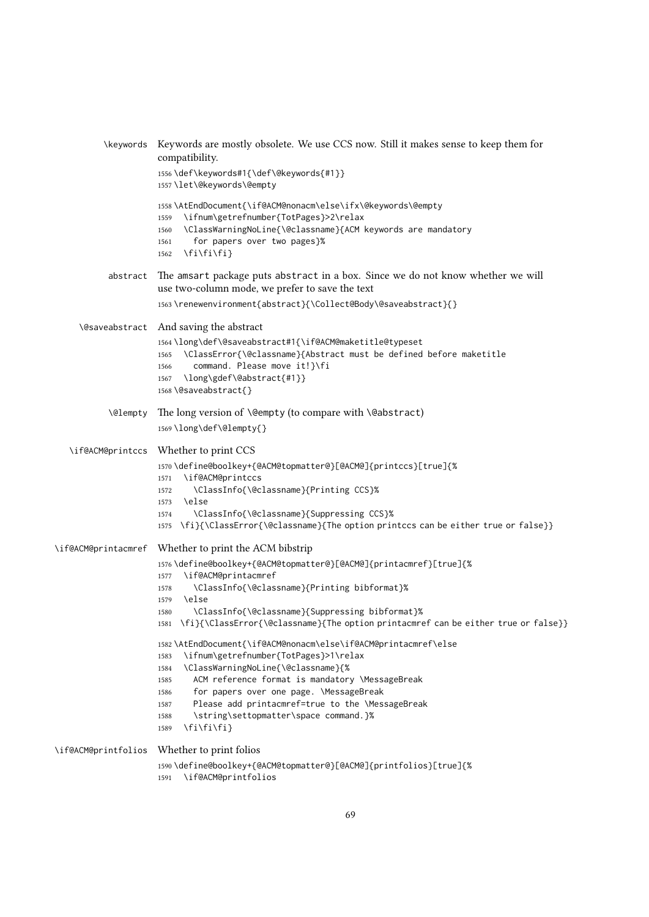\keywords Keywords are mostly obsolete. We use CCS now. Still it makes sense to keep them for compatibility.

```
1556 \def\keywords#1{\def\@keywords{#1}}
1557 \let\@keywords\@empty
```

```
1558 \AtEndDocument{\if@ACM@nonacm\else\ifx\@keywords\@empty
1559   \ifnum\getrefnumber{TotPages}>2\relax
1560   \ClassWarningNoLine{\@classname}{ACM keywords are mandatory
1561     for papers over two pages}%
1562   \fi\fi\fi}
```

abstract The amsart package puts abstract in a box. Since we do not know whether we will use two-column mode, we prefer to save the text

```
1563 \renewenvironment{abstract}{\Collect@Body\@saveabstract}{}
```

\@saveabstract And saving the abstract

```
1564 \long\def\@saveabstract#1{\if@ACM@maketitle@typeset
1565   \ClassError{\@classname}{Abstract must be defined before maketitle
1566     command. Please move it!}\fi
1567   \long\gdef\@abstract{#1}}
1568 \@saveabstract{}
```

\@lempty The long version of \@empty (to compare with \@abstract)

```
1569 \long\def\@lempty{}
```

\if@ACM@printccs Whether to print CCS

```
1570 \define@boolkey+{@ACM@topmatter@}[@ACM@]{printccs}[true]{%
1571   \if@ACM@printccs
1572     \ClassInfo{\@classname}{Printing CCS}%
1573   \else
1574     \ClassInfo{\@classname}{Suppressing CCS}%
1575   \fi}{\ClassError{\@classname}{The option printccs can be either true or false}}
```

\if@ACM@printacmref Whether to print the ACM bibstrip

```
1576 \define@boolkey+{@ACM@topmatter@}[@ACM@]{printacmref}[true]{%
1577   \if@ACM@printacmref
1578     \ClassInfo{\@classname}{Printing bibformat}%
1579   \else
1580     \ClassInfo{\@classname}{Suppressing bibformat}%
1581   \fi}{\ClassError{\@classname}{The option printacmref can be either true or false}}
```

```
1582 \AtEndDocument{\if@ACM@nonacm\else\if@ACM@printacmref\else
1583   \ifnum\getrefnumber{TotPages}>1\relax
1584   \ClassWarningNoLine{\@classname}{%
1585     ACM reference format is mandatory \MessageBreak
1586     for papers over one page. \MessageBreak
1587     Please add printacmref=true to the \MessageBreak
1588     \string\settopmatter\space command.}%
1589   \fi\fi\fi}
```

\if@ACM@printfolios Whether to print folios

```
1590 \define@boolkey+{@ACM@topmatter@}[@ACM@]{printfolios}[true]{%
1591   \if@ACM@printfolios
```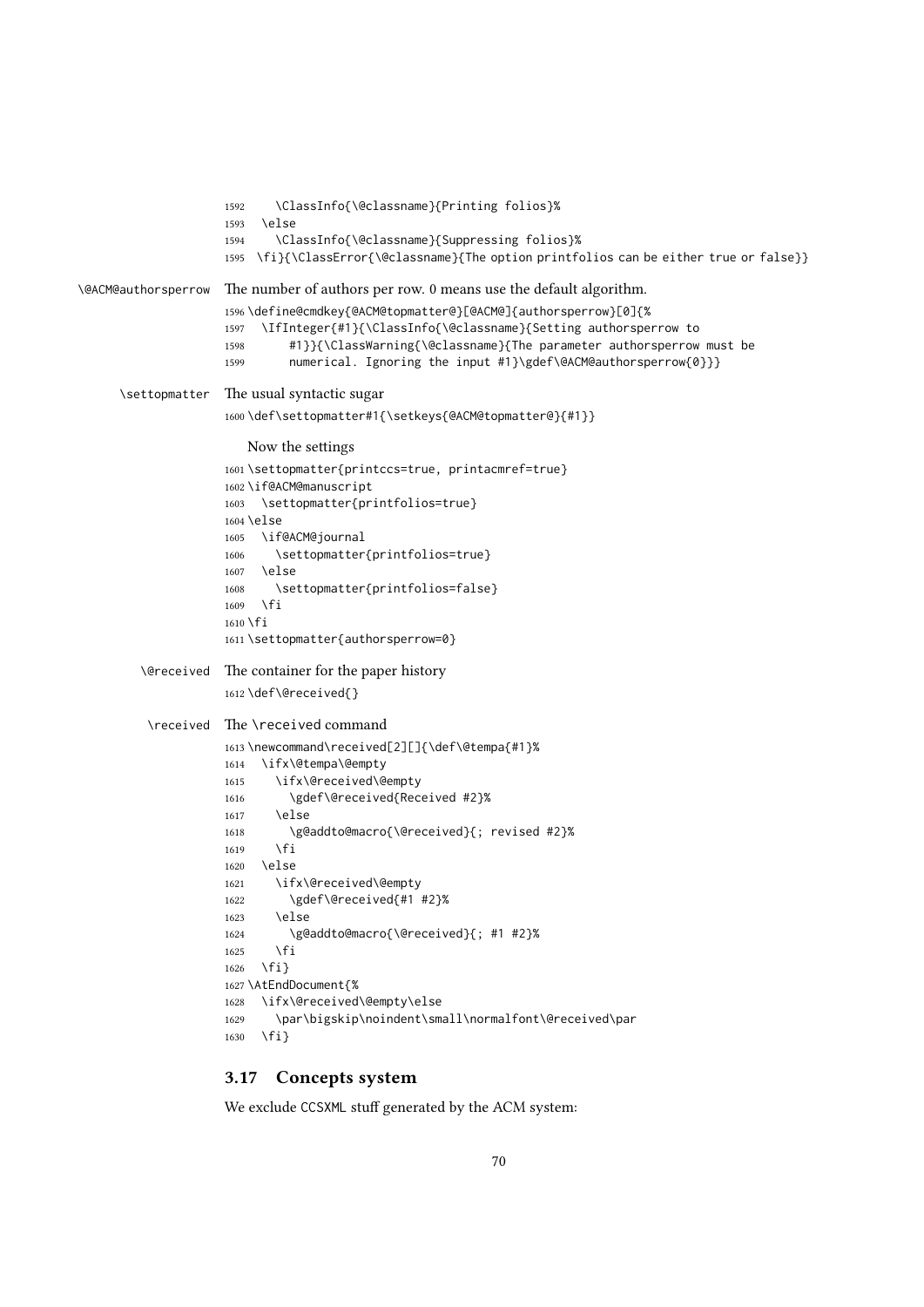```
1592    \ClassInfo{\@classname}{Printing folios}%
1593  \else
1594    \ClassInfo{\@classname}{Suppressing folios}%
1595  \fi}{\ClassError{\@classname}{The option printfolios can be either true or false}}
```

\@ACM@authorsperrow The number of authors per row. 0 means use the default algorithm.

```
1596 \define@cmdkey{@ACM@topmatter@}[@ACM@]{authorsperrow}[0]{%
1597   \IfInteger{#1}{\ClassInfo{\@classname}{Setting authorsperrow to
1598       #1}}{\ClassWarning{\@classname}{The parameter authorsperrow must be
1599       numerical. Ignoring the input #1}\gdef\@ACM@authorsperrow{0}}}
```

\settopmatter The usual syntactic sugar

```
1600 \def\settopmatter#1{\setkeys{@ACM@topmatter@}{#1}}
```

Now the settings

```
1601 \settopmatter{printccs=true, printacmref=true}
1602 \if@ACM@manuscript
1603   \settopmatter{printfolios=true}
1604 \else
1605   \if@ACM@journal
1606     \settopmatter{printfolios=true}
1607   \else
1608     \settopmatter{printfolios=false}
1609   \fi
1610 \fi
1611 \settopmatter{authorsperrow=0}
```

\@received The container for the paper history

```
1612 \def\@received{}
```

\received The \received command

```
1613 \newcommand\received[2][]{\def\@tempa{#1}%
1614   \ifx\@tempa\@empty
1615     \ifx\@received\@empty
1616       \gdef\@received{Received #2}%
1617     \else
1618       \g@addto@macro{\@received}{; revised #2}%
1619     \fi
1620   \else
1621     \ifx\@received\@empty
1622       \gdef\@received{#1 #2}%
1623     \else
1624       \g@addto@macro{\@received}{; #1 #2}%
1625     \fi
1626   \fi}
1627 \AtEndDocument{%
1628   \ifx\@received\@empty\else
1629     \par\bigskip\noindent\small\normalfont\@received\par
1630   \fi}
```

## 3.17 Concepts system

We exclude CCSXML stuff generated by the ACM system: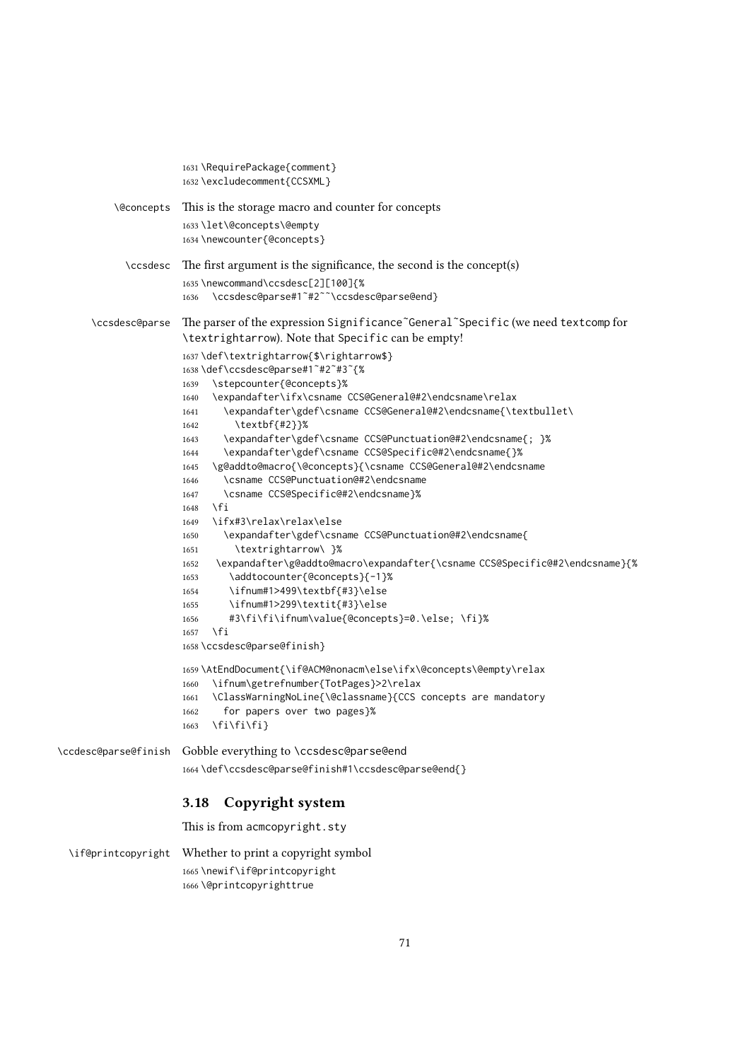```
1631 \RequirePackage{comment}
1632 \excludecomment{CCSXML}
```

\@concepts This is the storage macro and counter for concepts

```
1633 \let\@concepts\@empty
1634 \newcounter{@concepts}
```

\ccsdesc The first argument is the significance, the second is the concept(s)

```
1635 \newcommand\ccsdesc[2][100]{%
1636   \ccsdesc@parse#1~#2~~\ccsdesc@parse@end}
```

\ccsdesc@parse The parser of the expression Significance~General~Specific (we need textcomp for \textrightarrow). Note that Specific can be empty!

```
1637 \def\textrightarrow{$\rightarrow$}
1638 \def\ccsdesc@parse#1~#2~#3~{%
1639   \stepcounter{@concepts}%
1640   \expandafter\ifx\csname CCS@General@#2\endcsname\relax
1641     \expandafter\gdef\csname CCS@General@#2\endcsname{\textbullet\
1642       \textbf{#2}}%
1643     \expandafter\gdef\csname CCS@Punctuation@#2\endcsname{; }%
1644     \expandafter\gdef\csname CCS@Specific@#2\endcsname{}%
1645   \g@addto@macro{\@concepts}{\csname CCS@General@#2\endcsname
1646     \csname CCS@Punctuation@#2\endcsname
1647     \csname CCS@Specific@#2\endcsname}%
1648   \fi
1649   \ifx#3\relax\relax\else
1650     \expandafter\gdef\csname CCS@Punctuation@#2\endcsname{
1651       \textrightarrow\ }%
1652    \expandafter\g@addto@macro\expandafter{\csname CCS@Specific@#2\endcsname}{%
1653      \addtocounter{@concepts}{-1}%
1654      \ifnum#1>499\textbf{#3}\else
1655      \ifnum#1>299\textit{#3}\else
1656      #3\fi\fi\ifnum\value{@concepts}=0.\else; \fi}%
1657   \fi
1658 \ccsdesc@parse@finish}
```

```
1659 \AtEndDocument{\if@ACM@nonacm\else\ifx\@concepts\@empty\relax
1660   \ifnum\getrefnumber{TotPages}>2\relax
1661   \ClassWarningNoLine{\@classname}{CCS concepts are mandatory
1662     for papers over two pages}%
1663   \fi\fi\fi}
```

\ccdesc@parse@finish Gobble everything to \ccsdesc@parse@end

```
1664 \def\ccsdesc@parse@finish#1\ccsdesc@parse@end{}
```

## 3.18 Copyright system

This is from acmcopyright.sty

\if@printcopyright Whether to print a copyright symbol

```
1665 \newif\if@printcopyright
1666 \@printcopyrighttrue
```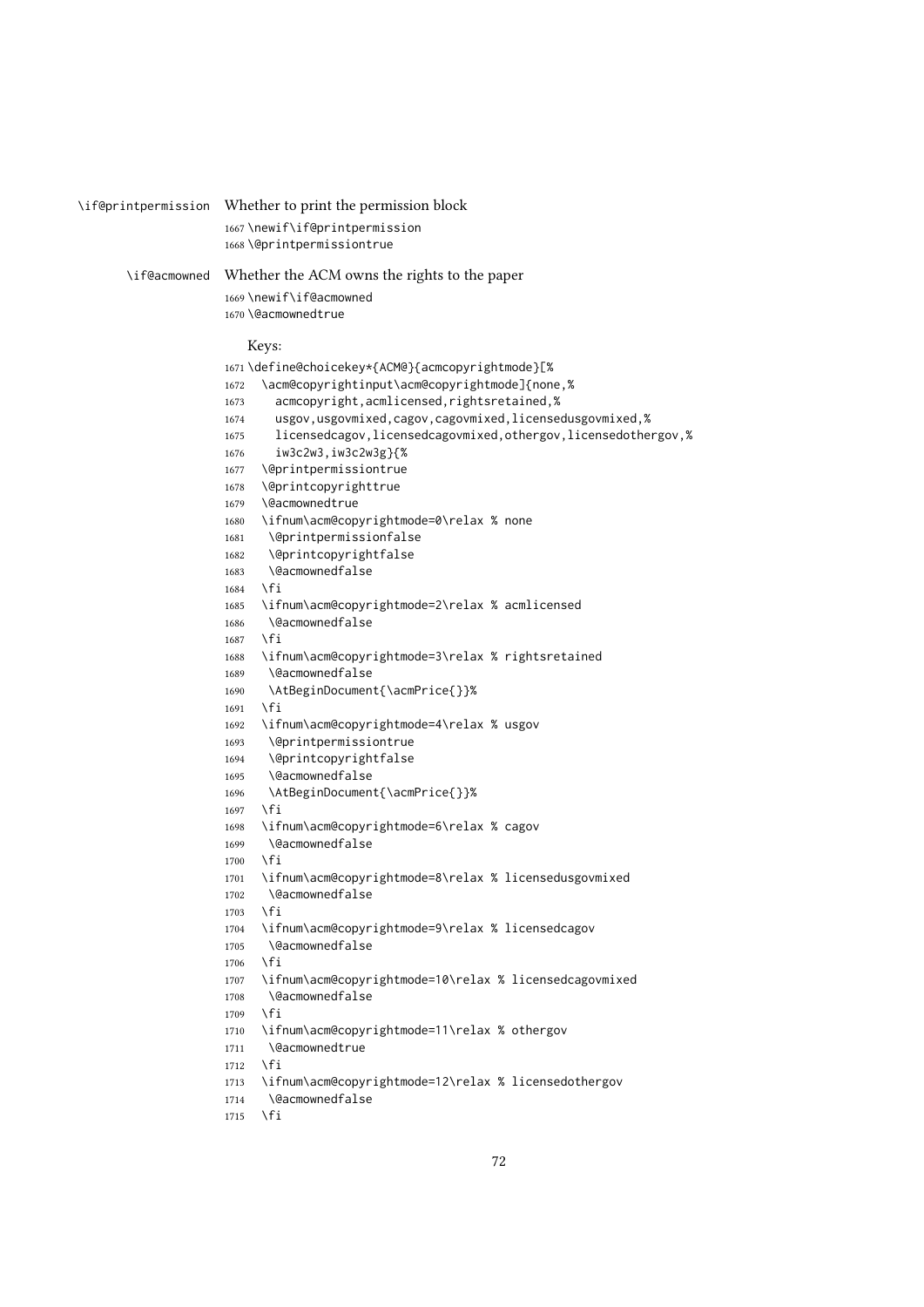`\if@printpermission` Whether to print the permission block

```
1667 \newif\if@printpermission
1668 \@printpermissiontrue
```

`\if@acmowned` Whether the ACM owns the rights to the paper

```
1669 \newif\if@acmowned
1670 \@acmownedtrue
```

Keys:

```
1671 \define@choicekey*{ACM@}{acmcopyrightmode}[%
1672   \acm@copyrightinput\acm@copyrightmode]{none,%
1673     acmcopyright,acmlicensed,rightsretained,%
1674     usgov,usgovmixed,cagov,cagovmixed,licensedusgovmixed,%
1675     licensedcagov,licensedcagovmixed,othergov,licensedothergov,%
1676     iw3c2w3,iw3c2w3g}{%
1677   \@printpermissiontrue
1678   \@printcopyrighttrue
1679   \@acmownedtrue
1680   \ifnum\acm@copyrightmode=0\relax % none
1681    \@printpermissionfalse
1682    \@printcopyrightfalse
1683    \@acmownedfalse
1684   \fi
1685   \ifnum\acm@copyrightmode=2\relax % acmlicensed
1686    \@acmownedfalse
1687   \fi
1688   \ifnum\acm@copyrightmode=3\relax % rightsretained
1689    \@acmownedfalse
1690    \AtBeginDocument{\acmPrice{}}%
1691   \fi
1692   \ifnum\acm@copyrightmode=4\relax % usgov
1693    \@printpermissiontrue
1694    \@printcopyrightfalse
1695    \@acmownedfalse
1696    \AtBeginDocument{\acmPrice{}}%
1697   \fi
1698   \ifnum\acm@copyrightmode=6\relax % cagov
1699    \@acmownedfalse
1700   \fi
1701   \ifnum\acm@copyrightmode=8\relax % licensedusgovmixed
1702    \@acmownedfalse
1703   \fi
1704   \ifnum\acm@copyrightmode=9\relax % licensedcagov
1705    \@acmownedfalse
1706   \fi
1707   \ifnum\acm@copyrightmode=10\relax % licensedcagovmixed
1708    \@acmownedfalse
1709   \fi
1710   \ifnum\acm@copyrightmode=11\relax % othergov
1711    \@acmownedtrue
1712   \fi
1713   \ifnum\acm@copyrightmode=12\relax % licensedothergov
1714    \@acmownedfalse
1715   \fi
```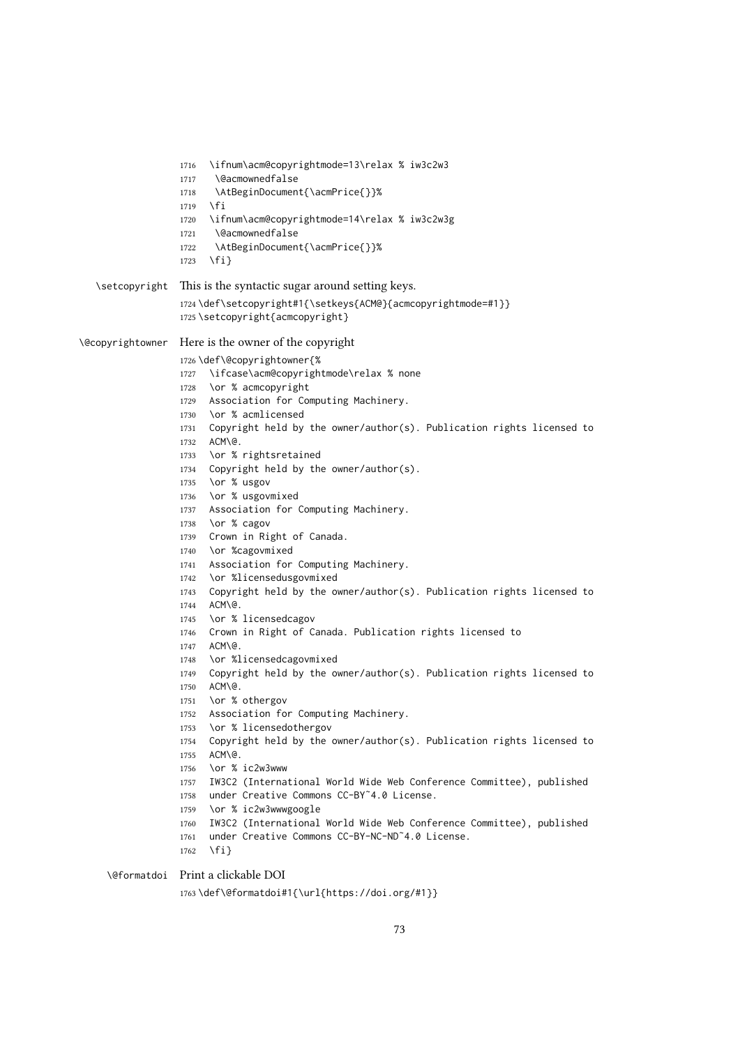```
1716   \ifnum\acm@copyrightmode=13\relax % iw3c2w3
1717    \@acmownedfalse
1718    \AtBeginDocument{\acmPrice{}}%
1719   \fi
1720   \ifnum\acm@copyrightmode=14\relax % iw3c2w3g
1721    \@acmownedfalse
1722    \AtBeginDocument{\acmPrice{}}%
1723   \fi}
```

`\setcopyright` This is the syntactic sugar around setting keys.

```
1724 \def\setcopyright#1{\setkeys{ACM@}{acmcopyrightmode=#1}}
1725 \setcopyright{acmcopyright}
```

`\@copyrightowner` Here is the owner of the copyright

```
1726 \def\@copyrightowner{%
1727   \ifcase\acm@copyrightmode\relax % none
1728   \or % acmcopyright
1729   Association for Computing Machinery.
1730   \or % acmlicensed
1731   Copyright held by the owner/author(s). Publication rights licensed to
1732   ACM\@.
1733   \or % rightsretained
1734   Copyright held by the owner/author(s).
1735   \or % usgov
1736   \or % usgovmixed
1737   Association for Computing Machinery.
1738   \or % cagov
1739   Crown in Right of Canada.
1740   \or %cagovmixed
1741   Association for Computing Machinery.
1742   \or %licensedusgovmixed
1743   Copyright held by the owner/author(s). Publication rights licensed to
1744   ACM\@.
1745   \or % licensedcagov
1746   Crown in Right of Canada. Publication rights licensed to
1747   ACM\@.
1748   \or %licensedcagovmixed
1749   Copyright held by the owner/author(s). Publication rights licensed to
1750   ACM\@.
1751   \or % othergov
1752   Association for Computing Machinery.
1753   \or % licensedothergov
1754   Copyright held by the owner/author(s). Publication rights licensed to
1755   ACM\@.
1756   \or % ic2w3www
1757   IW3C2 (International World Wide Web Conference Committee), published
1758   under Creative Commons CC-BY~4.0 License.
1759   \or % ic2w3wwwgoogle
1760   IW3C2 (International World Wide Web Conference Committee), published
1761   under Creative Commons CC-BY-NC-ND~4.0 License.
1762   \fi}
```

`\@formatdoi` Print a clickable DOI

```
1763 \def\@formatdoi#1{\url{https://doi.org/#1}}
```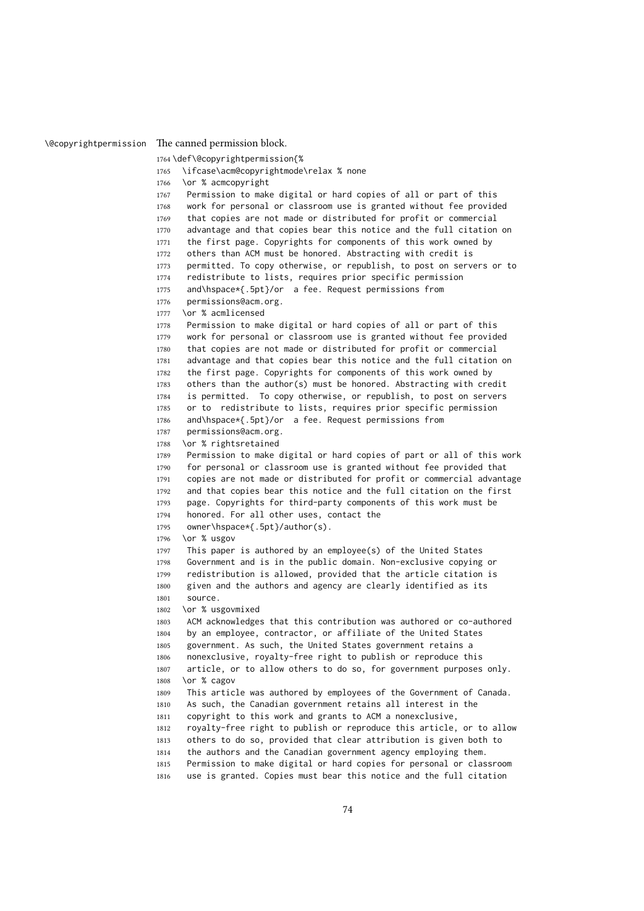\@copyrightpermission The canned permission block.

```
1764 \def\@copyrightpermission{%
1765   \ifcase\acm@copyrightmode\relax % none
1766   \or % acmcopyright
1767    Permission to make digital or hard copies of all or part of this
1768    work for personal or classroom use is granted without fee provided
1769    that copies are not made or distributed for profit or commercial
1770    advantage and that copies bear this notice and the full citation on
1771    the first page. Copyrights for components of this work owned by
1772    others than ACM must be honored. Abstracting with credit is
1773    permitted. To copy otherwise, or republish, to post on servers or to
1774    redistribute to lists, requires prior specific permission
1775    and\hspace*{.5pt}/or  a fee. Request permissions from
1776    permissions@acm.org.
1777   \or % acmlicensed
1778    Permission to make digital or hard copies of all or part of this
1779    work for personal or classroom use is granted without fee provided
1780    that copies are not made or distributed for profit or commercial
1781    advantage and that copies bear this notice and the full citation on
1782    the first page. Copyrights for components of this work owned by
1783    others than the author(s) must be honored. Abstracting with credit
1784    is permitted.  To copy otherwise, or republish, to post on servers
1785    or to  redistribute to lists, requires prior specific permission
1786    and\hspace*{.5pt}/or  a fee. Request permissions from
1787    permissions@acm.org.
1788   \or % rightsretained
1789    Permission to make digital or hard copies of part or all of this work
1790    for personal or classroom use is granted without fee provided that
1791    copies are not made or distributed for profit or commercial advantage
1792    and that copies bear this notice and the full citation on the first
1793    page. Copyrights for third-party components of this work must be
1794    honored. For all other uses, contact the
1795    owner\hspace*{.5pt}/author(s).
1796   \or % usgov
1797    This paper is authored by an employee(s) of the United States
1798    Government and is in the public domain. Non-exclusive copying or
1799    redistribution is allowed, provided that the article citation is
1800    given and the authors and agency are clearly identified as its
1801    source.
1802   \or % usgovmixed
1803    ACM acknowledges that this contribution was authored or co-authored
1804    by an employee, contractor, or affiliate of the United States
1805    government. As such, the United States government retains a
1806    nonexclusive, royalty-free right to publish or reproduce this
1807    article, or to allow others to do so, for government purposes only.
1808   \or % cagov
1809    This article was authored by employees of the Government of Canada.
1810    As such, the Canadian government retains all interest in the
1811    copyright to this work and grants to ACM a nonexclusive,
1812    royalty-free right to publish or reproduce this article, or to allow
1813    others to do so, provided that clear attribution is given both to
1814    the authors and the Canadian government agency employing them.
1815    Permission to make digital or hard copies for personal or classroom
1816    use is granted. Copies must bear this notice and the full citation
```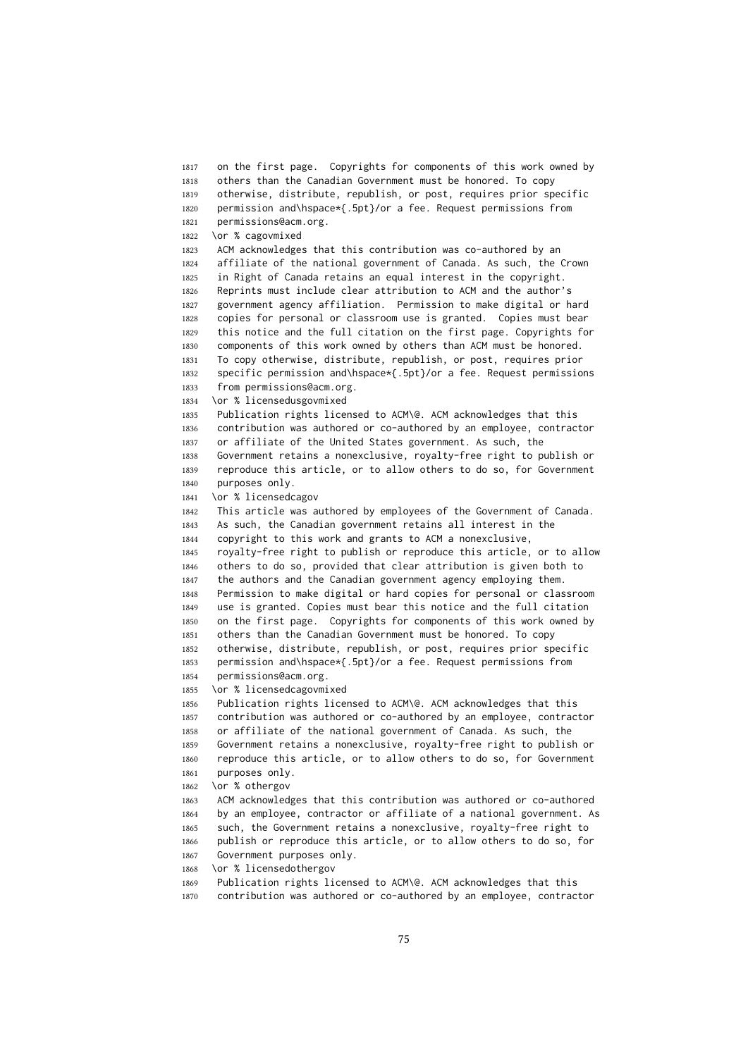```
1817 on the first page.  Copyrights for components of this work owned by
1818 others than the Canadian Government must be honored. To copy
1819 otherwise, distribute, republish, or post, requires prior specific
1820 permission and\hspace*{.5pt}/or a fee. Request permissions from
1821 permissions@acm.org.
1822 \or % cagovmixed
1823 ACM acknowledges that this contribution was co-authored by an
1824 affiliate of the national government of Canada. As such, the Crown
1825 in Right of Canada retains an equal interest in the copyright.
1826 Reprints must include clear attribution to ACM and the author's
1827 government agency affiliation.  Permission to make digital or hard
1828 copies for personal or classroom use is granted.  Copies must bear
1829 this notice and the full citation on the first page. Copyrights for
1830 components of this work owned by others than ACM must be honored.
1831 To copy otherwise, distribute, republish, or post, requires prior
1832 specific permission and\hspace*{.5pt}/or a fee. Request permissions
1833 from permissions@acm.org.
1834 \or % licensedusgovmixed
1835 Publication rights licensed to ACM\@. ACM acknowledges that this
1836 contribution was authored or co-authored by an employee, contractor
1837 or affiliate of the United States government. As such, the
1838 Government retains a nonexclusive, royalty-free right to publish or
1839 reproduce this article, or to allow others to do so, for Government
1840 purposes only.
1841 \or % licensedcagov
1842 This article was authored by employees of the Government of Canada.
1843 As such, the Canadian government retains all interest in the
1844 copyright to this work and grants to ACM a nonexclusive,
1845 royalty-free right to publish or reproduce this article, or to allow
1846 others to do so, provided that clear attribution is given both to
1847 the authors and the Canadian government agency employing them.
1848 Permission to make digital or hard copies for personal or classroom
1849 use is granted. Copies must bear this notice and the full citation
1850 on the first page.  Copyrights for components of this work owned by
1851 others than the Canadian Government must be honored. To copy
1852 otherwise, distribute, republish, or post, requires prior specific
1853 permission and\hspace*{.5pt}/or a fee. Request permissions from
1854 permissions@acm.org.
1855 \or % licensedcagovmixed
1856 Publication rights licensed to ACM\@. ACM acknowledges that this
1857 contribution was authored or co-authored by an employee, contractor
1858 or affiliate of the national government of Canada. As such, the
1859 Government retains a nonexclusive, royalty-free right to publish or
1860 reproduce this article, or to allow others to do so, for Government
1861 purposes only.
1862 \or % othergov
1863 ACM acknowledges that this contribution was authored or co-authored
1864 by an employee, contractor or affiliate of a national government. As
1865 such, the Government retains a nonexclusive, royalty-free right to
1866 publish or reproduce this article, or to allow others to do so, for
1867 Government purposes only.
1868 \or % licensedothergov
1869 Publication rights licensed to ACM\@. ACM acknowledges that this
1870 contribution was authored or co-authored by an employee, contractor
```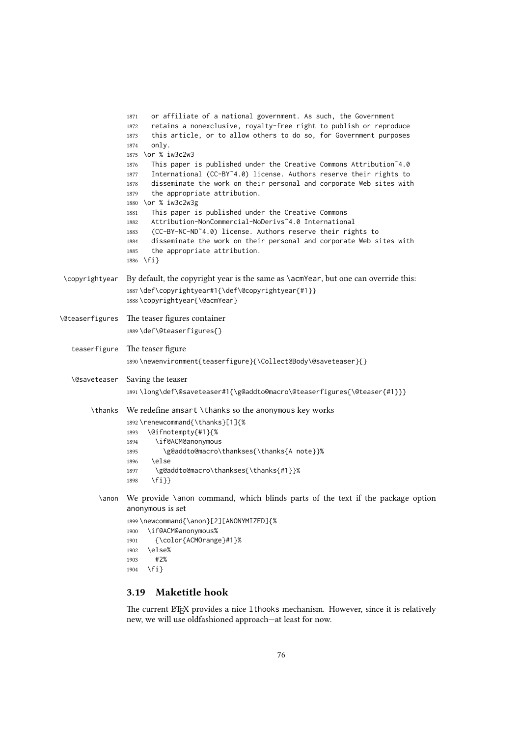```
1871   or affiliate of a national government. As such, the Government
1872   retains a nonexclusive, royalty-free right to publish or reproduce
1873   this article, or to allow others to do so, for Government purposes
1874   only.
1875 \or % iw3c2w3
1876   This paper is published under the Creative Commons Attribution~4.0
1877   International (CC-BY~4.0) license. Authors reserve their rights to
1878   disseminate the work on their personal and corporate Web sites with
1879   the appropriate attribution.
1880 \or % iw3c2w3g
1881   This paper is published under the Creative Commons
1882   Attribution-NonCommercial-NoDerivs~4.0 International
1883   (CC-BY-NC-ND~4.0) license. Authors reserve their rights to
1884   disseminate the work on their personal and corporate Web sites with
1885   the appropriate attribution.
1886 \fi}
```

\copyrightyear By default, the copyright year is the same as \acmYear, but one can override this:

```
1887 \def\copyrightyear#1{\def\@copyrightyear{#1}}
1888 \copyrightyear{\@acmYear}
```

\@teaserfigures The teaser figures container

```
1889 \def\@teaserfigures{}
```

teaserfigure The teaser figure

```
1890 \newenvironment{teaserfigure}{\Collect@Body\@saveteaser}{}
```

\@saveteaser Saving the teaser

```
1891 \long\def\@saveteaser#1{\g@addto@macro\@teaserfigures{\@teaser{#1}}}
```

\thanks We redefine amsart \thanks so the anonymous key works

```
1892 \renewcommand{\thanks}[1]{%
1893   \@ifnotempty{#1}{%
1894     \if@ACM@anonymous
1895       \g@addto@macro\thankses{\thanks{A note}}%
1896    \else
1897     \g@addto@macro\thankses{\thanks{#1}}%
1898    \fi}}
```

\anon We provide \anon command, which blinds parts of the text if the package option anonymous is set

```
1899 \newcommand{\anon}[2][ANONYMIZED]{%
1900   \if@ACM@anonymous%
1901     {\color{ACMOrange}#1}%
1902   \else%
1903     #2%
1904   \fi}
```

### 3.19 Maketitle hook

The current LaTeX provides a nice lthooks mechanism. However, since it is relatively new, we will use oldfashioned approach—at least for now.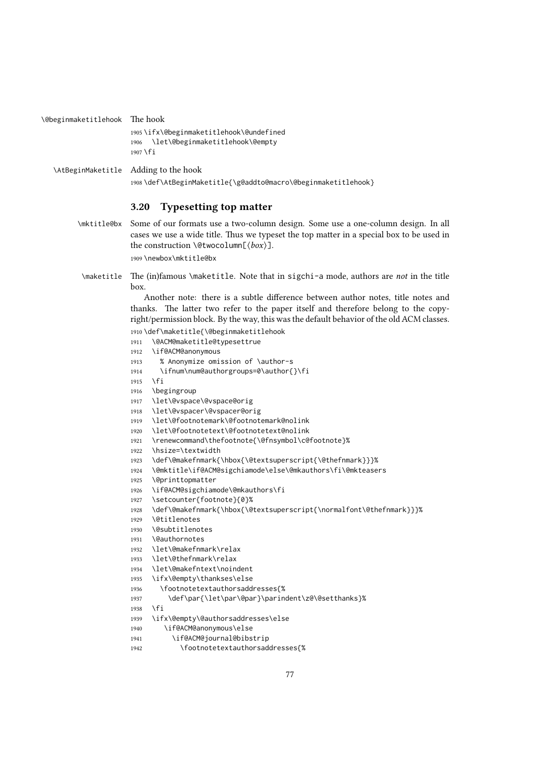\@beginmaketitlehook The hook

```
1905 \ifx\@beginmaketitlehook\@undefined
1906   \let\@beginmaketitlehook\@empty
1907 \fi
```

\AtBeginMaketitle Adding to the hook

```
1908 \def\AtBeginMaketitle{\g@addto@macro\@beginmaketitlehook}
```

### 3.20 Typesetting top matter

\mktitle@bx Some of our formats use a two-column design. Some use a one-column design. In all cases we use a wide title. Thus we typeset the top matter in a special box to be used in the construction `\@twocolumn[⟨box⟩]`.

```
1909 \newbox\mktitle@bx
```

\maketitle The (in)famous `\maketitle`. Note that in sigchi-a mode, authors are *not* in the title box.

Another note: there is a subtle difference between author notes, title notes and thanks. The latter two refer to the paper itself and therefore belong to the copyright/permission block. By the way, this was the default behavior of the old ACM classes.

```
1910 \def\maketitle{\@beginmaketitlehook
1911   \@ACM@maketitle@typesettrue
1912   \if@ACM@anonymous
1913     % Anonymize omission of \author-s
1914     \ifnum\num@authorgroups=0\author{}\fi
1915   \fi
1916   \begingroup
1917   \let\@vspace\@vspace@orig
1918   \let\@vspacer\@vspacer@orig
1919   \let\@footnotemark\@footnotemark@nolink
1920   \let\@footnotetext\@footnotetext@nolink
1921   \renewcommand\thefootnote{\@fnsymbol\c@footnote}%
1922   \hsize=\textwidth
1923   \def\@makefnmark{\hbox{\@textsuperscript{\@thefnmark}}}%
1924   \@mktitle\if@ACM@sigchiamode\else\@mkauthors\fi\@mkteasers
1925   \@printtopmatter
1926   \if@ACM@sigchiamode\@mkauthors\fi
1927   \setcounter{footnote}{0}%
1928   \def\@makefnmark{\hbox{\@textsuperscript{\normalfont\@thefnmark}}}%
1929   \@titlenotes
1930   \@subtitlenotes
1931   \@authornotes
1932   \let\@makefnmark\relax
1933   \let\@thefnmark\relax
1934   \let\@makefntext\noindent
1935   \ifx\@empty\thankses\else
1936     \footnotetextauthorsaddresses{%
1937       \def\par{\let\par\@par}\parindent\z@\@setthanks}%
1938   \fi
1939   \ifx\@empty\@authorsaddresses\else
1940      \if@ACM@anonymous\else
1941        \if@ACM@journal@bibstrip
1942          \footnotetextauthorsaddresses{%
```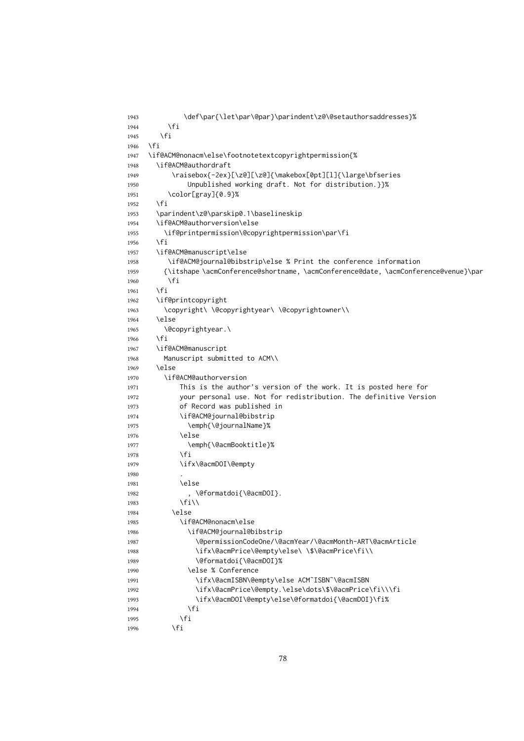```
1943          \def\par{\let\par\@par}\parindent\z@\@setauthorsaddresses}%
1944      \fi
1945    \fi
1946  \fi
1947  \if@ACM@nonacm\else\footnotetextcopyrightpermission{%
1948    \if@ACM@authordraft
1949        \raisebox{-2ex}[\z@][\z@]{\makebox[0pt][l]{\large\bfseries
1950            Unpublished working draft. Not for distribution.}}%
1951       \color[gray]{0.9}%
1952    \fi
1953    \parindent\z@\parskip0.1\baselineskip
1954    \if@ACM@authorversion\else
1955      \if@printpermission\@copyrightpermission\par\fi
1956    \fi
1957    \if@ACM@manuscript\else
1958       \if@ACM@journal@bibstrip\else % Print the conference information
1959      {\itshape \acmConference@shortname, \acmConference@date, \acmConference@venue}\par
1960       \fi
1961    \fi
1962    \if@printcopyright
1963      \copyright\ \@copyrightyear\ \@copyrightowner\\
1964    \else
1965      \@copyrightyear.\
1966    \fi
1967    \if@ACM@manuscript
1968      Manuscript submitted to ACM\\
1969    \else
1970      \if@ACM@authorversion
1971          This is the author's version of the work. It is posted here for
1972          your personal use. Not for redistribution. The definitive Version
1973          of Record was published in
1974          \if@ACM@journal@bibstrip
1975            \emph{\@journalName}%
1976          \else
1977            \emph{\@acmBooktitle}%
1978          \fi
1979          \ifx\@acmDOI\@empty
1980          .
1981          \else
1982            , \@formatdoi{\@acmDOI}.
1983          \fi\\
1984        \else
1985          \if@ACM@nonacm\else
1986            \if@ACM@journal@bibstrip
1987              \@permissionCodeOne/\@acmYear/\@acmMonth-ART\@acmArticle
1988              \ifx\@acmPrice\@empty\else\ \$\@acmPrice\fi\\
1989              \@formatdoi{\@acmDOI}%
1990            \else % Conference
1991              \ifx\@acmISBN\@empty\else ACM~ISBN~\@acmISBN
1992              \ifx\@acmPrice\@empty.\else\dots\$\@acmPrice\fi\\\fi
1993              \ifx\@acmDOI\@empty\else\@formatdoi{\@acmDOI}\fi%
1994            \fi
1995          \fi
1996        \fi
```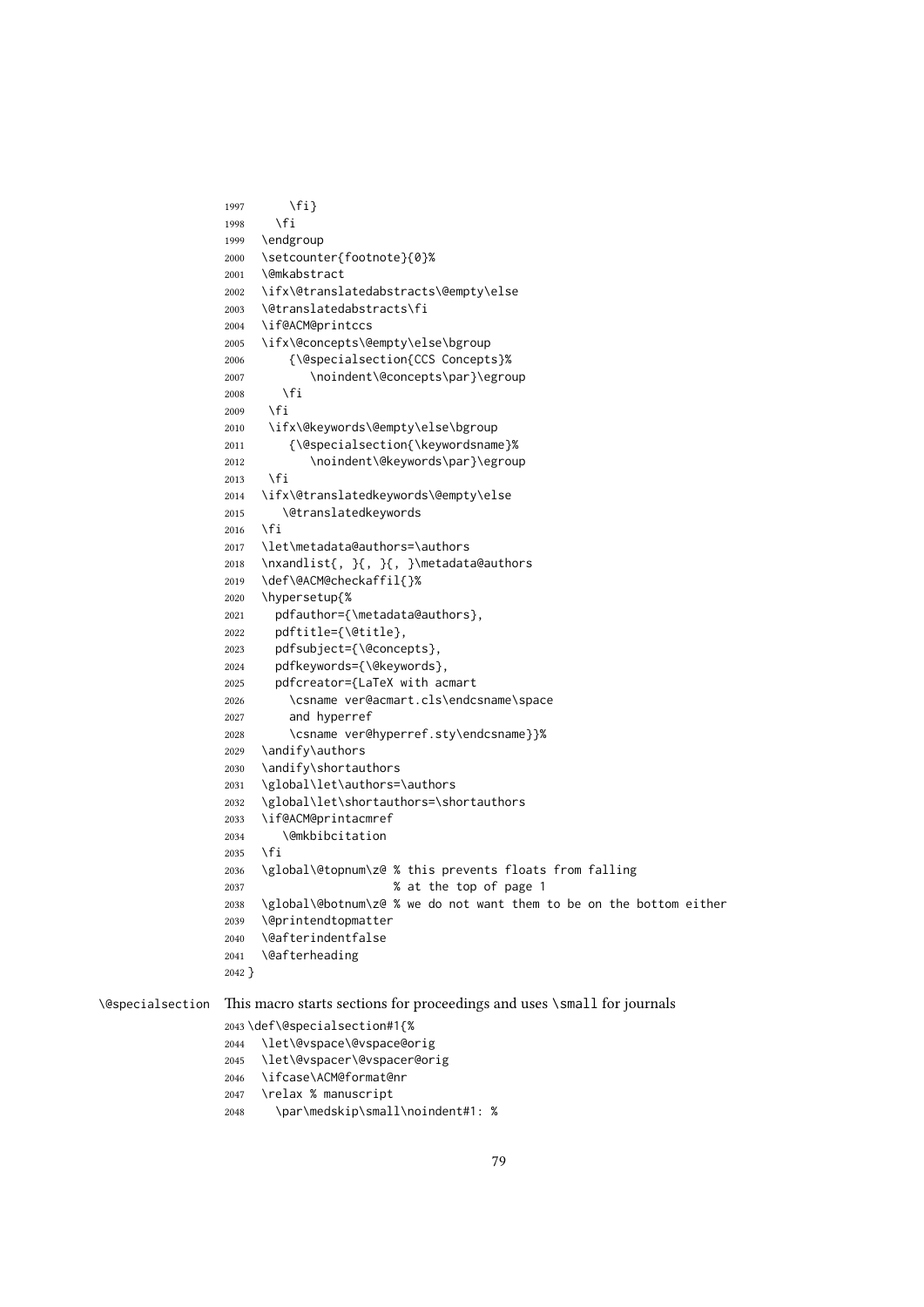```
1997       \fi}
1998     \fi
1999   \endgroup
2000   \setcounter{footnote}{0}%
2001   \@mkabstract
2002   \ifx\@translatedabstracts\@empty\else
2003   \@translatedabstracts\fi
2004   \if@ACM@printccs
2005   \ifx\@concepts\@empty\else\bgroup
2006       {\@specialsection{CCS Concepts}%
2007          \noindent\@concepts\par}\egroup
2008     \fi
2009    \fi
2010    \ifx\@keywords\@empty\else\bgroup
2011       {\@specialsection{\keywordsname}%
2012          \noindent\@keywords\par}\egroup
2013    \fi
2014   \ifx\@translatedkeywords\@empty\else
2015      \@translatedkeywords
2016   \fi
2017   \let\metadata@authors=\authors
2018   \nxandlist{, }{, }{, }\metadata@authors
2019   \def\@ACM@checkaffil{}%
2020   \hypersetup{%
2021     pdfauthor={\metadata@authors},
2022     pdftitle={\@title},
2023     pdfsubject={\@concepts},
2024     pdfkeywords={\@keywords},
2025     pdfcreator={LaTeX with acmart
2026       \csname ver@acmart.cls\endcsname\space
2027       and hyperref
2028       \csname ver@hyperref.sty\endcsname}}%
2029   \andify\authors
2030   \andify\shortauthors
2031   \global\let\authors=\authors
2032   \global\let\shortauthors=\shortauthors
2033   \if@ACM@printacmref
2034      \@mkbibcitation
2035   \fi
2036   \global\@topnum\z@ % this prevents floats from falling
2037                     % at the top of page 1
2038   \global\@botnum\z@ % we do not want them to be on the bottom either
2039   \@printendtopmatter
2040   \@afterindentfalse
2041   \@afterheading
2042 }
```

`\@specialsection` This macro starts sections for proceedings and uses `\small` for journals

```
2043 \def\@specialsection#1{%
2044   \let\@vspace\@vspace@orig
2045   \let\@vspacer\@vspacer@orig
2046   \ifcase\ACM@format@nr
2047   \relax % manuscript
2048     \par\medskip\small\noindent#1: %
```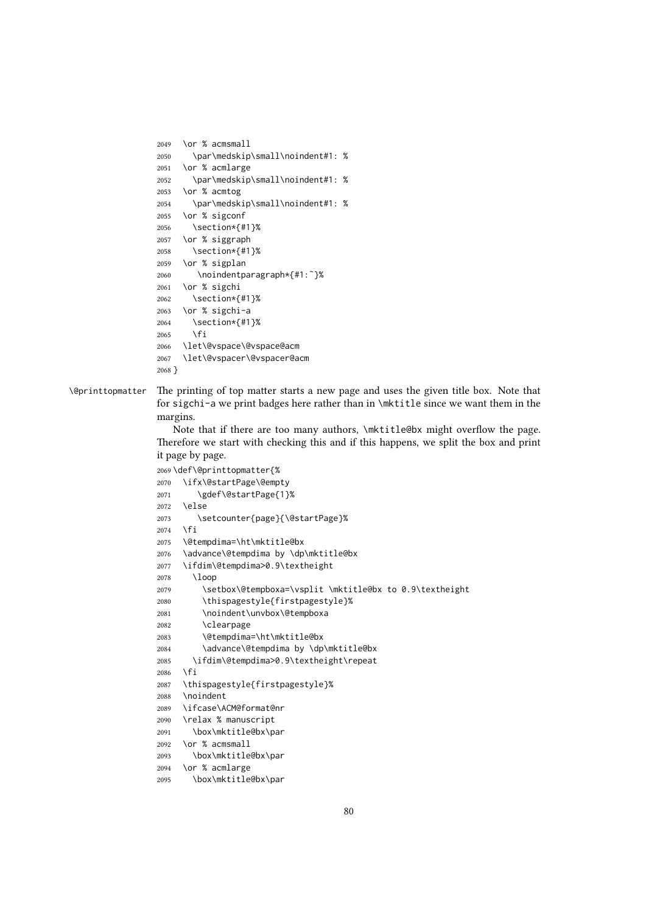```
2049   \or % acmsmall
2050     \par\medskip\small\noindent#1: %
2051   \or % acmlarge
2052     \par\medskip\small\noindent#1: %
2053   \or % acmtog
2054     \par\medskip\small\noindent#1: %
2055   \or % sigconf
2056     \section*{#1}%
2057   \or % siggraph
2058     \section*{#1}%
2059   \or % sigplan
2060      \noindentparagraph*{#1:~}%
2061   \or % sigchi
2062     \section*{#1}%
2063   \or % sigchi-a
2064     \section*{#1}%
2065     \fi
2066   \let\@vspace\@vspace@acm
2067   \let\@vspacer\@vspacer@acm
2068 }
```

`\@printtopmatter` The printing of top matter starts a new page and uses the given title box. Note that for sigchi-a we print badges here rather than in `\mktitle` since we want them in the margins.

Note that if there are too many authors, `\mktitle@bx` might overflow the page. Therefore we start with checking this and if this happens, we split the box and print it page by page.

```
2069 \def\@printtopmatter{%
2070   \ifx\@startPage\@empty
2071      \gdef\@startPage{1}%
2072   \else
2073      \setcounter{page}{\@startPage}%
2074   \fi
2075   \@tempdima=\ht\mktitle@bx
2076   \advance\@tempdima by \dp\mktitle@bx
2077   \ifdim\@tempdima>0.9\textheight
2078     \loop
2079       \setbox\@tempboxa=\vsplit \mktitle@bx to 0.9\textheight
2080       \thispagestyle{firstpagestyle}%
2081       \noindent\unvbox\@tempboxa
2082       \clearpage
2083       \@tempdima=\ht\mktitle@bx
2084       \advance\@tempdima by \dp\mktitle@bx
2085     \ifdim\@tempdima>0.9\textheight\repeat
2086   \fi
2087   \thispagestyle{firstpagestyle}%
2088   \noindent
2089   \ifcase\ACM@format@nr
2090   \relax % manuscript
2091     \box\mktitle@bx\par
2092   \or % acmsmall
2093     \box\mktitle@bx\par
2094   \or % acmlarge
2095     \box\mktitle@bx\par
```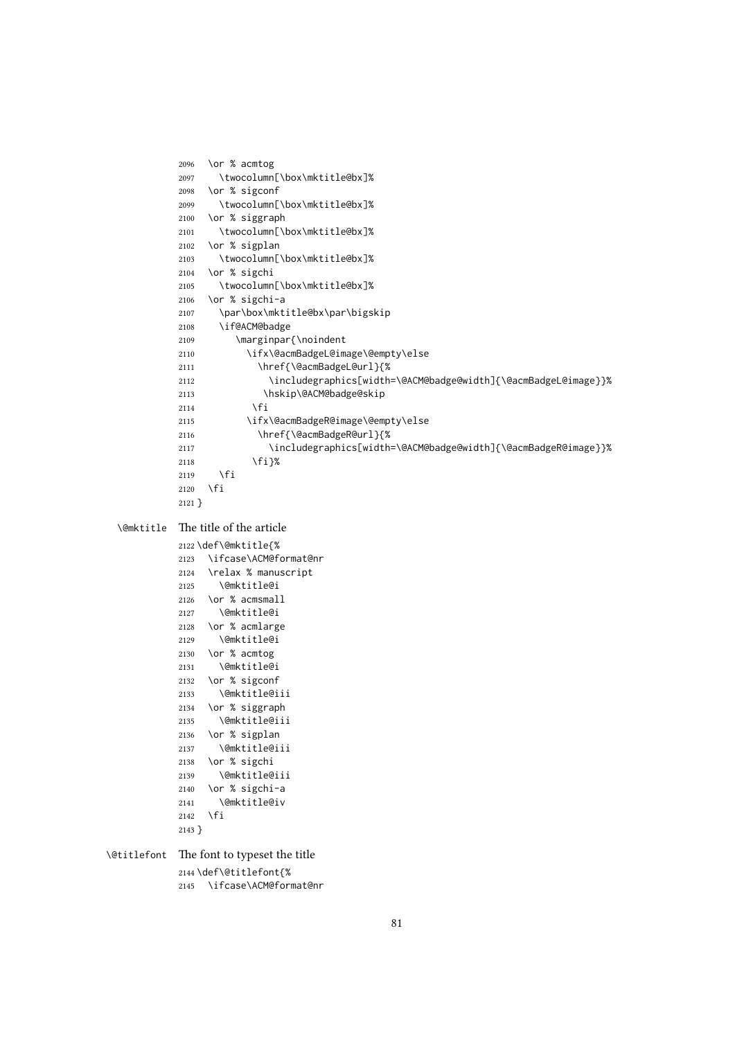```
2096   \or % acmtog
2097     \twocolumn[\box\mktitle@bx]%
2098   \or % sigconf
2099     \twocolumn[\box\mktitle@bx]%
2100   \or % siggraph
2101     \twocolumn[\box\mktitle@bx]%
2102   \or % sigplan
2103     \twocolumn[\box\mktitle@bx]%
2104   \or % sigchi
2105     \twocolumn[\box\mktitle@bx]%
2106   \or % sigchi-a
2107     \par\box\mktitle@bx\par\bigskip
2108     \if@ACM@badge
2109        \marginpar{\noindent
2110          \ifx\@acmBadgeL@image\@empty\else
2111            \href{\@acmBadgeL@url}{%
2112              \includegraphics[width=\@ACM@badge@width]{\@acmBadgeL@image}}%
2113            \hskip\@ACM@badge@skip
2114          \fi
2115          \ifx\@acmBadgeR@image\@empty\else
2116            \href{\@acmBadgeR@url}{%
2117              \includegraphics[width=\@ACM@badge@width]{\@acmBadgeR@image}}%
2118          \fi}%
2119     \fi
2120   \fi
2121 }
```

\@mktitle The title of the article

```
2122 \def\@mktitle{%
2123   \ifcase\ACM@format@nr
2124   \relax % manuscript
2125     \@mktitle@i
2126   \or % acmsmall
2127     \@mktitle@i
2128   \or % acmlarge
2129     \@mktitle@i
2130   \or % acmtog
2131     \@mktitle@i
2132   \or % sigconf
2133     \@mktitle@iii
2134   \or % siggraph
2135     \@mktitle@iii
2136   \or % sigplan
2137     \@mktitle@iii
2138   \or % sigchi
2139     \@mktitle@iii
2140   \or % sigchi-a
2141     \@mktitle@iv
2142   \fi
2143 }
```

\@titlefont The font to typeset the title

```
2144 \def\@titlefont{%
2145   \ifcase\ACM@format@nr
```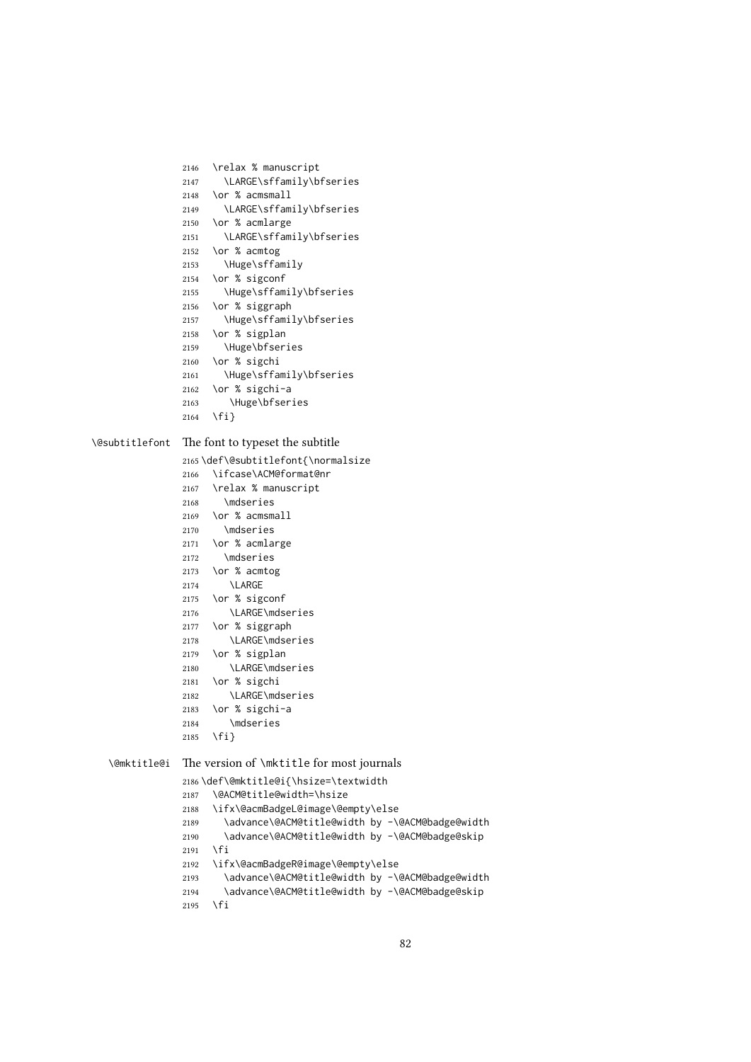```
2146   \relax % manuscript
2147     \LARGE\sffamily\bfseries
2148   \or % acmsmall
2149     \LARGE\sffamily\bfseries
2150   \or % acmlarge
2151     \LARGE\sffamily\bfseries
2152   \or % acmtog
2153     \Huge\sffamily
2154   \or % sigconf
2155     \Huge\sffamily\bfseries
2156   \or % siggraph
2157     \Huge\sffamily\bfseries
2158   \or % sigplan
2159     \Huge\bfseries
2160   \or % sigchi
2161     \Huge\sffamily\bfseries
2162   \or % sigchi-a
2163      \Huge\bfseries
2164   \fi}
```

\@subtitlefont The font to typeset the subtitle

```
2165 \def\@subtitlefont{\normalsize
2166   \ifcase\ACM@format@nr
2167   \relax % manuscript
2168     \mdseries
2169   \or % acmsmall
2170     \mdseries
2171   \or % acmlarge
2172     \mdseries
2173   \or % acmtog
2174      \LARGE
2175   \or % sigconf
2176      \LARGE\mdseries
2177   \or % siggraph
2178      \LARGE\mdseries
2179   \or % sigplan
2180      \LARGE\mdseries
2181   \or % sigchi
2182      \LARGE\mdseries
2183   \or % sigchi-a
2184      \mdseries
2185   \fi}
```

\@mktitle@i The version of \mktitle for most journals

```
2186 \def\@mktitle@i{\hsize=\textwidth
2187   \@ACM@title@width=\hsize
2188   \ifx\@acmBadgeL@image\@empty\else
2189     \advance\@ACM@title@width by -\@ACM@badge@width
2190     \advance\@ACM@title@width by -\@ACM@badge@skip
2191   \fi
2192   \ifx\@acmBadgeR@image\@empty\else
2193     \advance\@ACM@title@width by -\@ACM@badge@width
2194     \advance\@ACM@title@width by -\@ACM@badge@skip
2195   \fi
```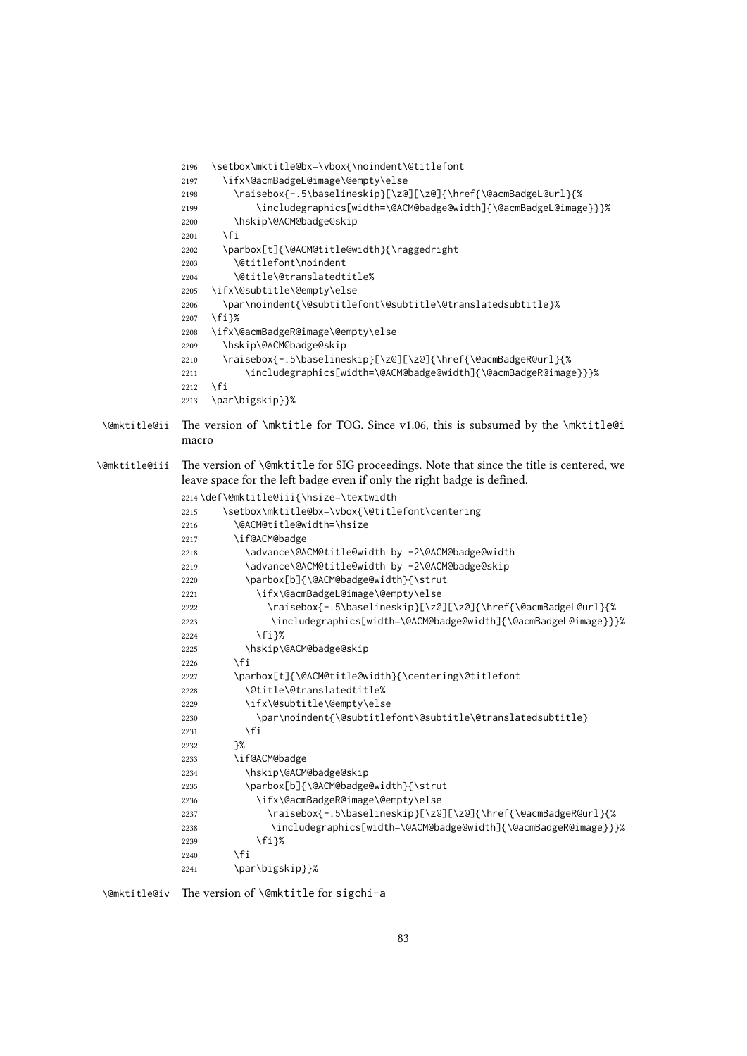```
2196 \setbox\mktitle@bx=\vbox{\noindent\@titlefont
2197   \ifx\@acmBadgeL@image\@empty\else
2198     \raisebox{-.5\baselineskip}[\z@][\z@]{\href{\@acmBadgeL@url}{%
2199         \includegraphics[width=\@ACM@badge@width]{\@acmBadgeL@image}}}%
2200     \hskip\@ACM@badge@skip
2201   \fi
2202   \parbox[t]{\@ACM@title@width}{\raggedright
2203     \@titlefont\noindent
2204     \@title\@translatedtitle%
2205 \ifx\@subtitle\@empty\else
2206   \par\noindent{\@subtitlefont\@subtitle\@translatedsubtitle}%
2207 \fi}%
2208 \ifx\@acmBadgeR@image\@empty\else
2209   \hskip\@ACM@badge@skip
2210   \raisebox{-.5\baselineskip}[\z@][\z@]{\href{\@acmBadgeR@url}{%
2211       \includegraphics[width=\@ACM@badge@width]{\@acmBadgeR@image}}}%
2212 \fi
2213 \par\bigskip}}%
```

\@mktitle@ii The version of \mktitle for TOG. Since v1.06, this is subsumed by the \mktitle@i macro

\@mktitle@iii The version of \@mktitle for SIG proceedings. Note that since the title is centered, we leave space for the left badge even if only the right badge is defined.

```
2214 \def\@mktitle@iii{\hsize=\textwidth
2215     \setbox\mktitle@bx=\vbox{\@titlefont\centering
2216       \@ACM@title@width=\hsize
2217       \if@ACM@badge
2218         \advance\@ACM@title@width by -2\@ACM@badge@width
2219         \advance\@ACM@title@width by -2\@ACM@badge@skip
2220         \parbox[b]{\@ACM@badge@width}{\strut
2221           \ifx\@acmBadgeL@image\@empty\else
2222             \raisebox{-.5\baselineskip}[\z@][\z@]{\href{\@acmBadgeL@url}{%
2223               \includegraphics[width=\@ACM@badge@width]{\@acmBadgeL@image}}}%
2224           \fi}%
2225         \hskip\@ACM@badge@skip
2226       \fi
2227       \parbox[t]{\@ACM@title@width}{\centering\@titlefont
2228         \@title\@translatedtitle%
2229         \ifx\@subtitle\@empty\else
2230           \par\noindent{\@subtitlefont\@subtitle\@translatedsubtitle}
2231         \fi
2232       }%
2233       \if@ACM@badge
2234         \hskip\@ACM@badge@skip
2235         \parbox[b]{\@ACM@badge@width}{\strut
2236           \ifx\@acmBadgeR@image\@empty\else
2237             \raisebox{-.5\baselineskip}[\z@][\z@]{\href{\@acmBadgeR@url}{%
2238               \includegraphics[width=\@ACM@badge@width]{\@acmBadgeR@image}}}%
2239           \fi}%
2240       \fi
2241       \par\bigskip}}%
```

\@mktitle@iv The version of \@mktitle for sigchi-a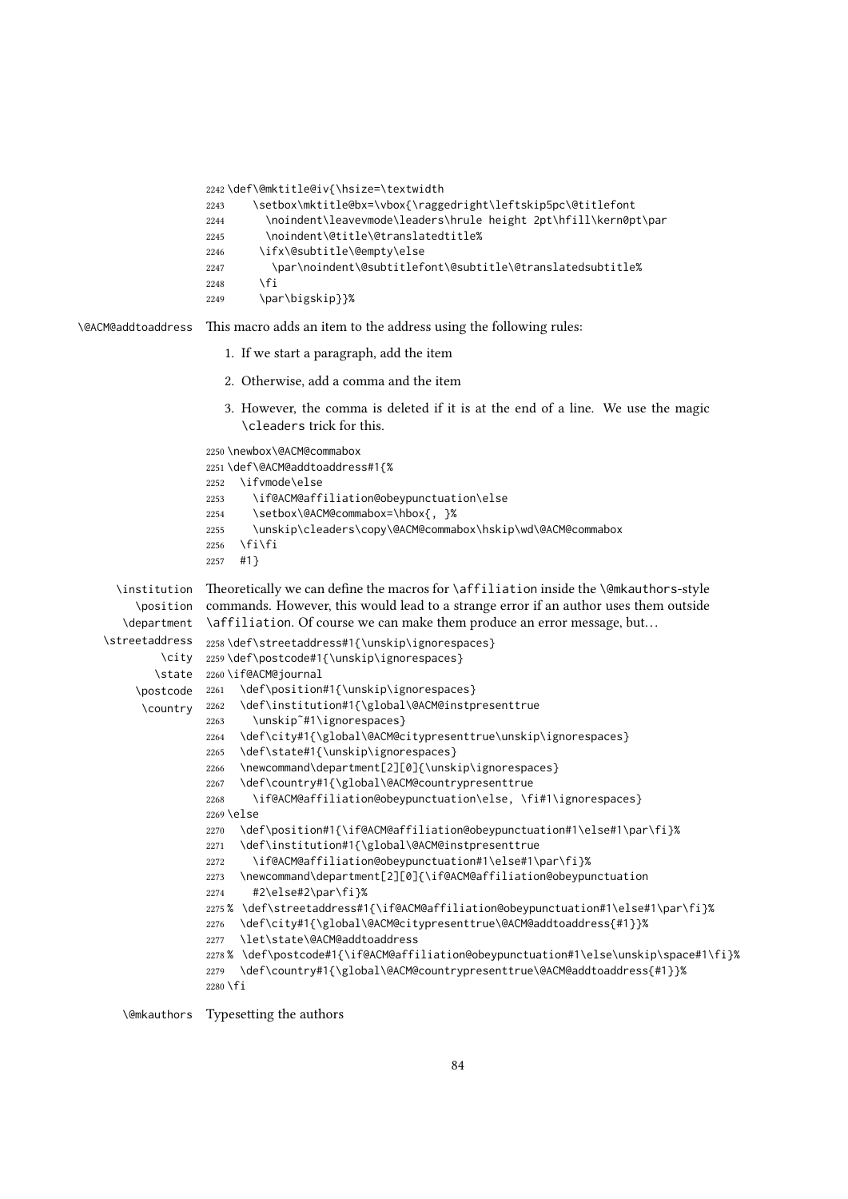```
2242 \def\@mktitle@iv{\hsize=\textwidth
2243     \setbox\mktitle@bx=\vbox{\raggedright\leftskip5pc\@titlefont
2244       \noindent\leavevmode\leaders\hrule height 2pt\hfill\kern0pt\par
2245       \noindent\@title\@translatedtitle%
2246     \ifx\@subtitle\@empty\else
2247       \par\noindent\@subtitlefont\@subtitle\@translatedsubtitle%
2248     \fi
2249     \par\bigskip}}%
```

\@ACM@addtoaddress This macro adds an item to the address using the following rules:

1. If we start a paragraph, add the item
2. Otherwise, add a comma and the item
3. However, the comma is deleted if it is at the end of a line. We use the magic `\cleaders` trick for this.

```
2250 \newbox\@ACM@commabox
2251 \def\@ACM@addtoaddress#1{%
2252   \ifvmode\else
2253     \if@ACM@affiliation@obeypunctuation\else
2254     \setbox\@ACM@commabox=\hbox{, }%
2255     \unskip\cleaders\copy\@ACM@commabox\hskip\wd\@ACM@commabox
2256   \fi\fi
2257   #1}
```

\institution \position \department \streetaddress \city \state \postcode \country

Theoretically we can define the macros for `\affiliation` inside the `\@mkauthors`-style commands. However, this would lead to a strange error if an author uses them outside `\affiliation`. Of course we can make them produce an error message, but…

```
2258 \def\streetaddress#1{\unskip\ignorespaces}
2259 \def\postcode#1{\unskip\ignorespaces}
2260 \if@ACM@journal
2261   \def\position#1{\unskip\ignorespaces}
2262   \def\institution#1{\global\@ACM@instpresenttrue
2263     \unskip~#1\ignorespaces}
2264   \def\city#1{\global\@ACM@citypresenttrue\unskip\ignorespaces}
2265   \def\state#1{\unskip\ignorespaces}
2266   \newcommand\department[2][0]{\unskip\ignorespaces}
2267   \def\country#1{\global\@ACM@countrypresenttrue
2268     \if@ACM@affiliation@obeypunctuation\else, \fi#1\ignorespaces}
2269 \else
2270   \def\position#1{\if@ACM@affiliation@obeypunctuation#1\else#1\par\fi}%
2271   \def\institution#1{\global\@ACM@instpresenttrue
2272     \if@ACM@affiliation@obeypunctuation#1\else#1\par\fi}%
2273   \newcommand\department[2][0]{\if@ACM@affiliation@obeypunctuation
2274     #2\else#2\par\fi}%
2275 %  \def\streetaddress#1{\if@ACM@affiliation@obeypunctuation#1\else#1\par\fi}%
2276   \def\city#1{\global\@ACM@citypresenttrue\@ACM@addtoaddress{#1}}%
2277   \let\state\@ACM@addtoaddress
2278 %  \def\postcode#1{\if@ACM@affiliation@obeypunctuation#1\else\unskip\space#1\fi}%
2279   \def\country#1{\global\@ACM@countrypresenttrue\@ACM@addtoaddress{#1}}%
2280 \fi
```

\@mkauthors Typesetting the authors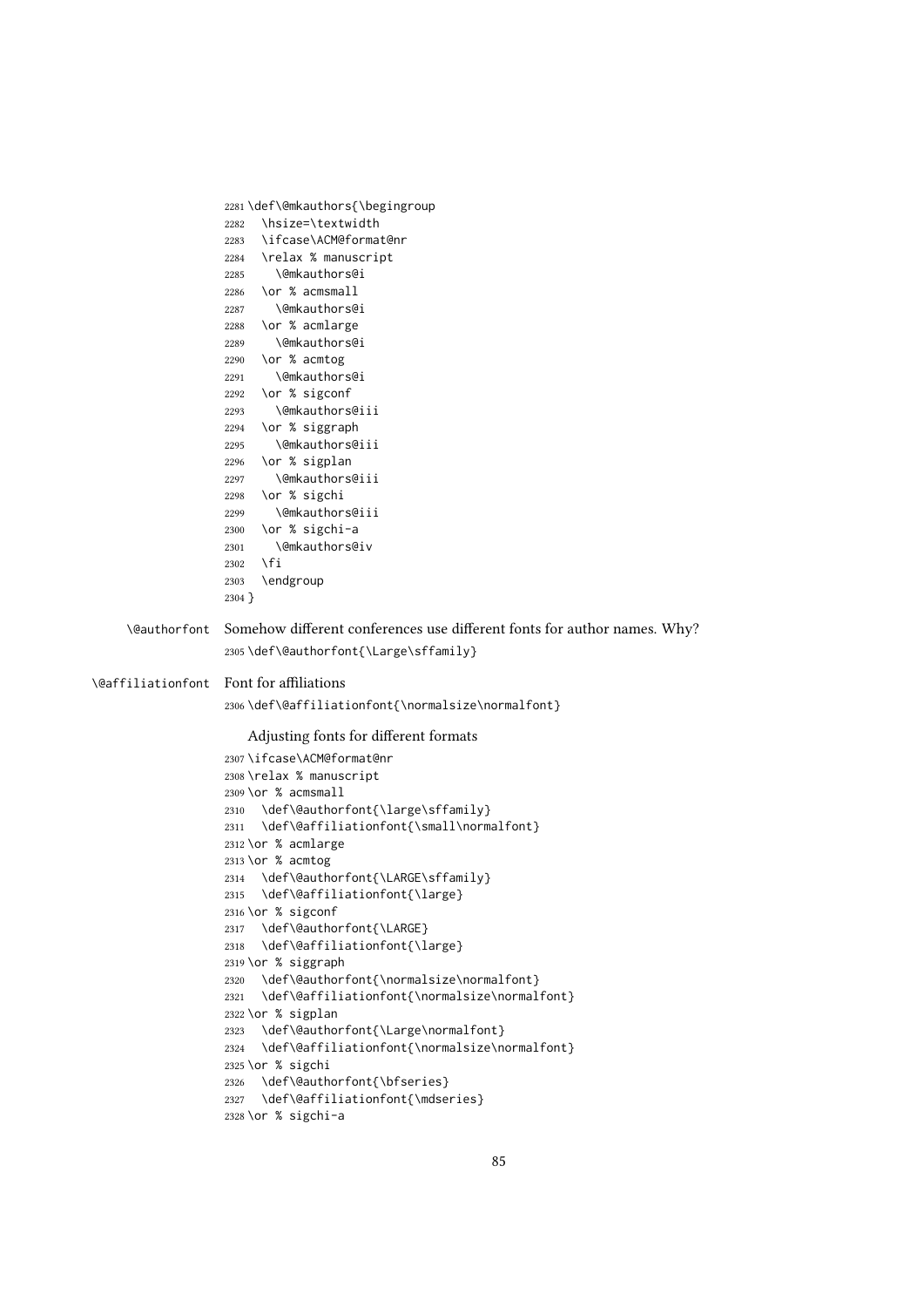```
2281 \def\@mkauthors{\begingroup
2282   \hsize=\textwidth
2283   \ifcase\ACM@format@nr
2284   \relax % manuscript
2285     \@mkauthors@i
2286   \or % acmsmall
2287     \@mkauthors@i
2288   \or % acmlarge
2289     \@mkauthors@i
2290   \or % acmtog
2291     \@mkauthors@i
2292   \or % sigconf
2293     \@mkauthors@iii
2294   \or % siggraph
2295     \@mkauthors@iii
2296   \or % sigplan
2297     \@mkauthors@iii
2298   \or % sigchi
2299     \@mkauthors@iii
2300   \or % sigchi-a
2301     \@mkauthors@iv
2302   \fi
2303   \endgroup
2304 }
```

`\@authorfont` Somehow different conferences use different fonts for author names. Why?

```
2305 \def\@authorfont{\Large\sffamily}
```

`\@affiliationfont` Font for affiliations

```
2306 \def\@affiliationfont{\normalsize\normalfont}
```

Adjusting fonts for different formats

```
2307 \ifcase\ACM@format@nr
2308 \relax % manuscript
2309 \or % acmsmall
2310   \def\@authorfont{\large\sffamily}
2311   \def\@affiliationfont{\small\normalfont}
2312 \or % acmlarge
2313 \or % acmtog
2314   \def\@authorfont{\LARGE\sffamily}
2315   \def\@affiliationfont{\large}
2316 \or % sigconf
2317   \def\@authorfont{\LARGE}
2318   \def\@affiliationfont{\large}
2319 \or % siggraph
2320   \def\@authorfont{\normalsize\normalfont}
2321   \def\@affiliationfont{\normalsize\normalfont}
2322 \or % sigplan
2323   \def\@authorfont{\Large\normalfont}
2324   \def\@affiliationfont{\normalsize\normalfont}
2325 \or % sigchi
2326   \def\@authorfont{\bfseries}
2327   \def\@affiliationfont{\mdseries}
2328 \or % sigchi-a
```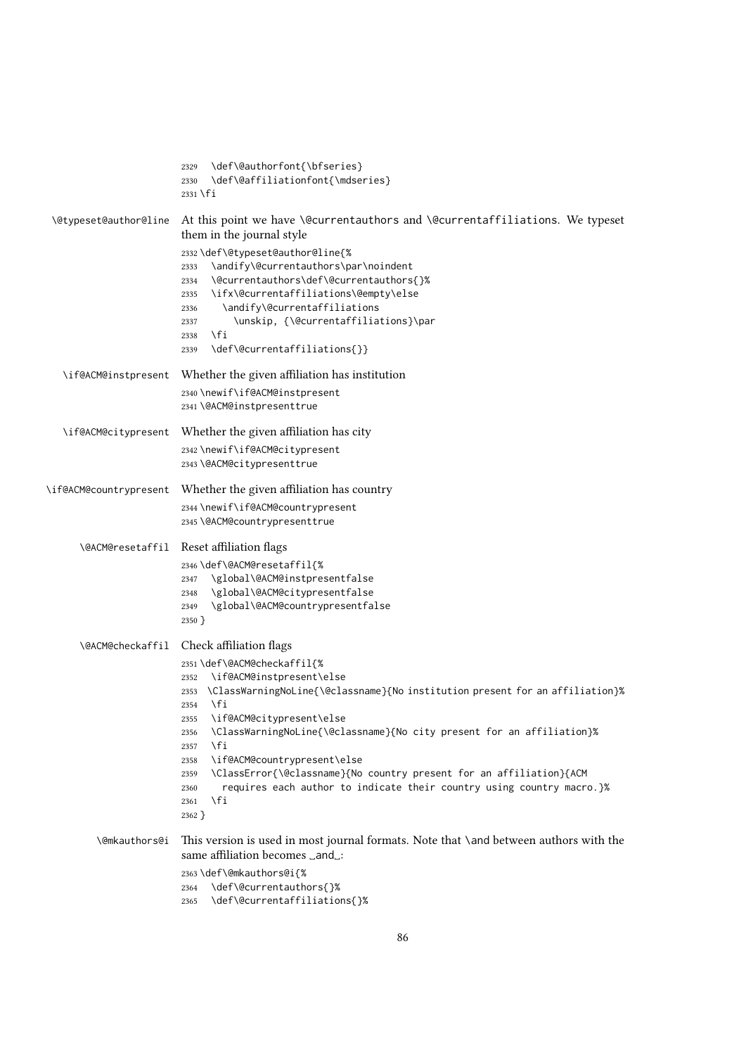```
2329   \def\@authorfont{\bfseries}
2330   \def\@affiliationfont{\mdseries}
2331 \fi
```

`\@typeset@author@line` At this point we have `\@currentauthors` and `\@currentaffiliations`. We typeset them in the journal style

```
2332 \def\@typeset@author@line{%
2333   \andify\@currentauthors\par\noindent
2334   \@currentauthors\def\@currentauthors{}%
2335   \ifx\@currentaffiliations\@empty\else
2336     \andify\@currentaffiliations
2337       \unskip, {\@currentaffiliations}\par
2338   \fi
2339   \def\@currentaffiliations{}}
```

`\if@ACM@instpresent` Whether the given affiliation has institution

```
2340 \newif\if@ACM@instpresent
2341 \@ACM@instpresenttrue
```

`\if@ACM@citypresent` Whether the given affiliation has city

```
2342 \newif\if@ACM@citypresent
2343 \@ACM@citypresenttrue
```

`\if@ACM@countrypresent` Whether the given affiliation has country

```
2344 \newif\if@ACM@countrypresent
2345 \@ACM@countrypresenttrue
```

`\@ACM@resetaffil` Reset affiliation flags

```
2346 \def\@ACM@resetaffil{%
2347   \global\@ACM@instpresentfalse
2348   \global\@ACM@citypresentfalse
2349   \global\@ACM@countrypresentfalse
2350 }
```

`\@ACM@checkaffil` Check affiliation flags

```
2351 \def\@ACM@checkaffil{%
2352   \if@ACM@instpresent\else
2353   \ClassWarningNoLine{\@classname}{No institution present for an affiliation}%
2354   \fi
2355   \if@ACM@citypresent\else
2356   \ClassWarningNoLine{\@classname}{No city present for an affiliation}%
2357   \fi
2358   \if@ACM@countrypresent\else
2359   \ClassError{\@classname}{No country present for an affiliation}{ACM
2360     requires each author to indicate their country using country macro.}%
2361   \fi
2362 }
```

`\@mkauthors@i` This version is used in most journal formats. Note that `\and` between authors with the same affiliation becomes `␣and␣`:

```
2363 \def\@mkauthors@i{%
2364   \def\@currentauthors{}%
2365   \def\@currentaffiliations{}%
```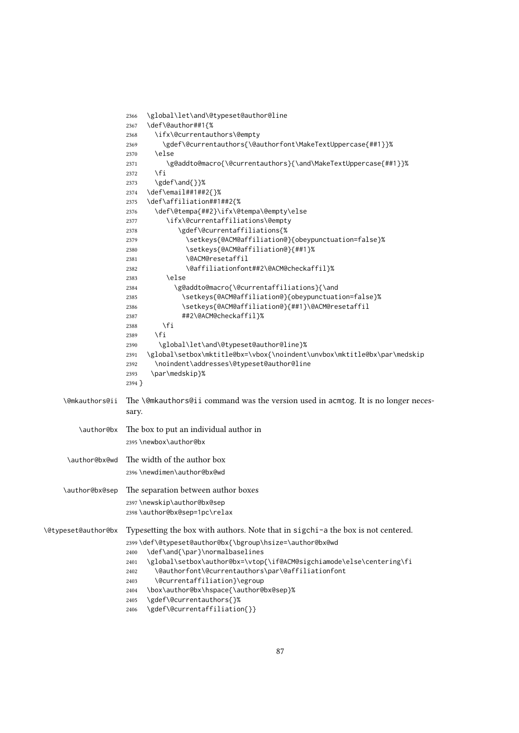```
2366   \global\let\and\@typeset@author@line
2367   \def\@author##1{%
2368     \ifx\@currentauthors\@empty
2369       \gdef\@currentauthors{\@authorfont\MakeTextUppercase{##1}}%
2370     \else
2371        \g@addto@macro{\@currentauthors}{\and\MakeTextUppercase{##1}}%
2372     \fi
2373     \gdef\and{}}%
2374   \def\email##1##2{}%
2375   \def\affiliation##1##2{%
2376     \def\@tempa{##2}\ifx\@tempa\@empty\else
2377        \ifx\@currentaffiliations\@empty
2378           \gdef\@currentaffiliations{%
2379             \setkeys{@ACM@affiliation@}{obeypunctuation=false}%
2380             \setkeys{@ACM@affiliation@}{##1}%
2381             \@ACM@resetaffil
2382             \@affiliationfont##2\@ACM@checkaffil}%
2383        \else
2384          \g@addto@macro{\@currentaffiliations}{\and
2385            \setkeys{@ACM@affiliation@}{obeypunctuation=false}%
2386            \setkeys{@ACM@affiliation@}{##1}\@ACM@resetaffil
2387            ##2\@ACM@checkaffil}%
2388       \fi
2389     \fi
2390      \global\let\and\@typeset@author@line}%
2391   \global\setbox\mktitle@bx=\vbox{\noindent\unvbox\mktitle@bx\par\medskip
2392     \noindent\addresses\@typeset@author@line
2393    \par\medskip}%
2394 }
```

`\@mkauthors@ii` The `\@mkauthors@ii` command was the version used in acmtog. It is no longer necessary.

`\author@bx` The box to put an individual author in

```
2395 \newbox\author@bx
```

`\author@bx@wd` The width of the author box

```
2396 \newdimen\author@bx@wd
```

`\author@bx@sep` The separation between author boxes

```
2397 \newskip\author@bx@sep
2398 \author@bx@sep=1pc\relax
```

`\@typeset@author@bx` Typesetting the box with authors. Note that in sigchi-a the box is not centered.

```
2399 \def\@typeset@author@bx{\bgroup\hsize=\author@bx@wd
2400   \def\and{\par}\normalbaselines
2401   \global\setbox\author@bx=\vtop{\if@ACM@sigchiamode\else\centering\fi
2402     \@authorfont\@currentauthors\par\@affiliationfont
2403     \@currentaffiliation}\egroup
2404   \box\author@bx\hspace{\author@bx@sep}%
2405   \gdef\@currentauthors{}%
2406   \gdef\@currentaffiliation{}}
```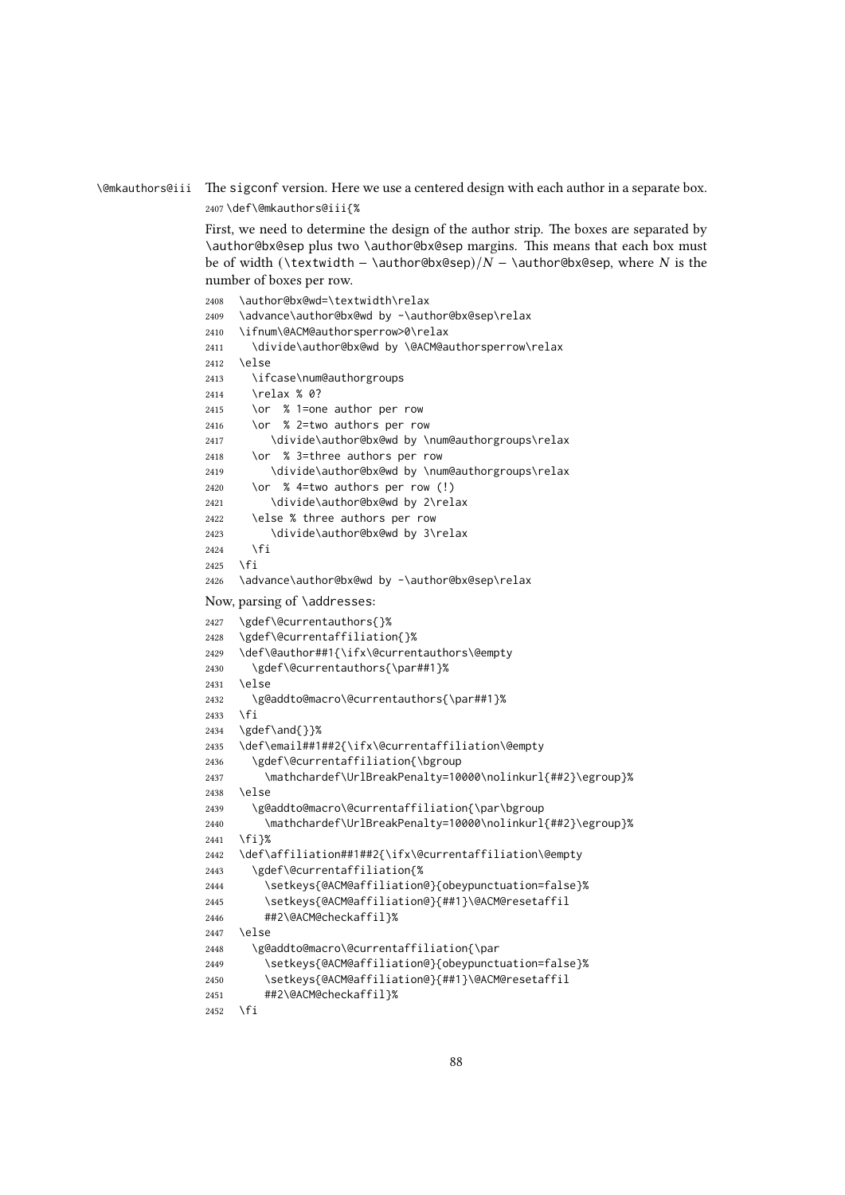\@mkauthors@iii The sigconf version. Here we use a centered design with each author in a separate box.

```
2407 \def\@mkauthors@iii{%
```

First, we need to determine the design of the author strip. The boxes are separated by \author@bx@sep plus two \author@bx@sep margins. This means that each box must be of width (\textwidth − \author@bx@sep)/$N$ − \author@bx@sep, where $N$ is the number of boxes per row.

```
2408   \author@bx@wd=\textwidth\relax
2409   \advance\author@bx@wd by -\author@bx@sep\relax
2410   \ifnum\@ACM@authorsperrow>0\relax
2411     \divide\author@bx@wd by \@ACM@authorsperrow\relax
2412   \else
2413     \ifcase\num@authorgroups
2414     \relax % 0?
2415     \or  % 1=one author per row
2416     \or  % 2=two authors per row
2417        \divide\author@bx@wd by \num@authorgroups\relax
2418     \or  % 3=three authors per row
2419        \divide\author@bx@wd by \num@authorgroups\relax
2420     \or  % 4=two authors per row (!)
2421        \divide\author@bx@wd by 2\relax
2422     \else % three authors per row
2423        \divide\author@bx@wd by 3\relax
2424     \fi
2425   \fi
2426   \advance\author@bx@wd by -\author@bx@sep\relax
```

Now, parsing of \addresses:

```
2427   \gdef\@currentauthors{}%
2428   \gdef\@currentaffiliation{}%
2429   \def\@author##1{\ifx\@currentauthors\@empty
2430     \gdef\@currentauthors{\par##1}%
2431   \else
2432     \g@addto@macro\@currentauthors{\par##1}%
2433   \fi
2434   \gdef\and{}}%
2435   \def\email##1##2{\ifx\@currentaffiliation\@empty
2436     \gdef\@currentaffiliation{\bgroup
2437       \mathchardef\UrlBreakPenalty=10000\nolinkurl{##2}\egroup}%
2438   \else
2439     \g@addto@macro\@currentaffiliation{\par\bgroup
2440       \mathchardef\UrlBreakPenalty=10000\nolinkurl{##2}\egroup}%
2441   \fi}%
2442   \def\affiliation##1##2{\ifx\@currentaffiliation\@empty
2443     \gdef\@currentaffiliation{%
2444       \setkeys{@ACM@affiliation@}{obeypunctuation=false}%
2445       \setkeys{@ACM@affiliation@}{##1}\@ACM@resetaffil
2446       ##2\@ACM@checkaffil}%
2447   \else
2448     \g@addto@macro\@currentaffiliation{\par
2449       \setkeys{@ACM@affiliation@}{obeypunctuation=false}%
2450       \setkeys{@ACM@affiliation@}{##1}\@ACM@resetaffil
2451       ##2\@ACM@checkaffil}%
2452   \fi
```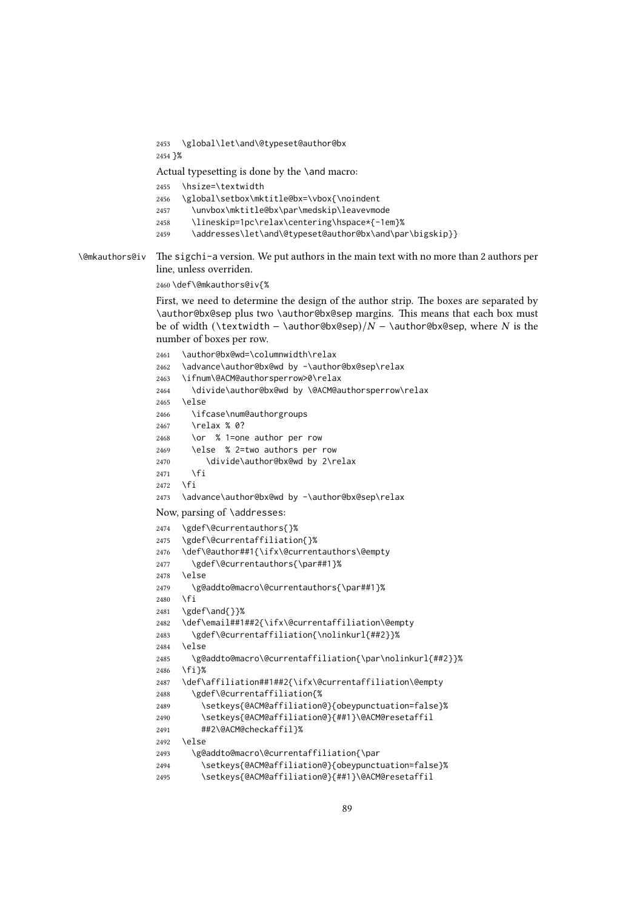```
2453   \global\let\and\@typeset@author@bx
2454 }%
```

Actual typesetting is done by the \and macro:

```
2455   \hsize=\textwidth
2456   \global\setbox\mktitle@bx=\vbox{\noindent
2457     \unvbox\mktitle@bx\par\medskip\leavevmode
2458     \lineskip=1pc\relax\centering\hspace*{-1em}%
2459     \addresses\let\and\@typeset@author@bx\and\par\bigskip}}
```

\@mkauthors@iv The sigchi-a version. We put authors in the main text with no more than 2 authors per line, unless overriden.

```
2460 \def\@mkauthors@iv{%
```

First, we need to determine the design of the author strip. The boxes are separated by \author@bx@sep plus two \author@bx@sep margins. This means that each box must be of width (\textwidth − \author@bx@sep)/$N$ − \author@bx@sep, where $N$ is the number of boxes per row.

```
2461   \author@bx@wd=\columnwidth\relax
2462   \advance\author@bx@wd by -\author@bx@sep\relax
2463   \ifnum\@ACM@authorsperrow>0\relax
2464     \divide\author@bx@wd by \@ACM@authorsperrow\relax
2465   \else
2466     \ifcase\num@authorgroups
2467     \relax % 0?
2468     \or  % 1=one author per row
2469     \else  % 2=two authors per row
2470        \divide\author@bx@wd by 2\relax
2471     \fi
2472   \fi
2473   \advance\author@bx@wd by -\author@bx@sep\relax
```

Now, parsing of \addresses:

```
2474   \gdef\@currentauthors{}%
2475   \gdef\@currentaffiliation{}%
2476   \def\@author##1{\ifx\@currentauthors\@empty
2477     \gdef\@currentauthors{\par##1}%
2478   \else
2479     \g@addto@macro\@currentauthors{\par##1}%
2480   \fi
2481   \gdef\and{}}%
2482   \def\email##1##2{\ifx\@currentaffiliation\@empty
2483     \gdef\@currentaffiliation{\nolinkurl{##2}}%
2484   \else
2485     \g@addto@macro\@currentaffiliation{\par\nolinkurl{##2}}%
2486   \fi}%
2487   \def\affiliation##1##2{\ifx\@currentaffiliation\@empty
2488     \gdef\@currentaffiliation{%
2489       \setkeys{@ACM@affiliation@}{obeypunctuation=false}%
2490       \setkeys{@ACM@affiliation@}{##1}\@ACM@resetaffil
2491       ##2\@ACM@checkaffil}%
2492   \else
2493     \g@addto@macro\@currentaffiliation{\par
2494       \setkeys{@ACM@affiliation@}{obeypunctuation=false}%
2495       \setkeys{@ACM@affiliation@}{##1}\@ACM@resetaffil
```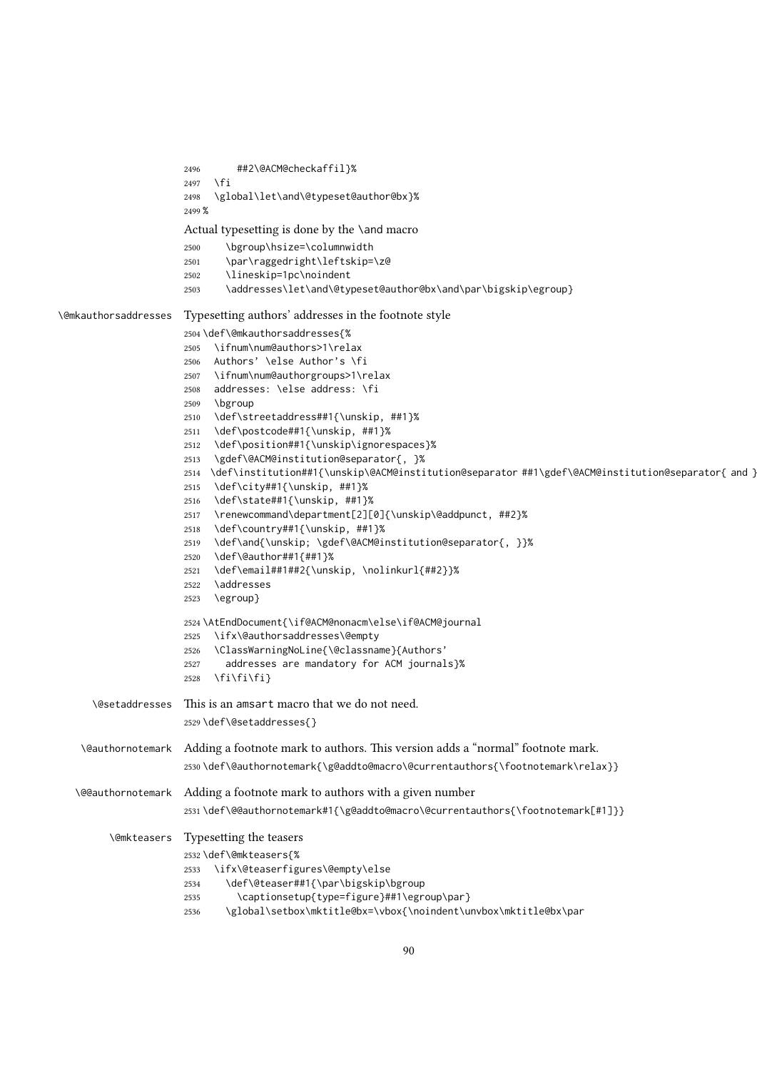```
2496       ##2\@ACM@checkaffil}%
2497   \fi
2498   \global\let\and\@typeset@author@bx}%
2499 %
```

Actual typesetting is done by the \and macro

```
2500     \bgroup\hsize=\columnwidth
2501     \par\raggedright\leftskip=\z@
2502     \lineskip=1pc\noindent
2503     \addresses\let\and\@typeset@author@bx\and\par\bigskip\egroup}
```

\@mkauthorsaddresses Typesetting authors' addresses in the footnote style

```
2504 \def\@mkauthorsaddresses{%
2505   \ifnum\num@authors>1\relax
2506   Authors' \else Author's \fi
2507   \ifnum\num@authorgroups>1\relax
2508   addresses: \else address: \fi
2509   \bgroup
2510   \def\streetaddress##1{\unskip, ##1}%
2511   \def\postcode##1{\unskip, ##1}%
2512   \def\position##1{\unskip\ignorespaces}%
2513   \gdef\@ACM@institution@separator{, }%
2514  \def\institution##1{\unskip\@ACM@institution@separator ##1\gdef\@ACM@institution@separator{ and }
2515   \def\city##1{\unskip, ##1}%
2516   \def\state##1{\unskip, ##1}%
2517   \renewcommand\department[2][0]{\unskip\@addpunct, ##2}%
2518   \def\country##1{\unskip, ##1}%
2519   \def\and{\unskip; \gdef\@ACM@institution@separator{, }}%
2520   \def\@author##1{##1}%
2521   \def\email##1##2{\unskip, \nolinkurl{##2}}%
2522   \addresses
2523   \egroup}
2524 \AtEndDocument{\if@ACM@nonacm\else\if@ACM@journal
2525   \ifx\@authorsaddresses\@empty
2526   \ClassWarningNoLine{\@classname}{Authors'
2527     addresses are mandatory for ACM journals}%
2528   \fi\fi\fi}
```

\@setaddresses This is an amsart macro that we do not need.

```
2529 \def\@setaddresses{}
```

\@authornotemark Adding a footnote mark to authors. This version adds a "normal" footnote mark.

```
2530 \def\@authornotemark{\g@addto@macro\@currentauthors{\footnotemark\relax}}
```

\@@authornotemark Adding a footnote mark to authors with a given number

```
2531 \def\@@authornotemark#1{\g@addto@macro\@currentauthors{\footnotemark[#1]}}
```

\@mkteasers Typesetting the teasers

```
2532 \def\@mkteasers{%
2533   \ifx\@teaserfigures\@empty\else
2534     \def\@teaser##1{\par\bigskip\bgroup
2535       \captionsetup{type=figure}##1\egroup\par}
2536     \global\setbox\mktitle@bx=\vbox{\noindent\unvbox\mktitle@bx\par
```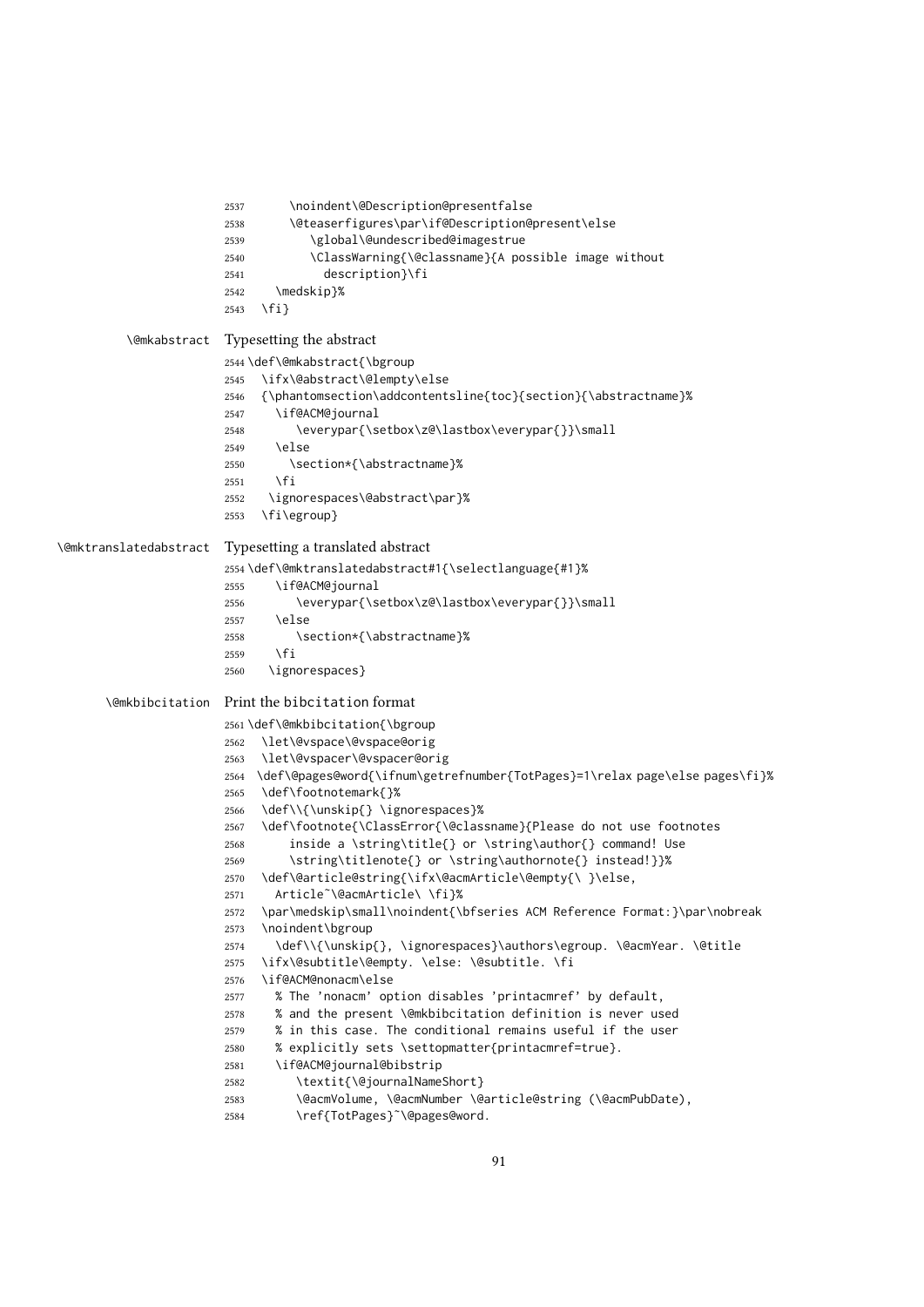```
2537      \noindent\@Description@presentfalse
2538      \@teaserfigures\par\if@Description@present\else
2539         \global\@undescribed@imagestrue
2540         \ClassWarning{\@classname}{A possible image without
2541           description}\fi
2542    \medskip}%
2543  \fi}
```

**\@mkabstract** Typesetting the abstract

```
2544 \def\@mkabstract{\bgroup
2545   \ifx\@abstract\@lempty\else
2546   {\phantomsection\addcontentsline{toc}{section}{\abstractname}%
2547     \if@ACM@journal
2548        \everypar{\setbox\z@\lastbox\everypar{}}\small
2549     \else
2550       \section*{\abstractname}%
2551     \fi
2552    \ignorespaces\@abstract\par}%
2553   \fi\egroup}
```

**\@mktranslatedabstract** Typesetting a translated abstract

```
2554 \def\@mktranslatedabstract#1{\selectlanguage{#1}%
2555     \if@ACM@journal
2556        \everypar{\setbox\z@\lastbox\everypar{}}\small
2557     \else
2558        \section*{\abstractname}%
2559     \fi
2560    \ignorespaces}
```

**\@mkbibcitation** Print the bibcitation format

```
2561 \def\@mkbibcitation{\bgroup
2562   \let\@vspace\@vspace@orig
2563   \let\@vspacer\@vspacer@orig
2564   \def\@pages@word{\ifnum\getrefnumber{TotPages}=1\relax page\else pages\fi}%
2565   \def\footnotemark{}%
2566   \def\\{\unskip{} \ignorespaces}%
2567   \def\footnote{\ClassError{\@classname}{Please do not use footnotes
2568       inside a \string\title{} or \string\author{} command! Use
2569       \string\titlenote{} or \string\authornote{} instead!}}%
2570   \def\@article@string{\ifx\@acmArticle\@empty{\ }\else,
2571     Article~\@acmArticle\ \fi}%
2572   \par\medskip\small\noindent{\bfseries ACM Reference Format:}\par\nobreak
2573   \noindent\bgroup
2574     \def\\{\unskip{}, \ignorespaces}\authors\egroup. \@acmYear. \@title
2575   \ifx\@subtitle\@empty. \else: \@subtitle. \fi
2576   \if@ACM@nonacm\else
2577     % The 'nonacm' option disables 'printacmref' by default,
2578     % and the present \@mkbibcitation definition is never used
2579     % in this case. The conditional remains useful if the user
2580     % explicitly sets \settopmatter{printacmref=true}.
2581     \if@ACM@journal@bibstrip
2582        \textit{\@journalNameShort}
2583        \@acmVolume, \@acmNumber \@article@string (\@acmPubDate),
2584        \ref{TotPages}~\@pages@word.
```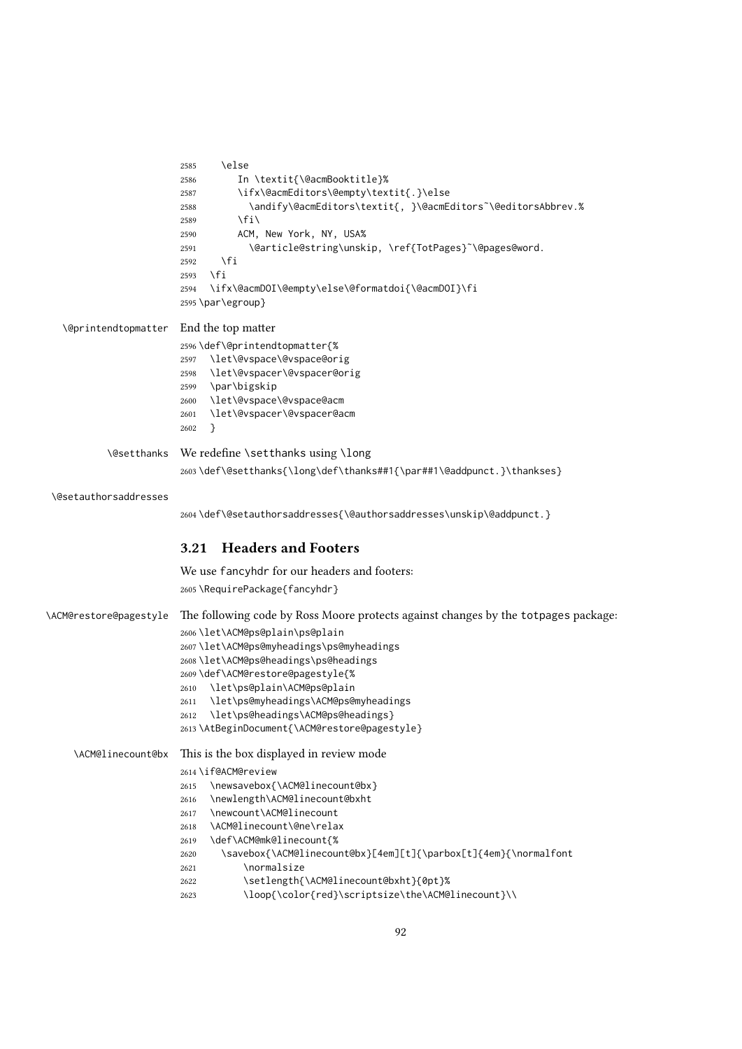```
2585   \else
2586     In \textit{\@acmBooktitle}%
2587     \ifx\@acmEditors\@empty\textit{.}\else
2588       \andify\@acmEditors\textit{, }\@acmEditors~\@editorsAbbrev.%
2589     \fi\
2590     ACM, New York, NY, USA%
2591       \@article@string\unskip, \ref{TotPages}~\@pages@word.
2592   \fi
2593 \fi
2594 \ifx\@acmDOI\@empty\else\@formatdoi{\@acmDOI}\fi
2595 \par\egroup}
```

`\@printendtopmatter` End the top matter

```
2596 \def\@printendtopmatter{%
2597   \let\@vspace\@vspace@orig
2598   \let\@vspacer\@vspacer@orig
2599   \par\bigskip
2600   \let\@vspace\@vspace@acm
2601   \let\@vspacer\@vspacer@acm
2602   }
```

`\@setthanks` We redefine `\setthanks` using `\long`

```
2603 \def\@setthanks{\long\def\thanks##1{\par##1\@addpunct.}\thankses}
```

`\@setauthorsaddresses`

```
2604 \def\@setauthorsaddresses{\@authorsaddresses\unskip\@addpunct.}
```

## 3.21 Headers and Footers

We use fancyhdr for our headers and footers:

```
2605 \RequirePackage{fancyhdr}
```

`\ACM@restore@pagestyle` The following code by Ross Moore protects against changes by the totpages package:

```
2606 \let\ACM@ps@plain\ps@plain
2607 \let\ACM@ps@myheadings\ps@myheadings
2608 \let\ACM@ps@headings\ps@headings
2609 \def\ACM@restore@pagestyle{%
2610   \let\ps@plain\ACM@ps@plain
2611   \let\ps@myheadings\ACM@ps@myheadings
2612   \let\ps@headings\ACM@ps@headings}
2613 \AtBeginDocument{\ACM@restore@pagestyle}
```

`\ACM@linecount@bx` This is the box displayed in review mode

```
2614 \if@ACM@review
2615   \newsavebox{\ACM@linecount@bx}
2616   \newlength\ACM@linecount@bxht
2617   \newcount\ACM@linecount
2618   \ACM@linecount\@ne\relax
2619   \def\ACM@mk@linecount{%
2620     \savebox{\ACM@linecount@bx}[4em][t]{\parbox[t]{4em}{\normalfont
2621         \normalsize
2622         \setlength{\ACM@linecount@bxht}{0pt}%
2623         \loop{\color{red}\scriptsize\the\ACM@linecount}\\
```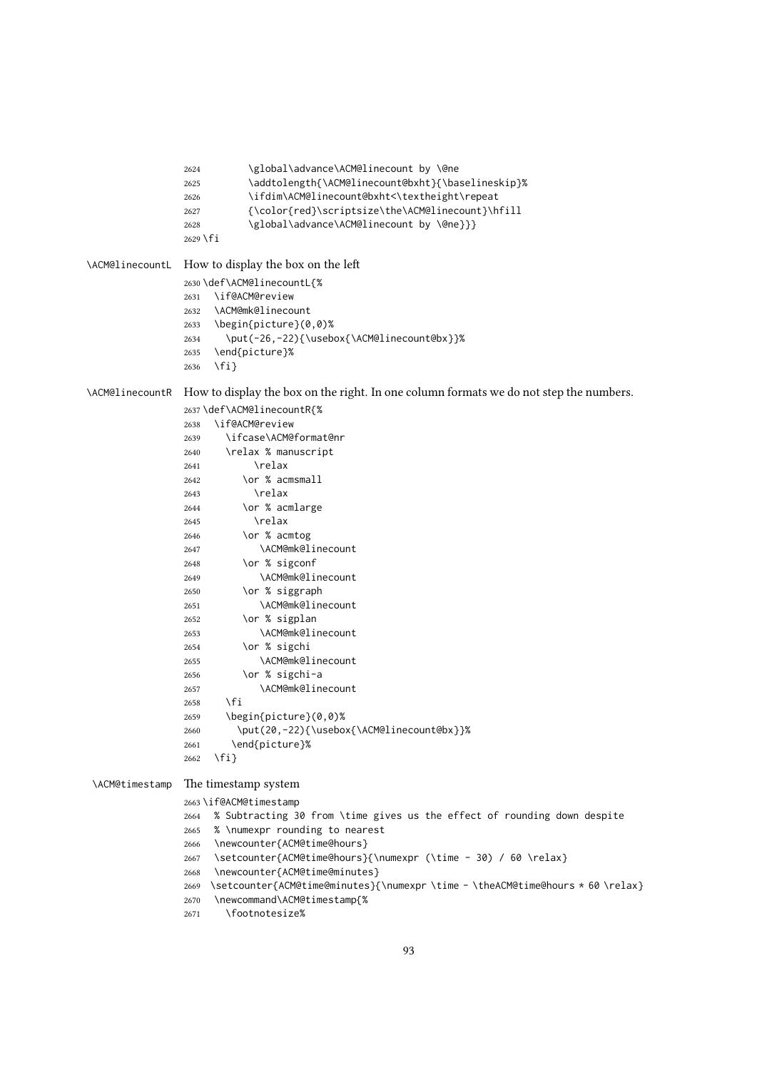```
2624        \global\advance\ACM@linecount by \@ne
2625        \addtolength{\ACM@linecount@bxht}{\baselineskip}%
2626        \ifdim\ACM@linecount@bxht<\textheight\repeat
2627        {\color{red}\scriptsize\the\ACM@linecount}\hfill
2628        \global\advance\ACM@linecount by \@ne}}
2629 \fi
```

**\ACM@linecountL** How to display the box on the left

```
2630 \def\ACM@linecountL{%
2631   \if@ACM@review
2632   \ACM@mk@linecount
2633   \begin{picture}(0,0)%
2634     \put(-26,-22){\usebox{\ACM@linecount@bx}}%
2635   \end{picture}%
2636   \fi}
```

**\ACM@linecountR** How to display the box on the right. In one column formats we do not step the numbers.

```
2637 \def\ACM@linecountR{%
2638   \if@ACM@review
2639     \ifcase\ACM@format@nr
2640     \relax % manuscript
2641          \relax
2642       \or % acmsmall
2643         \relax
2644       \or % acmlarge
2645         \relax
2646       \or % acmtog
2647          \ACM@mk@linecount
2648       \or % sigconf
2649          \ACM@mk@linecount
2650       \or % siggraph
2651          \ACM@mk@linecount
2652       \or % sigplan
2653          \ACM@mk@linecount
2654       \or % sigchi
2655          \ACM@mk@linecount
2656       \or % sigchi-a
2657          \ACM@mk@linecount
2658     \fi
2659     \begin{picture}(0,0)%
2660       \put(20,-22){\usebox{\ACM@linecount@bx}}%
2661      \end{picture}%
2662   \fi}
```

**\ACM@timestamp** The timestamp system

```
2663 \if@ACM@timestamp
2664   % Subtracting 30 from \time gives us the effect of rounding down despite
2665   % \numexpr rounding to nearest
2666   \newcounter{ACM@time@hours}
2667   \setcounter{ACM@time@hours}{\numexpr (\time - 30) / 60 \relax}
2668   \newcounter{ACM@time@minutes}
2669   \setcounter{ACM@time@minutes}{\numexpr \time - \theACM@time@hours * 60 \relax}
2670   \newcommand\ACM@timestamp{%
2671     \footnotesize%
```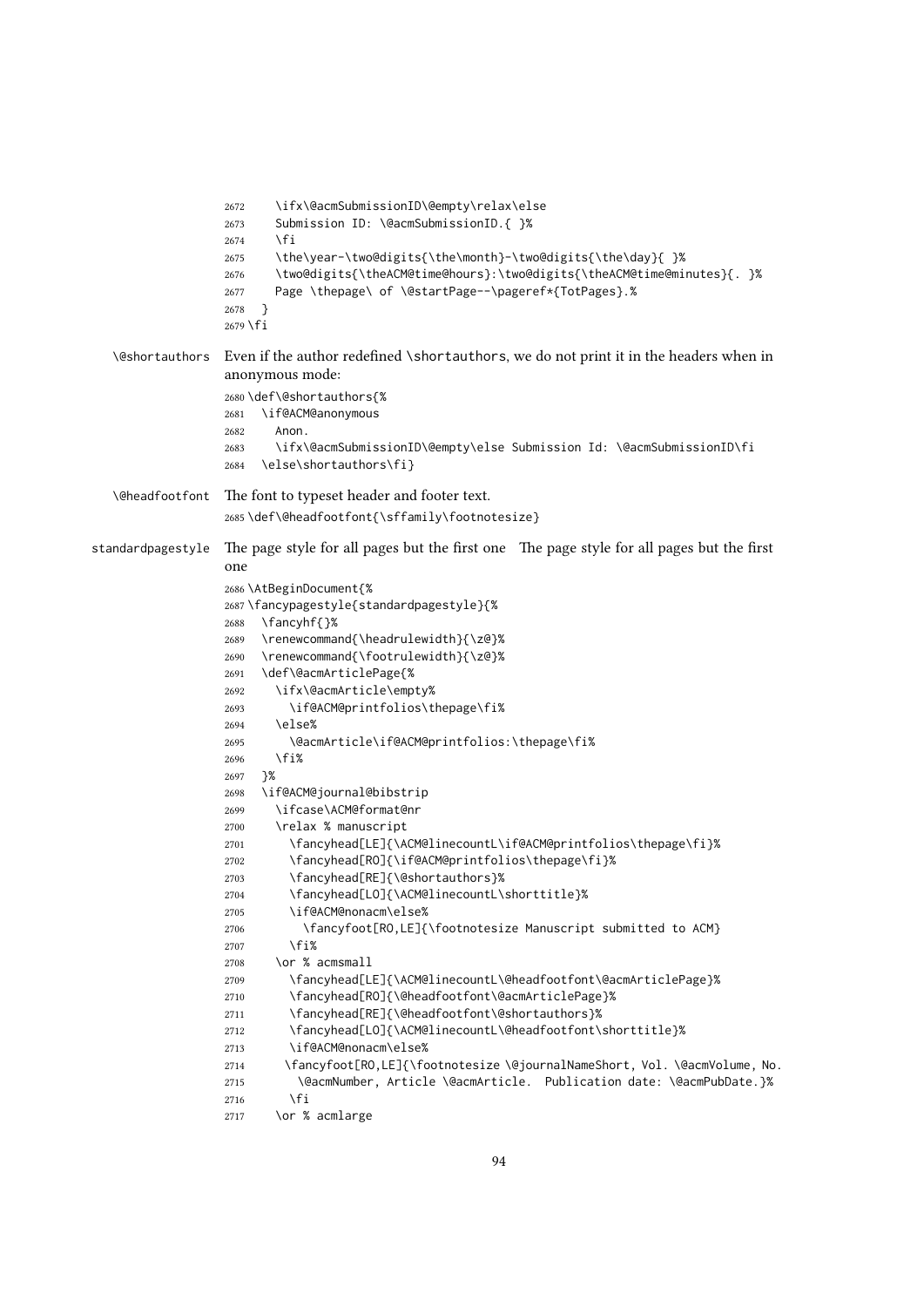```
2672     \ifx\@acmSubmissionID\@empty\relax\else
2673     Submission ID: \@acmSubmissionID.{ }%
2674     \fi
2675     \the\year-\two@digits{\the\month}-\two@digits{\the\day}{ }%
2676     \two@digits{\theACM@time@hours}:\two@digits{\theACM@time@minutes}{. }%
2677     Page \thepage\ of \@startPage--\pageref*{TotPages}.%
2678   }
2679 \fi
```

\@shortauthors Even if the author redefined \shortauthors, we do not print it in the headers when in anonymous mode:

```
2680 \def\@shortauthors{%
2681   \if@ACM@anonymous
2682     Anon.
2683     \ifx\@acmSubmissionID\@empty\else Submission Id: \@acmSubmissionID\fi
2684   \else\shortauthors\fi}
```

\@headfootfont The font to typeset header and footer text.

```
2685 \def\@headfootfont{\sffamily\footnotesize}
```

standardpagestyle The page style for all pages but the first one The page style for all pages but the first one

```
2686 \AtBeginDocument{%
2687 \fancypagestyle{standardpagestyle}{%
2688   \fancyhf{}%
2689   \renewcommand{\headrulewidth}{\z@}%
2690   \renewcommand{\footrulewidth}{\z@}%
2691   \def\@acmArticlePage{%
2692     \ifx\@acmArticle\empty%
2693       \if@ACM@printfolios\thepage\fi%
2694     \else%
2695       \@acmArticle\if@ACM@printfolios:\thepage\fi%
2696     \fi%
2697   }%
2698   \if@ACM@journal@bibstrip
2699     \ifcase\ACM@format@nr
2700     \relax % manuscript
2701       \fancyhead[LE]{\ACM@linecountL\if@ACM@printfolios\thepage\fi}%
2702       \fancyhead[RO]{\if@ACM@printfolios\thepage\fi}%
2703       \fancyhead[RE]{\@shortauthors}%
2704       \fancyhead[LO]{\ACM@linecountL\shorttitle}%
2705       \if@ACM@nonacm\else%
2706         \fancyfoot[RO,LE]{\footnotesize Manuscript submitted to ACM}
2707       \fi%
2708     \or % acmsmall
2709       \fancyhead[LE]{\ACM@linecountL\@headfootfont\@acmArticlePage}%
2710       \fancyhead[RO]{\@headfootfont\@acmArticlePage}%
2711       \fancyhead[RE]{\@headfootfont\@shortauthors}%
2712       \fancyhead[LO]{\ACM@linecountL\@headfootfont\shorttitle}%
2713       \if@ACM@nonacm\else%
2714      \fancyfoot[RO,LE]{\footnotesize \@journalNameShort, Vol. \@acmVolume, No.
2715        \@acmNumber, Article \@acmArticle.  Publication date: \@acmPubDate.}%
2716       \fi
2717     \or % acmlarge
```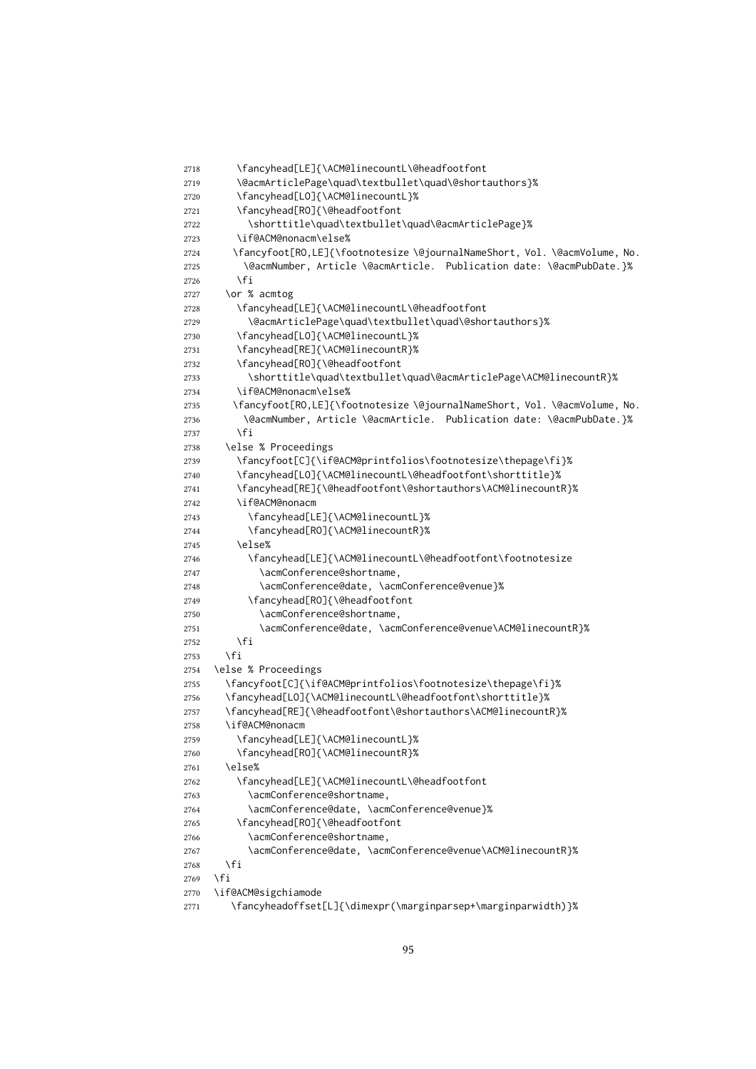```
2718      \fancyhead[LE]{\ACM@linecountL\@headfootfont
2719      \@acmArticlePage\quad\textbullet\quad\@shortauthors}%
2720      \fancyhead[LO]{\ACM@linecountL}%
2721      \fancyhead[RO]{\@headfootfont
2722        \shorttitle\quad\textbullet\quad\@acmArticlePage}%
2723      \if@ACM@nonacm\else%
2724     \fancyfoot[RO,LE]{\footnotesize \@journalNameShort, Vol. \@acmVolume, No.
2725       \@acmNumber, Article \@acmArticle.  Publication date: \@acmPubDate.}%
2726      \fi
2727    \or % acmtog
2728      \fancyhead[LE]{\ACM@linecountL\@headfootfont
2729        \@acmArticlePage\quad\textbullet\quad\@shortauthors}%
2730      \fancyhead[LO]{\ACM@linecountL}%
2731      \fancyhead[RE]{\ACM@linecountR}%
2732      \fancyhead[RO]{\@headfootfont
2733        \shorttitle\quad\textbullet\quad\@acmArticlePage\ACM@linecountR}%
2734      \if@ACM@nonacm\else%
2735     \fancyfoot[RO,LE]{\footnotesize \@journalNameShort, Vol. \@acmVolume, No.
2736       \@acmNumber, Article \@acmArticle.  Publication date: \@acmPubDate.}%
2737      \fi
2738    \else % Proceedings
2739      \fancyfoot[C]{\if@ACM@printfolios\footnotesize\thepage\fi}%
2740      \fancyhead[LO]{\ACM@linecountL\@headfootfont\shorttitle}%
2741      \fancyhead[RE]{\@headfootfont\@shortauthors\ACM@linecountR}%
2742      \if@ACM@nonacm
2743        \fancyhead[LE]{\ACM@linecountL}%
2744        \fancyhead[RO]{\ACM@linecountR}%
2745      \else%
2746        \fancyhead[LE]{\ACM@linecountL\@headfootfont\footnotesize
2747          \acmConference@shortname,
2748          \acmConference@date, \acmConference@venue}%
2749        \fancyhead[RO]{\@headfootfont
2750          \acmConference@shortname,
2751          \acmConference@date, \acmConference@venue\ACM@linecountR}%
2752      \fi
2753    \fi
2754  \else % Proceedings
2755    \fancyfoot[C]{\if@ACM@printfolios\footnotesize\thepage\fi}%
2756    \fancyhead[LO]{\ACM@linecountL\@headfootfont\shorttitle}%
2757    \fancyhead[RE]{\@headfootfont\@shortauthors\ACM@linecountR}%
2758    \if@ACM@nonacm
2759      \fancyhead[LE]{\ACM@linecountL}%
2760      \fancyhead[RO]{\ACM@linecountR}%
2761    \else%
2762      \fancyhead[LE]{\ACM@linecountL\@headfootfont
2763        \acmConference@shortname,
2764        \acmConference@date, \acmConference@venue}%
2765      \fancyhead[RO]{\@headfootfont
2766        \acmConference@shortname,
2767        \acmConference@date, \acmConference@venue\ACM@linecountR}%
2768    \fi
2769  \fi
2770  \if@ACM@sigchiamode
2771     \fancyheadoffset[L]{\dimexpr(\marginparsep+\marginparwidth)}%
```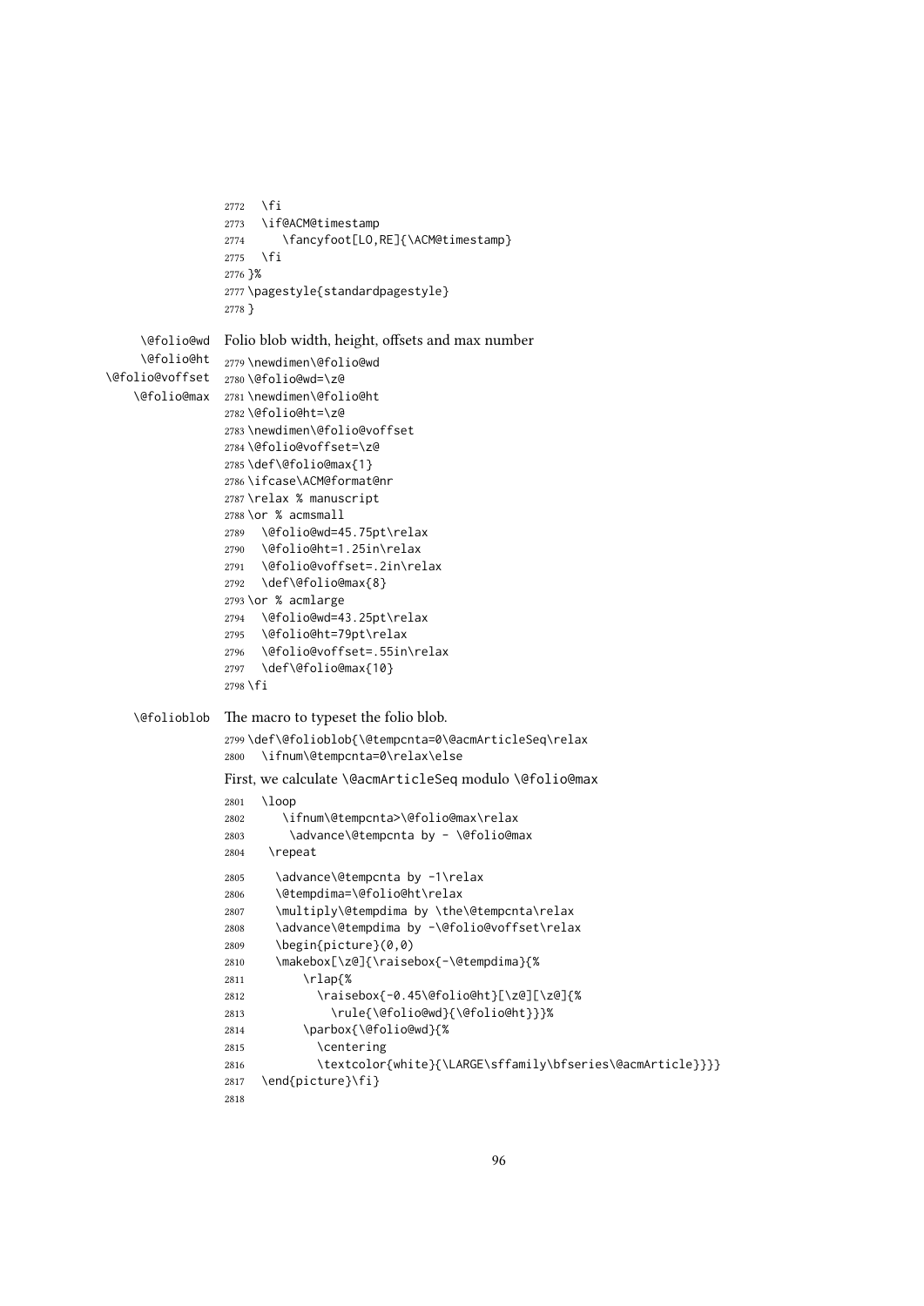```
2772   \fi
2773   \if@ACM@timestamp
2774      \fancyfoot[LO,RE]{\ACM@timestamp}
2775   \fi
2776 }%
2777 \pagestyle{standardpagestyle}
2778 }
```

\@folio@wd \@folio@ht \@folio@voffset \@folio@max Folio blob width, height, offsets and max number

```
2779 \newdimen\@folio@wd
2780 \@folio@wd=\z@
2781 \newdimen\@folio@ht
2782 \@folio@ht=\z@
2783 \newdimen\@folio@voffset
2784 \@folio@voffset=\z@
2785 \def\@folio@max{1}
2786 \ifcase\ACM@format@nr
2787 \relax % manuscript
2788 \or % acmsmall
2789   \@folio@wd=45.75pt\relax
2790   \@folio@ht=1.25in\relax
2791   \@folio@voffset=.2in\relax
2792   \def\@folio@max{8}
2793 \or % acmlarge
2794   \@folio@wd=43.25pt\relax
2795   \@folio@ht=79pt\relax
2796   \@folio@voffset=.55in\relax
2797   \def\@folio@max{10}
2798 \fi
```

\@folioblob The macro to typeset the folio blob.

```
2799 \def\@folioblob{\@tempcnta=0\@acmArticleSeq\relax
2800   \ifnum\@tempcnta=0\relax\else
```

First, we calculate \@acmArticleSeq modulo \@folio@max

```
2801   \loop
2802     \ifnum\@tempcnta>\@folio@max\relax
2803       \advance\@tempcnta by - \@folio@max
2804    \repeat
2805     \advance\@tempcnta by -1\relax
2806     \@tempdima=\@folio@ht\relax
2807     \multiply\@tempdima by \the\@tempcnta\relax
2808     \advance\@tempdima by -\@folio@voffset\relax
2809     \begin{picture}(0,0)
2810     \makebox[\z@]{\raisebox{-\@tempdima}{%
2811         \rlap{%
2812           \raisebox{-0.45\@folio@ht}[\z@][\z@]{%
2813             \rule{\@folio@wd}{\@folio@ht}}}%
2814         \parbox{\@folio@wd}{%
2815           \centering
2816           \textcolor{white}{\LARGE\sffamily\bfseries\@acmArticle}}}}
2817   \end{picture}\fi}
2818
```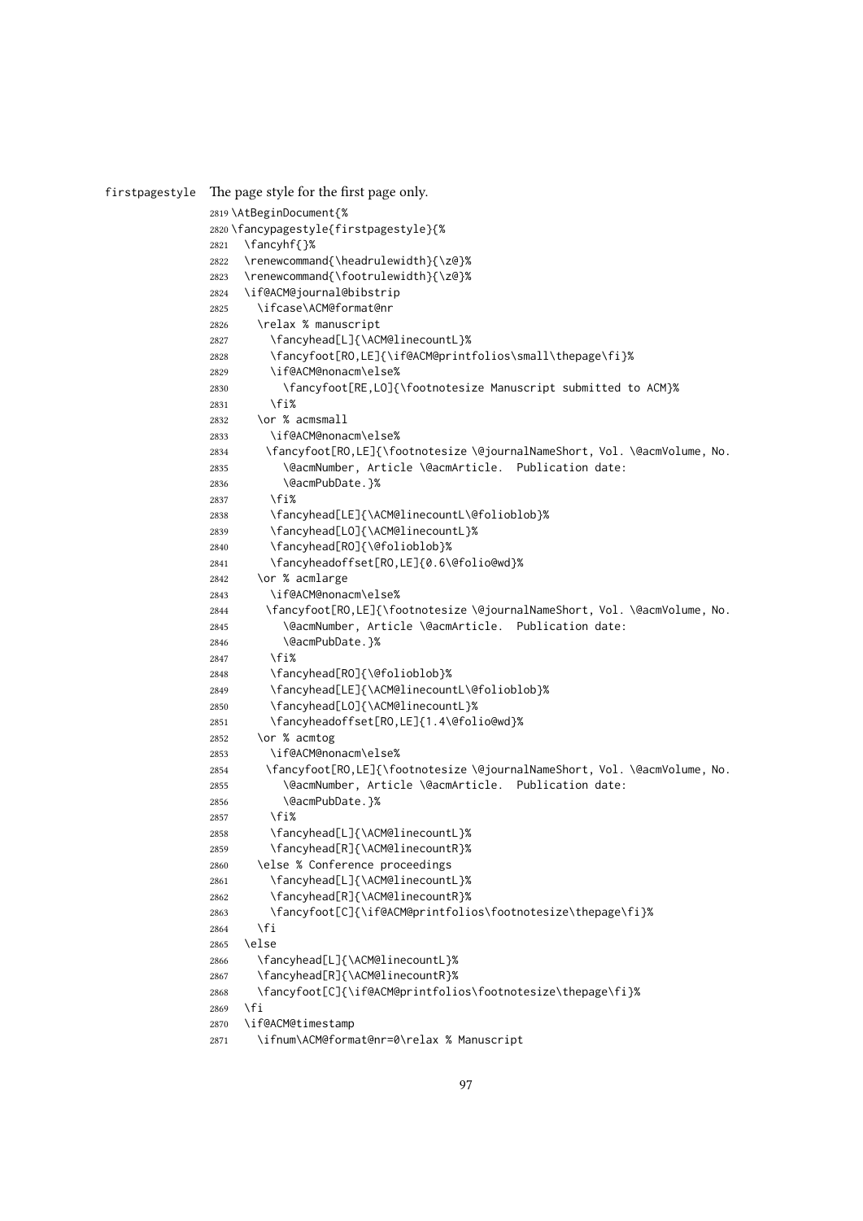firstpagestyle The page style for the first page only.

```
2819 \AtBeginDocument{%
2820 \fancypagestyle{firstpagestyle}{%
2821   \fancyhf{}%
2822   \renewcommand{\headrulewidth}{\z@}%
2823   \renewcommand{\footrulewidth}{\z@}%
2824   \if@ACM@journal@bibstrip
2825     \ifcase\ACM@format@nr
2826     \relax % manuscript
2827       \fancyhead[L]{\ACM@linecountL}%
2828       \fancyfoot[RO,LE]{\if@ACM@printfolios\small\thepage\fi}%
2829       \if@ACM@nonacm\else%
2830         \fancyfoot[RE,LO]{\footnotesize Manuscript submitted to ACM}%
2831       \fi%
2832     \or % acmsmall
2833       \if@ACM@nonacm\else%
2834      \fancyfoot[RO,LE]{\footnotesize \@journalNameShort, Vol. \@acmVolume, No.
2835         \@acmNumber, Article \@acmArticle.  Publication date:
2836         \@acmPubDate.}%
2837       \fi%
2838       \fancyhead[LE]{\ACM@linecountL\@folioblob}%
2839       \fancyhead[LO]{\ACM@linecountL}%
2840       \fancyhead[RO]{\@folioblob}%
2841       \fancyheadoffset[RO,LE]{0.6\@folio@wd}%
2842     \or % acmlarge
2843       \if@ACM@nonacm\else%
2844      \fancyfoot[RO,LE]{\footnotesize \@journalNameShort, Vol. \@acmVolume, No.
2845         \@acmNumber, Article \@acmArticle.  Publication date:
2846         \@acmPubDate.}%
2847       \fi%
2848       \fancyhead[RO]{\@folioblob}%
2849       \fancyhead[LE]{\ACM@linecountL\@folioblob}%
2850       \fancyhead[LO]{\ACM@linecountL}%
2851       \fancyheadoffset[RO,LE]{1.4\@folio@wd}%
2852     \or % acmtog
2853       \if@ACM@nonacm\else%
2854      \fancyfoot[RO,LE]{\footnotesize \@journalNameShort, Vol. \@acmVolume, No.
2855         \@acmNumber, Article \@acmArticle.  Publication date:
2856         \@acmPubDate.}%
2857       \fi%
2858       \fancyhead[L]{\ACM@linecountL}%
2859       \fancyhead[R]{\ACM@linecountR}%
2860     \else % Conference proceedings
2861       \fancyhead[L]{\ACM@linecountL}%
2862       \fancyhead[R]{\ACM@linecountR}%
2863       \fancyfoot[C]{\if@ACM@printfolios\footnotesize\thepage\fi}%
2864     \fi
2865   \else
2866     \fancyhead[L]{\ACM@linecountL}%
2867     \fancyhead[R]{\ACM@linecountR}%
2868     \fancyfoot[C]{\if@ACM@printfolios\footnotesize\thepage\fi}%
2869   \fi
2870   \if@ACM@timestamp
2871     \ifnum\ACM@format@nr=0\relax % Manuscript
```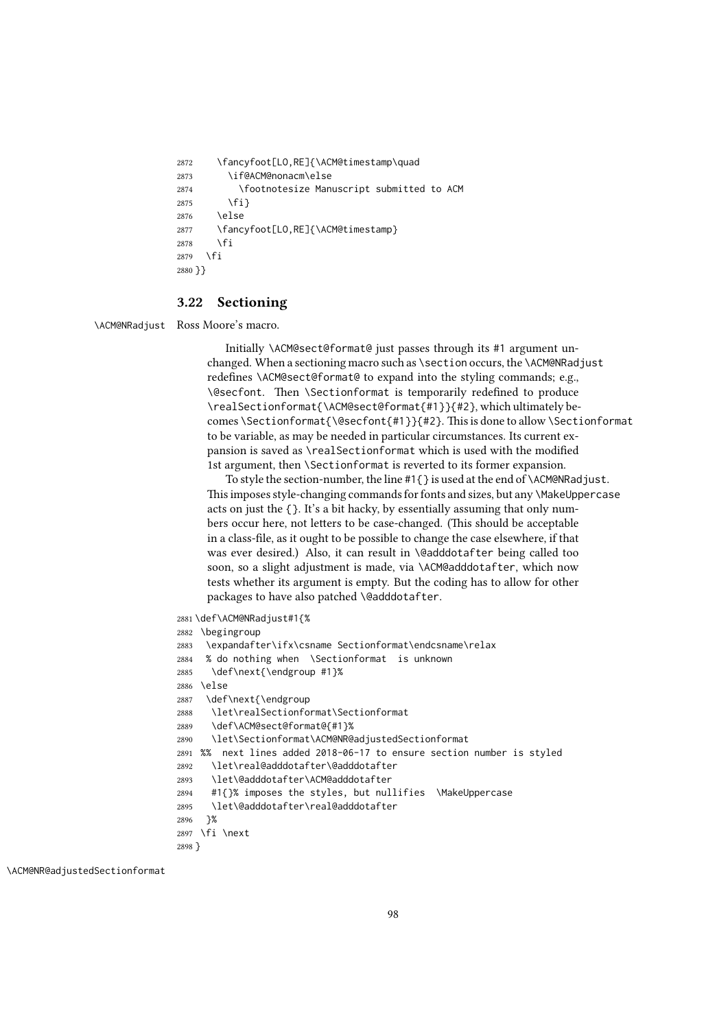```
2872    \fancyfoot[LO,RE]{\ACM@timestamp\quad
2873      \if@ACM@nonacm\else
2874        \footnotesize Manuscript submitted to ACM
2875      \fi}
2876    \else
2877    \fancyfoot[LO,RE]{\ACM@timestamp}
2878    \fi
2879  \fi
2880 }}
```

### 3.22 Sectioning

\ACM@NRadjust Ross Moore's macro.

Initially \ACM@sect@format@ just passes through its #1 argument unchanged. When a sectioning macro such as \section occurs, the \ACM@NRadjust redefines \ACM@sect@format@ to expand into the styling commands; e.g., \@secfont. Then \Sectionformat is temporarily redefined to produce \realSectionformat{\ACM@sect@format{#1}}{#2}, which ultimately becomes \Sectionformat{\@secfont{#1}}{#2}. This is done to allow \Sectionformat to be variable, as may be needed in particular circumstances. Its current expansion is saved as \realSectionformat which is used with the modified 1st argument, then \Sectionformat is reverted to its former expansion.

To style the section-number, the line #1{} is used at the end of \ACM@NRadjust. This imposes style-changing commands for fonts and sizes, but any \MakeUppercase acts on just the {}. It's a bit hacky, by essentially assuming that only numbers occur here, not letters to be case-changed. (This should be acceptable in a class-file, as it ought to be possible to change the case elsewhere, if that was ever desired.) Also, it can result in \@adddotafter being called too soon, so a slight adjustment is made, via \ACM@adddotafter, which now tests whether its argument is empty. But the coding has to allow for other packages to have also patched \@adddotafter.

```
2881 \def\ACM@NRadjust#1{%
2882  \begingroup
2883   \expandafter\ifx\csname Sectionformat\endcsname\relax
2884   % do nothing when  \Sectionformat  is unknown
2885    \def\next{\endgroup #1}%
2886  \else
2887   \def\next{\endgroup
2888    \let\realSectionformat\Sectionformat
2889    \def\ACM@sect@format@{#1}%
2890    \let\Sectionformat\ACM@NR@adjustedSectionformat
2891  %%  next lines added 2018-06-17 to ensure section number is styled
2892    \let\real@adddotafter\@adddotafter
2893    \let\@adddotafter\ACM@adddotafter
2894    #1{}% imposes the styles, but nullifies  \MakeUppercase
2895    \let\@adddotafter\real@adddotafter
2896   }%
2897  \fi \next
2898 }
```

\ACM@NR@adjustedSectionformat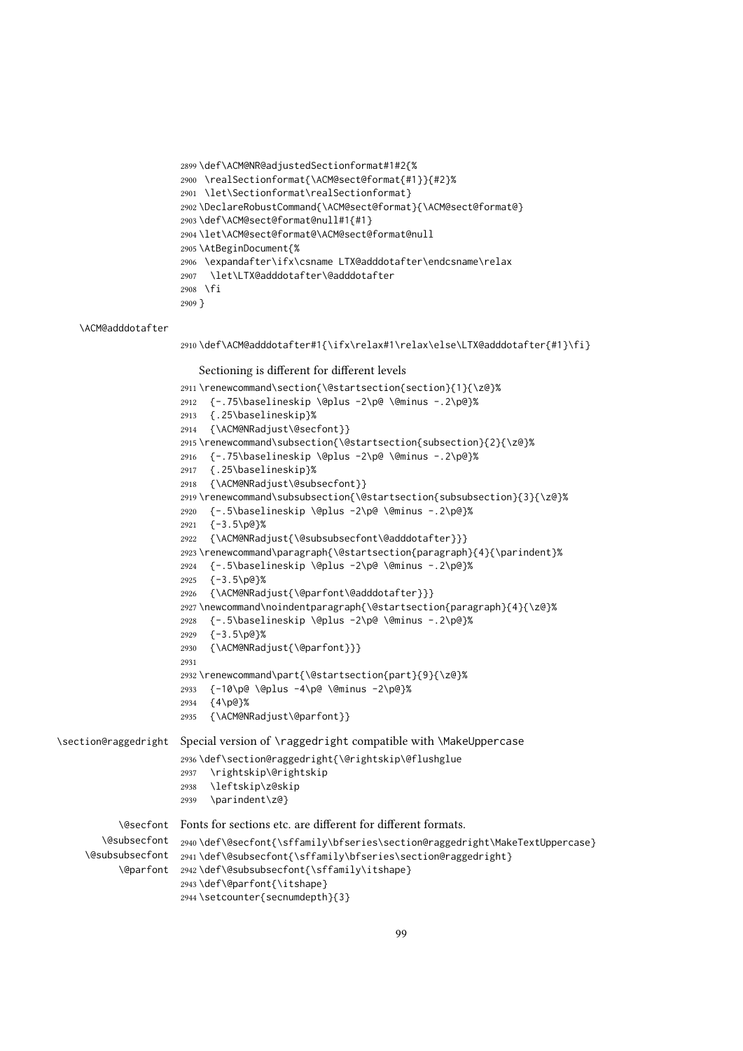```
2899 \def\ACM@NR@adjustedSectionformat#1#2{%
2900  \realSectionformat{\ACM@sect@format{#1}}{#2}%
2901  \let\Sectionformat\realSectionformat}
2902 \DeclareRobustCommand{\ACM@sect@format}{\ACM@sect@format@}
2903 \def\ACM@sect@format@null#1{#1}
2904 \let\ACM@sect@format@\ACM@sect@format@null
2905 \AtBeginDocument{%
2906  \expandafter\ifx\csname LTX@adddotafter\endcsname\relax
2907   \let\LTX@adddotafter\@adddotafter
2908  \fi
2909 }
```

\ACM@adddotafter

```
2910 \def\ACM@adddotafter#1{\ifx\relax#1\relax\else\LTX@adddotafter{#1}\fi}
```

Sectioning is different for different levels

```
2911 \renewcommand\section{\@startsection{section}{1}{\z@}%
2912   {-.75\baselineskip \@plus -2\p@ \@minus -.2\p@}%
2913   {.25\baselineskip}%
2914   {\ACM@NRadjust\@secfont}}
2915 \renewcommand\subsection{\@startsection{subsection}{2}{\z@}%
2916   {-.75\baselineskip \@plus -2\p@ \@minus -.2\p@}%
2917   {.25\baselineskip}%
2918   {\ACM@NRadjust\@subsecfont}}
2919 \renewcommand\subsubsection{\@startsection{subsubsection}{3}{\z@}%
2920   {-.5\baselineskip \@plus -2\p@ \@minus -.2\p@}%
2921   {-3.5\p@}%
2922   {\ACM@NRadjust{\@subsubsecfont\@adddotafter}}}
2923 \renewcommand\paragraph{\@startsection{paragraph}{4}{\parindent}%
2924   {-.5\baselineskip \@plus -2\p@ \@minus -.2\p@}%
2925   {-3.5\p@}%
2926   {\ACM@NRadjust{\@parfont\@adddotafter}}}
2927 \newcommand\noindentparagraph{\@startsection{paragraph}{4}{\z@}%
2928   {-.5\baselineskip \@plus -2\p@ \@minus -.2\p@}%
2929   {-3.5\p@}%
2930   {\ACM@NRadjust{\@parfont}}}
2931
2932 \renewcommand\part{\@startsection{part}{9}{\z@}%
2933   {-10\p@ \@plus -4\p@ \@minus -2\p@}%
2934   {4\p@}%
2935   {\ACM@NRadjust\@parfont}}
```

\section@raggedright Special version of \raggedright compatible with \MakeUppercase

```
2936 \def\section@raggedright{\@rightskip\@flushglue
2937   \rightskip\@rightskip
2938   \leftskip\z@skip
2939   \parindent\z@}
```

\@secfont \@subsecfont \@subsubsecfont \@parfont Fonts for sections etc. are different for different formats.

```
2940 \def\@secfont{\sffamily\bfseries\section@raggedright\MakeTextUppercase}
2941 \def\@subsecfont{\sffamily\bfseries\section@raggedright}
2942 \def\@subsubsecfont{\sffamily\itshape}
2943 \def\@parfont{\itshape}
2944 \setcounter{secnumdepth}{3}
```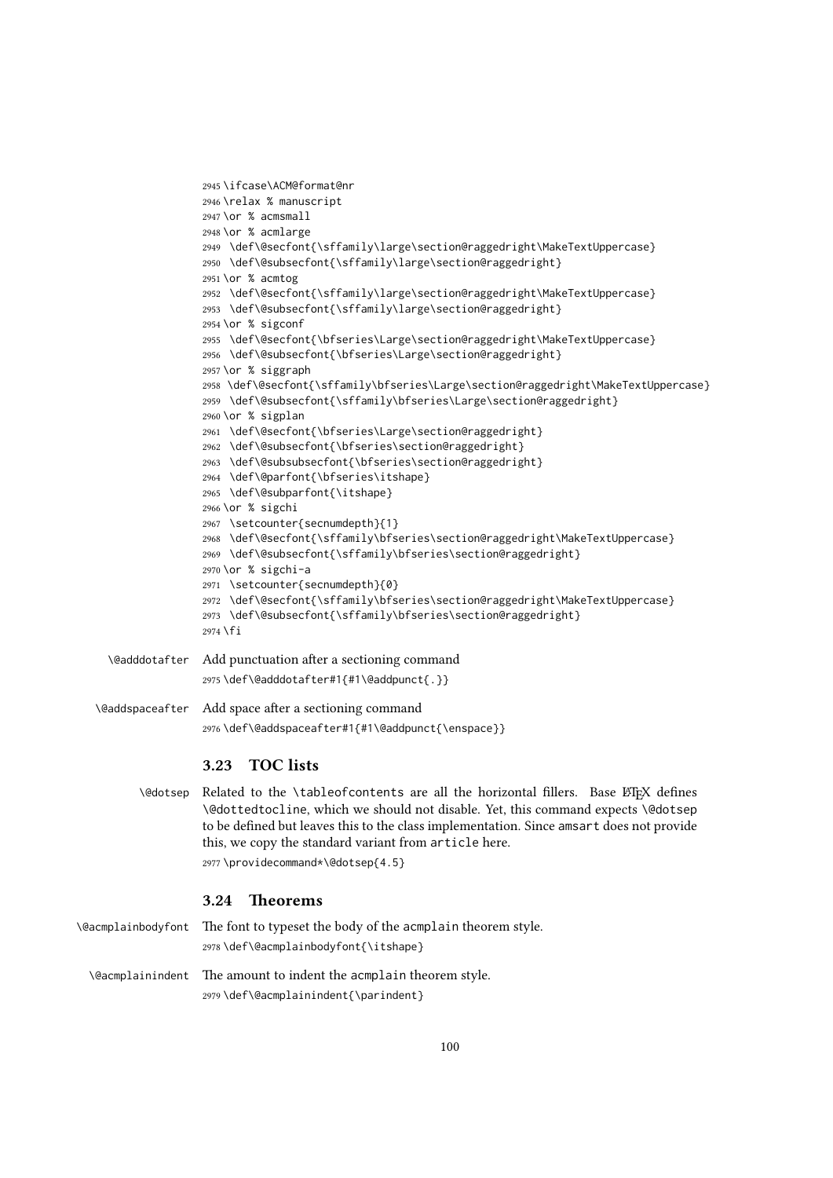```
2945 \ifcase\ACM@format@nr
2946 \relax % manuscript
2947 \or % acmsmall
2948 \or % acmlarge
2949  \def\@secfont{\sffamily\large\section@raggedright\MakeTextUppercase}
2950  \def\@subsecfont{\sffamily\large\section@raggedright}
2951 \or % acmtog
2952  \def\@secfont{\sffamily\large\section@raggedright\MakeTextUppercase}
2953  \def\@subsecfont{\sffamily\large\section@raggedright}
2954 \or % sigconf
2955  \def\@secfont{\bfseries\Large\section@raggedright\MakeTextUppercase}
2956  \def\@subsecfont{\bfseries\Large\section@raggedright}
2957 \or % siggraph
2958  \def\@secfont{\sffamily\bfseries\Large\section@raggedright\MakeTextUppercase}
2959  \def\@subsecfont{\sffamily\bfseries\Large\section@raggedright}
2960 \or % sigplan
2961  \def\@secfont{\bfseries\Large\section@raggedright}
2962  \def\@subsecfont{\bfseries\section@raggedright}
2963  \def\@subsubsecfont{\bfseries\section@raggedright}
2964  \def\@parfont{\bfseries\itshape}
2965  \def\@subparfont{\itshape}
2966 \or % sigchi
2967  \setcounter{secnumdepth}{1}
2968  \def\@secfont{\sffamily\bfseries\section@raggedright\MakeTextUppercase}
2969  \def\@subsecfont{\sffamily\bfseries\section@raggedright}
2970 \or % sigchi-a
2971  \setcounter{secnumdepth}{0}
2972  \def\@secfont{\sffamily\bfseries\section@raggedright\MakeTextUppercase}
2973  \def\@subsecfont{\sffamily\bfseries\section@raggedright}
2974 \fi
```

\@adddotafter Add punctuation after a sectioning command

```
2975 \def\@adddotafter#1{#1\@addpunct{.}}
```

\@addspaceafter Add space after a sectioning command

```
2976 \def\@addspaceafter#1{#1\@addpunct{\enspace}}
```

### 3.23 TOC lists

\@dotsep Related to the `\tableofcontents` are all the horizontal fillers. Base LaTeX defines `\@dottedtocline`, which we should not disable. Yet, this command expects `\@dotsep` to be defined but leaves this to the class implementation. Since amsart does not provide this, we copy the standard variant from article here.

```
2977 \providecommand*\@dotsep{4.5}
```

### 3.24 Theorems

\@acmplainbodyfont The font to typeset the body of the acmplain theorem style.

```
2978 \def\@acmplainbodyfont{\itshape}
```

\@acmplainindent The amount to indent the acmplain theorem style.

```
2979 \def\@acmplainindent{\parindent}
```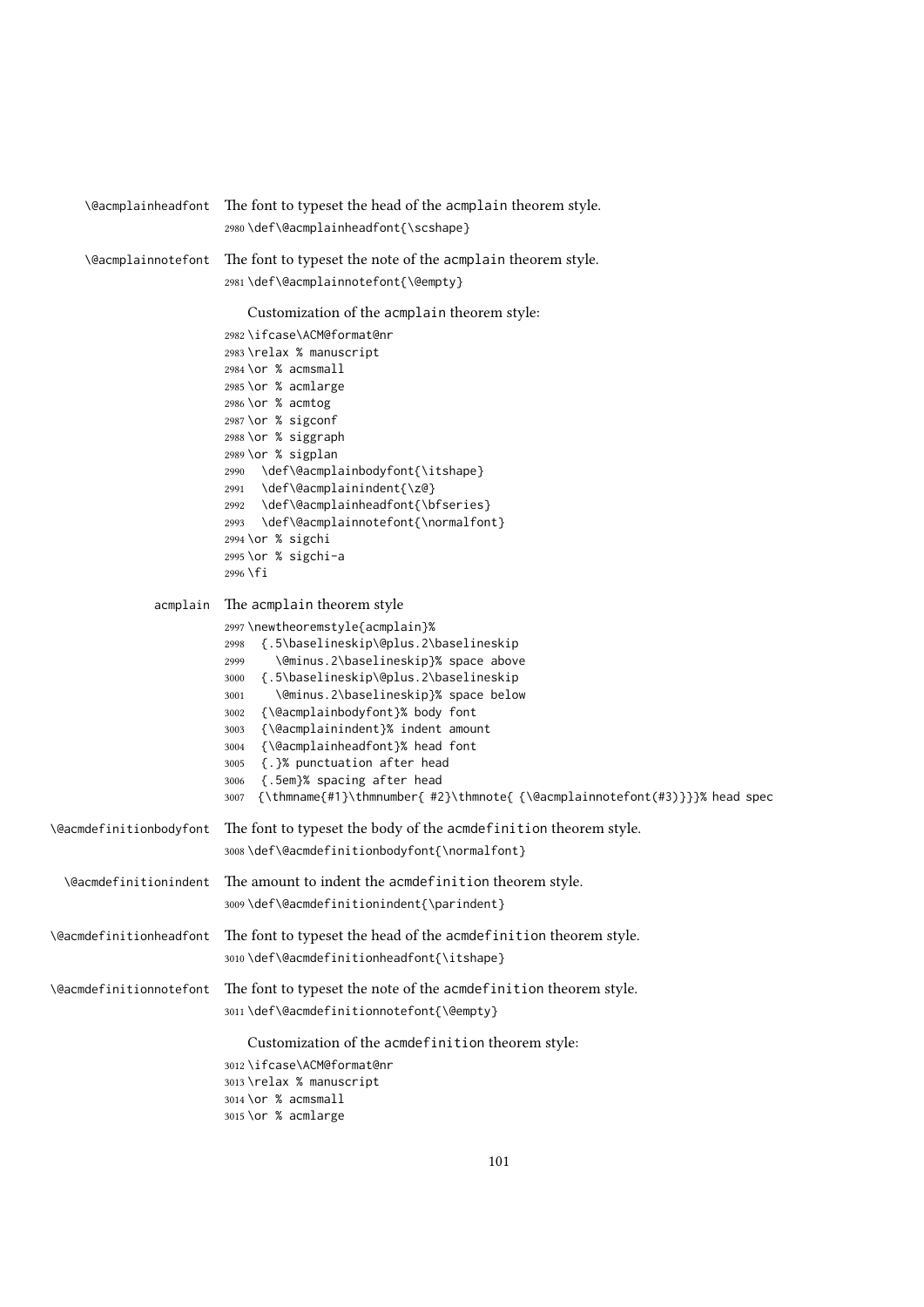`\@acmplainheadfont` The font to typeset the head of the acmplain theorem style.

```
2980 \def\@acmplainheadfont{\scshape}
```

`\@acmplainnotefont` The font to typeset the note of the acmplain theorem style.

```
2981 \def\@acmplainnotefont{\@empty}
```

Customization of the acmplain theorem style:

```
2982 \ifcase\ACM@format@nr
2983 \relax % manuscript
2984 \or % acmsmall
2985 \or % acmlarge
2986 \or % acmtog
2987 \or % sigconf
2988 \or % siggraph
2989 \or % sigplan
2990   \def\@acmplainbodyfont{\itshape}
2991   \def\@acmplainindent{\z@}
2992   \def\@acmplainheadfont{\bfseries}
2993   \def\@acmplainnotefont{\normalfont}
2994 \or % sigchi
2995 \or % sigchi-a
2996 \fi
```

`acmplain` The acmplain theorem style

```
2997 \newtheoremstyle{acmplain}%
2998   {.5\baselineskip\@plus.2\baselineskip
2999     \@minus.2\baselineskip}% space above
3000   {.5\baselineskip\@plus.2\baselineskip
3001     \@minus.2\baselineskip}% space below
3002   {\@acmplainbodyfont}% body font
3003   {\@acmplainindent}% indent amount
3004   {\@acmplainheadfont}% head font
3005   {.}% punctuation after head
3006   {.5em}% spacing after head
3007   {\thmname{#1}\thmnumber{ #2}\thmnote{ {\@acmplainnotefont(#3)}}}% head spec
```

`\@acmdefinitionbodyfont` The font to typeset the body of the acmdefinition theorem style.

```
3008 \def\@acmdefinitionbodyfont{\normalfont}
```

`\@acmdefinitionindent` The amount to indent the acmdefinition theorem style.

```
3009 \def\@acmdefinitionindent{\parindent}
```

`\@acmdefinitionheadfont` The font to typeset the head of the acmdefinition theorem style.

```
3010 \def\@acmdefinitionheadfont{\itshape}
```

`\@acmdefinitionnotefont` The font to typeset the note of the acmdefinition theorem style.

```
3011 \def\@acmdefinitionnotefont{\@empty}
```

Customization of the acmdefinition theorem style:

```
3012 \ifcase\ACM@format@nr
3013 \relax % manuscript
3014 \or % acmsmall
3015 \or % acmlarge
```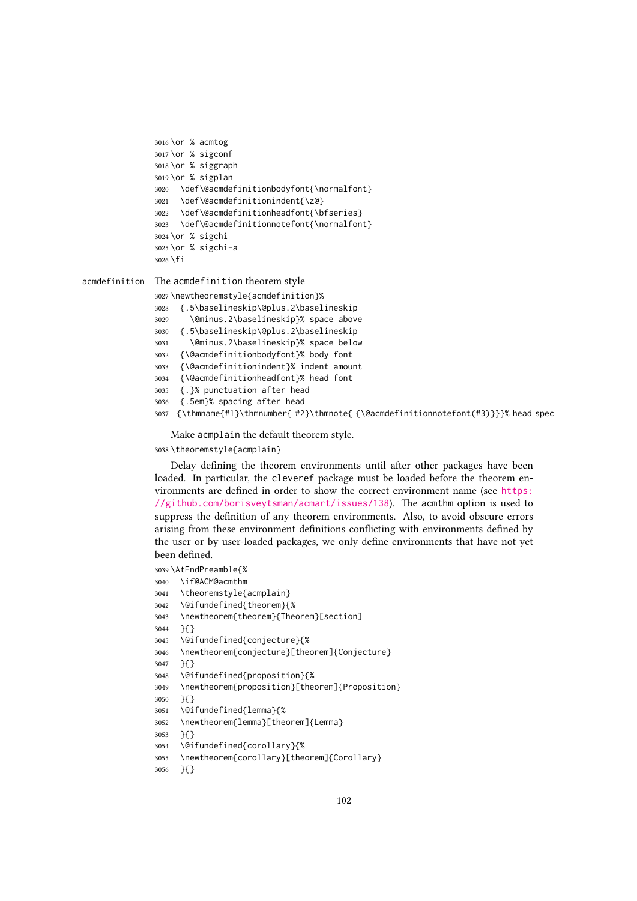```
3016 \or % acmtog
3017 \or % sigconf
3018 \or % siggraph
3019 \or % sigplan
3020   \def\@acmdefinitionbodyfont{\normalfont}
3021   \def\@acmdefinitionindent{\z@}
3022   \def\@acmdefinitionheadfont{\bfseries}
3023   \def\@acmdefinitionnotefont{\normalfont}
3024 \or % sigchi
3025 \or % sigchi-a
3026 \fi
```

acmdefinition The acmdefinition theorem style

```
3027 \newtheoremstyle{acmdefinition}%
3028   {.5\baselineskip\@plus.2\baselineskip
3029     \@minus.2\baselineskip}% space above
3030   {.5\baselineskip\@plus.2\baselineskip
3031     \@minus.2\baselineskip}% space below
3032   {\@acmdefinitionbodyfont}% body font
3033   {\@acmdefinitionindent}% indent amount
3034   {\@acmdefinitionheadfont}% head font
3035   {.}% punctuation after head
3036   {.5em}% spacing after head
3037   {\thmname{#1}\thmnumber{ #2}\thmnote{ {\@acmdefinitionnotefont(#3)}}}% head spec
```

Make acmplain the default theorem style.

```
3038 \theoremstyle{acmplain}
```

Delay defining the theorem environments until after other packages have been loaded. In particular, the cleveref package must be loaded before the theorem environments are defined in order to show the correct environment name (see https://github.com/borisveytsman/acmart/issues/138). The acmthm option is used to suppress the definition of any theorem environments. Also, to avoid obscure errors arising from these environment definitions conflicting with environments defined by the user or by user-loaded packages, we only define environments that have not yet been defined.

```
3039 \AtEndPreamble{%
3040   \if@ACM@acmthm
3041   \theoremstyle{acmplain}
3042   \@ifundefined{theorem}{%
3043   \newtheorem{theorem}{Theorem}[section]
3044   }{}
3045   \@ifundefined{conjecture}{%
3046   \newtheorem{conjecture}[theorem]{Conjecture}
3047   }{}
3048   \@ifundefined{proposition}{%
3049   \newtheorem{proposition}[theorem]{Proposition}
3050   }{}
3051   \@ifundefined{lemma}{%
3052   \newtheorem{lemma}[theorem]{Lemma}
3053   }{}
3054   \@ifundefined{corollary}{%
3055   \newtheorem{corollary}[theorem]{Corollary}
3056   }{}
```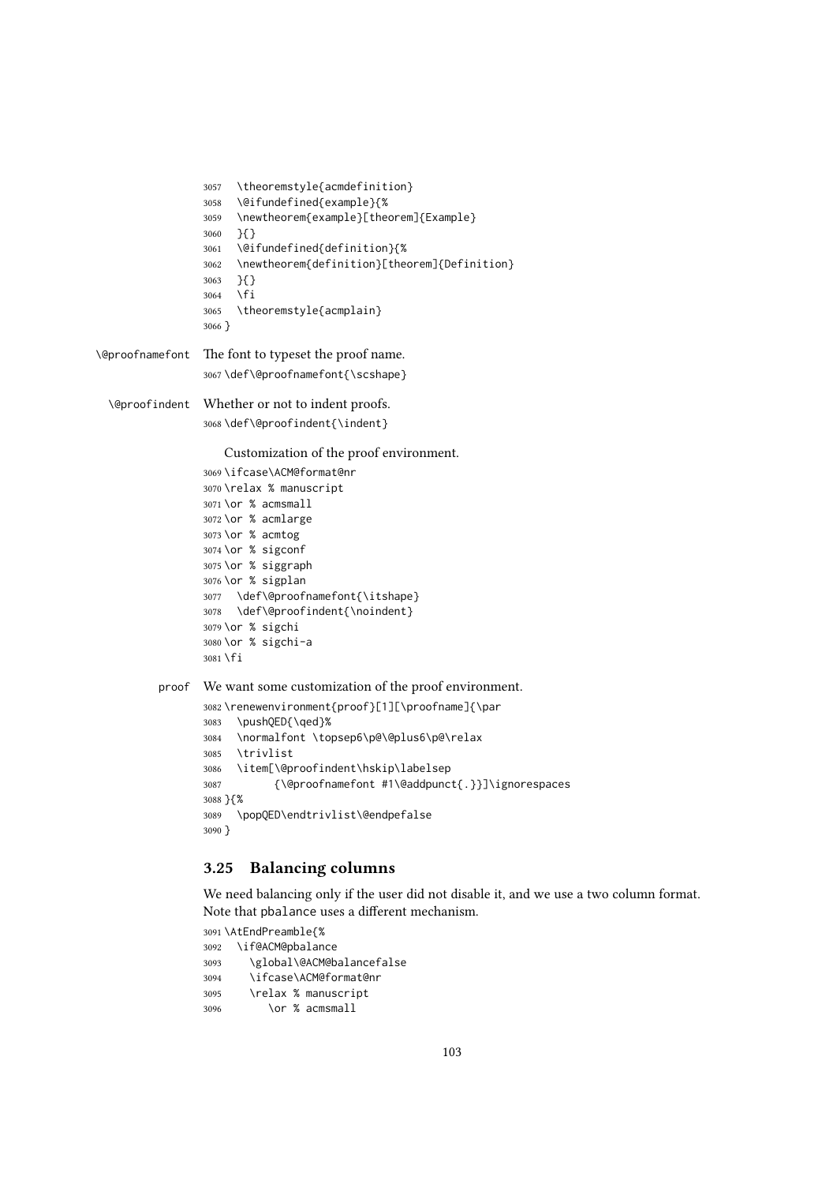```
3057   \theoremstyle{acmdefinition}
3058   \@ifundefined{example}{%
3059   \newtheorem{example}[theorem]{Example}
3060   }{}
3061   \@ifundefined{definition}{%
3062   \newtheorem{definition}[theorem]{Definition}
3063   }{}
3064   \fi
3065   \theoremstyle{acmplain}
3066 }
```

\@proofnamefont The font to typeset the proof name.

```
3067 \def\@proofnamefont{\scshape}
```

\@proofindent Whether or not to indent proofs.

```
3068 \def\@proofindent{\indent}
```

Customization of the proof environment.

```
3069 \ifcase\ACM@format@nr
3070 \relax % manuscript
3071 \or % acmsmall
3072 \or % acmlarge
3073 \or % acmtog
3074 \or % sigconf
3075 \or % siggraph
3076 \or % sigplan
3077   \def\@proofnamefont{\itshape}
3078   \def\@proofindent{\noindent}
3079 \or % sigchi
3080 \or % sigchi-a
3081 \fi
```

proof We want some customization of the proof environment.

```
3082 \renewenvironment{proof}[1][\proofname]{\par
3083   \pushQED{\qed}%
3084   \normalfont \topsep6\p@\@plus6\p@\relax
3085   \trivlist
3086   \item[\@proofindent\hskip\labelsep
3087         {\@proofnamefont #1\@addpunct{.}}]\ignorespaces
3088 }{%
3089   \popQED\endtrivlist\@endpefalse
3090 }
```

## 3.25 Balancing columns

We need balancing only if the user did not disable it, and we use a two column format. Note that pbalance uses a different mechanism.

```
3091 \AtEndPreamble{%
3092   \if@ACM@pbalance
3093     \global\@ACM@balancefalse
3094     \ifcase\ACM@format@nr
3095     \relax % manuscript
3096        \or % acmsmall
```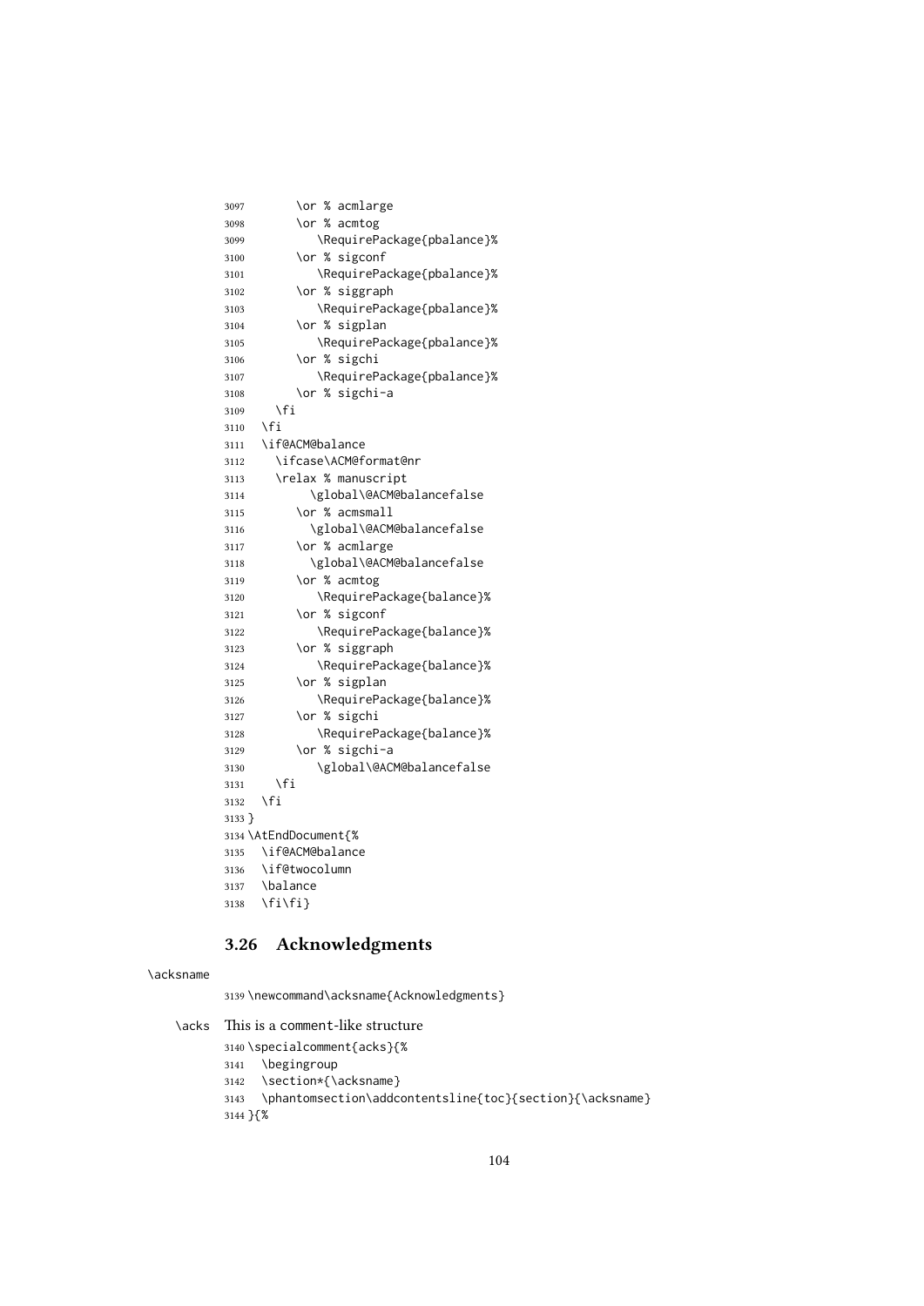```
3097        \or % acmlarge
3098        \or % acmtog
3099           \RequirePackage{pbalance}%
3100        \or % sigconf
3101           \RequirePackage{pbalance}%
3102        \or % siggraph
3103           \RequirePackage{pbalance}%
3104        \or % sigplan
3105           \RequirePackage{pbalance}%
3106        \or % sigchi
3107           \RequirePackage{pbalance}%
3108        \or % sigchi-a
3109     \fi
3110   \fi
3111   \if@ACM@balance
3112     \ifcase\ACM@format@nr
3113     \relax % manuscript
3114           \global\@ACM@balancefalse
3115        \or % acmsmall
3116          \global\@ACM@balancefalse
3117        \or % acmlarge
3118          \global\@ACM@balancefalse
3119        \or % acmtog
3120           \RequirePackage{balance}%
3121        \or % sigconf
3122           \RequirePackage{balance}%
3123        \or % siggraph
3124           \RequirePackage{balance}%
3125        \or % sigplan
3126           \RequirePackage{balance}%
3127        \or % sigchi
3128           \RequirePackage{balance}%
3129        \or % sigchi-a
3130           \global\@ACM@balancefalse
3131     \fi
3132   \fi
3133 }
3134 \AtEndDocument{%
3135   \if@ACM@balance
3136   \if@twocolumn
3137   \balance
3138   \fi\fi}
```

## 3.26 Acknowledgments

\acksname

```
3139 \newcommand\acksname{Acknowledgments}
```

\acks This is a comment-like structure

```
3140 \specialcomment{acks}{%
3141   \begingroup
3142   \section*{\acksname}
3143   \phantomsection\addcontentsline{toc}{section}{\acksname}
3144 }{%
```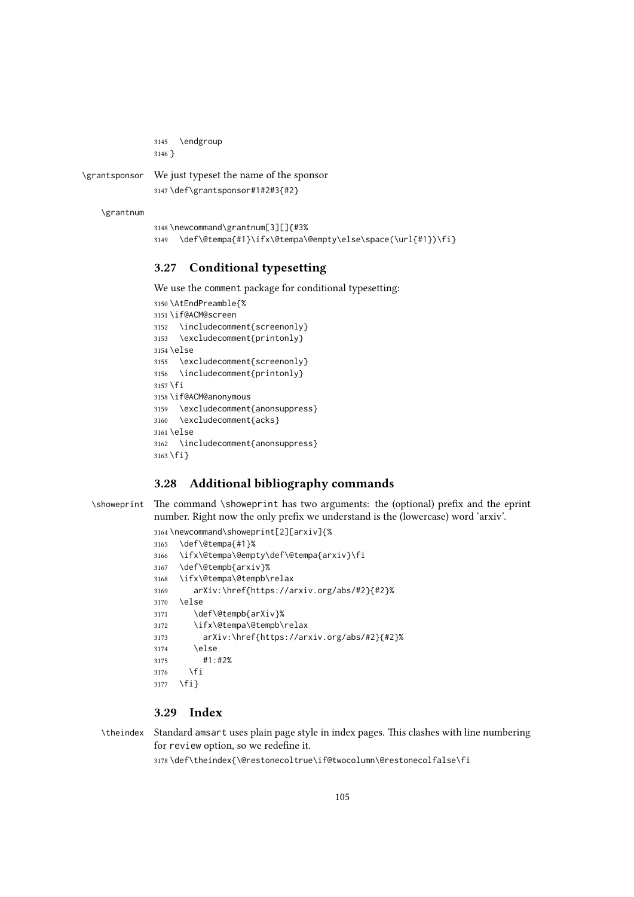```
3145   \endgroup
3146 }
```

`\grantsponsor` We just typeset the name of the sponsor

```
3147 \def\grantsponsor#1#2#3{#2}
```

`\grantnum`

```
3148 \newcommand\grantnum[3][]{#3%
3149   \def\@tempa{#1}\ifx\@tempa\@empty\else\space(\url{#1})\fi}
```

## 3.27 Conditional typesetting

We use the comment package for conditional typesetting:

```
3150 \AtEndPreamble{%
3151 \if@ACM@screen
3152   \includecomment{screenonly}
3153   \excludecomment{printonly}
3154 \else
3155   \excludecomment{screenonly}
3156   \includecomment{printonly}
3157 \fi
3158 \if@ACM@anonymous
3159   \excludecomment{anonsuppress}
3160   \excludecomment{acks}
3161 \else
3162   \includecomment{anonsuppress}
3163 \fi}
```

## 3.28 Additional bibliography commands

`\showeprint` The command \showeprint has two arguments: the (optional) prefix and the eprint number. Right now the only prefix we understand is the (lowercase) word 'arxiv'.

```
3164 \newcommand\showeprint[2][arxiv]{%
3165   \def\@tempa{#1}%
3166   \ifx\@tempa\@empty\def\@tempa{arxiv}\fi
3167   \def\@tempb{arxiv}%
3168   \ifx\@tempa\@tempb\relax
3169     arXiv:\href{https://arxiv.org/abs/#2}{#2}%
3170   \else
3171     \def\@tempb{arXiv}%
3172     \ifx\@tempa\@tempb\relax
3173       arXiv:\href{https://arxiv.org/abs/#2}{#2}%
3174     \else
3175       #1:#2%
3176     \fi
3177   \fi}
```

## 3.29 Index

`\theindex` Standard amsart uses plain page style in index pages. This clashes with line numbering for review option, so we redefine it.

```
3178 \def\theindex{\@restonecoltrue\if@twocolumn\@restonecolfalse\fi
```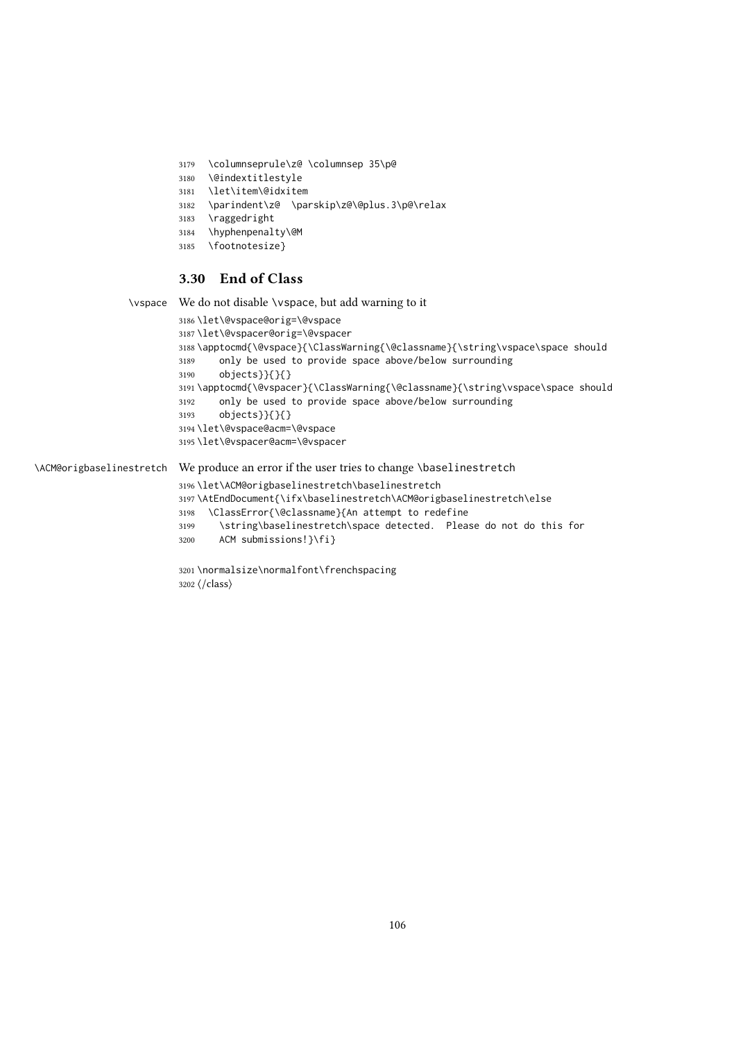```
3179  \columnseprule\z@ \columnsep 35\p@
3180  \@indextitlestyle
3181  \let\item\@idxitem
3182  \parindent\z@  \parskip\z@\@plus.3\p@\relax
3183  \raggedright
3184  \hyphenpenalty\@M
3185  \footnotesize}
```

### 3.30 End of Class

\vspace We do not disable \vspace, but add warning to it

```
3186 \let\@vspace@orig=\@vspace
3187 \let\@vspacer@orig=\@vspacer
3188 \apptocmd{\@vspace}{\ClassWarning{\@classname}{\string\vspace\space should
3189     only be used to provide space above/below surrounding
3190     objects}}{}{}
3191 \apptocmd{\@vspacer}{\ClassWarning{\@classname}{\string\vspace\space should
3192     only be used to provide space above/below surrounding
3193     objects}}{}{}
3194 \let\@vspace@acm=\@vspace
3195 \let\@vspacer@acm=\@vspacer
```

\ACM@origbaselinestretch We produce an error if the user tries to change \baselinestretch

```
3196 \let\ACM@origbaselinestretch\baselinestretch
3197 \AtEndDocument{\ifx\baselinestretch\ACM@origbaselinestretch\else
3198   \ClassError{\@classname}{An attempt to redefine
3199     \string\baselinestretch\space detected.  Please do not do this for
3200     ACM submissions!}\fi}
```

```
3201 \normalsize\normalfont\frenchspacing
3202 </class>
```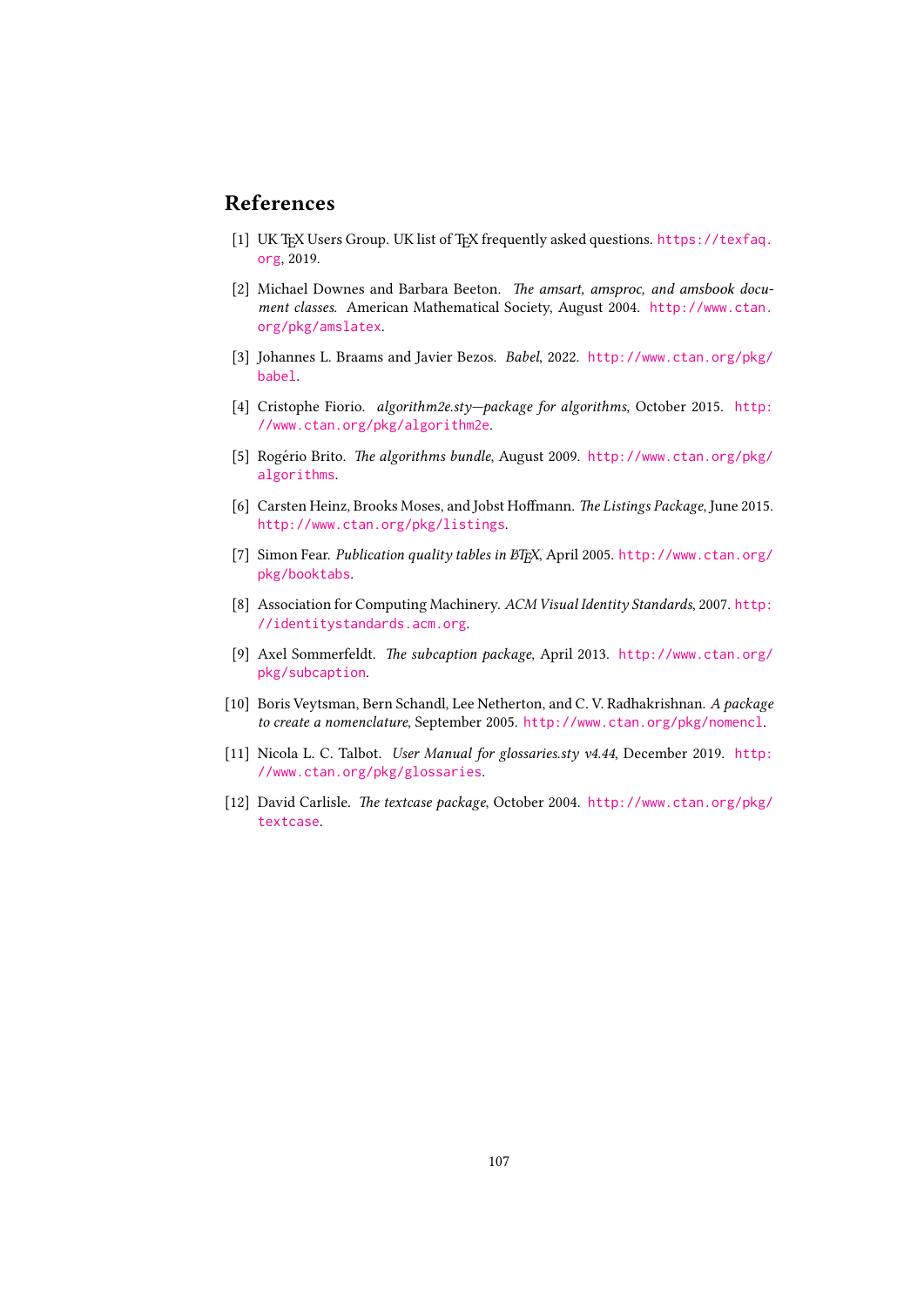## References

[1] UK TeX Users Group. UK list of TeX frequently asked questions. https://texfaq.org, 2019.

[2] Michael Downes and Barbara Beeton. *The amsart, amsproc, and amsbook document classes*. American Mathematical Society, August 2004. http://www.ctan.org/pkg/amslatex.

[3] Johannes L. Braams and Javier Bezos. *Babel*, 2022. http://www.ctan.org/pkg/babel.

[4] Cristophe Fiorio. *algorithm2e.sty—package for algorithms*, October 2015. http://www.ctan.org/pkg/algorithm2e.

[5] Rogério Brito. *The algorithms bundle*, August 2009. http://www.ctan.org/pkg/algorithms.

[6] Carsten Heinz, Brooks Moses, and Jobst Hoffmann. *The Listings Package*, June 2015. http://www.ctan.org/pkg/listings.

[7] Simon Fear. *Publication quality tables in LaTeX*, April 2005. http://www.ctan.org/pkg/booktabs.

[8] Association for Computing Machinery. *ACM Visual Identity Standards*, 2007. http://identitystandards.acm.org.

[9] Axel Sommerfeldt. *The subcaption package*, April 2013. http://www.ctan.org/pkg/subcaption.

[10] Boris Veytsman, Bern Schandl, Lee Netherton, and C. V. Radhakrishnan. *A package to create a nomenclature*, September 2005. http://www.ctan.org/pkg/nomencl.

[11] Nicola L. C. Talbot. *User Manual for glossaries.sty v4.44*, December 2019. http://www.ctan.org/pkg/glossaries.

[12] David Carlisle. *The textcase package*, October 2004. http://www.ctan.org/pkg/textcase.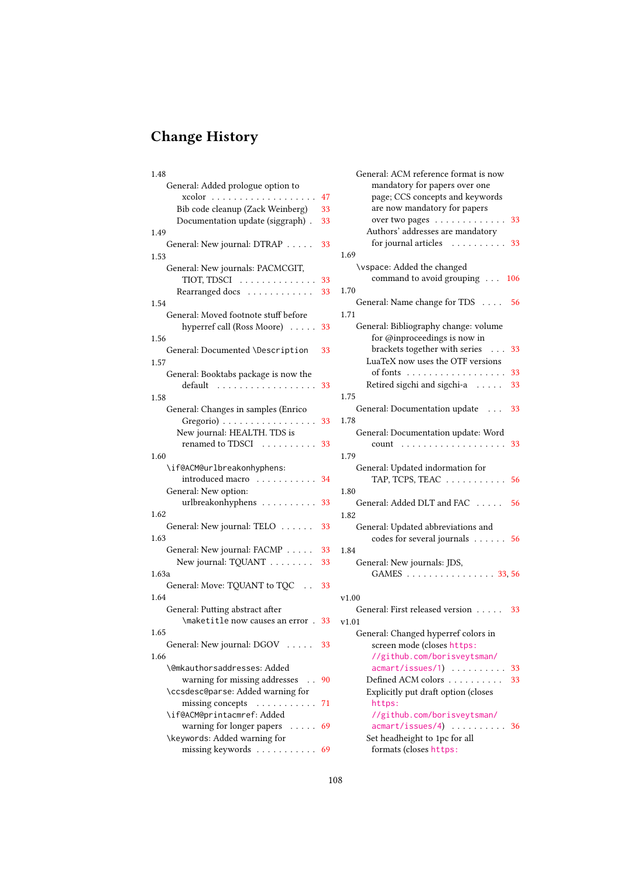# Change History

1.48
- General: Added prologue option to xcolor . . . 47
  - Bib code cleanup (Zack Weinberg) 33
  - Documentation update (siggraph) . 33

1.49
- General: New journal: DTRAP . . . 33

1.53
- General: New journals: PACMCGIT, TIOT, TDSCI . . . 33
  - Rearranged docs . . . 33

1.54
- General: Moved footnote stuff before hyperref call (Ross Moore) . . . 33

1.56
- General: Documented `\Description` 33

1.57
- General: Booktabs package is now the default . . . 33

1.58
- General: Changes in samples (Enrico Gregorio) . . . 33
  - New journal: HEALTH. TDS is renamed to TDSCI . . . 33

1.60
- `\if@ACM@urlbreakonhyphens`: introduced macro . . . 34
- General: New option: urlbreakonhyphens . . . 33

1.62
- General: New journal: TELO . . . 33

1.63
- General: New journal: FACMP . . . 33
  - New journal: TQUANT . . . 33

1.63a
- General: Move: TQUANT to TQC . . 33

1.64
- General: Putting abstract after `\maketitle` now causes an error . 33

1.65
- General: New journal: DGOV . . . 33

1.66
- `\@mkauthorsaddresses`: Added warning for missing addresses . . 90
- `\ccsdesc@parse`: Added warning for missing concepts . . . 71
- `\if@ACM@printacmref`: Added warning for longer papers . . . 69
- `\keywords`: Added warning for missing keywords . . . 69
- General: ACM reference format is now mandatory for papers over one page; CCS concepts and keywords are now mandatory for papers over two pages . . . 33
  - Authors' addresses are mandatory for journal articles . . . 33

1.69
- `\vspace`: Added the changed command to avoid grouping . . . 106

1.70
- General: Name change for TDS . . . 56

1.71
- General: Bibliography change: volume for @inproceedings is now in brackets together with series . . . 33
  - LuaTeX now uses the OTF versions of fonts . . . 33
  - Retired sigchi and sigchi-a . . . 33

1.75
- General: Documentation update . . . 33

1.78
- General: Documentation update: Word count . . . 33

1.79
- General: Updated information for TAP, TCPS, TEAC . . . 56

1.80
- General: Added DLT and FAC . . . 56

1.82
- General: Updated abbreviations and codes for several journals . . . 56

1.84
- General: New journals: JDS, GAMES . . . 33, 56

v1.00
- General: First released version . . . 33

v1.01
- General: Changed hyperref colors in screen mode (closes https://github.com/borisveytsman/acmart/issues/1) . . . 33
  - Defined ACM colors . . . 33
  - Explicitly put draft option (closes https://github.com/borisveytsman/acmart/issues/4) . . . 36
  - Set headheight to 1pc for all formats (closes https: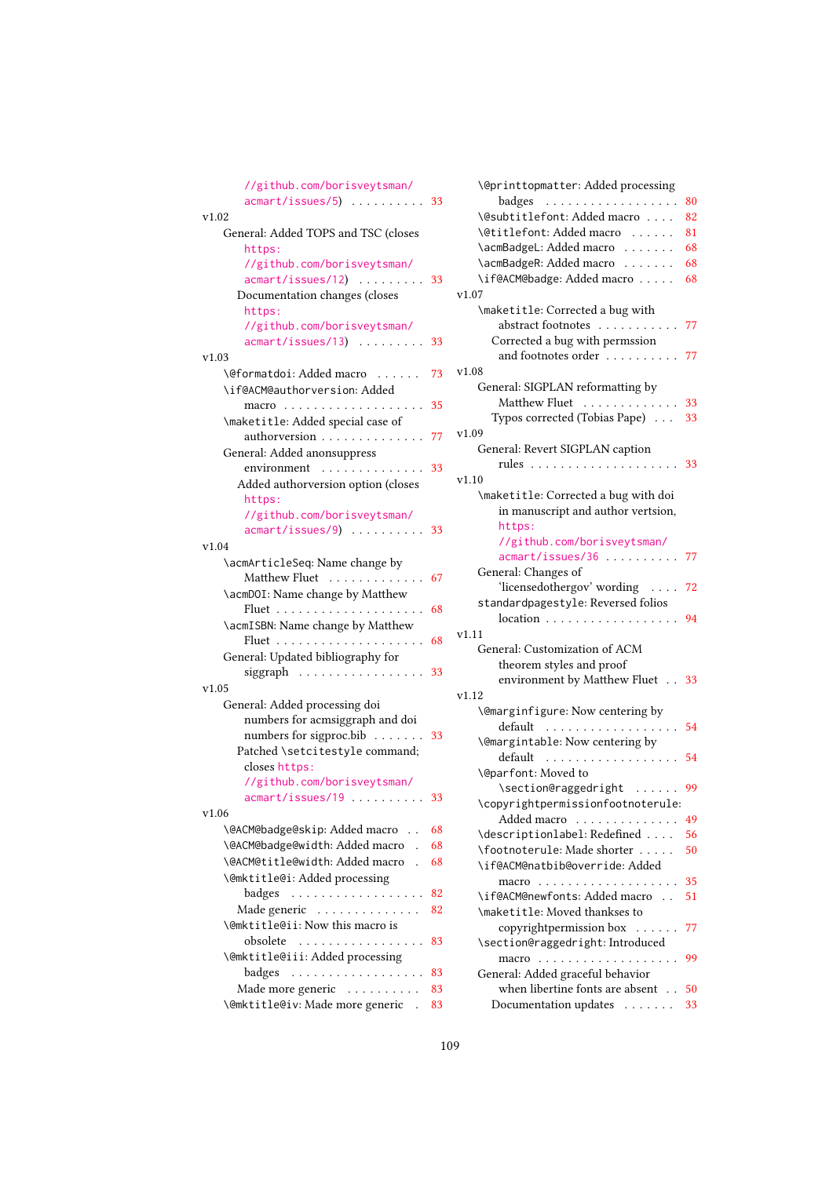//github.com/borisveytsman/acmart/issues/5) . . . . . . . . . . 33

v1.02

- General: Added TOPS and TSC (closes https://github.com/borisveytsman/acmart/issues/12) . . . . . . . . . 33
  - Documentation changes (closes https://github.com/borisveytsman/acmart/issues/13) . . . . . . . . . 33

v1.03

- \@formatdoi: Added macro . . . . . . 73
- \if@ACM@authorversion: Added macro . . . . . . . . . . . . . . . . . . . 35
- \maketitle: Added special case of authorversion . . . . . . . . . . . . . . 77
- General: Added anonsuppress environment . . . . . . . . . . . . . . 33
  - Added authorversion option (closes https://github.com/borisveytsman/acmart/issues/9) . . . . . . . . . . 33

v1.04

- \acmArticleSeq: Name change by Matthew Fluet . . . . . . . . . . . . . 67
- \acmDOI: Name change by Matthew Fluet . . . . . . . . . . . . . . . . . . . . 68
- \acmISBN: Name change by Matthew Fluet . . . . . . . . . . . . . . . . . . . . 68
- General: Updated bibliography for siggraph . . . . . . . . . . . . . . . . . 33

v1.05

- General: Added processing doi numbers for acmsiggraph and doi numbers for sigproc.bib . . . . . . . 33
  - Patched \setcitestyle command; closes https://github.com/borisveytsman/acmart/issues/19 . . . . . . . . . . 33

v1.06

- \@ACM@badge@skip: Added macro . . 68
- \@ACM@badge@width: Added macro . 68
- \@ACM@title@width: Added macro . 68
- \@mktitle@i: Added processing badges . . . . . . . . . . . . . . . . . . 82
  - Made generic . . . . . . . . . . . . . . 82
- \@mktitle@ii: Now this macro is obsolete . . . . . . . . . . . . . . . . . 83
- \@mktitle@iii: Added processing badges . . . . . . . . . . . . . . . . . . 83
  - Made more generic . . . . . . . . . . 83
- \@mktitle@iv: Made more generic . 83
- \@printtopmatter: Added processing badges . . . . . . . . . . . . . . . . . . 80
- \@subtitlefont: Added macro . . . . 82
- \@titlefont: Added macro . . . . . . 81
- \acmBadgeL: Added macro . . . . . . . 68
- \acmBadgeR: Added macro . . . . . . . 68
- \if@ACM@badge: Added macro . . . . . 68

v1.07

- \maketitle: Corrected a bug with abstract footnotes . . . . . . . . . . . 77
  - Corrected a bug with permssion and footnotes order . . . . . . . . . . 77

v1.08

- General: SIGPLAN reformatting by Matthew Fluet . . . . . . . . . . . . . 33
  - Typos corrected (Tobias Pape) . . . 33

v1.09

- General: Revert SIGPLAN caption rules . . . . . . . . . . . . . . . . . . . . 33

v1.10

- \maketitle: Corrected a bug with doi in manuscript and author vertsion, https://github.com/borisveytsman/acmart/issues/36 . . . . . . . . . . 77
- General: Changes of 'licensedothergov' wording . . . . 72
- standardpagestyle: Reversed folios location . . . . . . . . . . . . . . . . . . 94

v1.11

- General: Customization of ACM theorem styles and proof environment by Matthew Fluet . . 33

v1.12

- \@marginfigure: Now centering by default . . . . . . . . . . . . . . . . . . 54
- \@margintable: Now centering by default . . . . . . . . . . . . . . . . . . 54
- \@parfont: Moved to \section@raggedright . . . . . . 99
- \copyrightpermissionfootnoterule: Added macro . . . . . . . . . . . . . 49
- \descriptionlabel: Redefined . . . . 56
- \footnoterule: Made shorter . . . . . 50
- \if@ACM@natbib@override: Added macro . . . . . . . . . . . . . . . . . . . 35
- \if@ACM@newfonts: Added macro . . 51
- \maketitle: Moved thanksses to copyrightpermission box . . . . . . 77
- \section@raggedright: Introduced macro . . . . . . . . . . . . . . . . . . . 99
- General: Added graceful behavior when libertine fonts are absent . . 50
  - Documentation updates . . . . . . . 33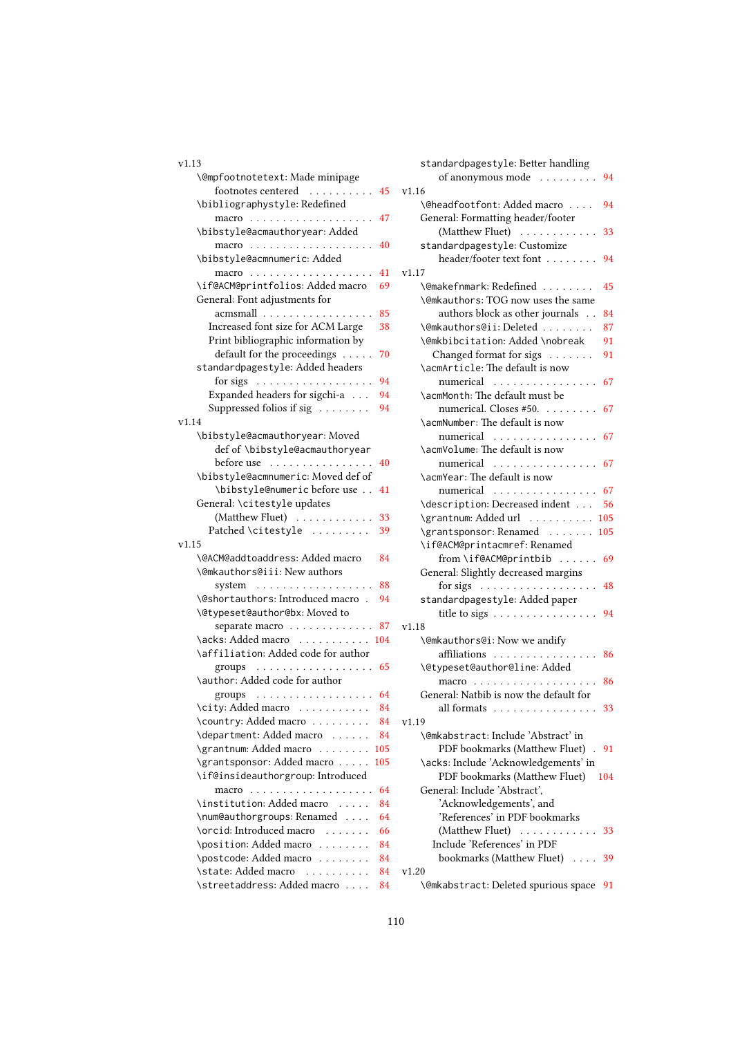v1.13

- `\@mpfootnotetext`: Made minipage footnotes centered . . . . . . . . . . 45
- `\bibliographystyle`: Redefined macro . . . . . . . . . . . . . . . . . . . 47
- `\bibstyle@acmauthoryear`: Added macro . . . . . . . . . . . . . . . . . . . 40
- `\bibstyle@acmnumeric`: Added macro . . . . . . . . . . . . . . . . . . . 41
- `\if@ACM@printfolios`: Added macro 69
- General: Font adjustments for acmsmall . . . . . . . . . . . . . . . . . 85
  - Increased font size for ACM Large 38
  - Print bibliographic information by default for the proceedings . . . . . 70
- `standardpagestyle`: Added headers for sigs . . . . . . . . . . . . . . . . . . 94
  - Expanded headers for sigchi-a . . . 94
  - Suppressed folios if sig . . . . . . . . 94

v1.14

- `\bibstyle@acmauthoryear`: Moved def of `\bibstyle@acmauthoryear` before use . . . . . . . . . . . . . . . . 40
- `\bibstyle@acmnumeric`: Moved def of `\bibstyle@numeric` before use . . 41
- General: `\citestyle` updates (Matthew Fluet) . . . . . . . . . . . . 33
  - Patched `\citestyle` . . . . . . . . . 39

v1.15

- `\@ACM@addtoaddress`: Added macro 84
- `\@mkauthors@iii`: New authors system . . . . . . . . . . . . . . . . . . 88
- `\@shortauthors`: Introduced macro . 94
- `\@typeset@author@bx`: Moved to separate macro . . . . . . . . . . . . . 87
- `\acks`: Added macro . . . . . . . . . . . 104
- `\affiliation`: Added code for author groups . . . . . . . . . . . . . . . . . . 65
- `\author`: Added code for author groups . . . . . . . . . . . . . . . . . . 64
- `\city`: Added macro . . . . . . . . . . . 84
- `\country`: Added macro . . . . . . . . . 84
- `\department`: Added macro . . . . . . 84
- `\grantnum`: Added macro . . . . . . . . 105
- `\grantsponsor`: Added macro . . . . . 105
- `\if@insideauthorgroup`: Introduced macro . . . . . . . . . . . . . . . . . . . 64
- `\institution`: Added macro . . . . . 84
- `\num@authorgroups`: Renamed . . . . 64
- `\orcid`: Introduced macro . . . . . . . 66
- `\position`: Added macro . . . . . . . . 84
- `\postcode`: Added macro . . . . . . . . 84
- `\state`: Added macro . . . . . . . . . . 84
- `\streetaddress`: Added macro . . . . 84
- `standardpagestyle`: Better handling of anonymous mode . . . . . . . . . 94

v1.16

- `\@headfootfont`: Added macro . . . . 94
- General: Formatting header/footer (Matthew Fluet) . . . . . . . . . . . . 33
- `standardpagestyle`: Customize header/footer text font . . . . . . . . 94

v1.17

- `\@makefnmark`: Redefined . . . . . . . . 45
- `\@mkauthors`: TOG now uses the same authors block as other journals . . 84
- `\@mkauthors@ii`: Deleted . . . . . . . . 87
- `\@mkbibcitation`: Added `\nobreak` 91
  - Changed format for sigs . . . . . . . 91
- `\acmArticle`: The default is now numerical . . . . . . . . . . . . . . . . 67
- `\acmMonth`: The default must be numerical. Closes #50. . . . . . . . . 67
- `\acmNumber`: The default is now numerical . . . . . . . . . . . . . . . . 67
- `\acmVolume`: The default is now numerical . . . . . . . . . . . . . . . . 67
- `\acmYear`: The default is now numerical . . . . . . . . . . . . . . . . 67
- `\description`: Decreased indent . . . 56
- `\grantnum`: Added url . . . . . . . . . . 105
- `\grantsponsor`: Renamed . . . . . . . 105
- `\if@ACM@printacmref`: Renamed from `\if@ACM@printbib` . . . . . . 69
- General: Slightly decreased margins for sigs . . . . . . . . . . . . . . . . . . 48
- `standardpagestyle`: Added paper title to sigs . . . . . . . . . . . . . . . . 94

v1.18

- `\@mkauthors@i`: Now we andify affiliations . . . . . . . . . . . . . . . . 86
- `\@typeset@author@line`: Added macro . . . . . . . . . . . . . . . . . . . 86
- General: Natbib is now the default for all formats . . . . . . . . . . . . . . . . 33

v1.19

- `\@mkabstract`: Include 'Abstract' in PDF bookmarks (Matthew Fluet) . 91
- `\acks`: Include 'Acknowledgements' in PDF bookmarks (Matthew Fluet) 104
- General: Include 'Abstract', 'Acknowledgements', and 'References' in PDF bookmarks (Matthew Fluet) . . . . . . . . . . . . 33
  - Include 'References' in PDF bookmarks (Matthew Fluet) . . . . 39

v1.20

- `\@mkabstract`: Deleted spurious space 91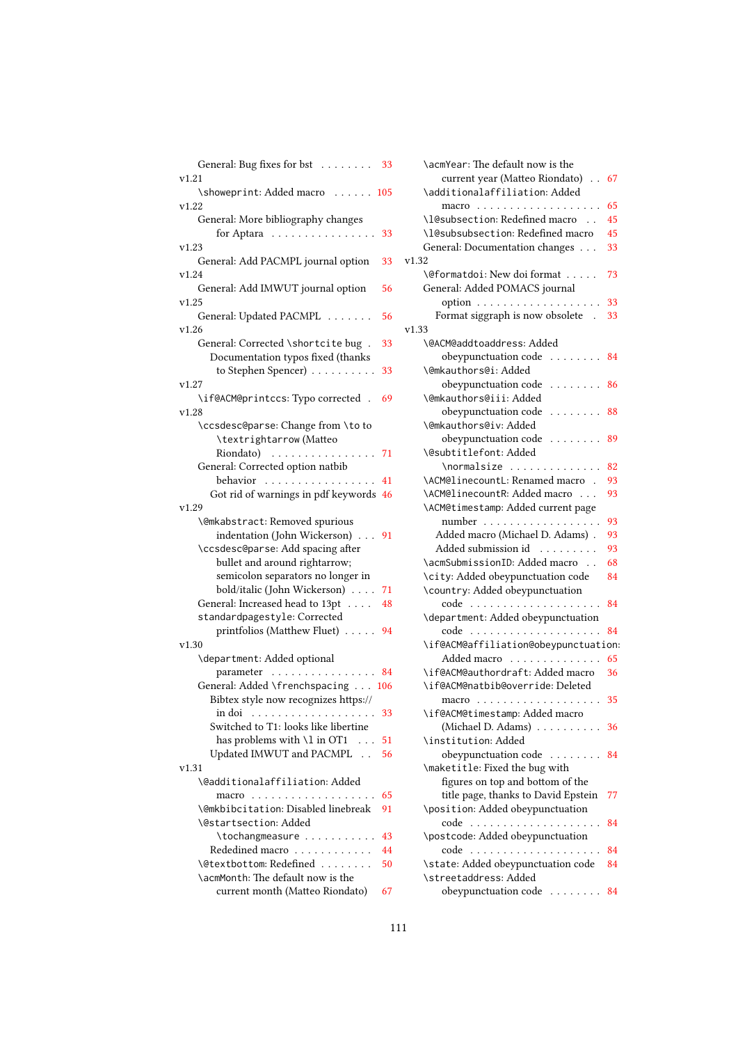General: Bug fixes for bst . . . . . . . . 33

v1.21

\showeprint: Added macro . . . . . . 105

v1.22

General: More bibliography changes for Aptara . . . . . . . . . . . . . . . . 33

v1.23

General: Add PACMPL journal option 33

v1.24

General: Add IMWUT journal option 56

v1.25

General: Updated PACMPL . . . . . . . 56

v1.26

General: Corrected \shortcite bug . 33

Documentation typos fixed (thanks to Stephen Spencer) . . . . . . . . . . 33

v1.27

\if@ACM@printccs: Typo corrected . 69

v1.28

\ccsdesc@parse: Change from \to to \textrightarrow (Matteo Riondato) . . . . . . . . . . . . . . . . 71

General: Corrected option natbib behavior . . . . . . . . . . . . . . . . . 41

Got rid of warnings in pdf keywords 46

v1.29

\@mkabstract: Removed spurious indentation (John Wickerson) . . . 91

\ccsdesc@parse: Add spacing after bullet and around rightarrow; semicolon separators no longer in bold/italic (John Wickerson) . . . . 71

General: Increased head to 13pt . . . . 48

standardpagestyle: Corrected printfolios (Matthew Fluet) . . . . . 94

v1.30

\department: Added optional parameter . . . . . . . . . . . . . . . . 84

General: Added \frenchspacing . . . 106

Bibtex style now recognizes https:// in doi . . . . . . . . . . . . . . . . . . . 33

Switched to T1: looks like libertine has problems with \l in OT1 . . . 51

Updated IMWUT and PACMPL . . 56

v1.31

\@additionalaffiliation: Added macro . . . . . . . . . . . . . . . . . . . 65

\@mkbibcitation: Disabled linebreak 91

\@startsection: Added \tochangmeasure . . . . . . . . . . . 43

Rededined macro . . . . . . . . . . . . 44

\@textbottom: Redefined . . . . . . . . 50

\acmMonth: The default now is the current month (Matteo Riondato) 67

\acmYear: The default now is the current year (Matteo Riondato) . . 67

\additionalaffiliation: Added macro . . . . . . . . . . . . . . . . . . . 65

\l@subsection: Redefined macro . . 45

\l@subsubsection: Redefined macro 45

General: Documentation changes . . . 33

v1.32

\@formatdoi: New doi format . . . . . 73

General: Added POMACS journal option . . . . . . . . . . . . . . . . . . . 33

Format siggraph is now obsolete . 33

v1.33

\@ACM@addtoaddress: Added obeypunctuation code . . . . . . . . 84

\@mkauthors@i: Added obeypunctuation code . . . . . . . . 86

\@mkauthors@iii: Added obeypunctuation code . . . . . . . . 88

\@mkauthors@iv: Added obeypunctuation code . . . . . . . . 89

\@subtitlefont: Added \normalsize . . . . . . . . . . . . . . 82

\ACM@linecountL: Renamed macro . 93

\ACM@linecountR: Added macro . . . 93

\ACM@timestamp: Added current page number . . . . . . . . . . . . . . . . . . 93

Added macro (Michael D. Adams) . 93

Added submission id . . . . . . . . . 93

\acmSubmissionID: Added macro . . 68

\city: Added obeypunctuation code 84

\country: Added obeypunctuation code . . . . . . . . . . . . . . . . . . . . 84

\department: Added obeypunctuation code . . . . . . . . . . . . . . . . . . . . 84

\if@ACM@affiliation@obeypunctuation: Added macro . . . . . . . . . . . . . . 65

\if@ACM@authordraft: Added macro 36

\if@ACM@natbib@override: Deleted macro . . . . . . . . . . . . . . . . . . . 35

\if@ACM@timestamp: Added macro (Michael D. Adams) . . . . . . . . . . 36

\institution: Added obeypunctuation code . . . . . . . . 84

\maketitle: Fixed the bug with figures on top and bottom of the title page, thanks to David Epstein 77

\position: Added obeypunctuation code . . . . . . . . . . . . . . . . . . . . 84

\postcode: Added obeypunctuation code . . . . . . . . . . . . . . . . . . . . 84

\state: Added obeypunctuation code 84

\streetaddress: Added obeypunctuation code . . . . . . . . 84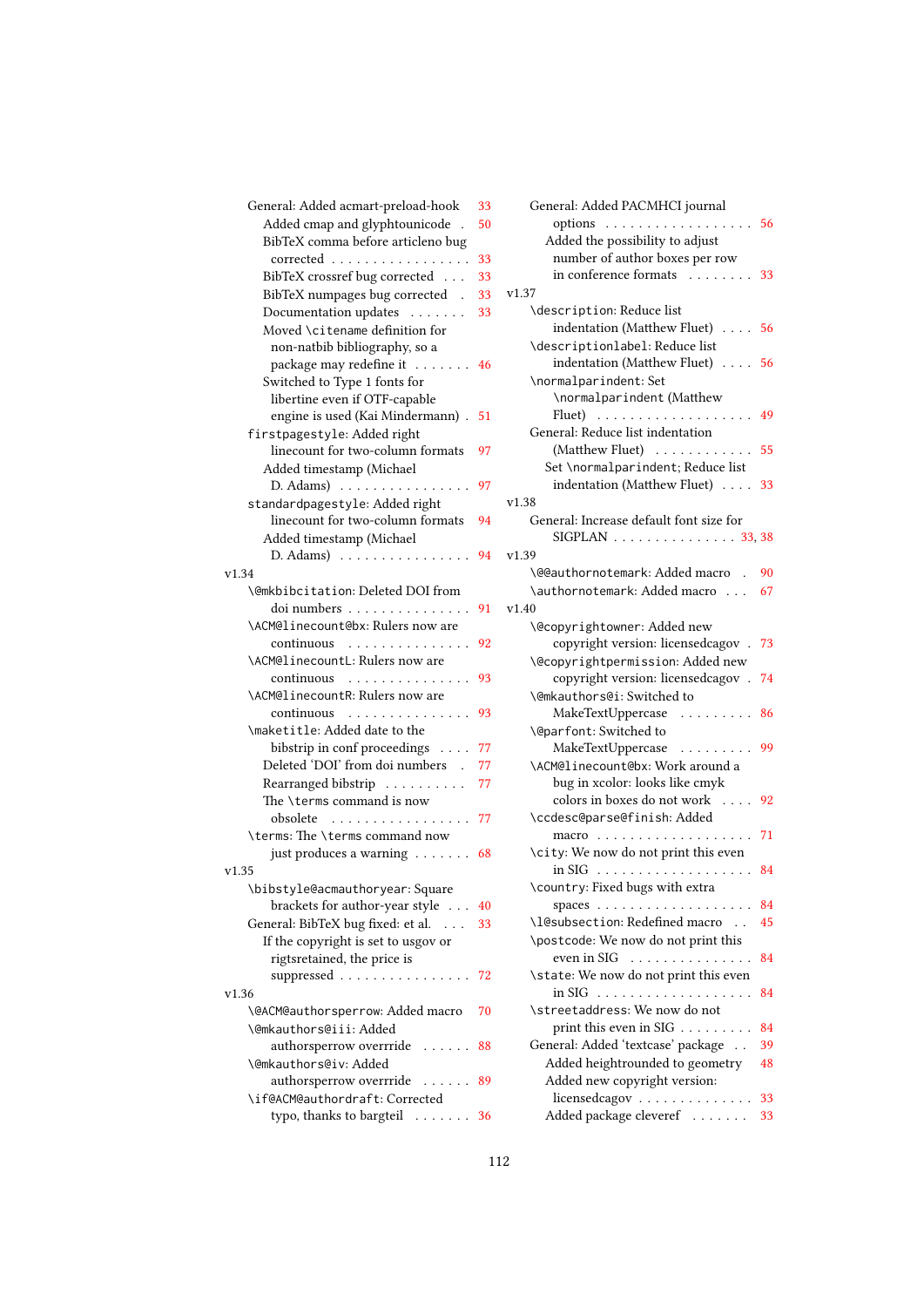- General: Added acmart-preload-hook . . . 33
  - Added cmap and glyphtounicode . . . 50
  - BibTeX comma before articleno bug corrected . . . 33
  - BibTeX crossref bug corrected . . . 33
  - BibTeX numpages bug corrected . . . 33
  - Documentation updates . . . 33
  - Moved \citename definition for non-natbib bibliography, so a package may redefine it . . . 46
  - Switched to Type 1 fonts for libertine even if OTF-capable engine is used (Kai Mindermann) . . . 51
- firstpagestyle: Added right linecount for two-column formats . . . 97
  - Added timestamp (Michael D. Adams) . . . 97
- standardpagestyle: Added right linecount for two-column formats . . . 94
  - Added timestamp (Michael D. Adams) . . . 94

v1.34

- \@mkbibcitation: Deleted DOI from doi numbers . . . 91
- \ACM@linecount@bx: Rulers now are continuous . . . 92
- \ACM@linecountL: Rulers now are continuous . . . 93
- \ACM@linecountR: Rulers now are continuous . . . 93
- \maketitle: Added date to the bibstrip in conf proceedings . . . 77
  - Deleted 'DOI' from doi numbers . . . 77
  - Rearranged bibstrip . . . 77
  - The \terms command is now obsolete . . . 77
- \terms: The \terms command now just produces a warning . . . 68

v1.35

- \bibstyle@acmauthoryear: Square brackets for author-year style . . . 40
- General: BibTeX bug fixed: et al. . . . 33
  - If the copyright is set to usgov or rigtsretained, the price is suppressed . . . 72

v1.36

- \@ACM@authorsperrow: Added macro . . . 70
- \@mkauthors@iii: Added authorsperrow overrride . . . 88
- \@mkauthors@iv: Added authorsperrow overrride . . . 89
- \if@ACM@authordraft: Corrected typo, thanks to bargteil . . . 36
- General: Added PACMHCI journal options . . . 56
  - Added the possibility to adjust number of author boxes per row in conference formats . . . 33

v1.37

- \description: Reduce list indentation (Matthew Fluet) . . . 56
- \descriptionlabel: Reduce list indentation (Matthew Fluet) . . . 56
- \normalparindent: Set \normalparindent (Matthew Fluet) . . . 49
- General: Reduce list indentation (Matthew Fluet) . . . 55
  - Set \normalparindent; Reduce list indentation (Matthew Fluet) . . . 33

v1.38

- General: Increase default font size for SIGPLAN . . . 33, 38

v1.39

- \@@authornotemark: Added macro . . . 90
- \authornotemark: Added macro . . . 67

v1.40

- \@copyrightowner: Added new copyright version: licensedcagov . . . 73
- \@copyrightpermission: Added new copyright version: licensedcagov . . . 74
- \@mkauthors@i: Switched to MakeTextUppercase . . . 86
- \@parfont: Switched to MakeTextUppercase . . . 99
- \ACM@linecount@bx: Work around a bug in xcolor: looks like cmyk colors in boxes do not work . . . 92
- \ccdesc@parse@finish: Added macro . . . 71
- \city: We now do not print this even in SIG . . . 84
- \country: Fixed bugs with extra spaces . . . 84
- \l@subsection: Redefined macro . . . 45
- \postcode: We now do not print this even in SIG . . . 84
- \state: We now do not print this even in SIG . . . 84
- \streetaddress: We now do not print this even in SIG . . . 84
- General: Added 'textcase' package . . . 39
  - Added heightrounded to geometry . . . 48
  - Added new copyright version: licensedcagov . . . 33
  - Added package cleveref . . . 33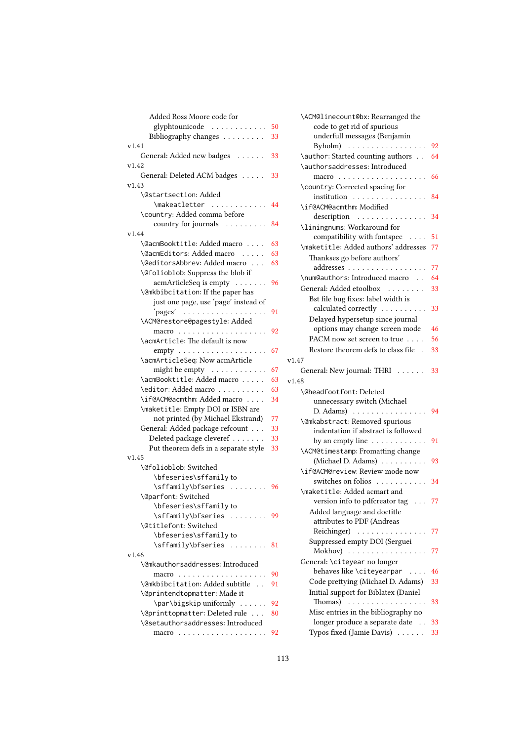Added Ross Moore code for glyphtounicode . . . . . . . . . . . . 50
Bibliography changes . . . . . . . . . 33

v1.41

General: Added new badges . . . . . . 33

v1.42

General: Deleted ACM badges . . . . . 33

v1.43

\@startsection: Added \makeatletter . . . . . . . . . . . . 44
\country: Added comma before country for journals . . . . . . . . . 84

v1.44

\@acmBooktitle: Added macro . . . . 63
\@acmEditors: Added macro . . . . . 63
\@editorsAbbrev: Added macro . . . 63
\@folioblob: Suppress the blob if acmArticleSeq is empty . . . . . . . 96
\@mkbibcitation: If the paper has just one page, use 'page' instead of 'pages' . . . . . . . . . . . . . . . . . . 91
\ACM@restore@pagestyle: Added macro . . . . . . . . . . . . . . . . . . . 92
\acmArticle: The default is now empty . . . . . . . . . . . . . . . . . . . 67
\acmArticleSeq: Now acmArticle might be empty . . . . . . . . . . . . 67
\acmBooktitle: Added macro . . . . . 63
\editor: Added macro . . . . . . . . . . 63
\if@ACM@acmthm: Added macro . . . . 34
\maketitle: Empty DOI or ISBN are not printed (by Michael Ekstrand) 77
General: Added package refcount . . . 33
Deleted package cleveref . . . . . . . 33
Put theorem defs in a separate style 33

v1.45

\@folioblob: Switched \bfeseries\sffamily to \sffamily\bfseries . . . . . . . . 96
\@parfont: Switched \bfeseries\sffamily to \sffamily\bfseries . . . . . . . . 99
\@titlefont: Switched \bfeseries\sffamily to \sffamily\bfseries . . . . . . . . 81

v1.46

\@mkauthorsaddresses: Introduced macro . . . . . . . . . . . . . . . . . . . 90
\@mkbibcitation: Added subtitle . . 91
\@printendtopmatter: Made it \par\bigskip uniformly . . . . . . 92
\@printtopmatter: Deleted rule . . . 80
\@setauthorsaddresses: Introduced macro . . . . . . . . . . . . . . . . . . . 92
\ACM@linecount@bx: Rearranged the code to get rid of spurious underfull messages (Benjamin Byholm) . . . . . . . . . . . . . . . . . 92
\author: Started counting authors . . 64
\authorsaddresses: Introduced macro . . . . . . . . . . . . . . . . . . . 66
\country: Corrected spacing for institution . . . . . . . . . . . . . . . . 84
\if@ACM@acmthm: Modified description . . . . . . . . . . . . . . . 34
\liningnums: Workaround for compatibility with fontspec . . . . 51
\maketitle: Added authors' addresses 77
Thankses go before authors' addresses . . . . . . . . . . . . . . . . . 77
\num@authors: Introduced macro . . 64
General: Added etoolbox . . . . . . . . 33
Bst file bug fixes: label width is calculated correctly . . . . . . . . . . 33
Delayed hypersetup since journal options may change screen mode 46
PACM now set screen to true . . . . 56
Restore theorem defs to class file . 33

v1.47

General: New journal: THRI . . . . . . 33

v1.48

\@headfootfont: Deleted unnecessary switch (Michael D. Adams) . . . . . . . . . . . . . . . . 94
\@mkabstract: Removed spurious indentation if abstract is followed by an empty line . . . . . . . . . . . . 91
\ACM@timestamp: Fromatting change (Michael D. Adams) . . . . . . . . . . 93
\if@ACM@review: Review mode now switches on folios . . . . . . . . . . . 34
\maketitle: Added acmart and version info to pdfcreator tag . . . 77
Added language and doctitle attributes to PDF (Andreas Reichinger) . . . . . . . . . . . . . . . 77
Suppressed empty DOI (Serguei Mokhov) . . . . . . . . . . . . . . . . . 77
General: \citeyear no longer behaves like \citeyearpar . . . . 46
Code prettying (Michael D. Adams) 33
Initial support for Biblatex (Daniel Thomas) . . . . . . . . . . . . . . . . . 33
Misc entries in the bibliography no longer produce a separate date . . 33
Typos fixed (Jamie Davis) . . . . . . 33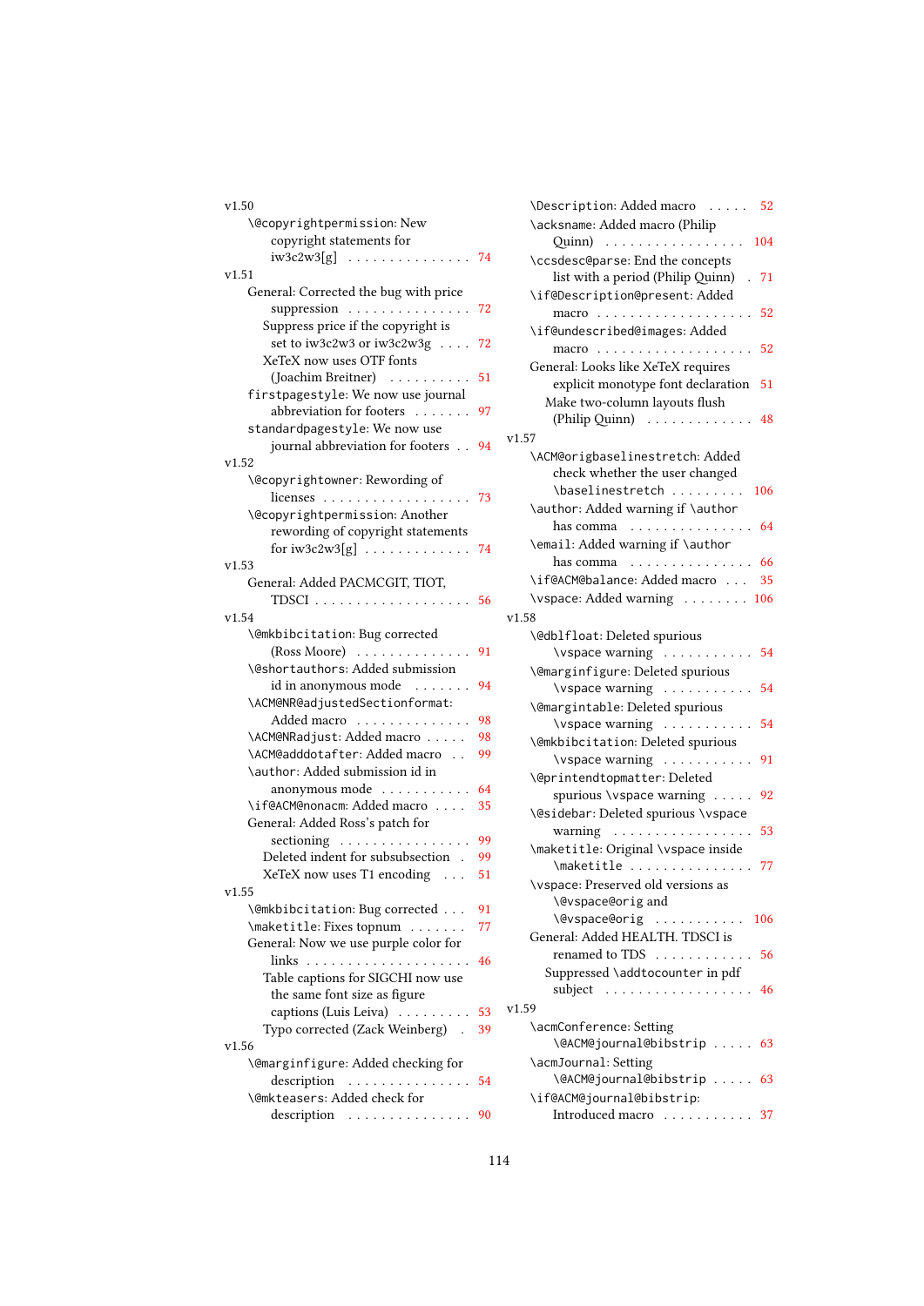v1.50

- \@copyrightpermission: New copyright statements for iw3c2w3[g] . . . . . . . . . . . . . . . 74

v1.51

- General: Corrected the bug with price suppression . . . . . . . . . . . . . . . 72
  - Suppress price if the copyright is set to iw3c2w3 or iw3c2w3g . . . . 72
  - XeTeX now uses OTF fonts (Joachim Breitner) . . . . . . . . . . 51
- firstpagestyle: We now use journal abbreviation for footers . . . . . . . 97
- standardpagestyle: We now use journal abbreviation for footers . . 94

v1.52

- \@copyrightowner: Rewording of licenses . . . . . . . . . . . . . . . . . . 73
- \@copyrightpermission: Another rewording of copyright statements for iw3c2w3[g] . . . . . . . . . . . . . 74

v1.53

- General: Added PACMCGIT, TIOT, TDSCI . . . . . . . . . . . . . . . . . . . 56

v1.54

- \@mkbibcitation: Bug corrected (Ross Moore) . . . . . . . . . . . . . . 91
- \@shortauthors: Added submission id in anonymous mode . . . . . . . 94
- \ACM@NR@adjustedSectionformat: Added macro . . . . . . . . . . . . . . 98
- \ACM@NRadjust: Added macro . . . . . 98
- \ACM@adddotafter: Added macro . . 99
- \author: Added submission id in anonymous mode . . . . . . . . . . . 64
- \if@ACM@nonacm: Added macro . . . . 35
- General: Added Ross's patch for sectioning . . . . . . . . . . . . . . . . 99
  - Deleted indent for subsubsection . 99
  - XeTeX now uses T1 encoding . . . 51

v1.55

- \@mkbibcitation: Bug corrected . . . 91
- \maketitle: Fixes topnum . . . . . . . 77
- General: Now we use purple color for links . . . . . . . . . . . . . . . . . . . . 46
  - Table captions for SIGCHI now use the same font size as figure captions (Luis Leiva) . . . . . . . . . 53
  - Typo corrected (Zack Weinberg) . 39

v1.56

- \@marginfigure: Added checking for description . . . . . . . . . . . . . . . 54
- \@mkteasers: Added check for description . . . . . . . . . . . . . . . 90
- \Description: Added macro . . . . . 52
- \acksname: Added macro (Philip Quinn) . . . . . . . . . . . . . . . . . 104
- \ccsdesc@parse: End the concepts list with a period (Philip Quinn) . 71
- \if@Description@present: Added macro . . . . . . . . . . . . . . . . . . . 52
- \if@undescribed@images: Added macro . . . . . . . . . . . . . . . . . . . 52
- General: Looks like XeTeX requires explicit monotype font declaration 51
  - Make two-column layouts flush (Philip Quinn) . . . . . . . . . . . . . 48

v1.57

- \ACM@origbaselinestretch: Added check whether the user changed \baselinestretch . . . . . . . . . 106
- \author: Added warning if \author has comma . . . . . . . . . . . . . . . 64
- \email: Added warning if \author has comma . . . . . . . . . . . . . . . 66
- \if@ACM@balance: Added macro . . . 35
- \vspace: Added warning . . . . . . . . 106

v1.58

- \@dblfloat: Deleted spurious \vspace warning . . . . . . . . . . . 54
- \@marginfigure: Deleted spurious \vspace warning . . . . . . . . . . . 54
- \@margintable: Deleted spurious \vspace warning . . . . . . . . . . . 54
- \@mkbibcitation: Deleted spurious \vspace warning . . . . . . . . . . . 91
- \@printendtopmatter: Deleted spurious \vspace warning . . . . . 92
- \@sidebar: Deleted spurious \vspace warning . . . . . . . . . . . . . . . . 53
- \maketitle: Original \vspace inside \maketitle . . . . . . . . . . . . . . . 77
- \vspace: Preserved old versions as \@vspace@orig and \@vspace@orig . . . . . . . . . . . 106
- General: Added HEALTH. TDSCI is renamed to TDS . . . . . . . . . . . . 56
  - Suppressed \addtocounter in pdf subject . . . . . . . . . . . . . . . . . . 46

v1.59

- \acmConference: Setting \@ACM@journal@bibstrip . . . . . 63
- \acmJournal: Setting \@ACM@journal@bibstrip . . . . . 63
- \if@ACM@journal@bibstrip: Introduced macro . . . . . . . . . . . 37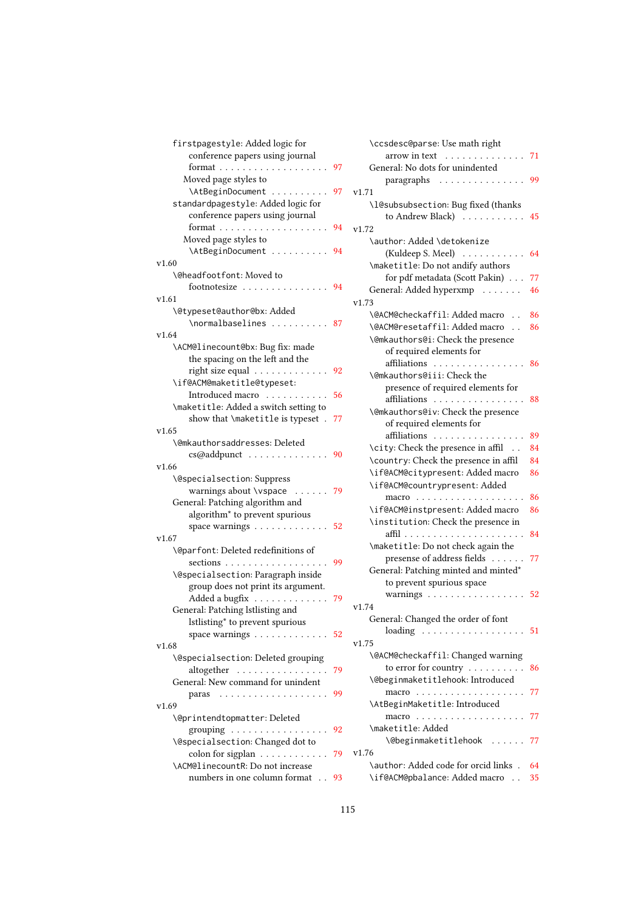firstpagestyle: Added logic for conference papers using journal format . . . . . . . . . . . . . . . . . . . 97
    Moved page styles to \AtBeginDocument . . . . . . . . . . 97

standardpagestyle: Added logic for conference papers using journal format . . . . . . . . . . . . . . . . . . . 94
    Moved page styles to \AtBeginDocument . . . . . . . . . . 94

v1.60

\@headfootfont: Moved to footnotesize . . . . . . . . . . . . . . . 94

v1.61

\@typeset@author@bx: Added \normalbaselines . . . . . . . . . . 87

v1.64

\ACM@linecount@bx: Bug fix: made the spacing on the left and the right size equal . . . . . . . . . . . . . 92

\if@ACM@maketitle@typeset: Introduced macro . . . . . . . . . . . 56

\maketitle: Added a switch setting to show that \maketitle is typeset . 77

v1.65

\@mkauthorsaddresses: Deleted cs@addpunct . . . . . . . . . . . . . . 90

v1.66

\@specialsection: Suppress warnings about \vspace . . . . . . 79

General: Patching algorithm and algorithm* to prevent spurious space warnings . . . . . . . . . . . . . 52

v1.67

\@parfont: Deleted redefinitions of sections . . . . . . . . . . . . . . . . . . 99

\@specialsection: Paragraph inside group does not print its argument. Added a bugfix . . . . . . . . . . . . . 79

General: Patching lstlisting and lstlisting* to prevent spurious space warnings . . . . . . . . . . . . . 52

v1.68

\@specialsection: Deleted grouping altogether . . . . . . . . . . . . . . . . 79

General: New command for unindent paras . . . . . . . . . . . . . . . . . . . 99

v1.69

\@printendtopmatter: Deleted grouping . . . . . . . . . . . . . . . . . 92

\@specialsection: Changed dot to colon for sigplan . . . . . . . . . . . . 79

\ACM@linecountR: Do not increase numbers in one column format . . 93

\ccsdesc@parse: Use math right arrow in text . . . . . . . . . . . . . . 71

General: No dots for unindented paragraphs . . . . . . . . . . . . . . . 99

v1.71

\l@subsubsection: Bug fixed (thanks to Andrew Black) . . . . . . . . . . . 45

v1.72

\author: Added \detokenize (Kuldeep S. Meel) . . . . . . . . . . . 64

\maketitle: Do not andify authors for pdf metadata (Scott Pakin) . . . 77

General: Added hyperxmp . . . . . . . 46

v1.73

\@ACM@checkaffil: Added macro . . 86

\@ACM@resetaffil: Added macro . . 86

\@mkauthors@i: Check the presence of required elements for affiliations . . . . . . . . . . . . . . . . 86

\@mkauthors@iii: Check the presence of required elements for affiliations . . . . . . . . . . . . . . . . 88

\@mkauthors@iv: Check the presence of required elements for affiliations . . . . . . . . . . . . . . . . 89

\city: Check the presence in affil . . 84

\country: Check the presence in affil 84

\if@ACM@citypresent: Added macro 86

\if@ACM@countrypresent: Added macro . . . . . . . . . . . . . . . . . . . 86

\if@ACM@instpresent: Added macro 86

\institution: Check the presence in affil . . . . . . . . . . . . . . . . . . . . . 84

\maketitle: Do not check again the presense of address fields . . . . . . 77

General: Patching minted and minted* to prevent spurious space warnings . . . . . . . . . . . . . . . . . 52

v1.74

General: Changed the order of font loading . . . . . . . . . . . . . . . . . . 51

v1.75

\@ACM@checkaffil: Changed warning to error for country . . . . . . . . . . 86

\@beginmaketitlehook: Introduced macro . . . . . . . . . . . . . . . . . . . 77

\AtBeginMaketitle: Introduced macro . . . . . . . . . . . . . . . . . . . 77

\maketitle: Added \@beginmaketitlehook . . . . . . 77

v1.76

\author: Added code for orcid links . 64

\if@ACM@pbalance: Added macro . . 35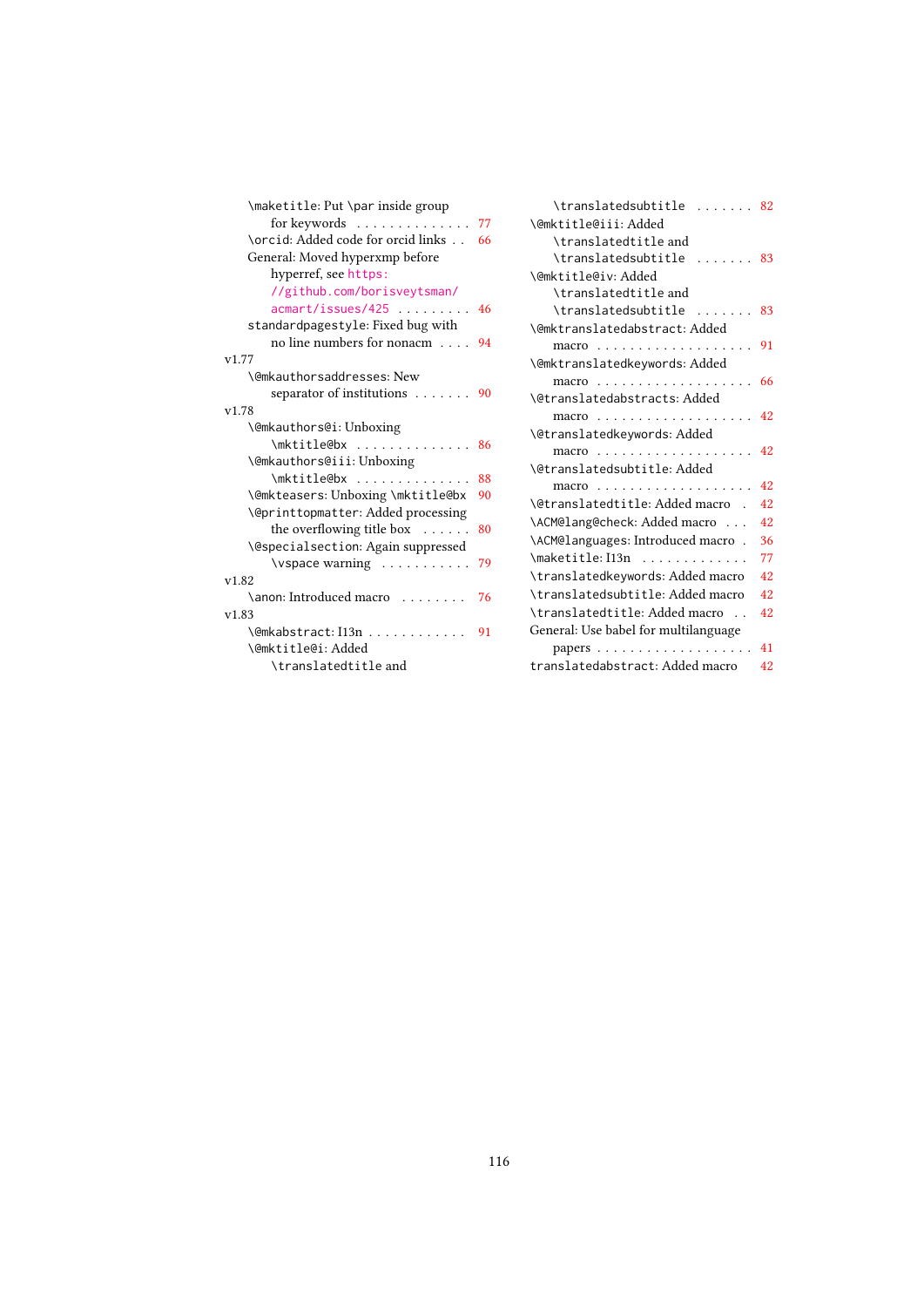\maketitle: Put \par inside group for keywords . . . . . . . . . . . . . . 77
\orcid: Added code for orcid links . . 66
General: Moved hyperxmp before hyperref, see https://github.com/borisveytsman/acmart/issues/425 . . . . . . . . . 46
standardpagestyle: Fixed bug with no line numbers for nonacm . . . . 94

v1.77
\@mkauthorsaddresses: New separator of institutions . . . . . . . 90

v1.78
\@mkauthors@i: Unboxing \mktitle@bx . . . . . . . . . . . . . . 86
\@mkauthors@iii: Unboxing \mktitle@bx . . . . . . . . . . . . . . 88
\@mkteasers: Unboxing \mktitle@bx 90
\@printtopmatter: Added processing the overflowing title box . . . . . . 80
\@specialsection: Again suppressed \vspace warning . . . . . . . . . . . 79

v1.82
\anon: Introduced macro . . . . . . . . 76

v1.83
\@mkabstract: I13n . . . . . . . . . . . . 91
\@mktitle@i: Added \translatedtitle and \translatedsubtitle . . . . . . . 82
\@mktitle@iii: Added \translatedtitle and \translatedsubtitle . . . . . . . 83
\@mktitle@iv: Added \translatedtitle and \translatedsubtitle . . . . . . . 83
\@mktranslatedabstract: Added macro . . . . . . . . . . . . . . . . . . . 91
\@mktranslatedkeywords: Added macro . . . . . . . . . . . . . . . . . . . 66
\@translatedabstracts: Added macro . . . . . . . . . . . . . . . . . . . 42
\@translatedkeywords: Added macro . . . . . . . . . . . . . . . . . . . 42
\@translatedsubtitle: Added macro . . . . . . . . . . . . . . . . . . . 42
\@translatedtitle: Added macro . 42
\ACM@lang@check: Added macro . . . 42
\ACM@languages: Introduced macro . 36
\maketitle: I13n . . . . . . . . . . . . 77
\translatedkeywords: Added macro 42
\translatedsubtitle: Added macro 42
\translatedtitle: Added macro . . 42
General: Use babel for multilanguage papers . . . . . . . . . . . . . . . . . . . 41
translatedabstract: Added macro 42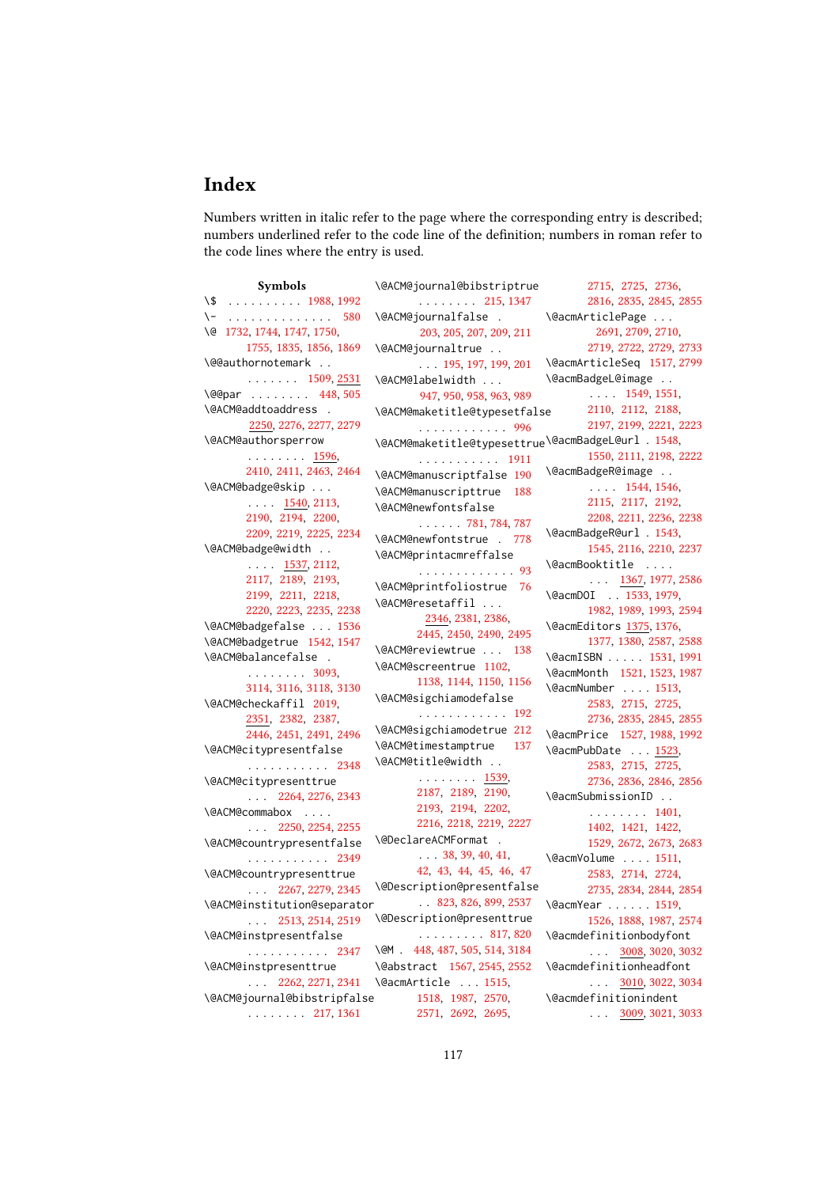# Index

Numbers written in italic refer to the page where the corresponding entry is described; numbers underlined refer to the code line of the definition; numbers in roman refer to the code lines where the entry is used.

**Symbols**

\$ . . . . . . . . . . 1988, 1992
\- . . . . . . . . . . . . . . 580
\@ 1732, 1744, 1747, 1750, 1755, 1835, 1856, 1869
\@@authornotemark . . . . . . . . . 1509, 2531
\@@par . . . . . . . . 448, 505
\@ACM@addtoaddress . 2250, 2276, 2277, 2279
\@ACM@authorsperrow . . . . . . . . 1596, 2410, 2411, 2463, 2464
\@ACM@badge@skip . . . . . . . 1540, 2113, 2190, 2194, 2200, 2209, 2219, 2225, 2234
\@ACM@badge@width . . . . . . 1537, 2112, 2117, 2189, 2193, 2199, 2211, 2218, 2220, 2223, 2235, 2238
\@ACM@badgefalse . . . 1536
\@ACM@badgetrue 1542, 1547
\@ACM@balancefalse . . . . . . . . . 3093, 3114, 3116, 3118, 3130
\@ACM@checkaffil 2019, 2351, 2382, 2387, 2446, 2451, 2491, 2496
\@ACM@citypresentfalse . . . . . . . . . . . 2348
\@ACM@citypresenttrue . . . 2264, 2276, 2343
\@ACM@commabox . . . . . . . 2250, 2254, 2255
\@ACM@countrypresentfalse . . . . . . . . . . . 2349
\@ACM@countrypresenttrue . . . 2267, 2279, 2345
\@ACM@institution@separator . . . 2513, 2514, 2519
\@ACM@instpresentfalse . . . . . . . . . . . 2347
\@ACM@instpresenttrue . . . 2262, 2271, 2341
\@ACM@journal@bibstripfalse . . . . . . . . 217, 1361
\@ACM@journal@bibstriptrue . . . . . . . . 215, 1347
\@ACM@journalfalse . 203, 205, 207, 209, 211
\@ACM@journaltrue . . . . . 195, 197, 199, 201
\@ACM@labelwidth . . . 947, 950, 958, 963, 989
\@ACM@maketitle@typesetfalse . . . . . . . . . . . . 996
\@ACM@maketitle@typesettrue . . . . . . . . . . . 1911
\@ACM@manuscriptfalse 190
\@ACM@manuscripttrue 188
\@ACM@newfontsfalse . . . . . . 781, 784, 787
\@ACM@newfontstrue . 778
\@ACM@printacmreffalse . . . . . . . . . . . . . 93
\@ACM@printfoliostrue 76
\@ACM@resetaffil . . . 2346, 2381, 2386, 2445, 2450, 2490, 2495
\@ACM@reviewtrue . . . 138
\@ACM@screentrue 1102, 1138, 1144, 1150, 1156
\@ACM@sigchiamodefalse . . . . . . . . . . . . 192
\@ACM@sigchiamodetrue 212
\@ACM@timestamptrue 137
\@ACM@title@width . . . . . . . . . . 1539, 2187, 2189, 2190, 2193, 2194, 2202, 2216, 2218, 2219, 2227
\@DeclareACMFormat . . . . 38, 39, 40, 41, 42, 43, 44, 45, 46, 47
\@Description@presentfalse . . 823, 826, 899, 2537
\@Description@presenttrue . . . . . . . . . 817, 820
\@M . 448, 487, 505, 514, 3184
\@abstract 1567, 2545, 2552
\@acmArticle . . . 1515, 1518, 1987, 2570, 2571, 2692, 2695, 2715, 2725, 2736, 2816, 2835, 2845, 2855
\@acmArticlePage . . . 2691, 2709, 2710, 2719, 2722, 2729, 2733
\@acmArticleSeq 1517, 2799
\@acmBadgeL@image . . . . . . 1549, 1551, 2110, 2112, 2188, 2197, 2199, 2221, 2223
\@acmBadgeL@url . 1548, 1550, 2111, 2198, 2222
\@acmBadgeR@image . . . . . . 1544, 1546, 2115, 2117, 2192, 2208, 2211, 2236, 2238
\@acmBadgeR@url . 1543, 1545, 2116, 2210, 2237
\@acmBooktitle . . . . . . . 1367, 1977, 2586
\@acmDOI . . 1533, 1979, 1982, 1989, 1993, 2594
\@acmEditors 1375, 1376, 1377, 1380, 2587, 2588
\@acmISBN . . . . . 1531, 1991
\@acmMonth 1521, 1523, 1987
\@acmNumber . . . . 1513, 2583, 2715, 2725, 2736, 2835, 2845, 2855
\@acmPrice 1527, 1988, 1992
\@acmPubDate . . . 1523, 2583, 2715, 2725, 2736, 2836, 2846, 2856
\@acmSubmissionID . . . . . . . . . . 1401, 1402, 1421, 1422, 1529, 2672, 2673, 2683
\@acmVolume . . . . 1511, 2583, 2714, 2724, 2735, 2834, 2844, 2854
\@acmYear . . . . . . 1519, 1526, 1888, 1987, 2574
\@acmdefinitionbodyfont . . . 3008, 3020, 3032
\@acmdefinitionheadfont . . . 3010, 3022, 3034
\@acmdefinitionindent . . . 3009, 3021, 3033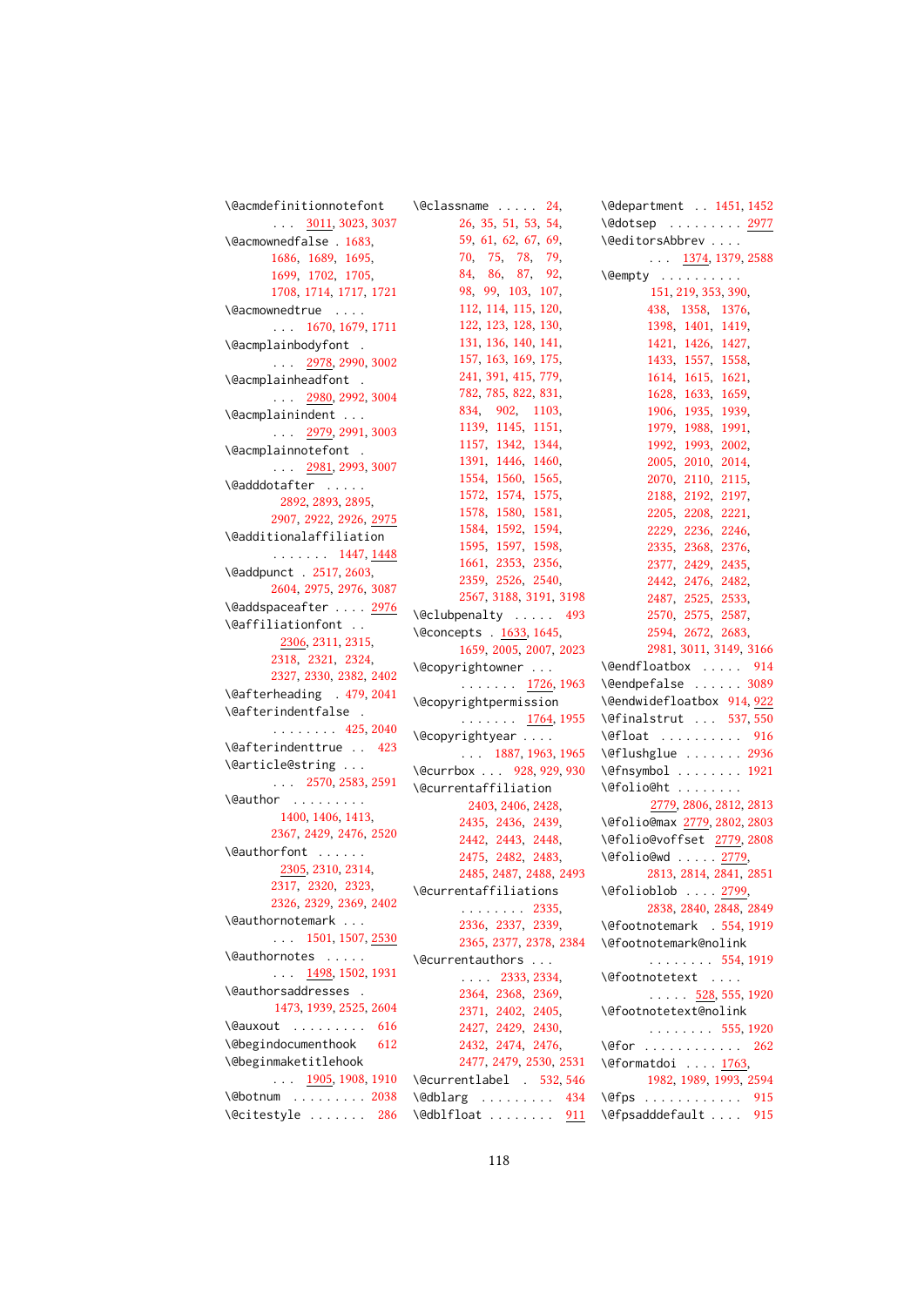\@acmdefinitionnotefont . . . 3011, 3023, 3037
\@acmownedfalse . 1683, 1686, 1689, 1695, 1699, 1702, 1705, 1708, 1714, 1717, 1721
\@acmownedtrue . . . . . . . 1670, 1679, 1711
\@acmplainbodyfont . . . . 2978, 2990, 3002
\@acmplainheadfont . . . . 2980, 2992, 3004
\@acmplainindent . . . . . . 2979, 2991, 3003
\@acmplainnotefont . . . . 2981, 2993, 3007
\@adddotafter . . . . . 2892, 2893, 2895, 2907, 2922, 2926, 2975
\@additionalaffiliation . . . . . . . 1447, 1448
\@addpunct . 2517, 2603, 2604, 2975, 2976, 3087
\@addspaceafter . . . . 2976
\@affiliationfont . . 2306, 2311, 2315, 2318, 2321, 2324, 2327, 2330, 2382, 2402
\@afterheading . 479, 2041
\@afterindentfalse . . . . . . . . . 425, 2040
\@afterindenttrue . . 423
\@article@string . . . . . . 2570, 2583, 2591
\@author . . . . . . . . . 1400, 1406, 1413, 2367, 2429, 2476, 2520
\@authorfont . . . . . . 2305, 2310, 2314, 2317, 2320, 2323, 2326, 2329, 2369, 2402
\@authornotemark . . . . . . 1501, 1507, 2530
\@authornotes . . . . . . . . 1498, 1502, 1931
\@authorsaddresses . 1473, 1939, 2525, 2604
\@auxout . . . . . . . . . 616
\@begindocumenthook 612
\@beginmaketitlehook . . . 1905, 1908, 1910
\@botnum . . . . . . . . . 2038
\@citestyle . . . . . . . 286
\@classname . . . . . 24, 26, 35, 51, 53, 54, 59, 61, 62, 67, 69, 70, 75, 78, 79, 84, 86, 87, 92, 98, 99, 103, 107, 112, 114, 115, 120, 122, 123, 128, 130, 131, 136, 140, 141, 157, 163, 169, 175, 241, 391, 415, 779, 782, 785, 822, 831, 834, 902, 1103, 1139, 1145, 1151, 1157, 1342, 1344, 1391, 1446, 1460, 1554, 1560, 1565, 1572, 1574, 1575, 1578, 1580, 1581, 1584, 1592, 1594, 1595, 1597, 1598, 1661, 2353, 2356, 2359, 2526, 2540, 2567, 3188, 3191, 3198
\@clubpenalty . . . . . 493
\@concepts . 1633, 1645, 1659, 2005, 2007, 2023
\@copyrightowner . . . . . . . . . . 1726, 1963
\@copyrightpermission . . . . . . . 1764, 1955
\@copyrightyear . . . . . . . 1887, 1963, 1965
\@currbox . . . 928, 929, 930
\@currentaffiliation 2403, 2406, 2428, 2435, 2436, 2439, 2442, 2443, 2448, 2475, 2482, 2483, 2485, 2487, 2488, 2493
\@currentaffiliations . . . . . . . . 2335, 2336, 2337, 2339, 2365, 2377, 2378, 2384
\@currentauthors . . . . . . . 2333, 2334, 2364, 2368, 2369, 2371, 2402, 2405, 2427, 2429, 2430, 2432, 2474, 2476, 2477, 2479, 2530, 2531
\@currentlabel . 532, 546
\@dblarg . . . . . . . . . 434
\@dblfloat . . . . . . . . 911
\@department . . 1451, 1452
\@dotsep . . . . . . . . . 2977
\@editorsAbbrev . . . . . . . 1374, 1379, 2588
\@empty . . . . . . . . . . 151, 219, 353, 390, 438, 1358, 1376, 1398, 1401, 1419, 1421, 1426, 1427, 1433, 1557, 1558, 1614, 1615, 1621, 1628, 1633, 1659, 1906, 1935, 1939, 1979, 1988, 1991, 1992, 1993, 2002, 2005, 2010, 2014, 2070, 2110, 2115, 2188, 2192, 2197, 2205, 2208, 2221, 2229, 2236, 2246, 2335, 2368, 2376, 2377, 2429, 2435, 2442, 2476, 2482, 2487, 2525, 2533, 2570, 2575, 2587, 2594, 2672, 2683, 2981, 3011, 3149, 3166
\@endfloatbox . . . . . 914
\@endpefalse . . . . . . 3089
\@endwidefloatbox 914, 922
\@finalstrut . . . 537, 550
\@float . . . . . . . . . . 916
\@flushglue . . . . . . . 2936
\@fnsymbol . . . . . . . . 1921
\@folio@ht . . . . . . . . 2779, 2806, 2812, 2813
\@folio@max 2779, 2802, 2803
\@folio@voffset 2779, 2808
\@folio@wd . . . . . 2779, 2813, 2814, 2841, 2851
\@folioblob . . . . 2799, 2838, 2840, 2848, 2849
\@footnotemark . 554, 1919
\@footnotemark@nolink . . . . . . . . 554, 1919
\@footnotetext . . . . . . . . . 528, 555, 1920
\@footnotetext@nolink . . . . . . . . 555, 1920
\@for . . . . . . . . . . . . 262
\@formatdoi . . . . 1763, 1982, 1989, 1993, 2594
\@fps . . . . . . . . . . . . 915
\@fpsadddefault . . . . 915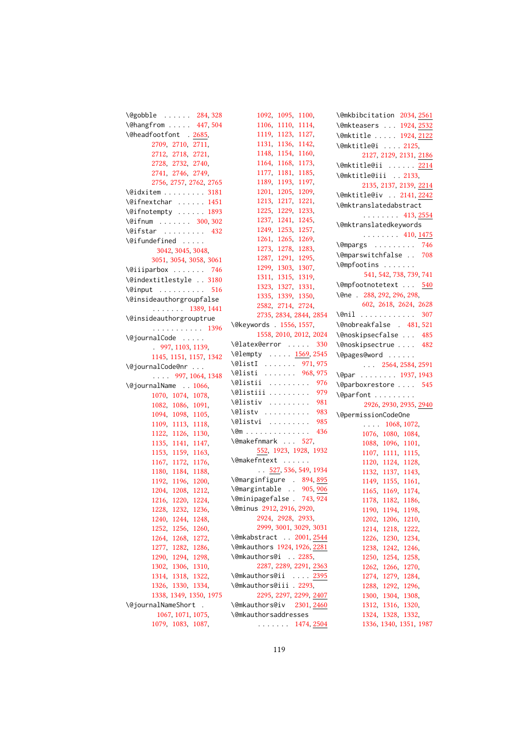\@gobble . . . . . . 284, 328
\@hangfrom . . . . . 447, 504
\@headfootfont . 2685, 2709, 2710, 2711, 2712, 2718, 2721, 2728, 2732, 2740, 2741, 2746, 2749, 2756, 2757, 2762, 2765
\@idxitem . . . . . . . . . 3181
\@ifnextchar . . . . . . 1451
\@ifnotempty . . . . . . 1893
\@ifnum . . . . . . . 300, 302
\@ifstar . . . . . . . . . 432
\@ifundefined . . . . . 3042, 3045, 3048, 3051, 3054, 3058, 3061
\@iiiparbox . . . . . . . 746
\@indextitlestyle . . 3180
\@input . . . . . . . . . . 516
\@insideauthorgroupfalse . . . . . . . 1389, 1441
\@insideauthorgrouptrue . . . . . . . . . . . 1396
\@journalCode . . . . . . 997, 1103, 1139, 1145, 1151, 1157, 1342
\@journalCode@nr . . . . . . . 997, 1064, 1348
\@journalName . . 1066, 1070, 1074, 1078, 1082, 1086, 1091, 1094, 1098, 1105, 1109, 1113, 1118, 1122, 1126, 1130, 1135, 1141, 1147, 1153, 1159, 1163, 1167, 1172, 1176, 1180, 1184, 1188, 1192, 1196, 1200, 1204, 1208, 1212, 1216, 1220, 1224, 1228, 1232, 1236, 1240, 1244, 1248, 1252, 1256, 1260, 1264, 1268, 1272, 1277, 1282, 1286, 1290, 1294, 1298, 1302, 1306, 1310, 1314, 1318, 1322, 1326, 1330, 1334, 1338, 1349, 1350, 1975
\@journalNameShort . 1067, 1071, 1075, 1079, 1083, 1087, 1092, 1095, 1100, 1106, 1110, 1114, 1119, 1123, 1127, 1131, 1136, 1142, 1148, 1154, 1160, 1164, 1168, 1173, 1177, 1181, 1185, 1189, 1193, 1197, 1201, 1205, 1209, 1213, 1217, 1221, 1225, 1229, 1233, 1237, 1241, 1245, 1249, 1253, 1257, 1261, 1265, 1269, 1273, 1278, 1283, 1287, 1291, 1295, 1299, 1303, 1307, 1311, 1315, 1319, 1323, 1327, 1331, 1335, 1339, 1350, 2582, 2714, 2724, 2735, 2834, 2844, 2854
\@keywords . 1556, 1557, 1558, 2010, 2012, 2024
\@latex@error . . . . . 330
\@lempty . . . . . 1569, 2545
\@listI . . . . . . . 971, 975
\@listi . . . . . . . 968, 975
\@listii . . . . . . . . . 976
\@listiii . . . . . . . . . 979
\@listiv . . . . . . . . . 981
\@listv . . . . . . . . . . 983
\@listvi . . . . . . . . . 985
\@m . . . . . . . . . . . . . . 436
\@makefnmark . . . 527, 552, 1923, 1928, 1932
\@makefntext . . . . . . . 527, 536, 549, 1934
\@marginfigure . 894, 895
\@margintable . . 905, 906
\@minipagefalse . 743, 924
\@minus 2912, 2916, 2920, 2924, 2928, 2933, 2999, 3001, 3029, 3031
\@mkabstract . . 2001, 2544
\@mkauthors 1924, 1926, 2281
\@mkauthors@i . . 2285, 2287, 2289, 2291, 2363
\@mkauthors@ii . . . . 2395
\@mkauthors@iii . 2293, 2295, 2297, 2299, 2407
\@mkauthors@iv 2301, 2460
\@mkauthorsaddresses . . . . . . . 1474, 2504
\@mkbibcitation 2034, 2561
\@mkteasers . . . 1924, 2532
\@mktitle . . . . . 1924, 2122
\@mktitle@i . . . . 2125, 2127, 2129, 2131, 2186
\@mktitle@ii . . . . . . 2214
\@mktitle@iii . . 2133, 2135, 2137, 2139, 2214
\@mktitle@iv . . 2141, 2242
\@mktranslatedabstract . . . . . . . . 413, 2554
\@mktranslatedkeywords . . . . . . . . 410, 1475
\@mpargs . . . . . . . . . 746
\@mparswitchfalse . . 708
\@mpfootins . . . . . . . 541, 542, 738, 739, 741
\@mpfootnotetext . . . 540
\@ne . 288, 292, 296, 298, 602, 2618, 2624, 2628
\@nil . . . . . . . . . . . . 307
\@nobreakfalse . 481, 521
\@noskipsecfalse . . . 485
\@noskipsectrue . . . . 482
\@pages@word . . . . . . . . . 2564, 2584, 2591
\@par . . . . . . . . 1937, 1943
\@parboxrestore . . . . 545
\@parfont . . . . . . . . . 2926, 2930, 2935, 2940
\@permissionCodeOne . . . . 1068, 1072, 1076, 1080, 1084, 1088, 1096, 1101, 1107, 1111, 1115, 1120, 1124, 1128, 1132, 1137, 1143, 1149, 1155, 1161, 1165, 1169, 1174, 1178, 1182, 1186, 1190, 1194, 1198, 1202, 1206, 1210, 1214, 1218, 1222, 1226, 1230, 1234, 1238, 1242, 1246, 1250, 1254, 1258, 1262, 1266, 1270, 1274, 1279, 1284, 1288, 1292, 1296, 1300, 1304, 1308, 1312, 1316, 1320, 1324, 1328, 1332, 1336, 1340, 1351, 1987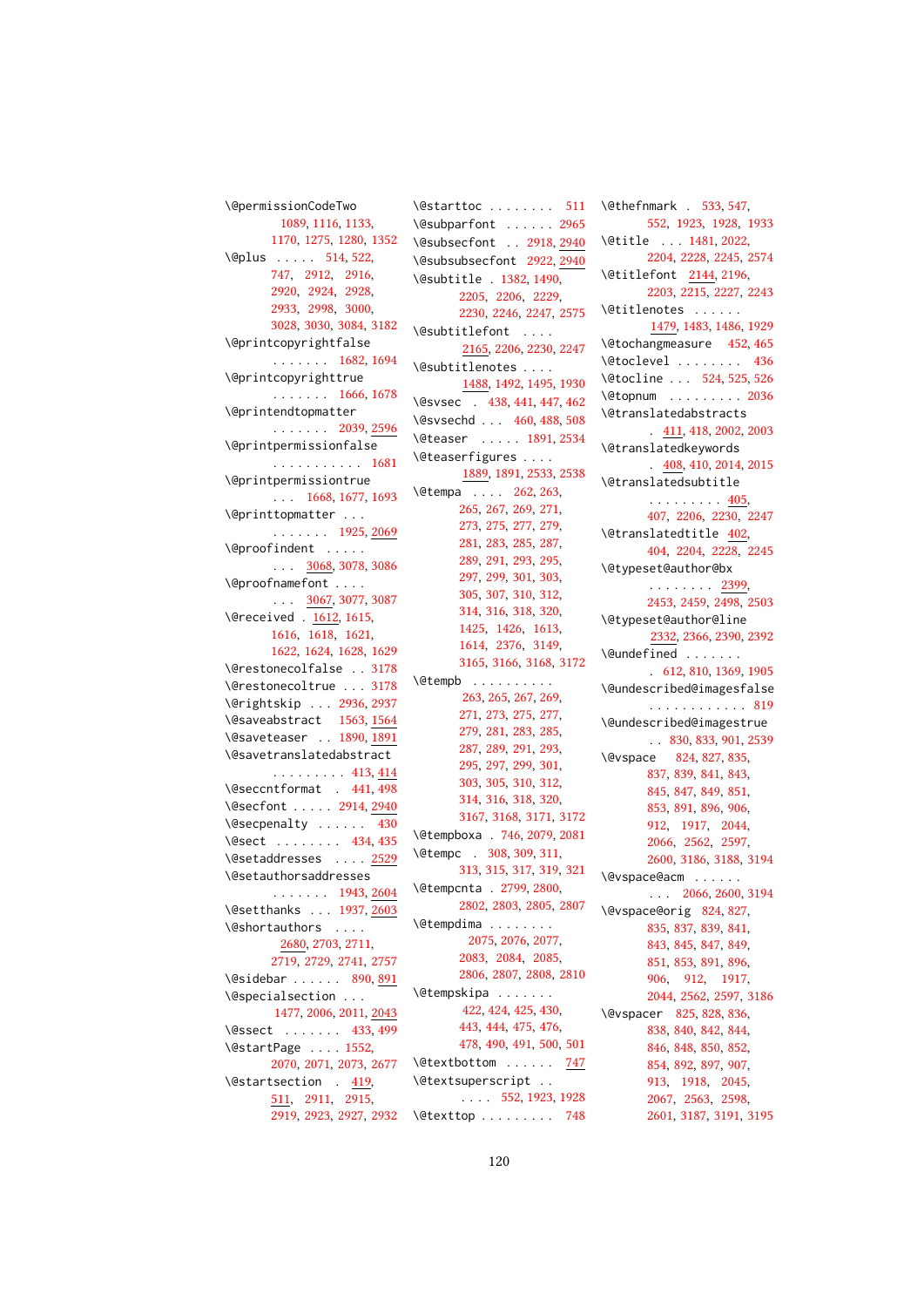\@permissionCodeTwo 1089, 1116, 1133, 1170, 1275, 1280, 1352
\@plus 514, 522, 747, 2912, 2916, 2920, 2924, 2928, 2933, 2998, 3000, 3028, 3030, 3084, 3182
\@printcopyrightfalse 1682, 1694
\@printcopyrighttrue 1666, 1678
\@printendtopmatter 2039, 2596
\@printpermissionfalse 1681
\@printpermissiontrue 1668, 1677, 1693
\@printtopmatter 1925, 2069
\@proofindent 3068, 3078, 3086
\@proofnamefont 3067, 3077, 3087
\@received 1612, 1615, 1616, 1618, 1621, 1622, 1624, 1628, 1629
\@restonecolfalse 3178
\@restonecoltrue 3178
\@rightskip 2936, 2937
\@saveabstract 1563, 1564
\@saveteaser 1890, 1891
\@savetranslatedabstract 413, 414
\@seccntformat 441, 498
\@secfont 2914, 2940
\@secpenalty 430
\@sect 434, 435
\@setaddresses 2529
\@setauthorsaddresses 1943, 2604
\@setthanks 1937, 2603
\@shortauthors 2680, 2703, 2711, 2719, 2729, 2741, 2757
\@sidebar 890, 891
\@specialsection 1477, 2006, 2011, 2043
\@ssect 433, 499
\@startPage 1552, 2070, 2071, 2073, 2677
\@startsection 419, 511, 2911, 2915, 2919, 2923, 2927, 2932
\@starttoc 511
\@subparfont 2965
\@subsecfont 2918, 2940
\@subsubsecfont 2922, 2940
\@subtitle 1382, 1490, 2205, 2206, 2229, 2230, 2246, 2247, 2575
\@subtitlefont 2165, 2206, 2230, 2247
\@subtitlenotes 1488, 1492, 1495, 1930
\@svsec 438, 441, 447, 462
\@svsechd 460, 488, 508
\@teaser 1891, 2534
\@teaserfigures 1889, 1891, 2533, 2538
\@tempa 262, 263, 265, 267, 269, 271, 273, 275, 277, 279, 281, 283, 285, 287, 289, 291, 293, 295, 297, 299, 301, 303, 305, 307, 310, 312, 314, 316, 318, 320, 1425, 1426, 1613, 1614, 2376, 3149, 3165, 3166, 3168, 3172
\@tempb 263, 265, 267, 269, 271, 273, 275, 277, 279, 281, 283, 285, 287, 289, 291, 293, 295, 297, 299, 301, 303, 305, 310, 312, 314, 316, 318, 320, 3167, 3168, 3171, 3172
\@tempboxa 746, 2079, 2081
\@tempc 308, 309, 311, 313, 315, 317, 319, 321
\@tempcnta 2799, 2800, 2802, 2803, 2805, 2807
\@tempdima 2075, 2076, 2077, 2083, 2084, 2085, 2806, 2807, 2808, 2810
\@tempskipa 422, 424, 425, 430, 443, 444, 475, 476, 478, 490, 491, 500, 501
\@textbottom 747
\@textsuperscript 552, 1923, 1928
\@texttop 748
\@thefnmark 533, 547, 552, 1923, 1928, 1933
\@title 1481, 2022, 2204, 2228, 2245, 2574
\@titlefont 2144, 2196, 2203, 2215, 2227, 2243
\@titlenotes 1479, 1483, 1486, 1929
\@tochangmeasure 452, 465
\@toclevel 436
\@tocline 524, 525, 526
\@topnum 2036
\@translatedabstracts 411, 418, 2002, 2003
\@translatedkeywords 408, 410, 2014, 2015
\@translatedsubtitle 405, 407, 2206, 2230, 2247
\@translatedtitle 402, 404, 2204, 2228, 2245
\@typeset@author@bx 2399, 2453, 2459, 2498, 2503
\@typeset@author@line 2332, 2366, 2390, 2392
\@undefined 612, 810, 1369, 1905
\@undescribed@imagesfalse 819
\@undescribed@imagestrue 830, 833, 901, 2539
\@vspace 824, 827, 835, 837, 839, 841, 843, 845, 847, 849, 851, 853, 891, 896, 906, 912, 1917, 2044, 2066, 2562, 2597, 2600, 3186, 3188, 3194
\@vspace@acm 2066, 2600, 3194
\@vspace@orig 824, 827, 835, 837, 839, 841, 843, 845, 847, 849, 851, 853, 891, 896, 906, 912, 1917, 2044, 2562, 2597, 3186
\@vspacer 825, 828, 836, 838, 840, 842, 844, 846, 848, 850, 852, 854, 892, 897, 907, 913, 1918, 2045, 2067, 2563, 2598, 2601, 3187, 3191, 3195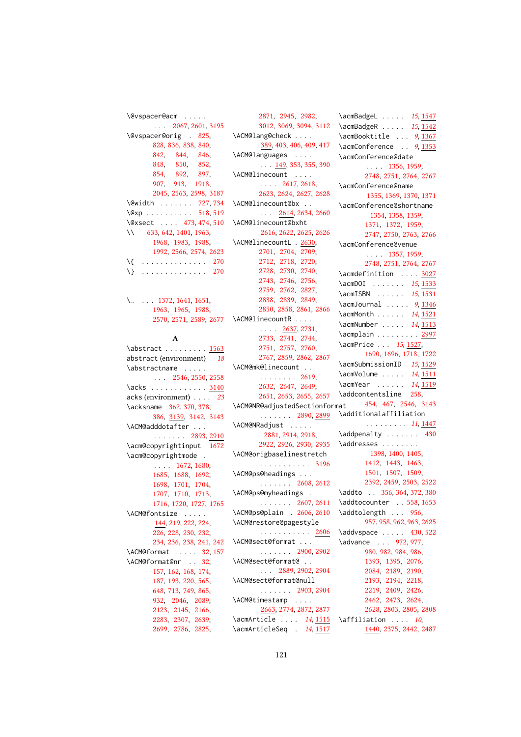\@vspacer@acm . . . . . . . . 2067, 2601, 3195
\@vspacer@orig . 825, 828, 836, 838, 840, 842, 844, 846, 848, 850, 852, 854, 892, 897, 907, 913, 1918, 2045, 2563, 2598, 3187
\@width . . . . . . . 727, 734
\@xp . . . . . . . . . . 518, 519
\@xsect . . . . 473, 474, 510
\\ 633, 642, 1401, 1963, 1968, 1983, 1988, 1992, 2566, 2574, 2623
\{ . . . . . . . . . . . . . . 270
\} . . . . . . . . . . . . . . 270

\␣ . . . 1372, 1641, 1651, 1963, 1965, 1988, 2570, 2571, 2589, 2677

**A**

\abstract . . . . . . . . . 1563
abstract (environment) *18*
\abstractname . . . . . . . . 2546, 2550, 2558
\acks . . . . . . . . . . . . 3140
acks (environment) . . . . *23*
\acksname 362, 370, 378, 386, 3139, 3142, 3143
\ACM@adddotafter . . . . . . . . . . 2893, 2910
\acm@copyrightinput 1672
\acm@copyrightmode . . . . . 1672, 1680, 1685, 1688, 1692, 1698, 1701, 1704, 1707, 1710, 1713, 1716, 1720, 1727, 1765
\ACM@fontsize . . . . . 144, 219, 222, 224, 226, 228, 230, 232, 234, 236, 238, 241, 242
\ACM@format . . . . . 32, 157
\ACM@format@nr . . 32, 157, 162, 168, 174, 187, 193, 220, 565, 648, 713, 749, 865, 932, 2046, 2089, 2123, 2145, 2166, 2283, 2307, 2639, 2699, 2786, 2825, 2871, 2945, 2982, 3012, 3069, 3094, 3112
\ACM@lang@check . . . . 389, 403, 406, 409, 417
\ACM@languages . . . . . . . 149, 353, 355, 390
\ACM@linecount . . . . . . . . 2617, 2618, 2623, 2624, 2627, 2628
\ACM@linecount@bx . . . . . 2614, 2634, 2660
\ACM@linecount@bxht 2616, 2622, 2625, 2626
\ACM@linecountL . 2630, 2701, 2704, 2709, 2712, 2718, 2720, 2728, 2730, 2740, 2743, 2746, 2756, 2759, 2762, 2827, 2838, 2839, 2849, 2850, 2858, 2861, 2866
\ACM@linecountR . . . . . . . . 2637, 2731, 2733, 2741, 2744, 2751, 2757, 2760, 2767, 2859, 2862, 2867
\ACM@mk@linecount . . . . . . . . . . 2619, 2632, 2647, 2649, 2651, 2653, 2655, 2657
\ACM@NR@adjustedSectionformat . . . . . . . 2890, 2899
\ACM@NRadjust . . . . . 2881, 2914, 2918, 2922, 2926, 2930, 2935
\ACM@origbaselinestretch . . . . . . . . . . . 3196
\ACM@ps@headings . . . . . . . . . . 2608, 2612
\ACM@ps@myheadings . . . . . . . . 2607, 2611
\ACM@ps@plain . 2606, 2610
\ACM@restore@pagestyle . . . . . . . . . . . 2606
\ACM@sect@format . . . . . . . . . . 2900, 2902
\ACM@sect@format@ . . . . . 2889, 2902, 2904
\ACM@sect@format@null . . . . . . . 2903, 2904
\ACM@timestamp . . . . 2663, 2774, 2872, 2877
\acmArticle . . . . *14*, 1515
\acmArticleSeq . *14*, 1517
\acmBadgeL . . . . . *15*, 1547
\acmBadgeR . . . . . *15*, 1542
\acmBooktitle . . . *9*, 1367
\acmConference . . *9*, 1353
\acmConference@date . . . . 1356, 1959, 2748, 2751, 2764, 2767
\acmConference@name 1355, 1369, 1370, 1371
\acmConference@shortname 1354, 1358, 1359, 1371, 1372, 1959, 2747, 2750, 2763, 2766
\acmConference@venue . . . . 1357, 1959, 2748, 2751, 2764, 2767
\acmdefinition . . . . 3027
\acmDOI . . . . . . . *15*, 1533
\acmISBN . . . . . . *15*, 1531
\acmJournal . . . . . *9*, 1346
\acmMonth . . . . . . *14*, 1521
\acmNumber . . . . . *14*, 1513
\acmplain . . . . . . . . . 2997
\acmPrice . . . *15*, 1527, 1690, 1696, 1718, 1722
\acmSubmissionID *15*, 1529
\acmVolume . . . . . *14*, 1511
\acmYear . . . . . . *14*, 1519
\addcontentsline 258, 454, 467, 2546, 3143
\additionalaffiliation . . . . . . . . . *11*, 1447
\addpenalty . . . . . . . 430
\addresses . . . . . . . . 1398, 1400, 1405, 1412, 1443, 1463, 1501, 1507, 1509, 2392, 2459, 2503, 2522
\addto . . 356, 364, 372, 380
\addtocounter . . 558, 1653
\addtolength . . . 956, 957, 958, 962, 963, 2625
\addvspace . . . . . 430, 522
\advance . . . 972, 977, 980, 982, 984, 986, 1393, 1395, 2076, 2084, 2189, 2190, 2193, 2194, 2218, 2219, 2409, 2426, 2462, 2473, 2624, 2628, 2803, 2805, 2808
\affiliation . . . . *10*, 1440, 2375, 2442, 2487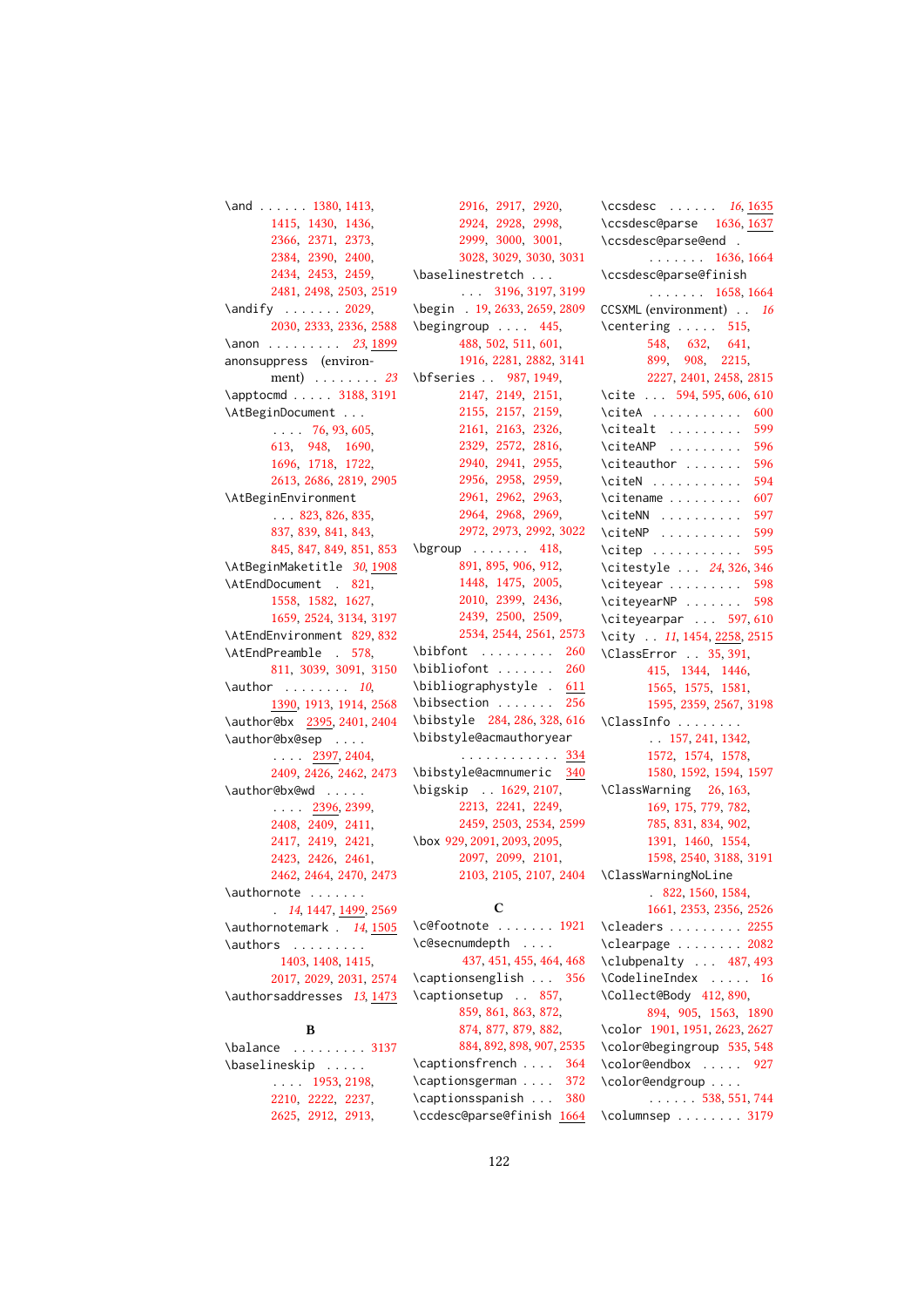\and . . . . . . 1380, 1413, 1415, 1430, 1436, 2366, 2371, 2373, 2384, 2390, 2400, 2434, 2453, 2459, 2481, 2498, 2503, 2519
\andify . . . . . . . 2029, 2030, 2333, 2336, 2588
\anon . . . . . . . . . *23*, 1899
anonsuppress (environment) . . . . . . . . *23*
\apptocmd . . . . . 3188, 3191
\AtBeginDocument . . . . . . . 76, 93, 605, 613, 948, 1690, 1696, 1718, 1722, 2613, 2686, 2819, 2905
\AtBeginEnvironment . . . 823, 826, 835, 837, 839, 841, 843, 845, 847, 849, 851, 853
\AtBeginMaketitle *30*, 1908
\AtEndDocument . 821, 1558, 1582, 1627, 1659, 2524, 3134, 3197
\AtEndEnvironment 829, 832
\AtEndPreamble . 578, 811, 3039, 3091, 3150
\author . . . . . . . . *10*, 1390, 1913, 1914, 2568
\author@bx 2395, 2401, 2404
\author@bx@sep . . . . . . . . 2397, 2404, 2409, 2426, 2462, 2473
\author@bx@wd . . . . . . . . . 2396, 2399, 2408, 2409, 2411, 2417, 2419, 2421, 2423, 2426, 2461, 2462, 2464, 2470, 2473
\authornote . . . . . . . *14*, 1447, 1499, 2569
\authornotemark . *14*, 1505
\authors . . . . . . . . . 1403, 1408, 1415, 2017, 2029, 2031, 2574
\authorsaddresses *13*, 1473

**B**

\balance . . . . . . . . . 3137
\baselineskip . . . . . . . . . 1953, 2198, 2210, 2222, 2237, 2625, 2912, 2913, 2916, 2917, 2920, 2924, 2928, 2998, 2999, 3000, 3001, 3028, 3029, 3030, 3031
\baselinestretch . . . . . . 3196, 3197, 3199
\begin . 19, 2633, 2659, 2809
\begingroup . . . . 445, 488, 502, 511, 601, 1916, 2281, 2882, 3141
\bfseries . . 987, 1949, 2147, 2149, 2151, 2155, 2157, 2159, 2161, 2163, 2326, 2329, 2572, 2816, 2940, 2941, 2955, 2956, 2958, 2959, 2961, 2962, 2963, 2964, 2968, 2969, 2972, 2973, 2992, 3022
\bgroup . . . . . . . 418, 891, 895, 906, 912, 1448, 1475, 2005, 2010, 2399, 2436, 2439, 2500, 2509, 2534, 2544, 2561, 2573
\bibfont . . . . . . . . . 260
\bibliofont . . . . . . . 260
\bibliographystyle . 611
\bibsection . . . . . . . 256
\bibstyle 284, 286, 328, 616
\bibstyle@acmauthoryear . . . . . . . . . . . . 334
\bibstyle@acmnumeric 340
\bigskip . . 1629, 2107, 2213, 2241, 2249, 2459, 2503, 2534, 2599
\box 929, 2091, 2093, 2095, 2097, 2099, 2101, 2103, 2105, 2107, 2404

**C**

\c@footnote . . . . . . . 1921
\c@secnumdepth . . . . 437, 451, 455, 464, 468
\captionsenglish . . . 356
\captionsetup . . 857, 859, 861, 863, 872, 874, 877, 879, 882, 884, 892, 898, 907, 2535
\captionsfrench . . . . 364
\captionsgerman . . . . 372
\captionsspanish . . . 380
\ccdesc@parse@finish 1664
\ccsdesc . . . . . . *16*, 1635
\ccsdesc@parse 1636, 1637
\ccsdesc@parse@end . . . . . . . . 1636, 1664
\ccsdesc@parse@finish . . . . . . . 1658, 1664
CCSXML (environment) . . *16*
\centering . . . . . 515, 548, 632, 641, 899, 908, 2215, 2227, 2401, 2458, 2815
\cite . . . 594, 595, 606, 610
\citeA . . . . . . . . . . . 600
\citealt . . . . . . . . . 599
\citeANP . . . . . . . . . 596
\citeauthor . . . . . . . 596
\citeN . . . . . . . . . . . 594
\citename . . . . . . . . . 607
\citeNN . . . . . . . . . . 597
\citeNP . . . . . . . . . . 599
\citep . . . . . . . . . . . 595
\citestyle . . . *24*, 326, 346
\citeyear . . . . . . . . . 598
\citeyearNP . . . . . . . 598
\citeyearpar . . . 597, 610
\city . . *11*, 1454, 2258, 2515
\ClassError . . 35, 391, 415, 1344, 1446, 1565, 1575, 1581, 1595, 2359, 2567, 3198
\ClassInfo . . . . . . . . . . 157, 241, 1342, 1572, 1574, 1578, 1580, 1592, 1594, 1597
\ClassWarning 26, 163, 169, 175, 779, 782, 785, 831, 834, 902, 1391, 1460, 1554, 1598, 2540, 3188, 3191
\ClassWarningNoLine . 822, 1560, 1584, 1661, 2353, 2356, 2526
\cleaders . . . . . . . . . 2255
\clearpage . . . . . . . . 2082
\clubpenalty . . . 487, 493
\CodelineIndex . . . . . *16*
\Collect@Body 412, 890, 894, 905, 1563, 1890
\color 1901, 1951, 2623, 2627
\color@begingroup 535, 548
\color@endbox . . . . . 927
\color@endgroup . . . . . . . . . . 538, 551, 744
\columnsep . . . . . . . . 3179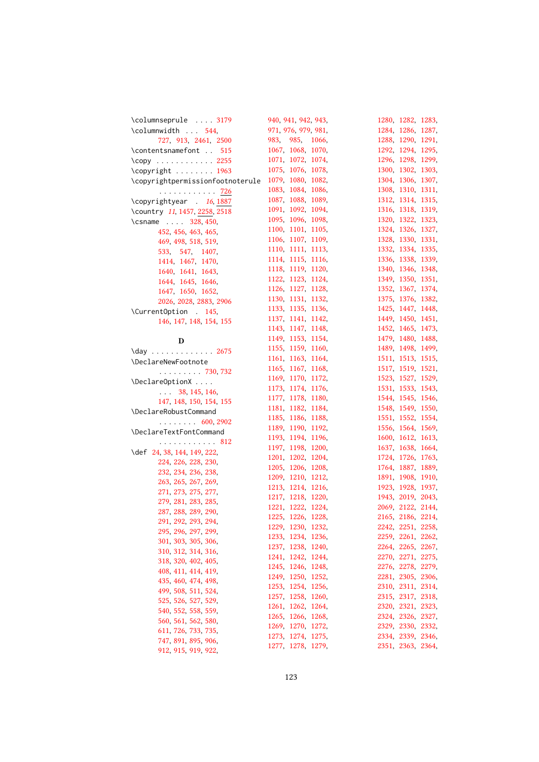\columnseprule . . . . 3179
\columnwidth . . . 544, 727, 913, 2461, 2500
\contentsnamefont . . 515
\copy . . . . . . . . . . . . 2255
\copyright . . . . . . . . 1963
\copyrightpermissionfootnoterule . . . . . . . . . . . . 726
\copyrightyear . *16*, 1887
\country *11*, 1457, 2258, 2518
\csname . . . . 328, 450, 452, 456, 463, 465, 469, 498, 518, 519, 533, 547, 1407, 1414, 1467, 1470, 1640, 1641, 1643, 1644, 1645, 1646, 1647, 1650, 1652, 2026, 2028, 2883, 2906
\CurrentOption . 145, 146, 147, 148, 154, 155

**D**

\day . . . . . . . . . . . . . 2675
\DeclareNewFootnote . . . . . . . . . 730, 732
\DeclareOptionX . . . . . . . 38, 145, 146, 147, 148, 150, 154, 155
\DeclareRobustCommand . . . . . . . . 600, 2902
\DeclareTextFontCommand . . . . . . . . . . . . 812
\def 24, 38, 144, 149, 222, 224, 226, 228, 230, 232, 234, 236, 238, 263, 265, 267, 269, 271, 273, 275, 277, 279, 281, 283, 285, 287, 288, 289, 290, 291, 292, 293, 294, 295, 296, 297, 299, 301, 303, 305, 306, 310, 312, 314, 316, 318, 320, 402, 405, 408, 411, 414, 419, 435, 460, 474, 498, 499, 508, 511, 524, 525, 526, 527, 529, 540, 552, 558, 559, 560, 561, 562, 580, 611, 726, 733, 735, 747, 891, 895, 906, 912, 915, 919, 922, 940, 941, 942, 943, 971, 976, 979, 981, 983, 985, 1066, 1067, 1068, 1070, 1071, 1072, 1074, 1075, 1076, 1078, 1079, 1080, 1082, 1083, 1084, 1086, 1087, 1088, 1089, 1091, 1092, 1094, 1095, 1096, 1098, 1100, 1101, 1105, 1106, 1107, 1109, 1110, 1111, 1113, 1114, 1115, 1116, 1118, 1119, 1120, 1122, 1123, 1124, 1126, 1127, 1128, 1130, 1131, 1132, 1133, 1135, 1136, 1137, 1141, 1142, 1143, 1147, 1148, 1149, 1153, 1154, 1155, 1159, 1160, 1161, 1163, 1164, 1165, 1167, 1168, 1169, 1170, 1172, 1173, 1174, 1176, 1177, 1178, 1180, 1181, 1182, 1184, 1185, 1186, 1188, 1189, 1190, 1192, 1193, 1194, 1196, 1197, 1198, 1200, 1201, 1202, 1204, 1205, 1206, 1208, 1209, 1210, 1212, 1213, 1214, 1216, 1217, 1218, 1220, 1221, 1222, 1224, 1225, 1226, 1228, 1229, 1230, 1232, 1233, 1234, 1236, 1237, 1238, 1240, 1241, 1242, 1244, 1245, 1246, 1248, 1249, 1250, 1252, 1253, 1254, 1256, 1257, 1258, 1260, 1261, 1262, 1264, 1265, 1266, 1268, 1269, 1270, 1272, 1273, 1274, 1275, 1277, 1278, 1279, 1280, 1282, 1283, 1284, 1286, 1287, 1288, 1290, 1291, 1292, 1294, 1295, 1296, 1298, 1299, 1300, 1302, 1303, 1304, 1306, 1307, 1308, 1310, 1311, 1312, 1314, 1315, 1316, 1318, 1319, 1320, 1322, 1323, 1324, 1326, 1327, 1328, 1330, 1331, 1332, 1334, 1335, 1336, 1338, 1339, 1340, 1346, 1348, 1349, 1350, 1351, 1352, 1367, 1374, 1375, 1376, 1382, 1425, 1447, 1448, 1449, 1450, 1451, 1452, 1465, 1473, 1479, 1480, 1488, 1489, 1498, 1499, 1511, 1513, 1515, 1517, 1519, 1521, 1523, 1527, 1529, 1531, 1533, 1543, 1544, 1545, 1546, 1548, 1549, 1550, 1551, 1552, 1554, 1556, 1564, 1569, 1600, 1612, 1613, 1637, 1638, 1664, 1724, 1726, 1763, 1764, 1887, 1889, 1891, 1908, 1910, 1923, 1928, 1937, 1943, 2019, 2043, 2069, 2122, 2144, 2165, 2186, 2214, 2242, 2251, 2258, 2259, 2261, 2262, 2264, 2265, 2267, 2270, 2271, 2275, 2276, 2278, 2279, 2281, 2305, 2306, 2310, 2311, 2314, 2315, 2317, 2318, 2320, 2321, 2323, 2324, 2326, 2327, 2329, 2330, 2332, 2334, 2339, 2346, 2351, 2363, 2364,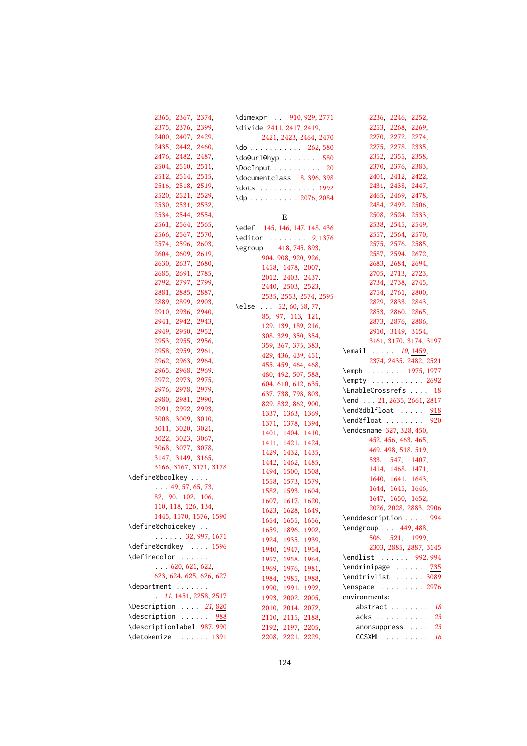2365, 2367, 2374, 2375, 2376, 2399, 2400, 2407, 2429, 2435, 2442, 2460, 2476, 2482, 2487, 2504, 2510, 2511, 2512, 2514, 2515, 2516, 2518, 2519, 2520, 2521, 2529, 2530, 2531, 2532, 2534, 2544, 2554, 2561, 2564, 2565, 2566, 2567, 2570, 2574, 2596, 2603, 2604, 2609, 2619, 2630, 2637, 2680, 2685, 2691, 2785, 2792, 2797, 2799, 2881, 2885, 2887, 2889, 2899, 2903, 2910, 2936, 2940, 2941, 2942, 2943, 2949, 2950, 2952, 2953, 2955, 2956, 2958, 2959, 2961, 2962, 2963, 2964, 2965, 2968, 2969, 2972, 2973, 2975, 2976, 2978, 2979, 2980, 2981, 2990, 2991, 2992, 2993, 3008, 3009, 3010, 3011, 3020, 3021, 3022, 3023, 3067, 3068, 3077, 3078, 3147, 3149, 3165, 3166, 3167, 3171, 3178

\define@boolkey . . . . . . . 49, 57, 65, 73, 82, 90, 102, 106, 110, 118, 126, 134, 1445, 1570, 1576, 1590

\define@choicekey . . . . . . . . 32, 997, 1671

\define@cmdkey . . . . 1596

\definecolor . . . . . . . . . 620, 621, 622, 623, 624, 625, 626, 627

\department . . . . . . . . *11*, 1451, 2258, 2517

\Description . . . . *21*, 820

\description . . . . . . 988

\descriptionlabel 987, 990

\detokenize . . . . . . . 1391

\dimexpr . . 910, 929, 2771

\divide 2411, 2417, 2419, 2421, 2423, 2464, 2470

\do . . . . . . . . . . . 262, 580

\do@url@hyp . . . . . . . 580

\DocInput . . . . . . . . . . 20

\documentclass 8, 396, 398

\dots . . . . . . . . . . . . 1992

\dp . . . . . . . . . . 2076, 2084

**E**

\edef 145, 146, 147, 148, 436

\editor . . . . . . . . *9*, 1376

\egroup . 418, 745, 893, 904, 908, 920, 926, 1458, 1478, 2007, 2012, 2403, 2437, 2440, 2503, 2523, 2535, 2553, 2574, 2595

\else . . . 52, 60, 68, 77, 85, 97, 113, 121, 129, 139, 189, 216, 308, 329, 350, 354, 359, 367, 375, 383, 429, 436, 439, 451, 455, 459, 464, 468, 480, 492, 507, 588, 604, 610, 612, 635, 637, 738, 798, 803, 829, 832, 862, 900, 1337, 1363, 1369, 1371, 1378, 1394, 1401, 1404, 1410, 1411, 1421, 1424, 1429, 1432, 1435, 1442, 1462, 1485, 1494, 1500, 1508, 1558, 1573, 1579, 1582, 1593, 1604, 1607, 1617, 1620, 1623, 1628, 1649, 1654, 1655, 1656, 1659, 1896, 1902, 1924, 1935, 1939, 1940, 1947, 1954, 1957, 1958, 1964, 1969, 1976, 1981, 1984, 1985, 1988, 1990, 1991, 1992, 1993, 2002, 2005, 2010, 2014, 2072, 2110, 2115, 2188, 2192, 2197, 2205, 2208, 2221, 2229, 2236, 2246, 2252, 2253, 2268, 2269, 2270, 2272, 2274, 2275, 2278, 2335, 2352, 2355, 2358, 2370, 2376, 2383, 2401, 2412, 2422, 2431, 2438, 2447, 2465, 2469, 2478, 2484, 2492, 2506, 2508, 2524, 2533, 2538, 2545, 2549, 2557, 2564, 2570, 2575, 2576, 2585, 2587, 2594, 2672, 2683, 2684, 2694, 2705, 2713, 2723, 2734, 2738, 2745, 2754, 2761, 2800, 2829, 2833, 2843, 2853, 2860, 2865, 2873, 2876, 2886, 2910, 3149, 3154, 3161, 3170, 3174, 3197

\email . . . . . *10*, 1459, 2374, 2435, 2482, 2521

\emph . . . . . . . . 1975, 1977

\empty . . . . . . . . . . . 2692

\EnableCrossrefs . . . . 18

\end . . . 21, 2635, 2661, 2817

\end@dblfloat . . . . . 918

\end@float . . . . . . . . 920

\endcsname 327, 328, 450, 452, 456, 463, 465, 469, 498, 518, 519, 533, 547, 1407, 1414, 1468, 1471, 1640, 1641, 1643, 1644, 1645, 1646, 1647, 1650, 1652, 2026, 2028, 2883, 2906

\enddescription . . . . 994

\endgroup . . . 449, 488, 506, 521, 1999, 2303, 2885, 2887, 3145

\endlist . . . . . . 992, 994

\endminipage . . . . . . 735

\endtrivlist . . . . . . 3089

\enspace . . . . . . . . . 2976

environments:

abstract . . . . . . . . *18*

acks . . . . . . . . . . . *23*

anonsuppress . . . . *23*

CCSXML . . . . . . . . . *16*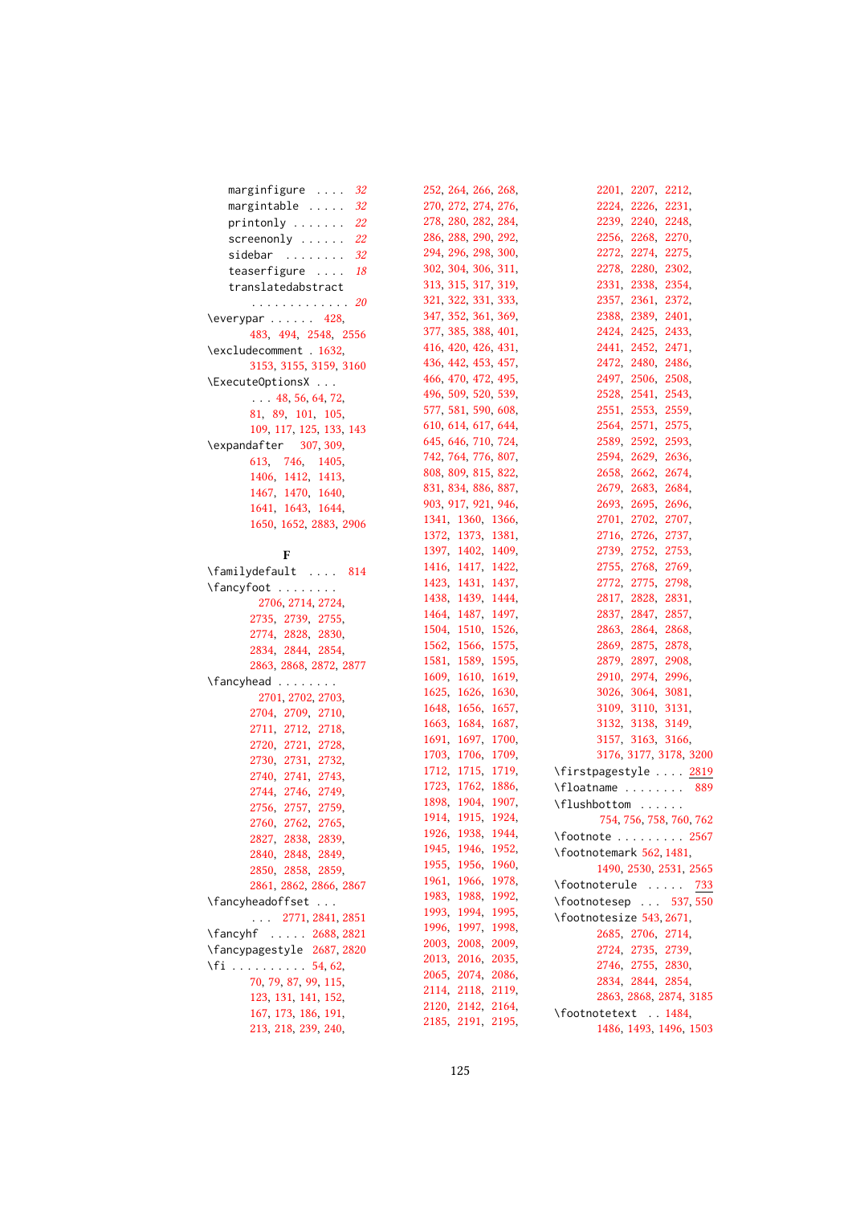marginfigure .... *32*
margintable ..... *32*
printonly ....... *22*
screenonly ...... *22*
sidebar ........ *32*
teaserfigure .... *18*
translatedabstract ............. *20*

\everypar ...... 428, 483, 494, 2548, 2556
\excludecomment . 1632, 3153, 3155, 3159, 3160
\ExecuteOptionsX ... 48, 56, 64, 72, 81, 89, 101, 105, 109, 117, 125, 133, 143
\expandafter 307, 309, 613, 746, 1405, 1406, 1412, 1413, 1467, 1470, 1640, 1641, 1643, 1644, 1650, 1652, 2883, 2906

**F**

\familydefault .... 814
\fancyfoot ........ 2706, 2714, 2724, 2735, 2739, 2755, 2774, 2828, 2830, 2834, 2844, 2854, 2863, 2868, 2872, 2877
\fancyhead ........ 2701, 2702, 2703, 2704, 2709, 2710, 2711, 2712, 2718, 2720, 2721, 2728, 2730, 2731, 2732, 2740, 2741, 2743, 2744, 2746, 2749, 2756, 2757, 2759, 2760, 2762, 2765, 2827, 2838, 2839, 2840, 2848, 2849, 2850, 2858, 2859, 2861, 2862, 2866, 2867
\fancyheadoffset ... ... 2771, 2841, 2851
\fancyhf ..... 2688, 2821
\fancypagestyle 2687, 2820
\fi .......... 54, 62, 70, 79, 87, 99, 115, 123, 131, 141, 152, 167, 173, 186, 191, 213, 218, 239, 240, 252, 264, 266, 268, 270, 272, 274, 276, 278, 280, 282, 284, 286, 288, 290, 292, 294, 296, 298, 300, 302, 304, 306, 311, 313, 315, 317, 319, 321, 322, 331, 333, 347, 352, 361, 369, 377, 385, 388, 401, 416, 420, 426, 431, 436, 442, 453, 457, 466, 470, 472, 495, 496, 509, 520, 539, 577, 581, 590, 608, 610, 614, 617, 644, 645, 646, 710, 724, 742, 764, 776, 807, 808, 809, 815, 822, 831, 834, 886, 887, 903, 917, 921, 946, 1341, 1360, 1366, 1372, 1373, 1381, 1397, 1402, 1409, 1416, 1417, 1422, 1423, 1431, 1437, 1438, 1439, 1444, 1464, 1487, 1497, 1504, 1510, 1526, 1562, 1566, 1575, 1581, 1589, 1595, 1609, 1610, 1619, 1625, 1626, 1630, 1648, 1656, 1657, 1663, 1684, 1687, 1691, 1697, 1700, 1703, 1706, 1709, 1712, 1715, 1719, 1723, 1762, 1886, 1898, 1904, 1907, 1914, 1915, 1924, 1926, 1938, 1944, 1945, 1946, 1952, 1955, 1956, 1960, 1961, 1966, 1978, 1983, 1988, 1992, 1993, 1994, 1995, 1996, 1997, 1998, 2003, 2008, 2009, 2013, 2016, 2035, 2065, 2074, 2086, 2114, 2118, 2119, 2120, 2142, 2164, 2185, 2191, 2195, 2201, 2207, 2212, 2224, 2226, 2231, 2239, 2240, 2248, 2256, 2268, 2270, 2272, 2274, 2275, 2278, 2280, 2302, 2331, 2338, 2354, 2357, 2361, 2372, 2388, 2389, 2401, 2424, 2425, 2433, 2441, 2452, 2471, 2472, 2480, 2486, 2497, 2506, 2508, 2528, 2541, 2543, 2551, 2553, 2559, 2564, 2571, 2575, 2589, 2592, 2593, 2594, 2629, 2636, 2658, 2662, 2674, 2679, 2683, 2684, 2693, 2695, 2696, 2701, 2702, 2707, 2716, 2726, 2737, 2739, 2752, 2753, 2755, 2768, 2769, 2772, 2775, 2798, 2817, 2828, 2831, 2837, 2847, 2857, 2863, 2864, 2868, 2869, 2875, 2878, 2879, 2897, 2908, 2910, 2974, 2996, 3026, 3064, 3081, 3109, 3110, 3131, 3132, 3138, 3149, 3157, 3163, 3166, 3176, 3177, 3178, 3200
\firstpagestyle .... 2819
\floatname ........ 889
\flushbottom ...... 754, 756, 758, 760, 762
\footnote ......... 2567
\footnotemark 562, 1481, 1490, 2530, 2531, 2565
\footnoterule ..... 733
\footnotesep ... 537, 550
\footnotesize 543, 2671, 2685, 2706, 2714, 2724, 2735, 2739, 2746, 2755, 2830, 2834, 2844, 2854, 2863, 2868, 2874, 3185
\footnotetext .. 1484, 1486, 1493, 1496, 1503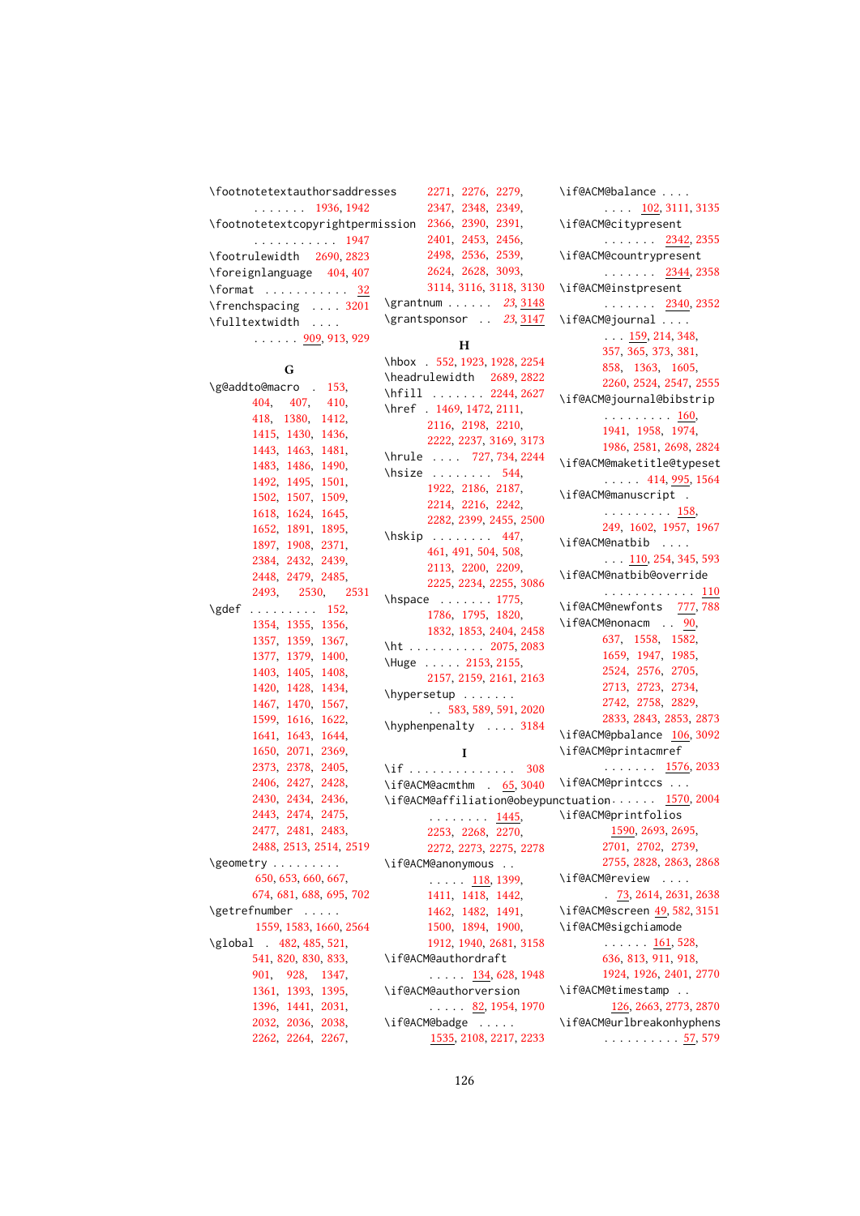\footnotetextauthorsaddresses . . . . . . . 1936, 1942
\footnotetextcopyrightpermission . . . . . . . . . . . 1947
\footrulewidth 2690, 2823
\foreignlanguage 404, 407
\format . . . . . . . . . . . 32
\frenchspacing . . . . 3201
\fulltextwidth . . . . . . . . . . 909, 913, 929

**G**

\g@addto@macro . 153, 404, 407, 410, 418, 1380, 1412, 1415, 1430, 1436, 1443, 1463, 1481, 1483, 1486, 1490, 1492, 1495, 1501, 1502, 1507, 1509, 1618, 1624, 1645, 1652, 1891, 1895, 1897, 1908, 2371, 2384, 2432, 2439, 2448, 2479, 2485, 2493, 2530, 2531
\gdef . . . . . . . . . 152, 1354, 1355, 1356, 1357, 1359, 1367, 1377, 1379, 1400, 1403, 1405, 1408, 1420, 1428, 1434, 1467, 1470, 1567, 1599, 1616, 1622, 1641, 1643, 1644, 1650, 2071, 2369, 2373, 2378, 2405, 2406, 2427, 2428, 2430, 2434, 2436, 2443, 2474, 2475, 2477, 2481, 2483, 2488, 2513, 2514, 2519
\geometry . . . . . . . . . 650, 653, 660, 667, 674, 681, 688, 695, 702
\getrefnumber . . . . . 1559, 1583, 1660, 2564
\global . 482, 485, 521, 541, 820, 830, 833, 901, 928, 1347, 1361, 1393, 1395, 1396, 1441, 2031, 2032, 2036, 2038, 2262, 2264, 2267, 2271, 2276, 2279, 2347, 2348, 2349, 2366, 2390, 2391, 2401, 2453, 2456, 2498, 2536, 2539, 2624, 2628, 3093, 3114, 3116, 3118, 3130
\grantnum . . . . . . 23, 3148
\grantsponsor . . 23, 3147

**H**

\hbox . 552, 1923, 1928, 2254
\headrulewidth 2689, 2822
\hfill . . . . . . . 2244, 2627
\href . 1469, 1472, 2111, 2116, 2198, 2210, 2222, 2237, 3169, 3173
\hrule . . . . 727, 734, 2244
\hsize . . . . . . . . 544, 1922, 2186, 2187, 2214, 2216, 2242, 2282, 2399, 2455, 2500
\hskip . . . . . . . . 447, 461, 491, 504, 508, 2113, 2200, 2209, 2225, 2234, 2255, 3086
\hspace . . . . . . . 1775, 1786, 1795, 1820, 1832, 1853, 2404, 2458
\ht . . . . . . . . . . 2075, 2083
\Huge . . . . . 2153, 2155, 2157, 2159, 2161, 2163
\hypersetup . . . . . . . . . 583, 589, 591, 2020
\hyphenpenalty . . . . 3184

**I**

\if . . . . . . . . . . . . . . 308
\if@ACM@acmthm . 65, 3040
\if@ACM@affiliation@obeypunctuation . . . . . . . . . . . . . 1445, 2253, 2268, 2270, 2272, 2273, 2275, 2278
\if@ACM@anonymous . . . . . . . 118, 1399, 1411, 1418, 1442, 1462, 1482, 1491, 1500, 1894, 1900, 1912, 1940, 2681, 3158
\if@ACM@authordraft . . . . . 134, 628, 1948
\if@ACM@authorversion . . . . . 82, 1954, 1970
\if@ACM@badge . . . . . 1535, 2108, 2217, 2233
\if@ACM@balance . . . . . . . . 102, 3111, 3135
\if@ACM@citypresent . . . . . . . 2342, 2355
\if@ACM@countrypresent . . . . . . . 2344, 2358
\if@ACM@instpresent . . . . . . . 2340, 2352
\if@ACM@journal . . . . . . . 159, 214, 348, 357, 365, 373, 381, 858, 1363, 1605, 2260, 2524, 2547, 2555
\if@ACM@journal@bibstrip . . . . . . . . . 160, 1941, 1958, 1974, 1986, 2581, 2698, 2824
\if@ACM@maketitle@typeset . . . . . 414, 995, 1564
\if@ACM@manuscript . . . . . . . . . . 158, 249, 1602, 1957, 1967
\if@ACM@natbib . . . . . . . 110, 254, 345, 593
\if@ACM@natbib@override . . . . . . . . . . . . 110
\if@ACM@newfonts 777, 788
\if@ACM@nonacm . . 90, 637, 1558, 1582, 1659, 1947, 1985, 2524, 2576, 2705, 2713, 2723, 2734, 2742, 2758, 2829, 2833, 2843, 2853, 2873
\if@ACM@pbalance 106, 3092
\if@ACM@printacmref . . . . . . . 1576, 2033
\if@ACM@printccs . . . 1570, 2004
\if@ACM@printfolios 1590, 2693, 2695, 2701, 2702, 2739, 2755, 2828, 2863, 2868
\if@ACM@review . . . . . 73, 2614, 2631, 2638
\if@ACM@screen 49, 582, 3151
\if@ACM@sigchiamode . . . . . . 161, 528, 636, 813, 911, 918, 1924, 1926, 2401, 2770
\if@ACM@timestamp . . 126, 2663, 2773, 2870
\if@ACM@urlbreakonhyphens . . . . . . . . . . 57, 579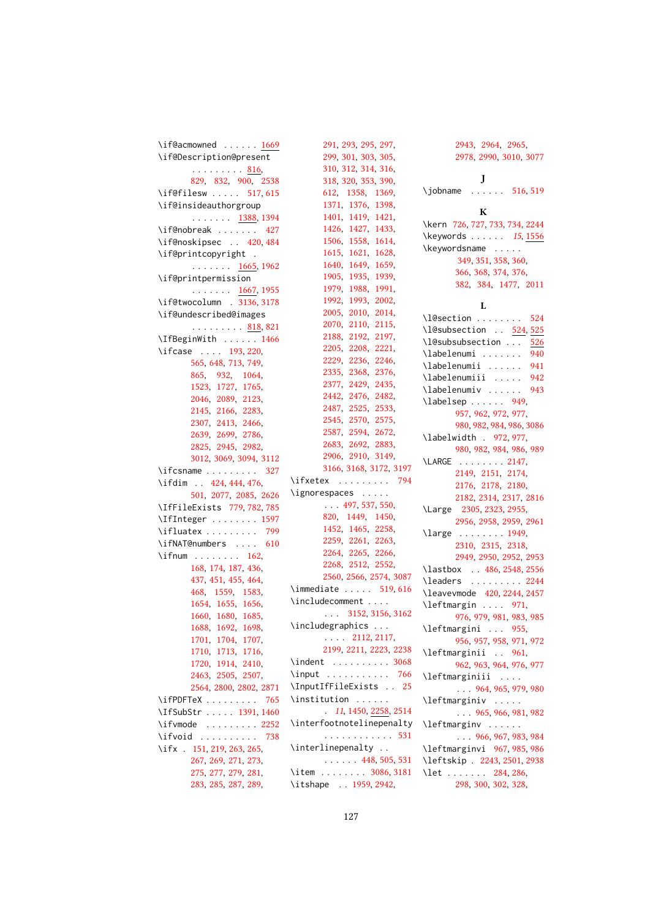\if@acmowned . . . . . . 1669
\if@Description@present . . . . . . . . . 816, 829, 832, 900, 2538
\if@filesw . . . . . 517, 615
\if@insideauthorgroup . . . . . . . 1388, 1394
\if@nobreak . . . . . . . 427
\if@noskipsec . . 420, 484
\if@printcopyright . . . . . . . . 1665, 1962
\if@printpermission . . . . . . . 1667, 1955
\if@twocolumn . 3136, 3178
\if@undescribed@images . . . . . . . . . 818, 821
\IfBeginWith . . . . . . 1466
\ifcase . . . . 193, 220, 565, 648, 713, 749, 865, 932, 1064, 1523, 1727, 1765, 2046, 2089, 2123, 2145, 2166, 2283, 2307, 2413, 2466, 2639, 2699, 2786, 2825, 2945, 2982, 3012, 3069, 3094, 3112
\ifcsname . . . . . . . . . 327
\ifdim . . 424, 444, 476, 501, 2077, 2085, 2626
\IfFileExists 779, 782, 785
\IfInteger . . . . . . . . 1597
\ifluatex . . . . . . . . . 799
\ifNAT@numbers . . . . 610
\ifnum . . . . . . . . 162, 168, 174, 187, 436, 437, 451, 455, 464, 468, 1559, 1583, 1654, 1655, 1656, 1660, 1680, 1685, 1688, 1692, 1698, 1701, 1704, 1707, 1710, 1713, 1716, 1720, 1914, 2410, 2463, 2505, 2507, 2564, 2800, 2802, 2871
\ifPDFTeX . . . . . . . . . 765
\IfSubStr . . . . . 1391, 1460
\ifvmode . . . . . . . . . 2252
\ifvoid . . . . . . . . . . 738
\ifx . 151, 219, 263, 265, 267, 269, 271, 273, 275, 277, 279, 281, 283, 285, 287, 289, 291, 293, 295, 297, 299, 301, 303, 305, 310, 312, 314, 316, 318, 320, 353, 390, 612, 1358, 1369, 1371, 1376, 1398, 1401, 1419, 1421, 1426, 1427, 1433, 1506, 1558, 1614, 1615, 1621, 1628, 1640, 1649, 1659, 1905, 1935, 1939, 1979, 1988, 1991, 1992, 1993, 2002, 2005, 2010, 2014, 2070, 2110, 2115, 2188, 2192, 2197, 2205, 2208, 2221, 2229, 2236, 2246, 2335, 2368, 2376, 2377, 2429, 2435, 2442, 2476, 2482, 2487, 2525, 2533, 2545, 2570, 2575, 2587, 2594, 2672, 2683, 2692, 2883, 2906, 2910, 3149, 3166, 3168, 3172, 3197
\ifxetex . . . . . . . . . 794
\ignorespaces . . . . . . . . 497, 537, 550, 820, 1449, 1450, 1452, 1465, 2258, 2259, 2261, 2263, 2264, 2265, 2266, 2268, 2512, 2552, 2560, 2566, 2574, 3087
\immediate . . . . . 519, 616
\includecomment . . . . . . . 3152, 3156, 3162
\includegraphics . . . . . . . 2112, 2117, 2199, 2211, 2223, 2238
\indent . . . . . . . . . . 3068
\input . . . . . . . . . . . 766
\InputIfFileExists . . 25
\institution . . . . . . . *11*, 1450, 2258, 2514
\interfootnotelinepenalty . . . . . . . . . . . . 531
\interlinepenalty . . . . . . . . 448, 505, 531
\item . . . . . . . . 3086, 3181
\itshape . . 1959, 2942, 2943, 2964, 2965, 2978, 2990, 3010, 3077

**J**

\jobname . . . . . . 516, 519

**K**

\kern 726, 727, 733, 734, 2244
\keywords . . . . . . *15*, 1556
\keywordsname . . . . . 349, 351, 358, 360, 366, 368, 374, 376, 382, 384, 1477, 2011

**L**

\l@section . . . . . . . . 524
\l@subsection . . 524, 525
\l@subsubsection . . . 526
\labelenumi . . . . . . . 940
\labelenumii . . . . . . 941
\labelenumiii . . . . . 942
\labelenumiv . . . . . . 943
\labelsep . . . . . . 949, 957, 962, 972, 977, 980, 982, 984, 986, 3086
\labelwidth . 972, 977, 980, 982, 984, 986, 989
\LARGE . . . . . . . . 2147, 2149, 2151, 2174, 2176, 2178, 2180, 2182, 2314, 2317, 2816
\Large 2305, 2323, 2955, 2956, 2958, 2959, 2961
\large . . . . . . . . 1949, 2310, 2315, 2318, 2949, 2950, 2952, 2953
\lastbox . . 486, 2548, 2556
\leaders . . . . . . . . . 2244
\leavevmode 420, 2244, 2457
\leftmargin . . . . 971, 976, 979, 981, 983, 985
\leftmargini . . . 955, 956, 957, 958, 971, 972
\leftmarginii . . 961, 962, 963, 964, 976, 977
\leftmarginiii . . . . . . . 964, 965, 979, 980
\leftmarginiv . . . . . . . 965, 966, 981, 982
\leftmarginv . . . . . . . . 966, 967, 983, 984
\leftmarginvi 967, 985, 986
\leftskip . 2243, 2501, 2938
\let . . . . . . . 284, 286, 298, 300, 302, 328,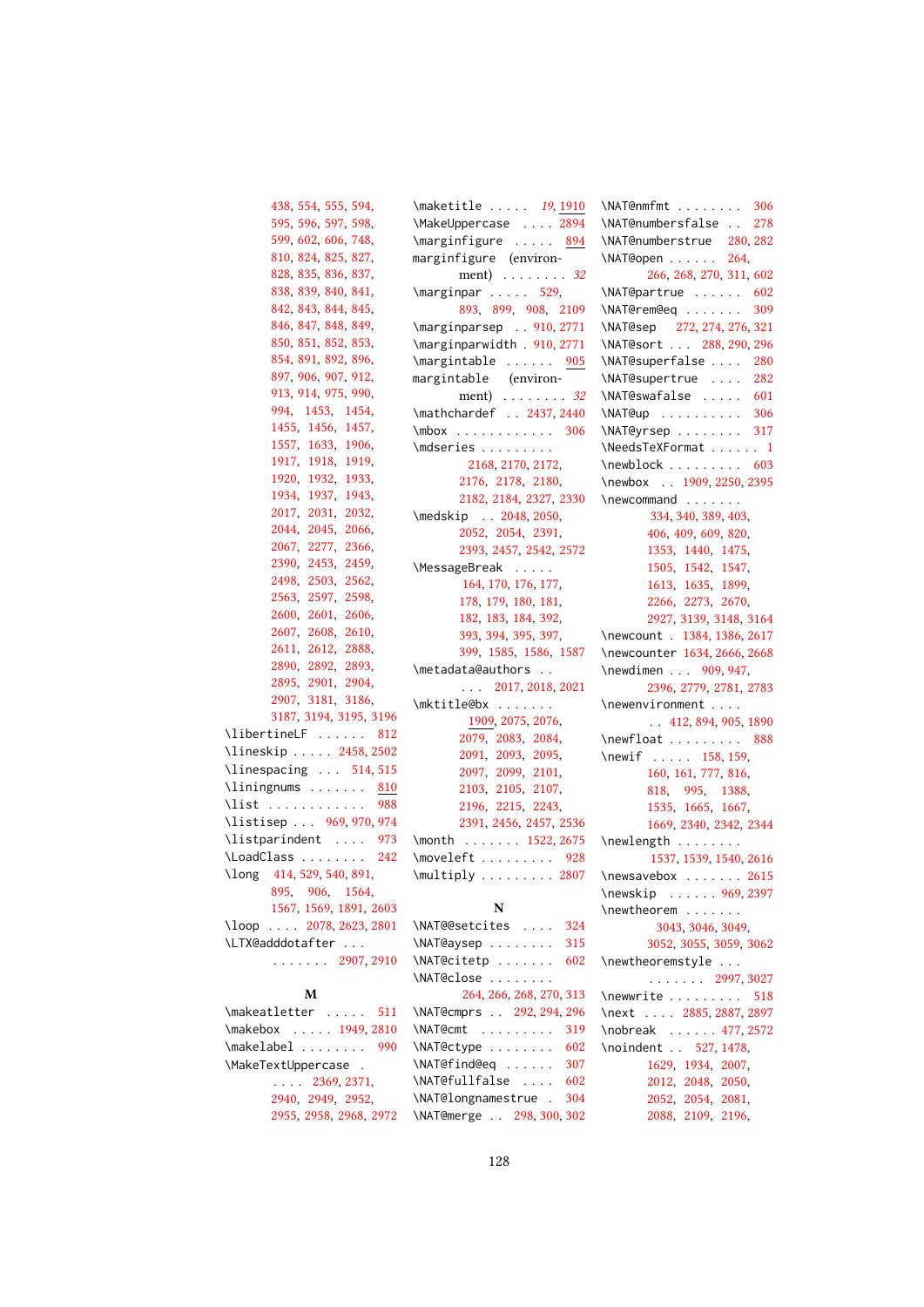438, 554, 555, 594, 595, 596, 597, 598, 599, 602, 606, 748, 810, 824, 825, 827, 828, 835, 836, 837, 838, 839, 840, 841, 842, 843, 844, 845, 846, 847, 848, 849, 850, 851, 852, 853, 854, 891, 892, 896, 897, 906, 907, 912, 913, 914, 975, 990, 994, 1453, 1454, 1455, 1456, 1457, 1557, 1633, 1906, 1917, 1918, 1919, 1920, 1932, 1933, 1934, 1937, 1943, 2017, 2031, 2032, 2044, 2045, 2066, 2067, 2277, 2366, 2390, 2453, 2459, 2498, 2503, 2562, 2563, 2597, 2598, 2600, 2601, 2606, 2607, 2608, 2610, 2611, 2612, 2888, 2890, 2892, 2893, 2895, 2901, 2904, 2907, 3181, 3186, 3187, 3194, 3195, 3196

\libertineLF . . . . . . 812
\lineskip . . . . . 2458, 2502
\linespacing . . . 514, 515
\liningnums . . . . . . . 810
\list . . . . . . . . . . . . 988
\listisep . . . 969, 970, 974
\listparindent . . . . 973
\LoadClass . . . . . . . . 242
\long 414, 529, 540, 891, 895, 906, 1564, 1567, 1569, 1891, 2603
\loop . . . . 2078, 2623, 2801
\LTX@adddotafter . . . . . . . . . . 2907, 2910

**M**

\makeatletter . . . . . 511
\makebox . . . . . 1949, 2810
\makelabel . . . . . . . . 990
\MakeTextUppercase . . . . . 2369, 2371, 2940, 2949, 2952, 2955, 2958, 2968, 2972
\maketitle . . . . . *19*, 1910
\MakeUppercase . . . . 2894
\marginfigure . . . . . 894
marginfigure (environment) . . . . . . . . *32*
\marginpar . . . . . 529, 893, 899, 908, 2109
\marginparsep . . 910, 2771
\marginparwidth . 910, 2771
\margintable . . . . . . 905
margintable (environment) . . . . . . . . *32*
\mathchardef . . 2437, 2440
\mbox . . . . . . . . . . . . 306
\mdseries . . . . . . . . . 2168, 2170, 2172, 2176, 2178, 2180, 2182, 2184, 2327, 2330
\medskip . . 2048, 2050, 2052, 2054, 2391, 2393, 2457, 2542, 2572
\MessageBreak . . . . . 164, 170, 176, 177, 178, 179, 180, 181, 182, 183, 184, 392, 393, 394, 395, 397, 399, 1585, 1586, 1587
\metadata@authors . . . . . 2017, 2018, 2021
\mktitle@bx . . . . . . . 1909, 2075, 2076, 2079, 2083, 2084, 2091, 2093, 2095, 2097, 2099, 2101, 2103, 2105, 2107, 2196, 2215, 2243, 2391, 2456, 2457, 2536
\month . . . . . . . 1522, 2675
\moveleft . . . . . . . . . 928
\multiply . . . . . . . . . 2807

**N**

\NAT@@setcites . . . . 324
\NAT@aysep . . . . . . . . 315
\NAT@citetp . . . . . . . 602
\NAT@close . . . . . . . . 264, 266, 268, 270, 313
\NAT@cmprs . . 292, 294, 296
\NAT@cmt . . . . . . . . . 319
\NAT@ctype . . . . . . . . 602
\NAT@find@eq . . . . . . 307
\NAT@fullfalse . . . . 602
\NAT@longnamestrue . 304
\NAT@merge . . 298, 300, 302
\NAT@nmfmt . . . . . . . . 306
\NAT@numbersfalse . . 278
\NAT@numberstrue 280, 282
\NAT@open . . . . . . 264, 266, 268, 270, 311, 602
\NAT@partrue . . . . . . 602
\NAT@rem@eq . . . . . . . 309
\NAT@sep 272, 274, 276, 321
\NAT@sort . . . 288, 290, 296
\NAT@superfalse . . . . 280
\NAT@supertrue . . . . 282
\NAT@swafalse . . . . . 601
\NAT@up . . . . . . . . . . 306
\NAT@yrsep . . . . . . . . 317
\NeedsTeXFormat . . . . . . 1
\newblock . . . . . . . . . 603
\newbox . . 1909, 2250, 2395
\newcommand . . . . . . . 334, 340, 389, 403, 406, 409, 609, 820, 1353, 1440, 1475, 1505, 1542, 1547, 1613, 1635, 1899, 2266, 2273, 2670, 2927, 3139, 3148, 3164
\newcount . 1384, 1386, 2617
\newcounter 1634, 2666, 2668
\newdimen . . . 909, 947, 2396, 2779, 2781, 2783
\newenvironment . . . . . . 412, 894, 905, 1890
\newfloat . . . . . . . . . 888
\newif . . . . . 158, 159, 160, 161, 777, 816, 818, 995, 1388, 1535, 1665, 1667, 1669, 2340, 2342, 2344
\newlength . . . . . . . . 1537, 1539, 1540, 2616
\newsavebox . . . . . . . 2615
\newskip . . . . . . 969, 2397
\newtheorem . . . . . . . 3043, 3046, 3049, 3052, 3055, 3059, 3062
\newtheoremstyle . . . . . . . . . . 2997, 3027
\newwrite . . . . . . . . . 518
\next . . . . 2885, 2887, 2897
\nobreak . . . . . . 477, 2572
\noindent . . 527, 1478, 1629, 1934, 2007, 2012, 2048, 2050, 2052, 2054, 2081, 2088, 2109, 2196,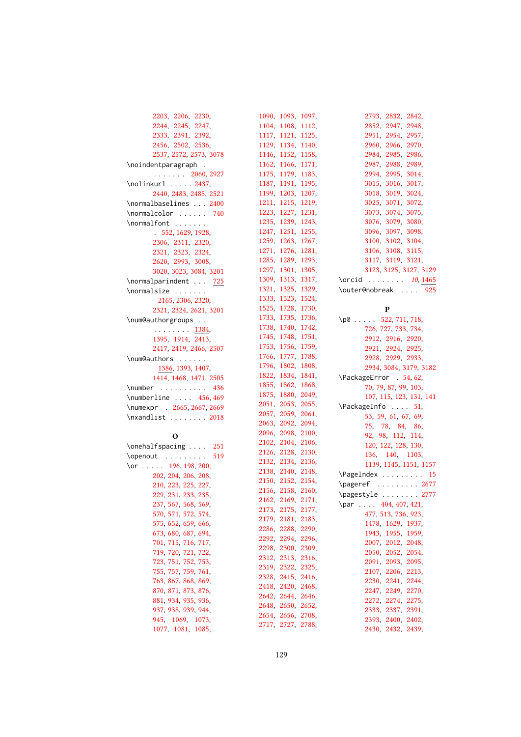2203, 2206, 2230, 2244, 2245, 2247, 2333, 2391, 2392, 2456, 2502, 2536, 2537, 2572, 2573, 3078

\noindentparagraph . . . . . . . . 2060, 2927

\nolinkurl . . . . . 2437, 2440, 2483, 2485, 2521

\normalbaselines . . . 2400

\normalcolor . . . . . . 740

\normalfont . . . . . . . . 552, 1629, 1928, 2306, 2311, 2320, 2321, 2323, 2324, 2620, 2993, 3008, 3020, 3023, 3084, 3201

\normalparindent . . . 725

\normalsize . . . . . . . 2165, 2306, 2320, 2321, 2324, 2621, 3201

\num@authorgroups . . . . . . . . . . 1384, 1395, 1914, 2413, 2417, 2419, 2466, 2507

\num@authors . . . . . . 1386, 1393, 1407, 1414, 1468, 1471, 2505

\number . . . . . . . . . . 436

\numberline . . . . 456, 469

\numexpr . 2665, 2667, 2669

\nxandlist . . . . . . . . 2018

**O**

\onehalfspacing . . . . 251

\openout . . . . . . . . . 519

\or . . . . . 196, 198, 200, 202, 204, 206, 208, 210, 223, 225, 227, 229, 231, 233, 235, 237, 567, 568, 569, 570, 571, 572, 574, 575, 652, 659, 666, 673, 680, 687, 694, 701, 715, 716, 717, 719, 720, 721, 722, 723, 751, 752, 753, 755, 757, 759, 761, 763, 867, 868, 869, 870, 871, 873, 876, 881, 934, 935, 936, 937, 938, 939, 944, 945, 1069, 1073, 1077, 1081, 1085, 1090, 1093, 1097, 1104, 1108, 1112, 1117, 1121, 1125, 1129, 1134, 1140, 1146, 1152, 1158, 1162, 1166, 1171, 1175, 1179, 1183, 1187, 1191, 1195, 1199, 1203, 1207, 1211, 1215, 1219, 1223, 1227, 1231, 1235, 1239, 1243, 1247, 1251, 1255, 1259, 1263, 1267, 1271, 1276, 1281, 1285, 1289, 1293, 1297, 1301, 1305, 1309, 1313, 1317, 1321, 1325, 1329, 1333, 1523, 1524, 1525, 1728, 1730, 1733, 1735, 1736, 1738, 1740, 1742, 1745, 1748, 1751, 1753, 1756, 1759, 1766, 1777, 1788, 1796, 1802, 1808, 1822, 1834, 1841, 1855, 1862, 1868, 1875, 1880, 2049, 2051, 2053, 2055, 2057, 2059, 2061, 2063, 2092, 2094, 2096, 2098, 2100, 2102, 2104, 2106, 2126, 2128, 2130, 2132, 2134, 2136, 2138, 2140, 2148, 2150, 2152, 2154, 2156, 2158, 2160, 2162, 2169, 2171, 2173, 2175, 2177, 2179, 2181, 2183, 2286, 2288, 2290, 2292, 2294, 2296, 2298, 2300, 2309, 2312, 2313, 2316, 2319, 2322, 2325, 2328, 2415, 2416, 2418, 2420, 2468, 2642, 2644, 2646, 2648, 2650, 2652, 2654, 2656, 2708, 2717, 2727, 2788, 2793, 2832, 2842, 2852, 2947, 2948, 2951, 2954, 2957, 2960, 2966, 2970, 2984, 2985, 2986, 2987, 2988, 2989, 2994, 2995, 3014, 3015, 3016, 3017, 3018, 3019, 3024, 3025, 3071, 3072, 3073, 3074, 3075, 3076, 3079, 3080, 3096, 3097, 3098, 3100, 3102, 3104, 3106, 3108, 3115, 3117, 3119, 3121, 3123, 3125, 3127, 3129

\orcid . . . . . . . . *10*, 1465

\outer@nobreak . . . . 925

**P**

\p@ . . . . . 522, 711, 718, 726, 727, 733, 734, 2912, 2916, 2920, 2921, 2924, 2925, 2928, 2929, 2933, 2934, 3084, 3179, 3182

\PackageError . 54, 62, 70, 79, 87, 99, 103, 107, 115, 123, 131, 141

\PackageInfo . . . . 51, 53, 59, 61, 67, 69, 75, 78, 84, 86, 92, 98, 112, 114, 120, 122, 128, 130, 136, 140, 1103, 1139, 1145, 1151, 1157

\PageIndex . . . . . . . . . 15

\pageref . . . . . . . . . 2677

\pagestyle . . . . . . . . 2777

\par . . . . 404, 407, 421, 477, 513, 736, 923, 1478, 1629, 1937, 1943, 1955, 1959, 2007, 2012, 2048, 2050, 2052, 2054, 2091, 2093, 2095, 2107, 2206, 2213, 2230, 2241, 2244, 2247, 2249, 2270, 2272, 2274, 2275, 2333, 2337, 2391, 2393, 2400, 2402, 2430, 2432, 2439,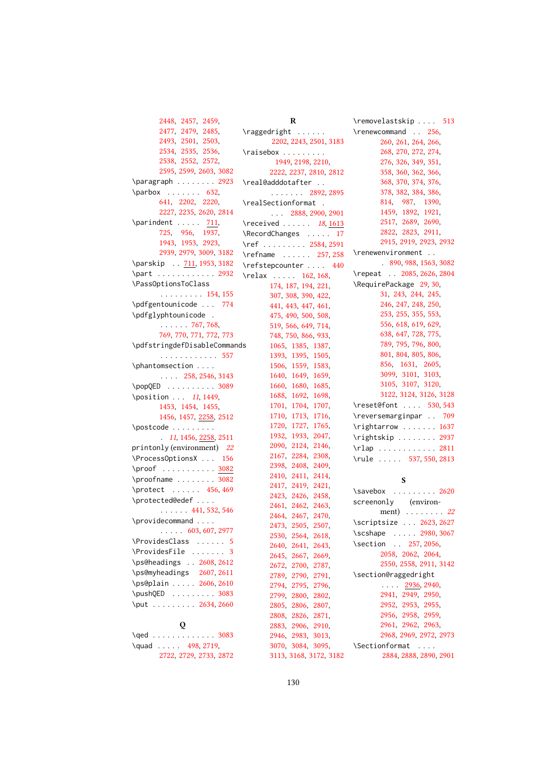2448, 2457, 2459, 2477, 2479, 2485, 2493, 2501, 2503, 2534, 2535, 2536, 2538, 2552, 2572, 2595, 2599, 2603, 3082

\paragraph . . . . . . . . 2923
\parbox . . . . . . . 632, 641, 2202, 2220, 2227, 2235, 2620, 2814
\parindent . . . . . 711, 725, 956, 1937, 1943, 1953, 2923, 2939, 2979, 3009, 3182
\parskip . . 711, 1953, 3182
\part . . . . . . . . . . . . 2932
\PassOptionsToClass . . . . . . . . . 154, 155
\pdfgentounicode . . . 774
\pdfglyphtounicode . . . . . . . 767, 768, 769, 770, 771, 772, 773
\pdfstringdefDisableCommands . . . . . . . . . . . . 557
\phantomsection . . . . . . . . 258, 2546, 3143
\popQED . . . . . . . . . . 3089
\position . . . *11*, 1449, 1453, 1454, 1455, 1456, 1457, 2258, 2512
\postcode . . . . . . . . . . *11*, 1456, 2258, 2511
printonly (environment) *22*
\ProcessOptionsX . . . 156
\proof . . . . . . . . . . . 3082
\proofname . . . . . . . . 3082
\protect . . . . . . 456, 469
\protected@edef . . . . . . . . . . 441, 532, 546
\providecommand . . . . . . . . . 603, 607, 2977
\ProvidesClass . . . . . . 5
\ProvidesFile . . . . . . . 3
\ps@headings . . 2608, 2612
\ps@myheadings 2607, 2611
\ps@plain . . . . . 2606, 2610
\pushQED . . . . . . . . . 3083
\put . . . . . . . . . 2634, 2660

**Q**

\qed . . . . . . . . . . . . . 3083
\quad . . . . . 498, 2719, 2722, 2729, 2733, 2872

**R**

\raggedright . . . . . . 2202, 2243, 2501, 3183
\raisebox . . . . . . . . . 1949, 2198, 2210, 2222, 2237, 2810, 2812
\real@adddotafter . . . . . . . . . 2892, 2895
\realSectionformat . . . . 2888, 2900, 2901
\received . . . . . . *18*, 1613
\RecordChanges . . . . . 17
\ref . . . . . . . . . 2584, 2591
\refname . . . . . . 257, 258
\refstepcounter . . . . 440
\relax . . . . . 162, 168, 174, 187, 194, 221, 307, 308, 390, 422, 441, 443, 447, 461, 475, 490, 500, 508, 519, 566, 649, 714, 748, 750, 866, 933, 1065, 1385, 1387, 1393, 1395, 1505, 1506, 1559, 1583, 1640, 1649, 1659, 1660, 1680, 1685, 1688, 1692, 1698, 1701, 1704, 1707, 1710, 1713, 1716, 1720, 1727, 1765, 1932, 1933, 2047, 2090, 2124, 2146, 2167, 2284, 2308, 2398, 2408, 2409, 2410, 2411, 2414, 2417, 2419, 2421, 2423, 2426, 2458, 2461, 2462, 2463, 2464, 2467, 2470, 2473, 2505, 2507, 2530, 2564, 2618, 2640, 2641, 2643, 2645, 2667, 2669, 2672, 2700, 2787, 2789, 2790, 2791, 2794, 2795, 2796, 2799, 2800, 2802, 2805, 2806, 2807, 2808, 2826, 2871, 2883, 2906, 2910, 2946, 2983, 3013, 3070, 3084, 3095, 3113, 3168, 3172, 3182
\removelastskip . . . . 513
\renewcommand . . 256, 260, 261, 264, 266, 268, 270, 272, 274, 276, 326, 349, 351, 358, 360, 362, 366, 368, 370, 374, 376, 378, 382, 384, 386, 814, 987, 1390, 1459, 1892, 1921, 2517, 2689, 2690, 2822, 2823, 2911, 2915, 2919, 2923, 2932
\renewenvironment . . . 890, 988, 1563, 3082
\repeat . . 2085, 2626, 2804
\RequirePackage 29, 30, 31, 243, 244, 245, 246, 247, 248, 250, 253, 255, 355, 553, 556, 618, 619, 629, 638, 647, 728, 775, 789, 795, 796, 800, 801, 804, 805, 806, 856, 1631, 2605, 3099, 3101, 3103, 3105, 3107, 3120, 3122, 3124, 3126, 3128
\reset@font . . . . 530, 543
\reversemarginpar . . 709
\rightarrow . . . . . . . 1637
\rightskip . . . . . . . . 2937
\rlap . . . . . . . . . . . . 2811
\rule . . . . . 537, 550, 2813

**S**

\savebox . . . . . . . . . 2620
screenonly (environment) . . . . . . . . *22*
\scriptsize . . . 2623, 2627
\scshape . . . . . 2980, 3067
\section . . 257, 2056, 2058, 2062, 2064, 2550, 2558, 2911, 3142
\section@raggedright . . . . 2936, 2940, 2941, 2949, 2950, 2952, 2953, 2955, 2956, 2958, 2959, 2961, 2962, 2963, 2968, 2969, 2972, 2973
\Sectionformat . . . . 2884, 2888, 2890, 2901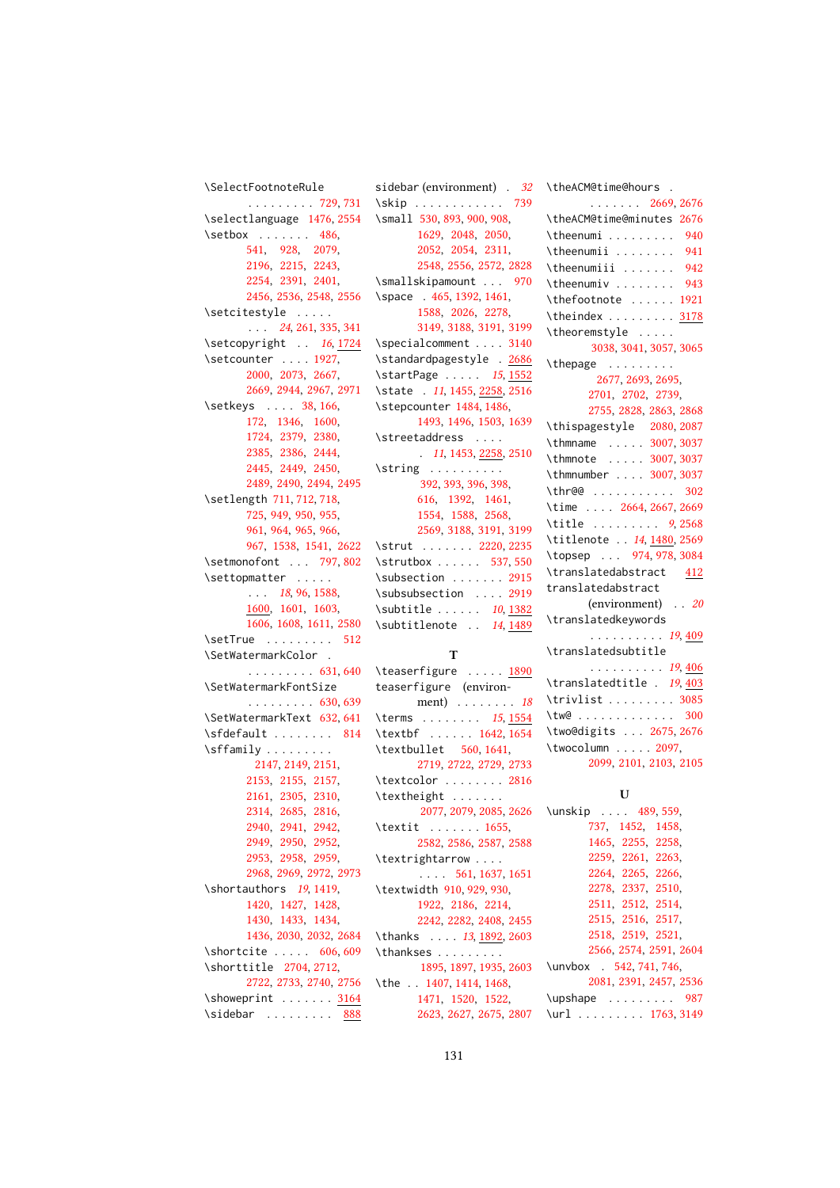\SelectFootnoteRule . . . . . . . . . 729, 731
\selectlanguage 1476, 2554
\setbox . . . . . . . 486, 541, 928, 2079, 2196, 2215, 2243, 2254, 2391, 2401, 2456, 2536, 2548, 2556
\setcitestyle . . . . . . . . *24*, 261, 335, 341
\setcopyright . . *16*, 1724
\setcounter . . . . 1927, 2000, 2073, 2667, 2669, 2944, 2967, 2971
\setkeys . . . . 38, 166, 172, 1346, 1600, 1724, 2379, 2380, 2385, 2386, 2444, 2445, 2449, 2450, 2489, 2490, 2494, 2495
\setlength 711, 712, 718, 725, 949, 950, 955, 961, 964, 965, 966, 967, 1538, 1541, 2622
\setmonofont . . . 797, 802
\settopmatter . . . . . . . . *18*, 96, 1588, 1600, 1601, 1603, 1606, 1608, 1611, 2580
\setTrue . . . . . . . . . 512
\SetWatermarkColor . . . . . . . . . . 631, 640
\SetWatermarkFontSize . . . . . . . . . 630, 639
\SetWatermarkText 632, 641
\sfdefault . . . . . . . . 814
\sffamily . . . . . . . . . 2147, 2149, 2151, 2153, 2155, 2157, 2161, 2305, 2310, 2314, 2685, 2816, 2940, 2941, 2942, 2949, 2950, 2952, 2953, 2958, 2959, 2968, 2969, 2972, 2973
\shortauthors *19*, 1419, 1420, 1427, 1428, 1430, 1433, 1434, 1436, 2030, 2032, 2684
\shortcite . . . . . 606, 609
\shorttitle 2704, 2712, 2722, 2733, 2740, 2756
\showeprint . . . . . . . 3164
\sidebar . . . . . . . . . 888
sidebar (environment) . *32*
\skip . . . . . . . . . . . . 739
\small 530, 893, 900, 908, 1629, 2048, 2050, 2052, 2054, 2311, 2548, 2556, 2572, 2828
\smallskipamount . . . 970
\space . 465, 1392, 1461, 1588, 2026, 2278, 3149, 3188, 3191, 3199
\specialcomment . . . . 3140
\standardpagestyle . 2686
\startPage . . . . . *15*, 1552
\state . *11*, 1455, 2258, 2516
\stepcounter 1484, 1486, 1493, 1496, 1503, 1639
\streetaddress . . . . . *11*, 1453, 2258, 2510
\string . . . . . . . . . . 392, 393, 396, 398, 616, 1392, 1461, 1554, 1588, 2568, 2569, 3188, 3191, 3199
\strut . . . . . . . 2220, 2235
\strutbox . . . . . . 537, 550
\subsection . . . . . . . 2915
\subsubsection . . . . 2919
\subtitle . . . . . . *10*, 1382
\subtitlenote . . *14*, 1489

## T

\teaserfigure . . . . . 1890
teaserfigure (environment) . . . . . . . . *18*
\terms . . . . . . . . *15*, 1554
\textbf . . . . . . 1642, 1654
\textbullet 560, 1641, 2719, 2722, 2729, 2733
\textcolor . . . . . . . . 2816
\textheight . . . . . . . 2077, 2079, 2085, 2626
\textit . . . . . . . 1655, 2582, 2586, 2587, 2588
\textrightarrow . . . . . . . . 561, 1637, 1651
\textwidth 910, 929, 930, 1922, 2186, 2214, 2242, 2282, 2408, 2455
\thanks . . . . *13*, 1892, 2603
\thankses . . . . . . . . . 1895, 1897, 1935, 2603
\the . . 1407, 1414, 1468, 1471, 1520, 1522, 2623, 2627, 2675, 2807
\theACM@time@hours . . . . . . . . 2669, 2676
\theACM@time@minutes 2676
\theenumi . . . . . . . . . 940
\theenumii . . . . . . . . 941
\theenumiii . . . . . . . 942
\theenumiv . . . . . . . . 943
\thefootnote . . . . . . 1921
\theindex . . . . . . . . . 3178
\theoremstyle . . . . . 3038, 3041, 3057, 3065
\thepage . . . . . . . . . 2677, 2693, 2695, 2701, 2702, 2739, 2755, 2828, 2863, 2868
\thispagestyle . 2080, 2087
\thmname . . . . . 3007, 3037
\thmnote . . . . . 3007, 3037
\thmnumber . . . . 3007, 3037
\thr@@ . . . . . . . . . . . 302
\time . . . . 2664, 2667, 2669
\title . . . . . . . . . *9*, 2568
\titlenote . . *14*, 1480, 2569
\topsep . . . 974, 978, 3084
\translatedabstract 412
translatedabstract (environment) . . *20*
\translatedkeywords . . . . . . . . . . *19*, 409
\translatedsubtitle . . . . . . . . . . *19*, 406
\translatedtitle . *19*, 403
\trivlist . . . . . . . . . 3085
\tw@ . . . . . . . . . . . . . 300
\two@digits . . . 2675, 2676
\twocolumn . . . . . 2097, 2099, 2101, 2103, 2105

## U

\unskip . . . . 489, 559, 737, 1452, 1458, 1465, 2255, 2258, 2259, 2261, 2263, 2264, 2265, 2266, 2278, 2337, 2510, 2511, 2512, 2514, 2515, 2516, 2517, 2518, 2519, 2521, 2566, 2574, 2591, 2604
\unvbox . 542, 741, 746, 2081, 2391, 2457, 2536
\upshape . . . . . . . . . 987
\url . . . . . . . . . 1763, 3149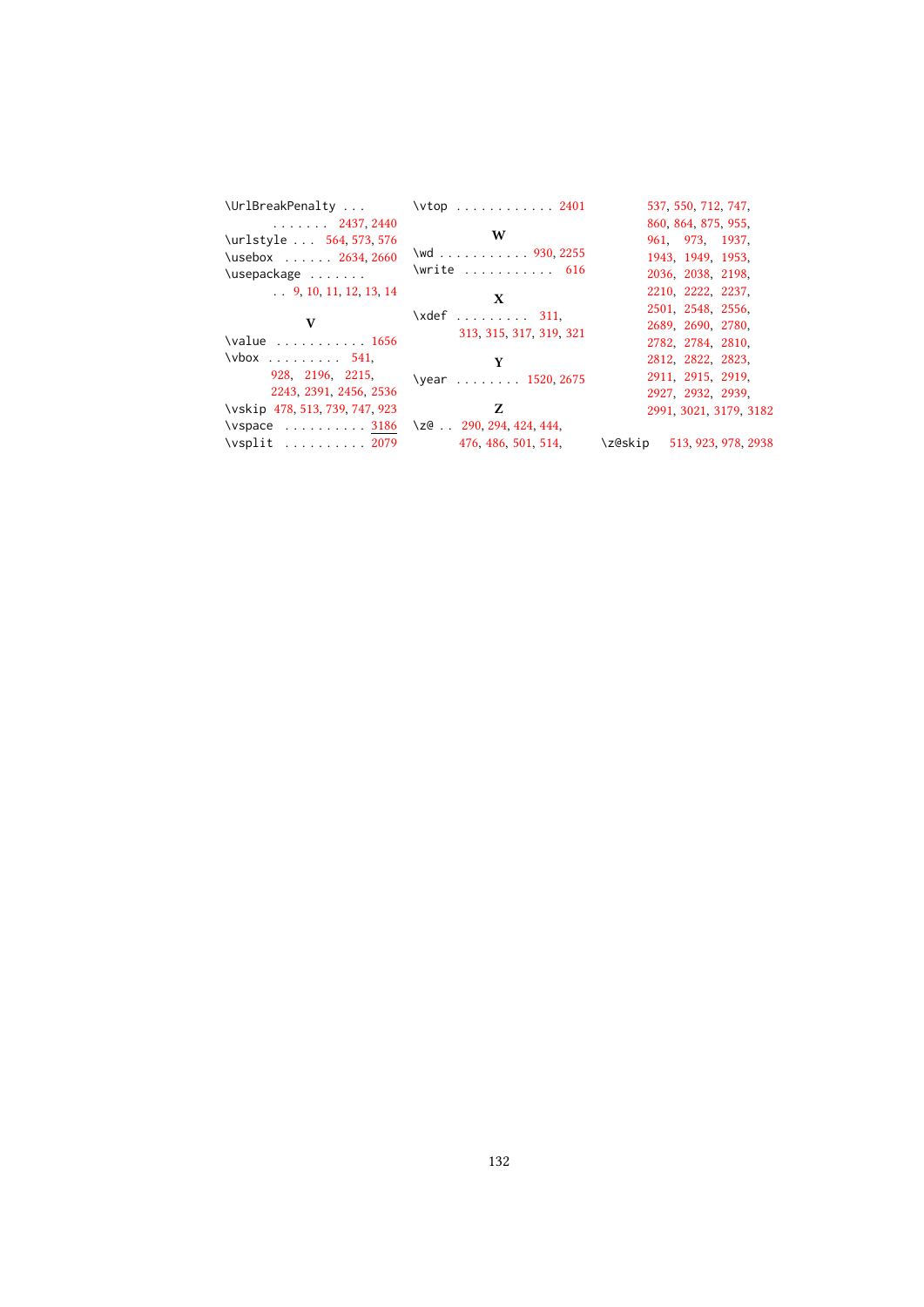\UrlBreakPenalty . . . . . . . . . . 2437, 2440
\urlstyle . . . 564, 573, 576
\usebox . . . . . . 2634, 2660
\usepackage . . . . . . . . . 9, 10, 11, 12, 13, 14

**V**

\value . . . . . . . . . . . 1656
\vbox . . . . . . . . . 541, 928, 2196, 2215, 2243, 2391, 2456, 2536
\vskip 478, 513, 739, 747, 923
\vspace . . . . . . . . . . 3186
\vsplit . . . . . . . . . . 2079
\vtop . . . . . . . . . . . . 2401

**W**

\wd . . . . . . . . . . . 930, 2255
\write . . . . . . . . . . . 616

**X**

\xdef . . . . . . . . . 311, 313, 315, 317, 319, 321

**Y**

\year . . . . . . . . 1520, 2675

**Z**

\z@ . . 290, 294, 424, 444, 476, 486, 501, 514, 537, 550, 712, 747, 860, 864, 875, 955, 961, 973, 1937, 1943, 1949, 1953, 2036, 2038, 2198, 2210, 2222, 2237, 2501, 2548, 2556, 2689, 2690, 2780, 2782, 2784, 2810, 2812, 2822, 2823, 2911, 2915, 2919, 2927, 2932, 2939, 2991, 3021, 3179, 3182
\z@skip 513, 923, 978, 2938